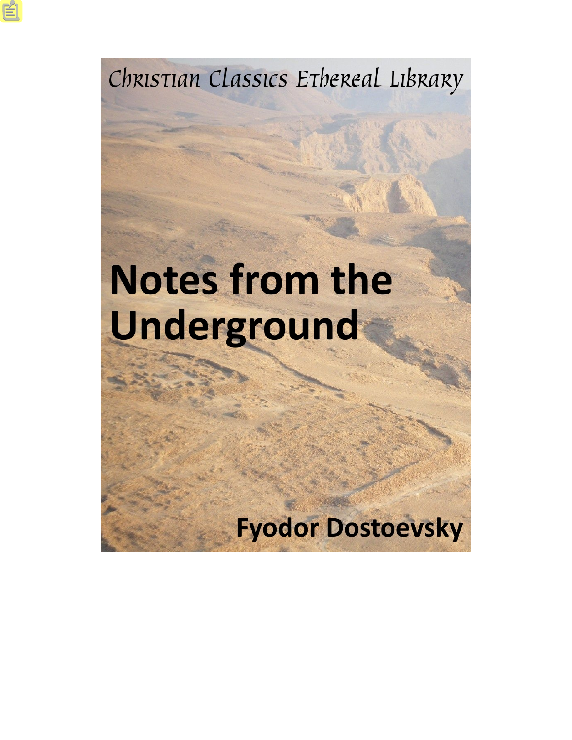Christian Classics Ethereal Library

# Notes from the Underground

Fyodor Dostoevsky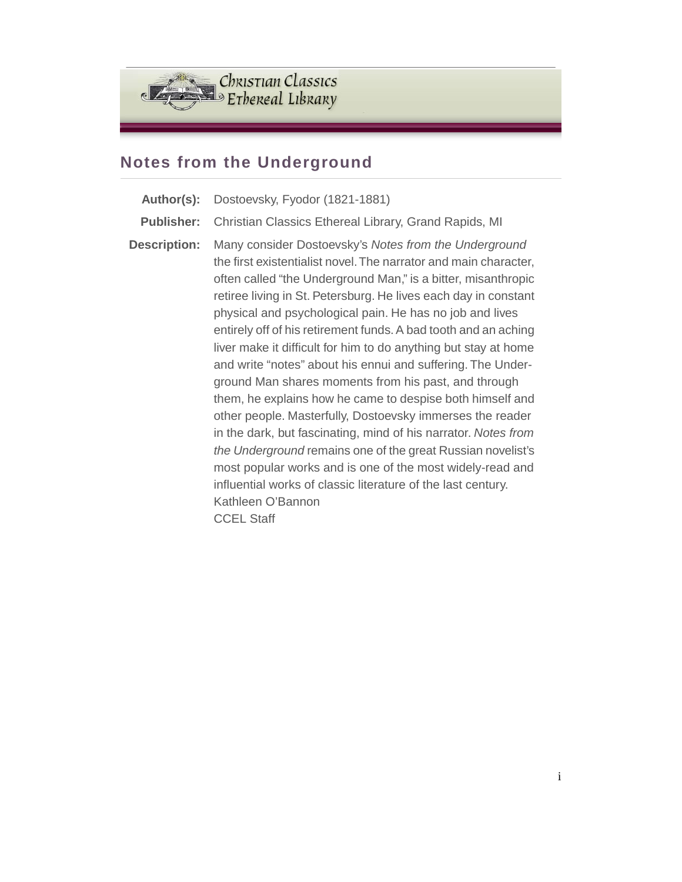Christian Classics Ethereal Library

## Notes from the Underground

| | |
|---|---|
| **Author(s):** | Dostoevsky, Fyodor (1821-1881) |
| **Publisher:** | Christian Classics Ethereal Library, Grand Rapids, MI |
| **Description:** | Many consider Dostoevsky's *Notes from the Underground* the first existentialist novel. The narrator and main character, often called "the Underground Man," is a bitter, misanthropic retiree living in St. Petersburg. He lives each day in constant physical and psychological pain. He has no job and lives entirely off of his retirement funds. A bad tooth and an aching liver make it difficult for him to do anything but stay at home and write "notes" about his ennui and suffering. The Underground Man shares moments from his past, and through them, he explains how he came to despise both himself and other people. Masterfully, Dostoevsky immerses the reader in the dark, but fascinating, mind of his narrator. *Notes from the Underground* remains one of the great Russian novelist's most popular works and is one of the most widely-read and influential works of classic literature of the last century.<br>Kathleen O'Bannon<br>CCEL Staff |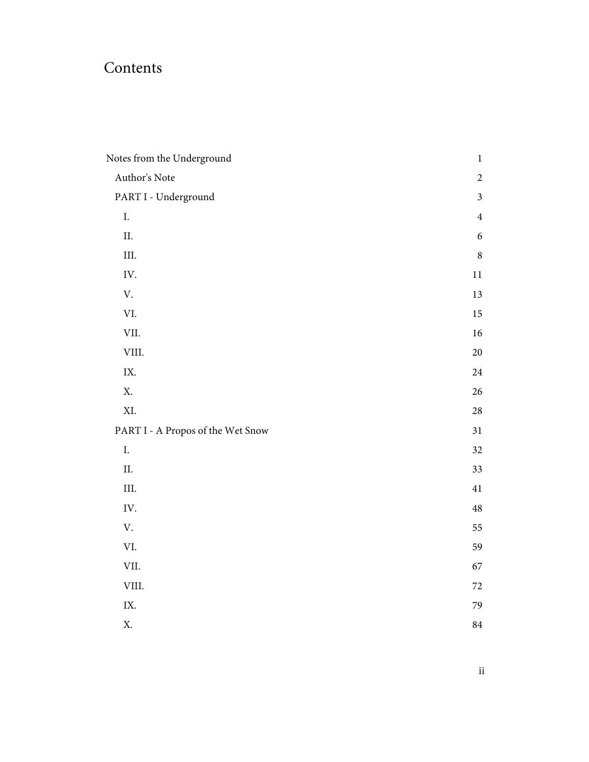# Contents

| | |
|---|---|
| Notes from the Underground | 1 |
| Author's Note | 2 |
| PART I - Underground | 3 |
| I. | 4 |
| II. | 6 |
| III. | 8 |
| IV. | 11 |
| V. | 13 |
| VI. | 15 |
| VII. | 16 |
| VIII. | 20 |
| IX. | 24 |
| X. | 26 |
| XI. | 28 |
| PART I - A Propos of the Wet Snow | 31 |
| I. | 32 |
| II. | 33 |
| III. | 41 |
| IV. | 48 |
| V. | 55 |
| VI. | 59 |
| VII. | 67 |
| VIII. | 72 |
| IX. | 79 |
| X. | 84 |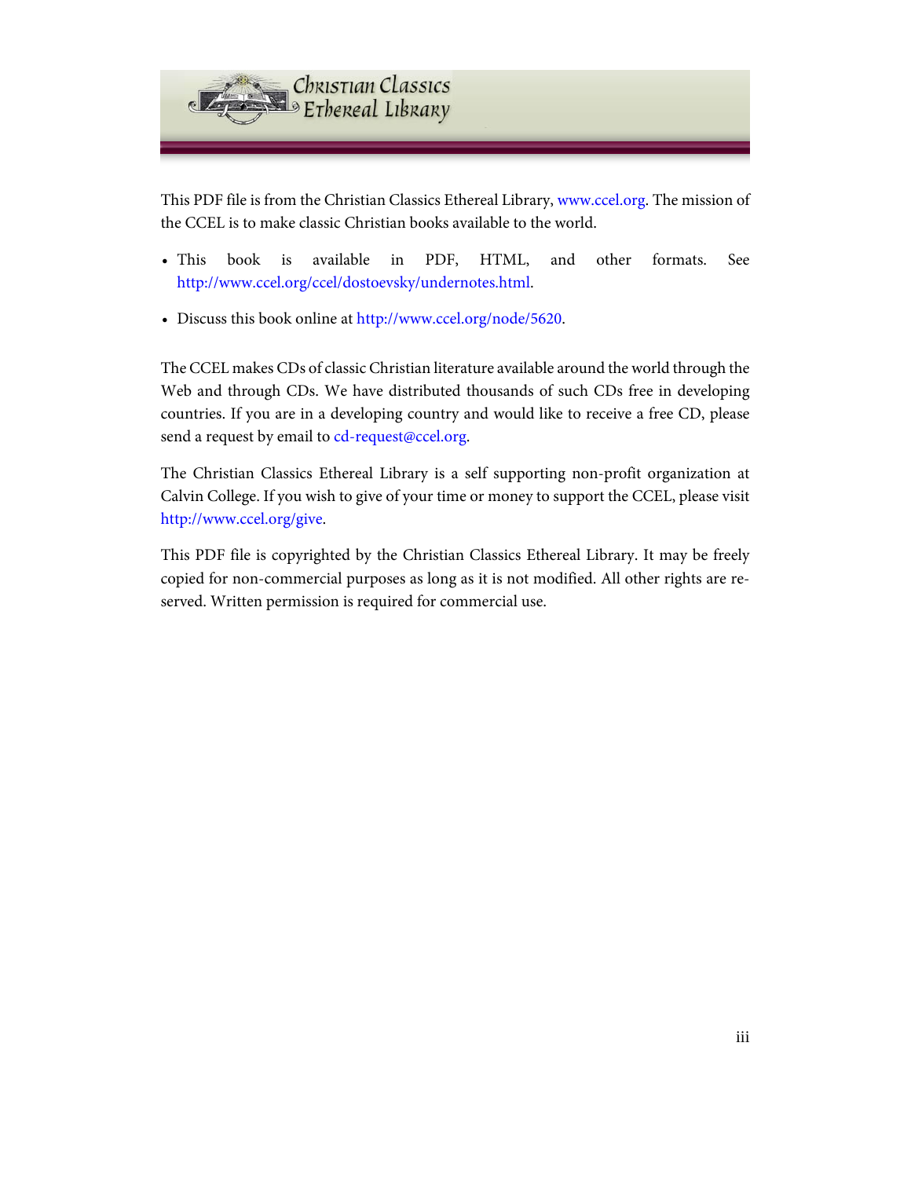This PDF file is from the Christian Classics Ethereal Library, www.ccel.org. The mission of the CCEL is to make classic Christian books available to the world.

- This book is available in PDF, HTML, and other formats. See http://www.ccel.org/ccel/dostoevsky/undernotes.html.
- Discuss this book online at http://www.ccel.org/node/5620.

The CCEL makes CDs of classic Christian literature available around the world through the Web and through CDs. We have distributed thousands of such CDs free in developing countries. If you are in a developing country and would like to receive a free CD, please send a request by email to cd-request@ccel.org.

The Christian Classics Ethereal Library is a self supporting non-profit organization at Calvin College. If you wish to give of your time or money to support the CCEL, please visit http://www.ccel.org/give.

This PDF file is copyrighted by the Christian Classics Ethereal Library. It may be freely copied for non-commercial purposes as long as it is not modified. All other rights are reserved. Written permission is required for commercial use.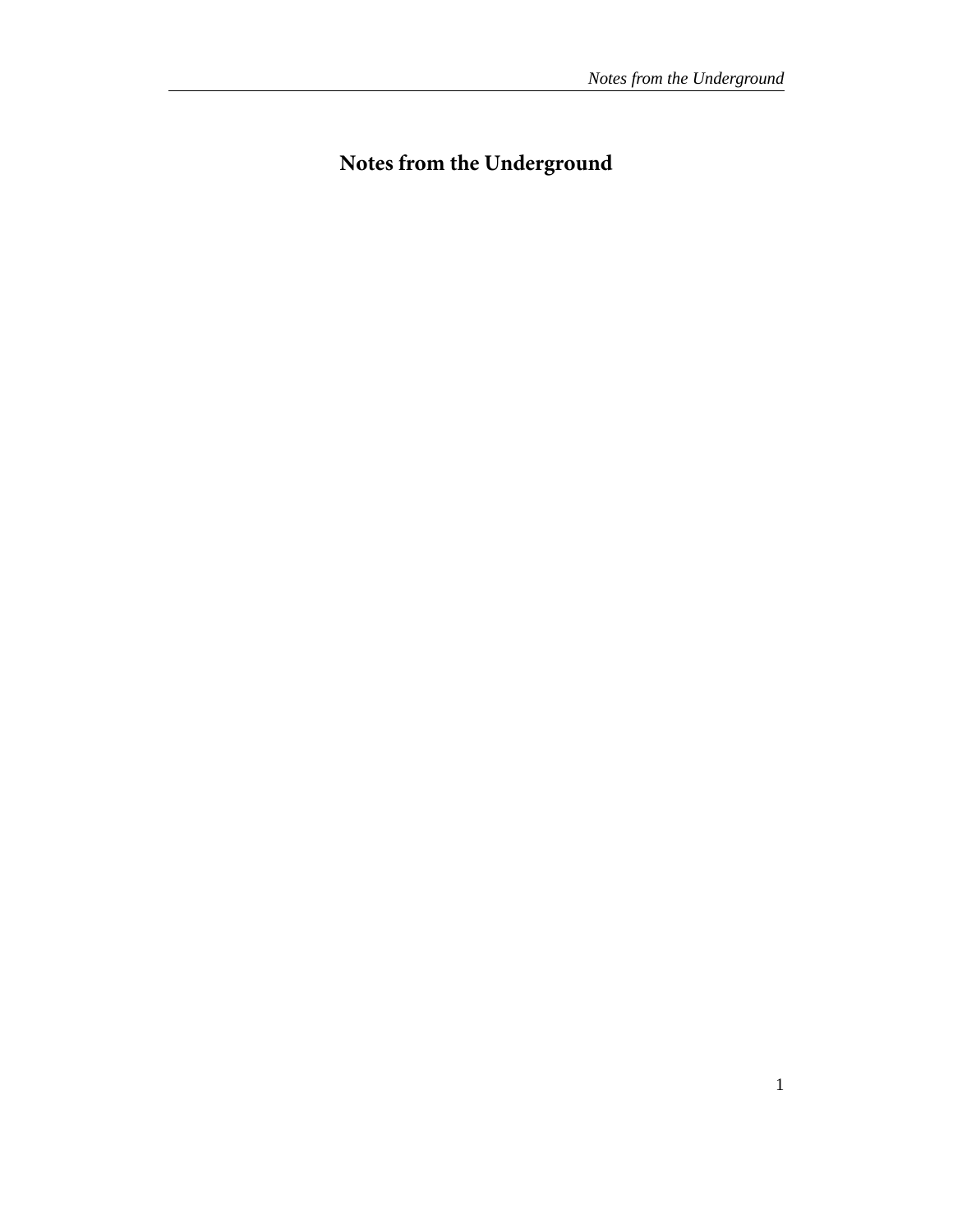# Notes from the Underground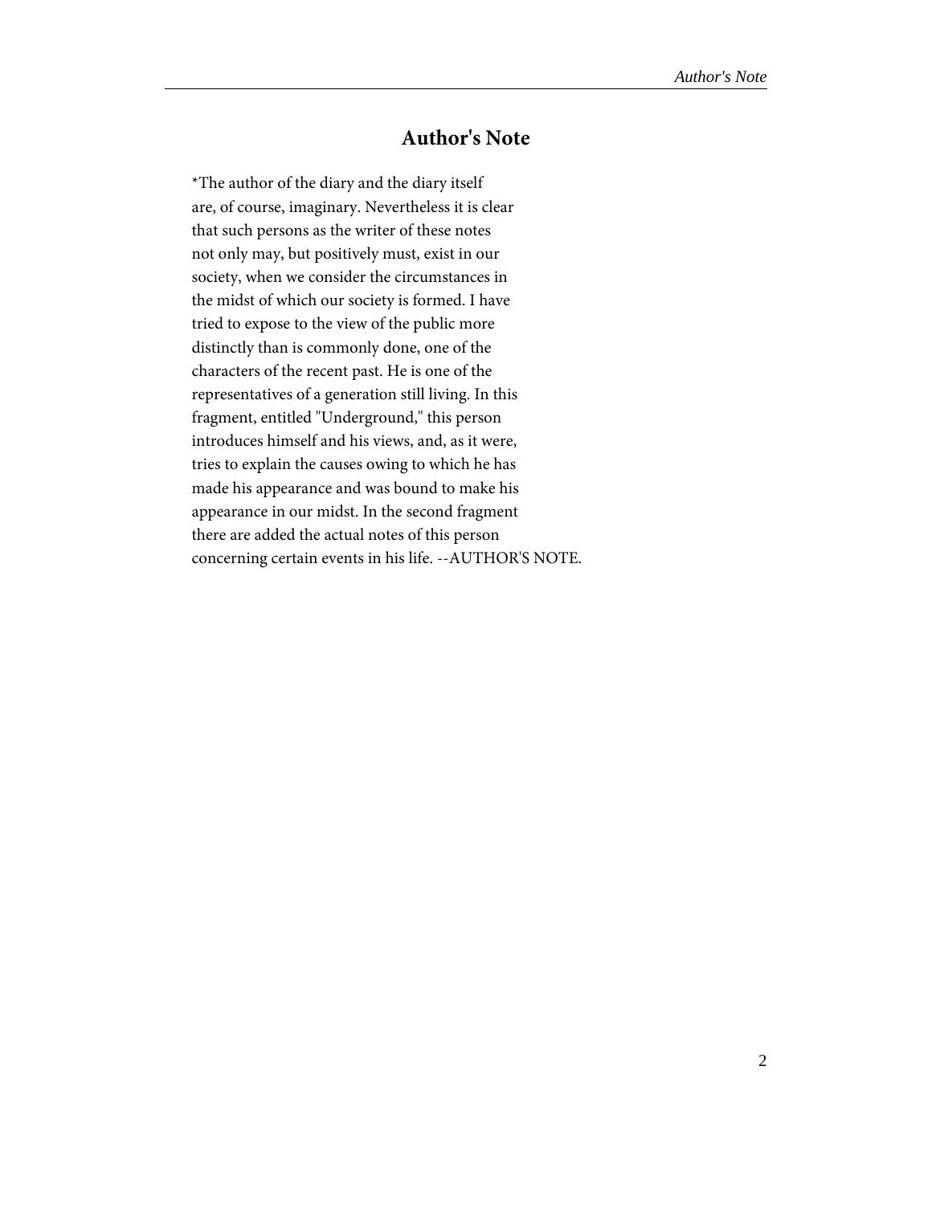# Author's Note

*The author of the diary and the diary itself are, of course, imaginary. Nevertheless it is clear that such persons as the writer of these notes not only may, but positively must, exist in our society, when we consider the circumstances in the midst of which our society is formed. I have tried to expose to the view of the public more distinctly than is commonly done, one of the characters of the recent past. He is one of the representatives of a generation still living. In this fragment, entitled "Underground," this person introduces himself and his views, and, as it were, tries to explain the causes owing to which he has made his appearance and was bound to make his appearance in our midst. In the second fragment there are added the actual notes of this person concerning certain events in his life. --AUTHOR'S NOTE.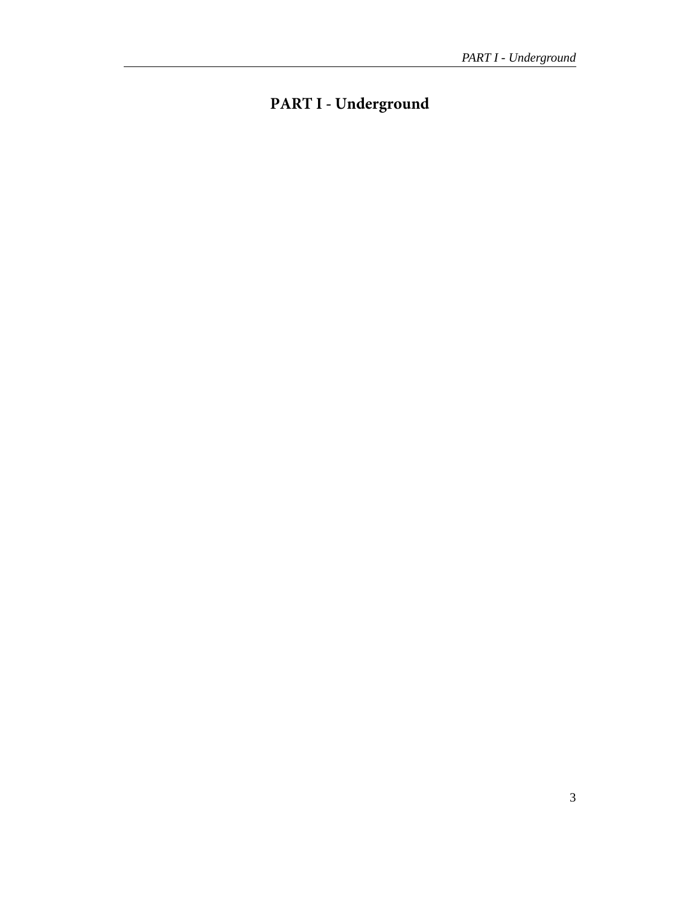# PART I - Underground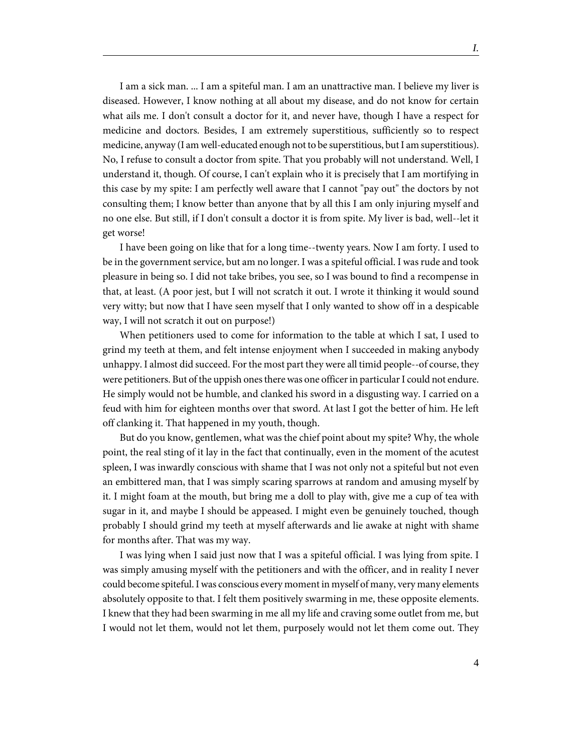I am a sick man. ... I am a spiteful man. I am an unattractive man. I believe my liver is diseased. However, I know nothing at all about my disease, and do not know for certain what ails me. I don't consult a doctor for it, and never have, though I have a respect for medicine and doctors. Besides, I am extremely superstitious, sufficiently so to respect medicine, anyway (I am well-educated enough not to be superstitious, but I am superstitious). No, I refuse to consult a doctor from spite. That you probably will not understand. Well, I understand it, though. Of course, I can't explain who it is precisely that I am mortifying in this case by my spite: I am perfectly well aware that I cannot "pay out" the doctors by not consulting them; I know better than anyone that by all this I am only injuring myself and no one else. But still, if I don't consult a doctor it is from spite. My liver is bad, well--let it get worse!

I have been going on like that for a long time--twenty years. Now I am forty. I used to be in the government service, but am no longer. I was a spiteful official. I was rude and took pleasure in being so. I did not take bribes, you see, so I was bound to find a recompense in that, at least. (A poor jest, but I will not scratch it out. I wrote it thinking it would sound very witty; but now that I have seen myself that I only wanted to show off in a despicable way, I will not scratch it out on purpose!)

When petitioners used to come for information to the table at which I sat, I used to grind my teeth at them, and felt intense enjoyment when I succeeded in making anybody unhappy. I almost did succeed. For the most part they were all timid people--of course, they were petitioners. But of the uppish ones there was one officer in particular I could not endure. He simply would not be humble, and clanked his sword in a disgusting way. I carried on a feud with him for eighteen months over that sword. At last I got the better of him. He left off clanking it. That happened in my youth, though.

But do you know, gentlemen, what was the chief point about my spite? Why, the whole point, the real sting of it lay in the fact that continually, even in the moment of the acutest spleen, I was inwardly conscious with shame that I was not only not a spiteful but not even an embittered man, that I was simply scaring sparrows at random and amusing myself by it. I might foam at the mouth, but bring me a doll to play with, give me a cup of tea with sugar in it, and maybe I should be appeased. I might even be genuinely touched, though probably I should grind my teeth at myself afterwards and lie awake at night with shame for months after. That was my way.

I was lying when I said just now that I was a spiteful official. I was lying from spite. I was simply amusing myself with the petitioners and with the officer, and in reality I never could become spiteful. I was conscious every moment in myself of many, very many elements absolutely opposite to that. I felt them positively swarming in me, these opposite elements. I knew that they had been swarming in me all my life and craving some outlet from me, but I would not let them, would not let them, purposely would not let them come out. They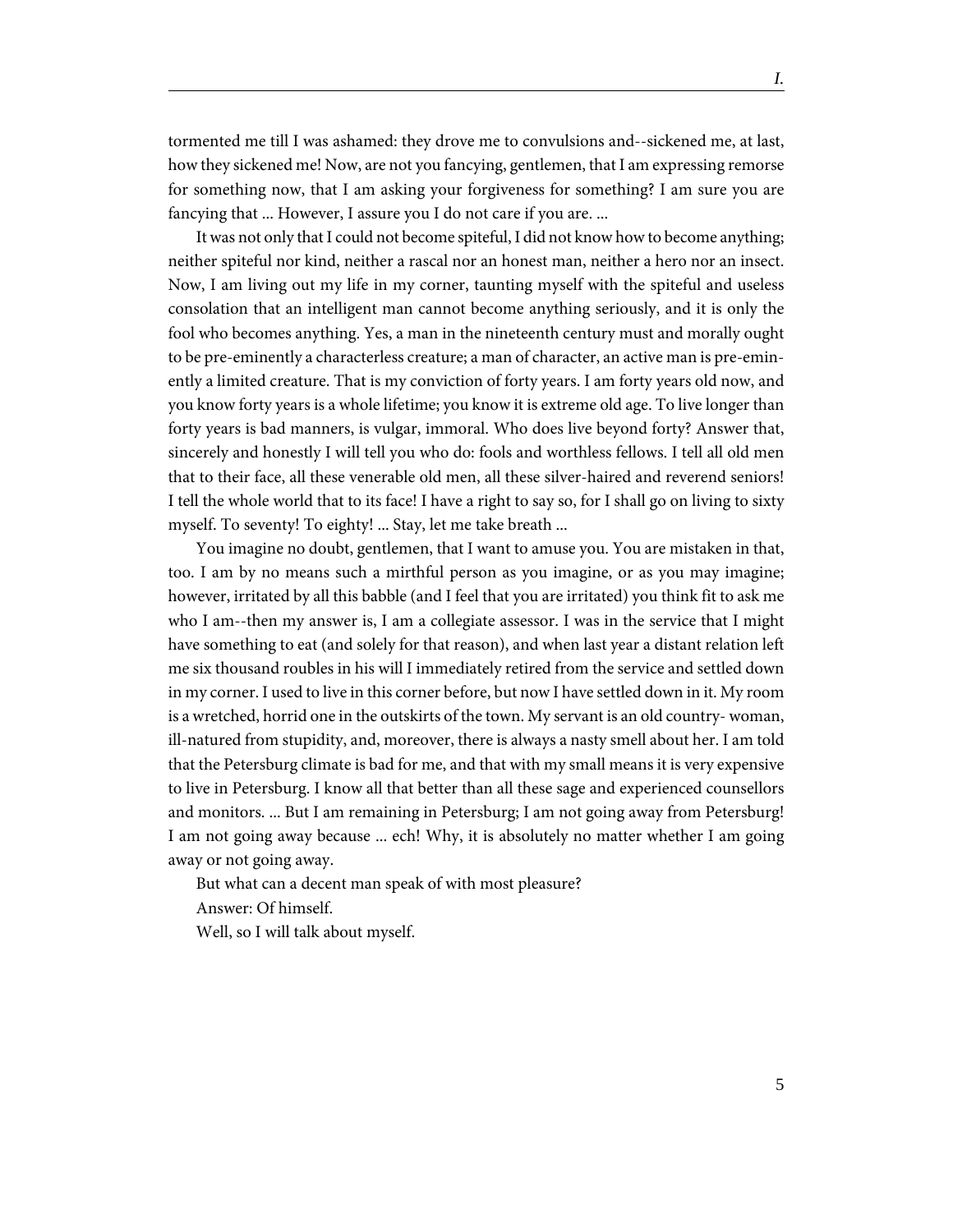tormented me till I was ashamed: they drove me to convulsions and--sickened me, at last, how they sickened me! Now, are not you fancying, gentlemen, that I am expressing remorse for something now, that I am asking your forgiveness for something? I am sure you are fancying that ... However, I assure you I do not care if you are. ...

It was not only that I could not become spiteful, I did not know how to become anything; neither spiteful nor kind, neither a rascal nor an honest man, neither a hero nor an insect. Now, I am living out my life in my corner, taunting myself with the spiteful and useless consolation that an intelligent man cannot become anything seriously, and it is only the fool who becomes anything. Yes, a man in the nineteenth century must and morally ought to be pre-eminently a characterless creature; a man of character, an active man is pre-eminently a limited creature. That is my conviction of forty years. I am forty years old now, and you know forty years is a whole lifetime; you know it is extreme old age. To live longer than forty years is bad manners, is vulgar, immoral. Who does live beyond forty? Answer that, sincerely and honestly I will tell you who do: fools and worthless fellows. I tell all old men that to their face, all these venerable old men, all these silver-haired and reverend seniors! I tell the whole world that to its face! I have a right to say so, for I shall go on living to sixty myself. To seventy! To eighty! ... Stay, let me take breath ...

You imagine no doubt, gentlemen, that I want to amuse you. You are mistaken in that, too. I am by no means such a mirthful person as you imagine, or as you may imagine; however, irritated by all this babble (and I feel that you are irritated) you think fit to ask me who I am--then my answer is, I am a collegiate assessor. I was in the service that I might have something to eat (and solely for that reason), and when last year a distant relation left me six thousand roubles in his will I immediately retired from the service and settled down in my corner. I used to live in this corner before, but now I have settled down in it. My room is a wretched, horrid one in the outskirts of the town. My servant is an old country- woman, ill-natured from stupidity, and, moreover, there is always a nasty smell about her. I am told that the Petersburg climate is bad for me, and that with my small means it is very expensive to live in Petersburg. I know all that better than all these sage and experienced counsellors and monitors. ... But I am remaining in Petersburg; I am not going away from Petersburg! I am not going away because ... ech! Why, it is absolutely no matter whether I am going away or not going away.

But what can a decent man speak of with most pleasure?

Answer: Of himself.

Well, so I will talk about myself.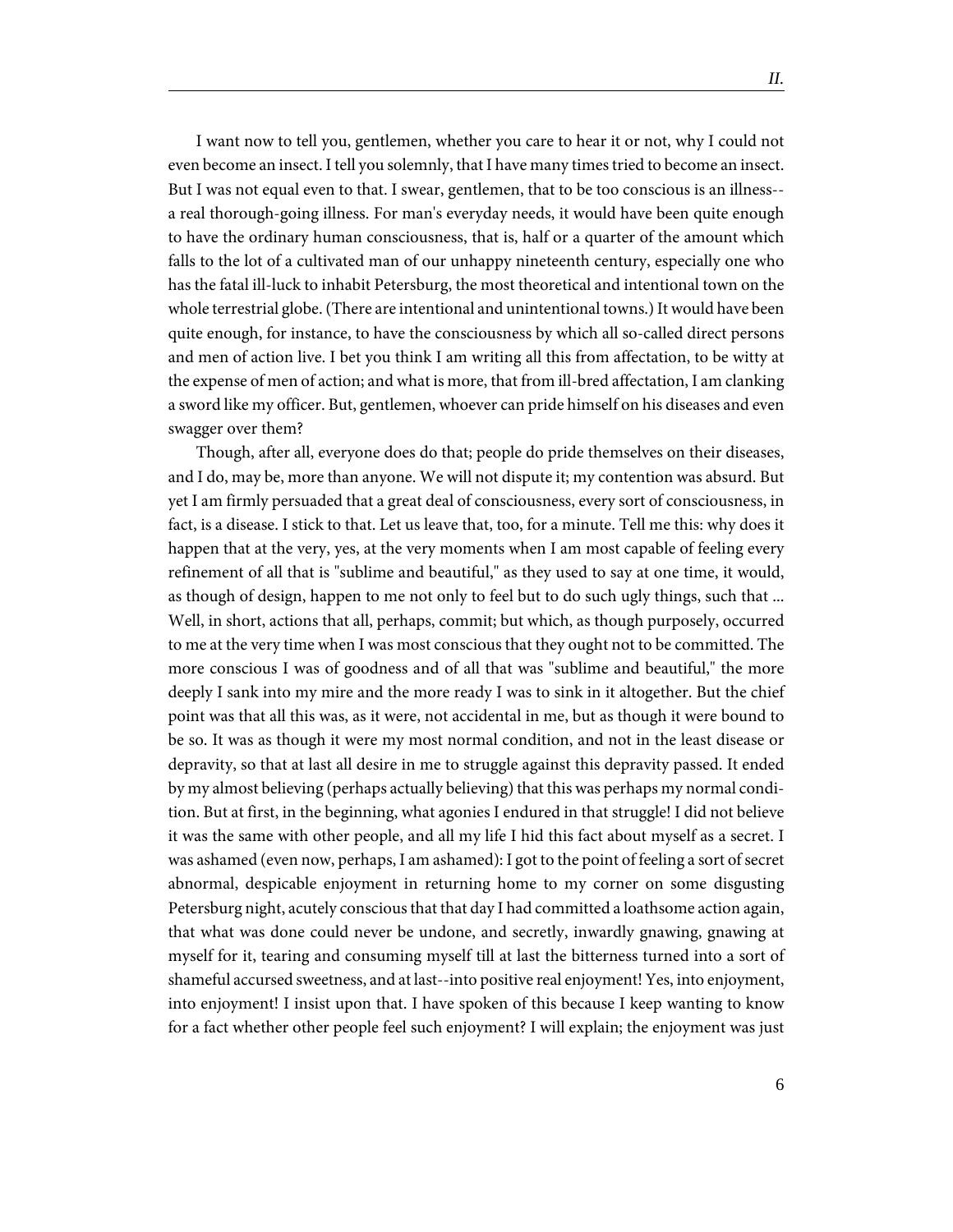I want now to tell you, gentlemen, whether you care to hear it or not, why I could not even become an insect. I tell you solemnly, that I have many times tried to become an insect. But I was not equal even to that. I swear, gentlemen, that to be too conscious is an illness--a real thorough-going illness. For man's everyday needs, it would have been quite enough to have the ordinary human consciousness, that is, half or a quarter of the amount which falls to the lot of a cultivated man of our unhappy nineteenth century, especially one who has the fatal ill-luck to inhabit Petersburg, the most theoretical and intentional town on the whole terrestrial globe. (There are intentional and unintentional towns.) It would have been quite enough, for instance, to have the consciousness by which all so-called direct persons and men of action live. I bet you think I am writing all this from affectation, to be witty at the expense of men of action; and what is more, that from ill-bred affectation, I am clanking a sword like my officer. But, gentlemen, whoever can pride himself on his diseases and even swagger over them?

Though, after all, everyone does do that; people do pride themselves on their diseases, and I do, may be, more than anyone. We will not dispute it; my contention was absurd. But yet I am firmly persuaded that a great deal of consciousness, every sort of consciousness, in fact, is a disease. I stick to that. Let us leave that, too, for a minute. Tell me this: why does it happen that at the very, yes, at the very moments when I am most capable of feeling every refinement of all that is "sublime and beautiful," as they used to say at one time, it would, as though of design, happen to me not only to feel but to do such ugly things, such that ... Well, in short, actions that all, perhaps, commit; but which, as though purposely, occurred to me at the very time when I was most conscious that they ought not to be committed. The more conscious I was of goodness and of all that was "sublime and beautiful," the more deeply I sank into my mire and the more ready I was to sink in it altogether. But the chief point was that all this was, as it were, not accidental in me, but as though it were bound to be so. It was as though it were my most normal condition, and not in the least disease or depravity, so that at last all desire in me to struggle against this depravity passed. It ended by my almost believing (perhaps actually believing) that this was perhaps my normal condition. But at first, in the beginning, what agonies I endured in that struggle! I did not believe it was the same with other people, and all my life I hid this fact about myself as a secret. I was ashamed (even now, perhaps, I am ashamed): I got to the point of feeling a sort of secret abnormal, despicable enjoyment in returning home to my corner on some disgusting Petersburg night, acutely conscious that that day I had committed a loathsome action again, that what was done could never be undone, and secretly, inwardly gnawing, gnawing at myself for it, tearing and consuming myself till at last the bitterness turned into a sort of shameful accursed sweetness, and at last--into positive real enjoyment! Yes, into enjoyment, into enjoyment! I insist upon that. I have spoken of this because I keep wanting to know for a fact whether other people feel such enjoyment? I will explain; the enjoyment was just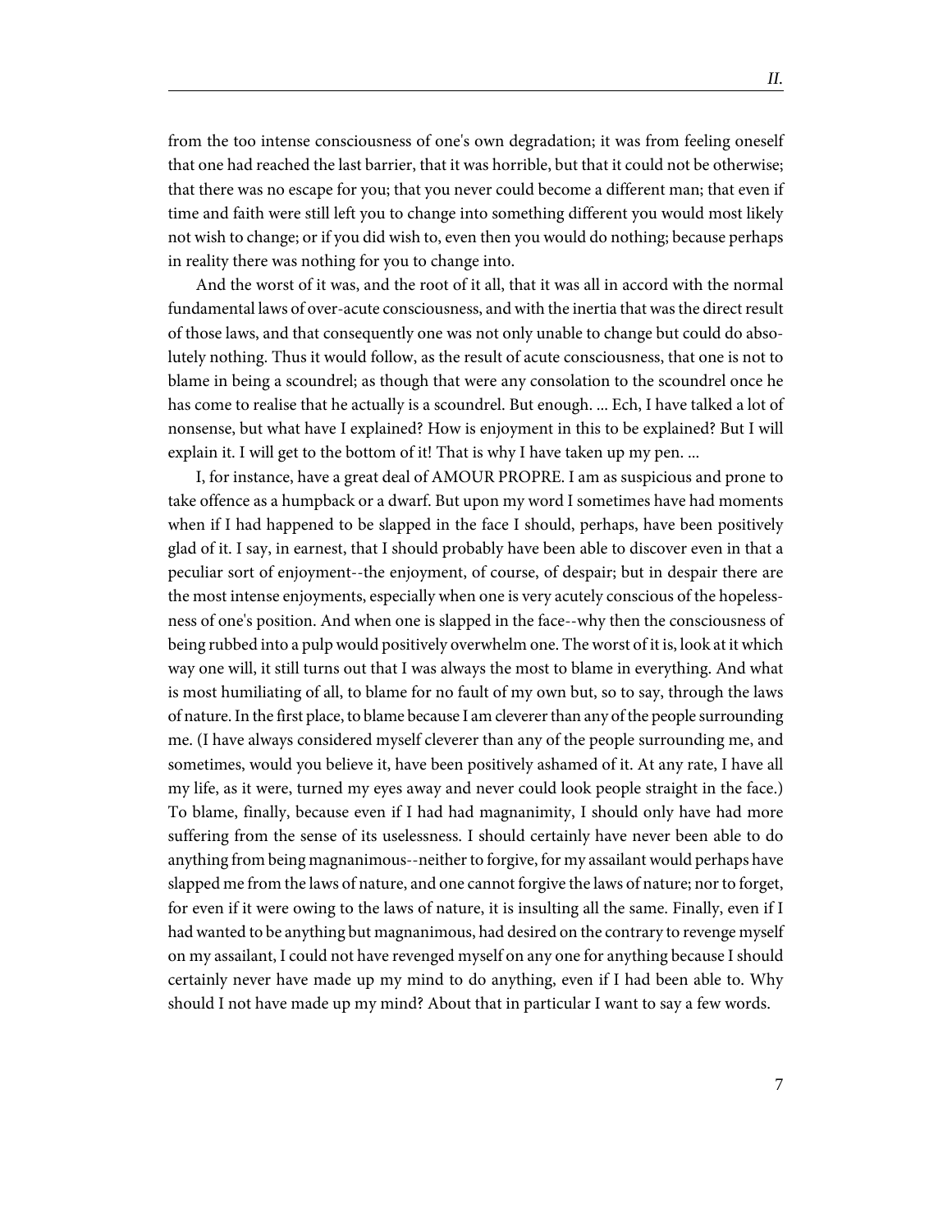from the too intense consciousness of one's own degradation; it was from feeling oneself that one had reached the last barrier, that it was horrible, but that it could not be otherwise; that there was no escape for you; that you never could become a different man; that even if time and faith were still left you to change into something different you would most likely not wish to change; or if you did wish to, even then you would do nothing; because perhaps in reality there was nothing for you to change into.

And the worst of it was, and the root of it all, that it was all in accord with the normal fundamental laws of over-acute consciousness, and with the inertia that was the direct result of those laws, and that consequently one was not only unable to change but could do absolutely nothing. Thus it would follow, as the result of acute consciousness, that one is not to blame in being a scoundrel; as though that were any consolation to the scoundrel once he has come to realise that he actually is a scoundrel. But enough. ... Ech, I have talked a lot of nonsense, but what have I explained? How is enjoyment in this to be explained? But I will explain it. I will get to the bottom of it! That is why I have taken up my pen. ...

I, for instance, have a great deal of AMOUR PROPRE. I am as suspicious and prone to take offence as a humpback or a dwarf. But upon my word I sometimes have had moments when if I had happened to be slapped in the face I should, perhaps, have been positively glad of it. I say, in earnest, that I should probably have been able to discover even in that a peculiar sort of enjoyment--the enjoyment, of course, of despair; but in despair there are the most intense enjoyments, especially when one is very acutely conscious of the hopelessness of one's position. And when one is slapped in the face--why then the consciousness of being rubbed into a pulp would positively overwhelm one. The worst of it is, look at it which way one will, it still turns out that I was always the most to blame in everything. And what is most humiliating of all, to blame for no fault of my own but, so to say, through the laws of nature. In the first place, to blame because I am cleverer than any of the people surrounding me. (I have always considered myself cleverer than any of the people surrounding me, and sometimes, would you believe it, have been positively ashamed of it. At any rate, I have all my life, as it were, turned my eyes away and never could look people straight in the face.) To blame, finally, because even if I had had magnanimity, I should only have had more suffering from the sense of its uselessness. I should certainly have never been able to do anything from being magnanimous--neither to forgive, for my assailant would perhaps have slapped me from the laws of nature, and one cannot forgive the laws of nature; nor to forget, for even if it were owing to the laws of nature, it is insulting all the same. Finally, even if I had wanted to be anything but magnanimous, had desired on the contrary to revenge myself on my assailant, I could not have revenged myself on any one for anything because I should certainly never have made up my mind to do anything, even if I had been able to. Why should I not have made up my mind? About that in particular I want to say a few words.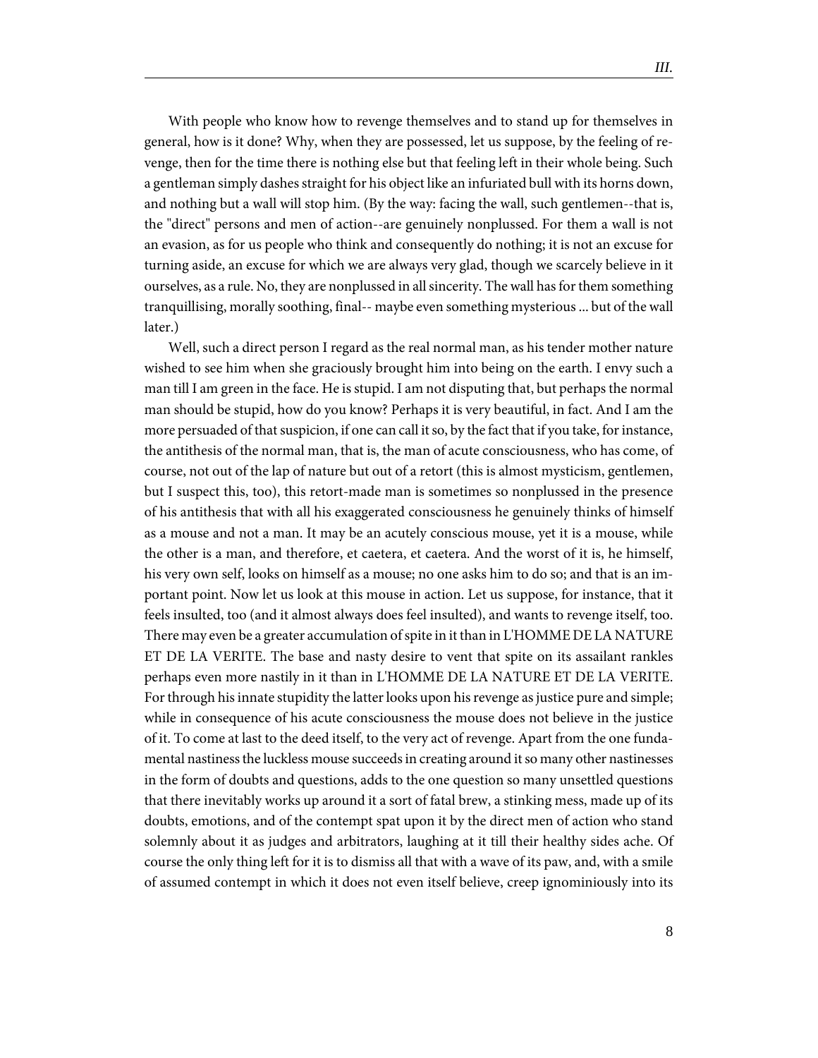With people who know how to revenge themselves and to stand up for themselves in general, how is it done? Why, when they are possessed, let us suppose, by the feeling of revenge, then for the time there is nothing else but that feeling left in their whole being. Such a gentleman simply dashes straight for his object like an infuriated bull with its horns down, and nothing but a wall will stop him. (By the way: facing the wall, such gentlemen--that is, the "direct" persons and men of action--are genuinely nonplussed. For them a wall is not an evasion, as for us people who think and consequently do nothing; it is not an excuse for turning aside, an excuse for which we are always very glad, though we scarcely believe in it ourselves, as a rule. No, they are nonplussed in all sincerity. The wall has for them something tranquillising, morally soothing, final-- maybe even something mysterious ... but of the wall later.)

Well, such a direct person I regard as the real normal man, as his tender mother nature wished to see him when she graciously brought him into being on the earth. I envy such a man till I am green in the face. He is stupid. I am not disputing that, but perhaps the normal man should be stupid, how do you know? Perhaps it is very beautiful, in fact. And I am the more persuaded of that suspicion, if one can call it so, by the fact that if you take, for instance, the antithesis of the normal man, that is, the man of acute consciousness, who has come, of course, not out of the lap of nature but out of a retort (this is almost mysticism, gentlemen, but I suspect this, too), this retort-made man is sometimes so nonplussed in the presence of his antithesis that with all his exaggerated consciousness he genuinely thinks of himself as a mouse and not a man. It may be an acutely conscious mouse, yet it is a mouse, while the other is a man, and therefore, et caetera, et caetera. And the worst of it is, he himself, his very own self, looks on himself as a mouse; no one asks him to do so; and that is an important point. Now let us look at this mouse in action. Let us suppose, for instance, that it feels insulted, too (and it almost always does feel insulted), and wants to revenge itself, too. There may even be a greater accumulation of spite in it than in L'HOMME DE LA NATURE ET DE LA VERITE. The base and nasty desire to vent that spite on its assailant rankles perhaps even more nastily in it than in L'HOMME DE LA NATURE ET DE LA VERITE. For through his innate stupidity the latter looks upon his revenge as justice pure and simple; while in consequence of his acute consciousness the mouse does not believe in the justice of it. To come at last to the deed itself, to the very act of revenge. Apart from the one fundamental nastiness the luckless mouse succeeds in creating around it so many other nastinesses in the form of doubts and questions, adds to the one question so many unsettled questions that there inevitably works up around it a sort of fatal brew, a stinking mess, made up of its doubts, emotions, and of the contempt spat upon it by the direct men of action who stand solemnly about it as judges and arbitrators, laughing at it till their healthy sides ache. Of course the only thing left for it is to dismiss all that with a wave of its paw, and, with a smile of assumed contempt in which it does not even itself believe, creep ignominiously into its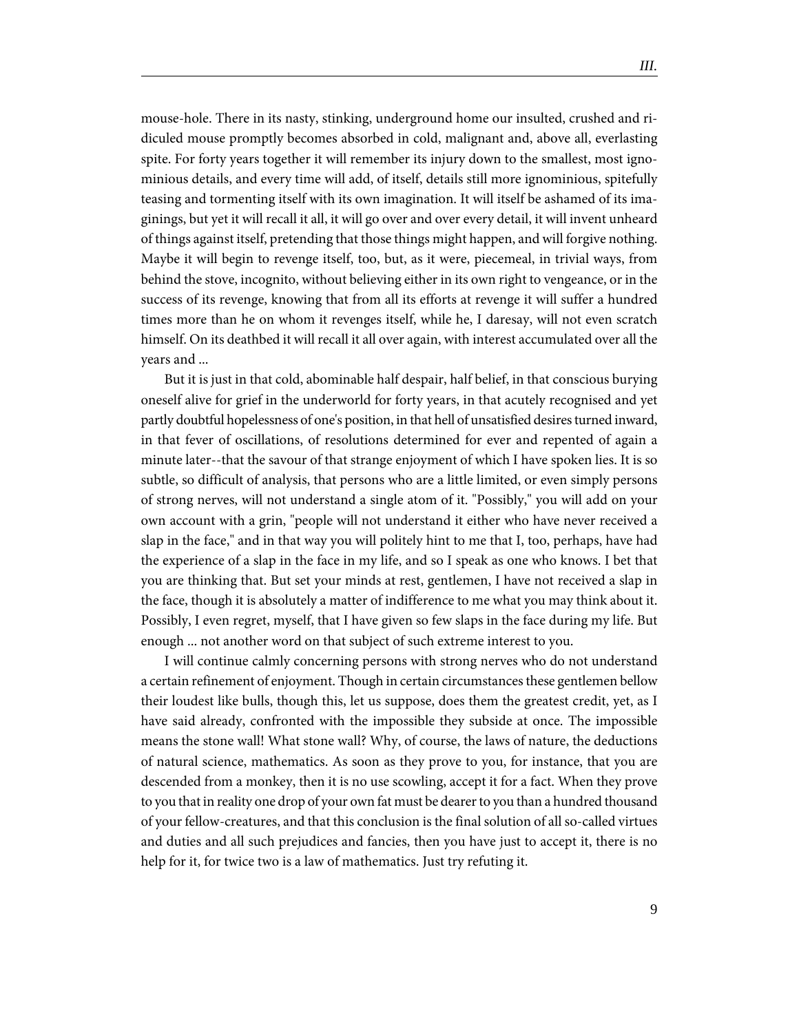mouse-hole. There in its nasty, stinking, underground home our insulted, crushed and ridiculed mouse promptly becomes absorbed in cold, malignant and, above all, everlasting spite. For forty years together it will remember its injury down to the smallest, most ignominious details, and every time will add, of itself, details still more ignominious, spitefully teasing and tormenting itself with its own imagination. It will itself be ashamed of its imaginings, but yet it will recall it all, it will go over and over every detail, it will invent unheard of things against itself, pretending that those things might happen, and will forgive nothing. Maybe it will begin to revenge itself, too, but, as it were, piecemeal, in trivial ways, from behind the stove, incognito, without believing either in its own right to vengeance, or in the success of its revenge, knowing that from all its efforts at revenge it will suffer a hundred times more than he on whom it revenges itself, while he, I daresay, will not even scratch himself. On its deathbed it will recall it all over again, with interest accumulated over all the years and ...

But it is just in that cold, abominable half despair, half belief, in that conscious burying oneself alive for grief in the underworld for forty years, in that acutely recognised and yet partly doubtful hopelessness of one's position, in that hell of unsatisfied desires turned inward, in that fever of oscillations, of resolutions determined for ever and repented of again a minute later--that the savour of that strange enjoyment of which I have spoken lies. It is so subtle, so difficult of analysis, that persons who are a little limited, or even simply persons of strong nerves, will not understand a single atom of it. "Possibly," you will add on your own account with a grin, "people will not understand it either who have never received a slap in the face," and in that way you will politely hint to me that I, too, perhaps, have had the experience of a slap in the face in my life, and so I speak as one who knows. I bet that you are thinking that. But set your minds at rest, gentlemen, I have not received a slap in the face, though it is absolutely a matter of indifference to me what you may think about it. Possibly, I even regret, myself, that I have given so few slaps in the face during my life. But enough ... not another word on that subject of such extreme interest to you.

I will continue calmly concerning persons with strong nerves who do not understand a certain refinement of enjoyment. Though in certain circumstances these gentlemen bellow their loudest like bulls, though this, let us suppose, does them the greatest credit, yet, as I have said already, confronted with the impossible they subside at once. The impossible means the stone wall! What stone wall? Why, of course, the laws of nature, the deductions of natural science, mathematics. As soon as they prove to you, for instance, that you are descended from a monkey, then it is no use scowling, accept it for a fact. When they prove to you that in reality one drop of your own fat must be dearer to you than a hundred thousand of your fellow-creatures, and that this conclusion is the final solution of all so-called virtues and duties and all such prejudices and fancies, then you have just to accept it, there is no help for it, for twice two is a law of mathematics. Just try refuting it.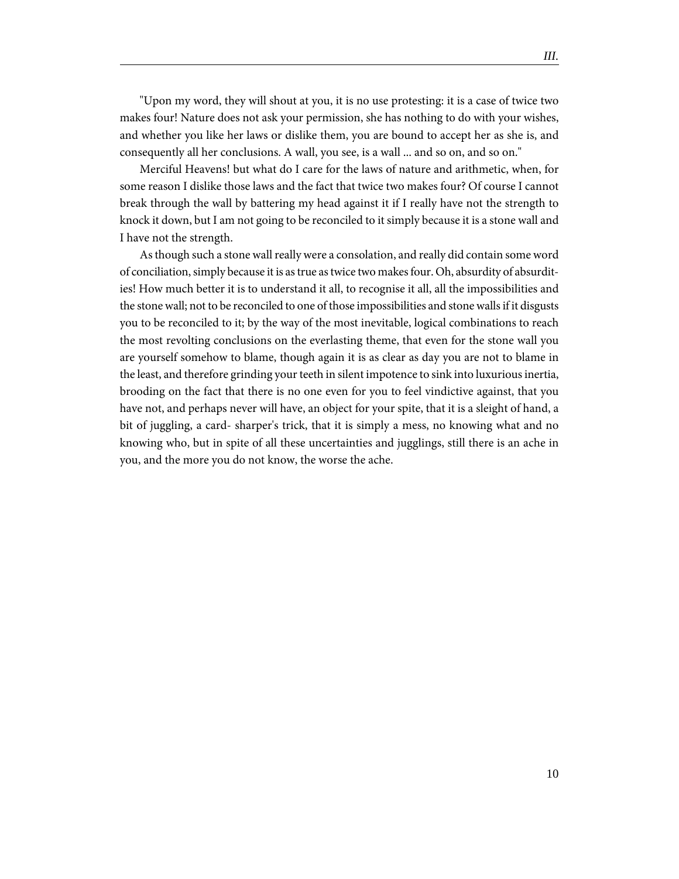"Upon my word, they will shout at you, it is no use protesting: it is a case of twice two makes four! Nature does not ask your permission, she has nothing to do with your wishes, and whether you like her laws or dislike them, you are bound to accept her as she is, and consequently all her conclusions. A wall, you see, is a wall ... and so on, and so on."

Merciful Heavens! but what do I care for the laws of nature and arithmetic, when, for some reason I dislike those laws and the fact that twice two makes four? Of course I cannot break through the wall by battering my head against it if I really have not the strength to knock it down, but I am not going to be reconciled to it simply because it is a stone wall and I have not the strength.

As though such a stone wall really were a consolation, and really did contain some word of conciliation, simply because it is as true as twice two makes four. Oh, absurdity of absurdities! How much better it is to understand it all, to recognise it all, all the impossibilities and the stone wall; not to be reconciled to one of those impossibilities and stone walls if it disgusts you to be reconciled to it; by the way of the most inevitable, logical combinations to reach the most revolting conclusions on the everlasting theme, that even for the stone wall you are yourself somehow to blame, though again it is as clear as day you are not to blame in the least, and therefore grinding your teeth in silent impotence to sink into luxurious inertia, brooding on the fact that there is no one even for you to feel vindictive against, that you have not, and perhaps never will have, an object for your spite, that it is a sleight of hand, a bit of juggling, a card- sharper's trick, that it is simply a mess, no knowing what and no knowing who, but in spite of all these uncertainties and jugglings, still there is an ache in you, and the more you do not know, the worse the ache.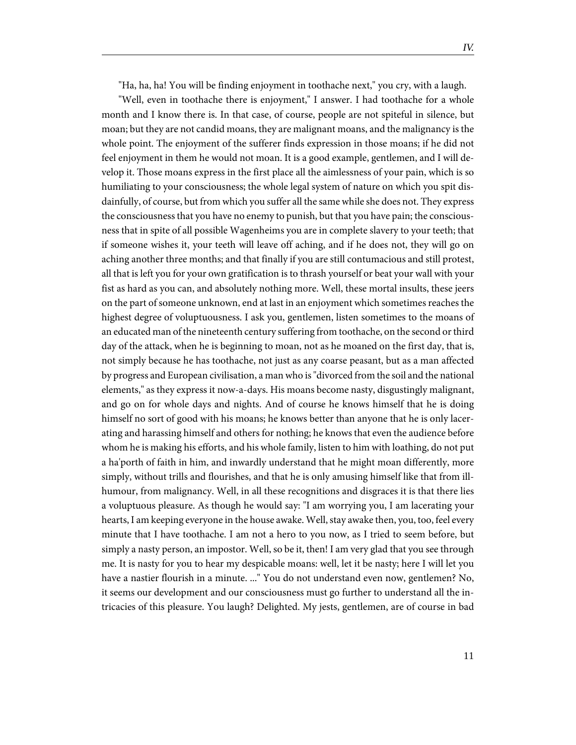"Ha, ha, ha! You will be finding enjoyment in toothache next," you cry, with a laugh.

"Well, even in toothache there is enjoyment," I answer. I had toothache for a whole month and I know there is. In that case, of course, people are not spiteful in silence, but moan; but they are not candid moans, they are malignant moans, and the malignancy is the whole point. The enjoyment of the sufferer finds expression in those moans; if he did not feel enjoyment in them he would not moan. It is a good example, gentlemen, and I will develop it. Those moans express in the first place all the aimlessness of your pain, which is so humiliating to your consciousness; the whole legal system of nature on which you spit disdainfully, of course, but from which you suffer all the same while she does not. They express the consciousness that you have no enemy to punish, but that you have pain; the consciousness that in spite of all possible Wagenheims you are in complete slavery to your teeth; that if someone wishes it, your teeth will leave off aching, and if he does not, they will go on aching another three months; and that finally if you are still contumacious and still protest, all that is left you for your own gratification is to thrash yourself or beat your wall with your fist as hard as you can, and absolutely nothing more. Well, these mortal insults, these jeers on the part of someone unknown, end at last in an enjoyment which sometimes reaches the highest degree of voluptuousness. I ask you, gentlemen, listen sometimes to the moans of an educated man of the nineteenth century suffering from toothache, on the second or third day of the attack, when he is beginning to moan, not as he moaned on the first day, that is, not simply because he has toothache, not just as any coarse peasant, but as a man affected by progress and European civilisation, a man who is "divorced from the soil and the national elements," as they express it now-a-days. His moans become nasty, disgustingly malignant, and go on for whole days and nights. And of course he knows himself that he is doing himself no sort of good with his moans; he knows better than anyone that he is only lacerating and harassing himself and others for nothing; he knows that even the audience before whom he is making his efforts, and his whole family, listen to him with loathing, do not put a ha'porth of faith in him, and inwardly understand that he might moan differently, more simply, without trills and flourishes, and that he is only amusing himself like that from ill-humour, from malignancy. Well, in all these recognitions and disgraces it is that there lies a voluptuous pleasure. As though he would say: "I am worrying you, I am lacerating your hearts, I am keeping everyone in the house awake. Well, stay awake then, you, too, feel every minute that I have toothache. I am not a hero to you now, as I tried to seem before, but simply a nasty person, an impostor. Well, so be it, then! I am very glad that you see through me. It is nasty for you to hear my despicable moans: well, let it be nasty; here I will let you have a nastier flourish in a minute. ..." You do not understand even now, gentlemen? No, it seems our development and our consciousness must go further to understand all the intricacies of this pleasure. You laugh? Delighted. My jests, gentlemen, are of course in bad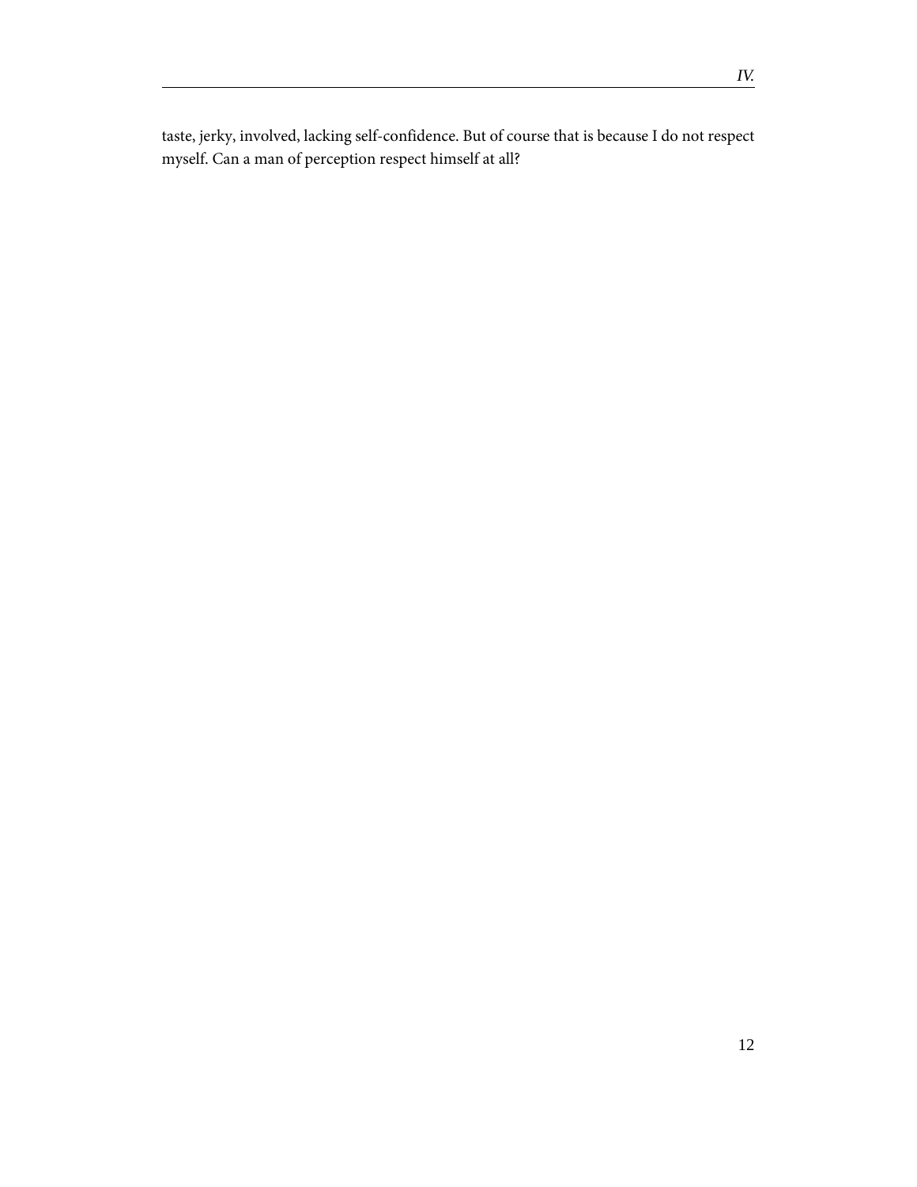taste, jerky, involved, lacking self-confidence. But of course that is because I do not respect myself. Can a man of perception respect himself at all?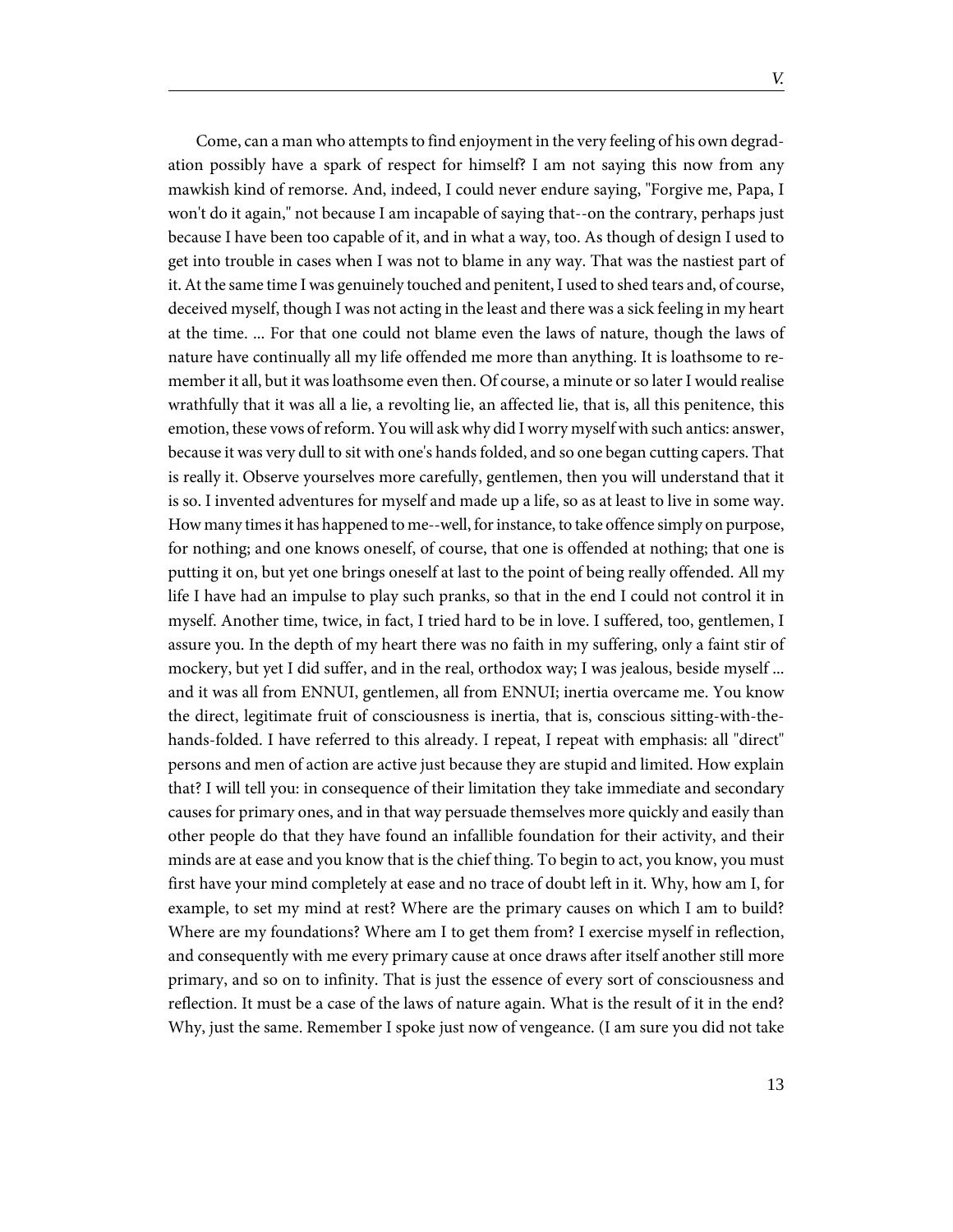Come, can a man who attempts to find enjoyment in the very feeling of his own degradation possibly have a spark of respect for himself? I am not saying this now from any mawkish kind of remorse. And, indeed, I could never endure saying, "Forgive me, Papa, I won't do it again," not because I am incapable of saying that--on the contrary, perhaps just because I have been too capable of it, and in what a way, too. As though of design I used to get into trouble in cases when I was not to blame in any way. That was the nastiest part of it. At the same time I was genuinely touched and penitent, I used to shed tears and, of course, deceived myself, though I was not acting in the least and there was a sick feeling in my heart at the time. ... For that one could not blame even the laws of nature, though the laws of nature have continually all my life offended me more than anything. It is loathsome to remember it all, but it was loathsome even then. Of course, a minute or so later I would realise wrathfully that it was all a lie, a revolting lie, an affected lie, that is, all this penitence, this emotion, these vows of reform. You will ask why did I worry myself with such antics: answer, because it was very dull to sit with one's hands folded, and so one began cutting capers. That is really it. Observe yourselves more carefully, gentlemen, then you will understand that it is so. I invented adventures for myself and made up a life, so as at least to live in some way. How many times it has happened to me--well, for instance, to take offence simply on purpose, for nothing; and one knows oneself, of course, that one is offended at nothing; that one is putting it on, but yet one brings oneself at last to the point of being really offended. All my life I have had an impulse to play such pranks, so that in the end I could not control it in myself. Another time, twice, in fact, I tried hard to be in love. I suffered, too, gentlemen, I assure you. In the depth of my heart there was no faith in my suffering, only a faint stir of mockery, but yet I did suffer, and in the real, orthodox way; I was jealous, beside myself ... and it was all from ENNUI, gentlemen, all from ENNUI; inertia overcame me. You know the direct, legitimate fruit of consciousness is inertia, that is, conscious sitting-with-the-hands-folded. I have referred to this already. I repeat, I repeat with emphasis: all "direct" persons and men of action are active just because they are stupid and limited. How explain that? I will tell you: in consequence of their limitation they take immediate and secondary causes for primary ones, and in that way persuade themselves more quickly and easily than other people do that they have found an infallible foundation for their activity, and their minds are at ease and you know that is the chief thing. To begin to act, you know, you must first have your mind completely at ease and no trace of doubt left in it. Why, how am I, for example, to set my mind at rest? Where are the primary causes on which I am to build? Where are my foundations? Where am I to get them from? I exercise myself in reflection, and consequently with me every primary cause at once draws after itself another still more primary, and so on to infinity. That is just the essence of every sort of consciousness and reflection. It must be a case of the laws of nature again. What is the result of it in the end? Why, just the same. Remember I spoke just now of vengeance. (I am sure you did not take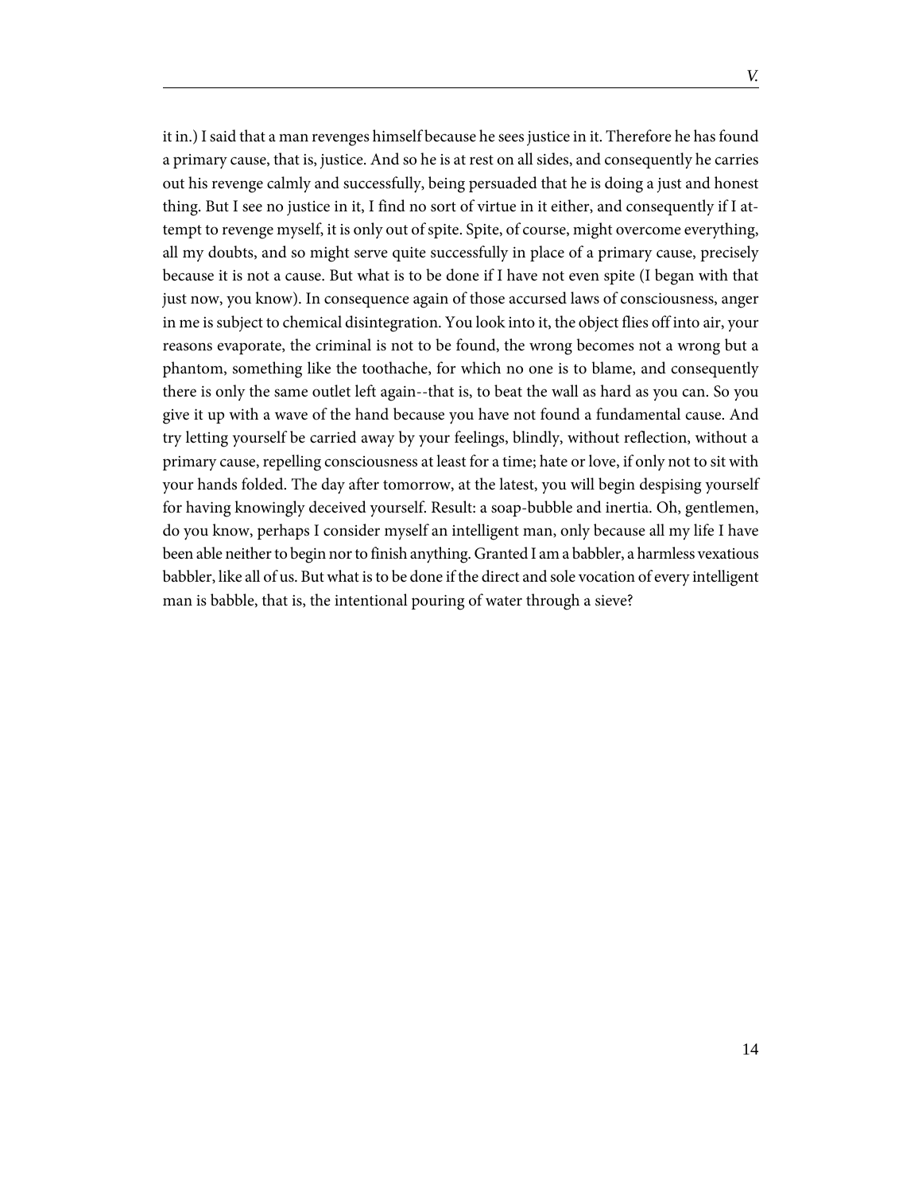it in.) I said that a man revenges himself because he sees justice in it. Therefore he has found a primary cause, that is, justice. And so he is at rest on all sides, and consequently he carries out his revenge calmly and successfully, being persuaded that he is doing a just and honest thing. But I see no justice in it, I find no sort of virtue in it either, and consequently if I attempt to revenge myself, it is only out of spite. Spite, of course, might overcome everything, all my doubts, and so might serve quite successfully in place of a primary cause, precisely because it is not a cause. But what is to be done if I have not even spite (I began with that just now, you know). In consequence again of those accursed laws of consciousness, anger in me is subject to chemical disintegration. You look into it, the object flies off into air, your reasons evaporate, the criminal is not to be found, the wrong becomes not a wrong but a phantom, something like the toothache, for which no one is to blame, and consequently there is only the same outlet left again--that is, to beat the wall as hard as you can. So you give it up with a wave of the hand because you have not found a fundamental cause. And try letting yourself be carried away by your feelings, blindly, without reflection, without a primary cause, repelling consciousness at least for a time; hate or love, if only not to sit with your hands folded. The day after tomorrow, at the latest, you will begin despising yourself for having knowingly deceived yourself. Result: a soap-bubble and inertia. Oh, gentlemen, do you know, perhaps I consider myself an intelligent man, only because all my life I have been able neither to begin nor to finish anything. Granted I am a babbler, a harmless vexatious babbler, like all of us. But what is to be done if the direct and sole vocation of every intelligent man is babble, that is, the intentional pouring of water through a sieve?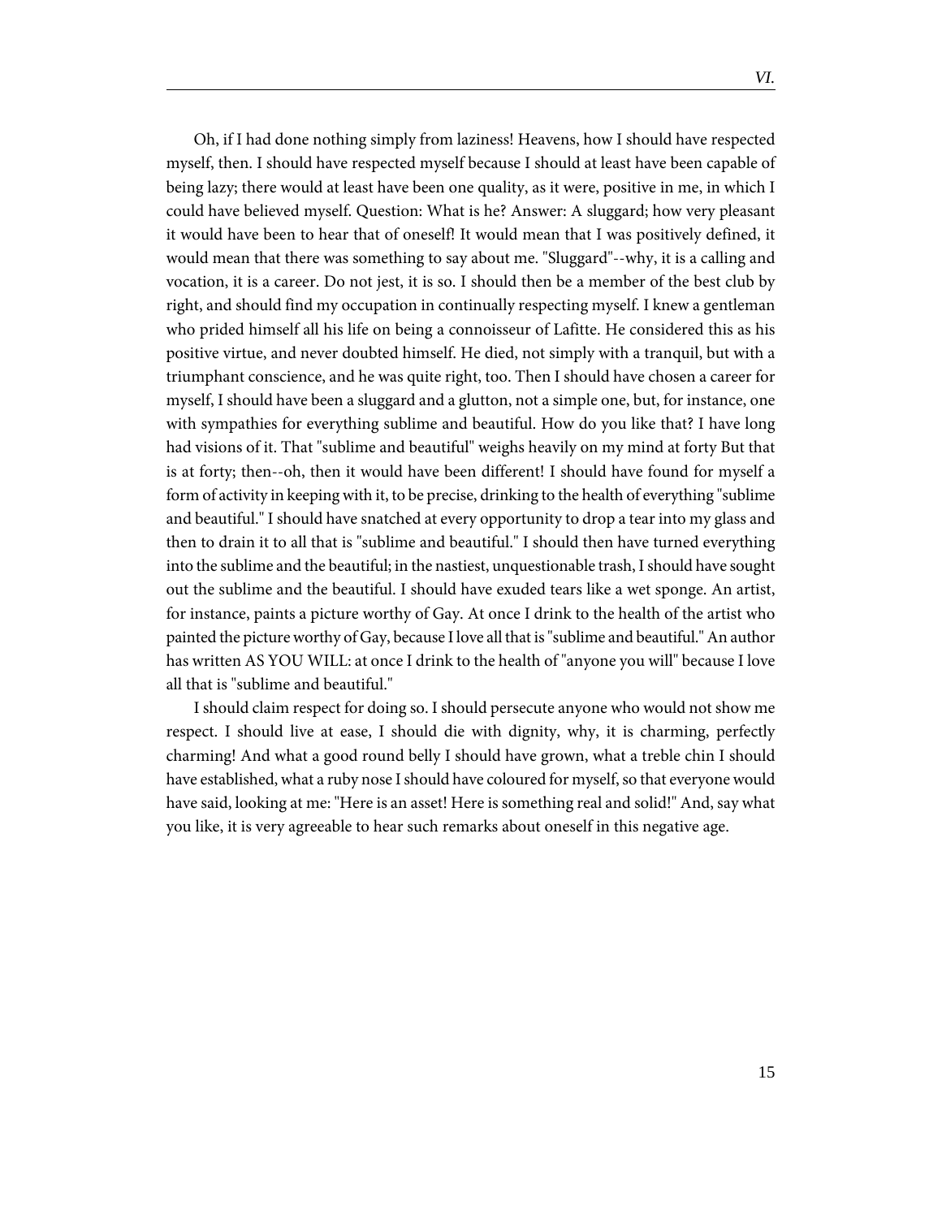Oh, if I had done nothing simply from laziness! Heavens, how I should have respected myself, then. I should have respected myself because I should at least have been capable of being lazy; there would at least have been one quality, as it were, positive in me, in which I could have believed myself. Question: What is he? Answer: A sluggard; how very pleasant it would have been to hear that of oneself! It would mean that I was positively defined, it would mean that there was something to say about me. "Sluggard"--why, it is a calling and vocation, it is a career. Do not jest, it is so. I should then be a member of the best club by right, and should find my occupation in continually respecting myself. I knew a gentleman who prided himself all his life on being a connoisseur of Lafitte. He considered this as his positive virtue, and never doubted himself. He died, not simply with a tranquil, but with a triumphant conscience, and he was quite right, too. Then I should have chosen a career for myself, I should have been a sluggard and a glutton, not a simple one, but, for instance, one with sympathies for everything sublime and beautiful. How do you like that? I have long had visions of it. That "sublime and beautiful" weighs heavily on my mind at forty But that is at forty; then--oh, then it would have been different! I should have found for myself a form of activity in keeping with it, to be precise, drinking to the health of everything "sublime and beautiful." I should have snatched at every opportunity to drop a tear into my glass and then to drain it to all that is "sublime and beautiful." I should then have turned everything into the sublime and the beautiful; in the nastiest, unquestionable trash, I should have sought out the sublime and the beautiful. I should have exuded tears like a wet sponge. An artist, for instance, paints a picture worthy of Gay. At once I drink to the health of the artist who painted the picture worthy of Gay, because I love all that is "sublime and beautiful." An author has written AS YOU WILL: at once I drink to the health of "anyone you will" because I love all that is "sublime and beautiful."

I should claim respect for doing so. I should persecute anyone who would not show me respect. I should live at ease, I should die with dignity, why, it is charming, perfectly charming! And what a good round belly I should have grown, what a treble chin I should have established, what a ruby nose I should have coloured for myself, so that everyone would have said, looking at me: "Here is an asset! Here is something real and solid!" And, say what you like, it is very agreeable to hear such remarks about oneself in this negative age.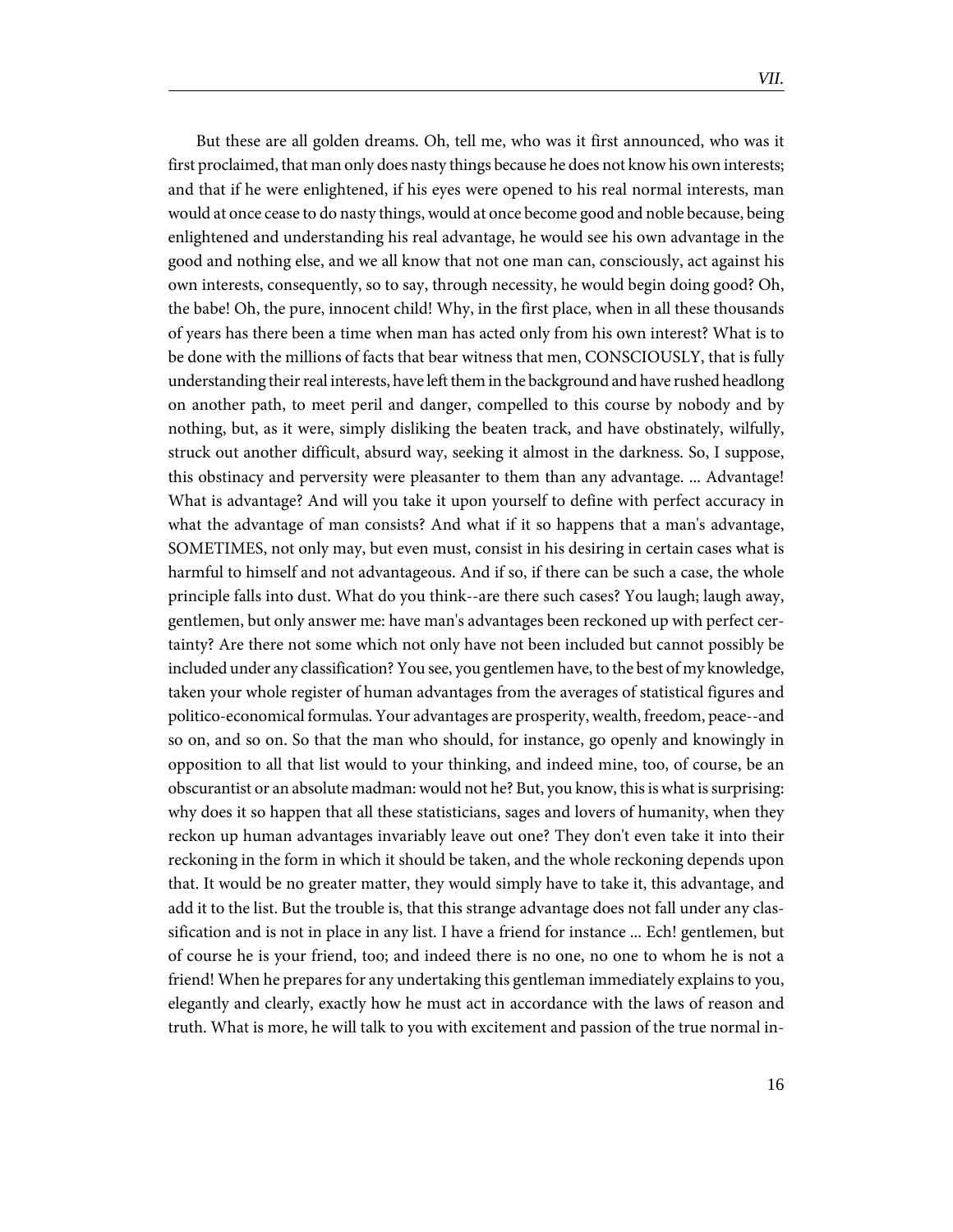But these are all golden dreams. Oh, tell me, who was it first announced, who was it first proclaimed, that man only does nasty things because he does not know his own interests; and that if he were enlightened, if his eyes were opened to his real normal interests, man would at once cease to do nasty things, would at once become good and noble because, being enlightened and understanding his real advantage, he would see his own advantage in the good and nothing else, and we all know that not one man can, consciously, act against his own interests, consequently, so to say, through necessity, he would begin doing good? Oh, the babe! Oh, the pure, innocent child! Why, in the first place, when in all these thousands of years has there been a time when man has acted only from his own interest? What is to be done with the millions of facts that bear witness that men, CONSCIOUSLY, that is fully understanding their real interests, have left them in the background and have rushed headlong on another path, to meet peril and danger, compelled to this course by nobody and by nothing, but, as it were, simply disliking the beaten track, and have obstinately, wilfully, struck out another difficult, absurd way, seeking it almost in the darkness. So, I suppose, this obstinacy and perversity were pleasanter to them than any advantage. ... Advantage! What is advantage? And will you take it upon yourself to define with perfect accuracy in what the advantage of man consists? And what if it so happens that a man's advantage, SOMETIMES, not only may, but even must, consist in his desiring in certain cases what is harmful to himself and not advantageous. And if so, if there can be such a case, the whole principle falls into dust. What do you think--are there such cases? You laugh; laugh away, gentlemen, but only answer me: have man's advantages been reckoned up with perfect certainty? Are there not some which not only have not been included but cannot possibly be included under any classification? You see, you gentlemen have, to the best of my knowledge, taken your whole register of human advantages from the averages of statistical figures and politico-economical formulas. Your advantages are prosperity, wealth, freedom, peace--and so on, and so on. So that the man who should, for instance, go openly and knowingly in opposition to all that list would to your thinking, and indeed mine, too, of course, be an obscurantist or an absolute madman: would not he? But, you know, this is what is surprising: why does it so happen that all these statisticians, sages and lovers of humanity, when they reckon up human advantages invariably leave out one? They don't even take it into their reckoning in the form in which it should be taken, and the whole reckoning depends upon that. It would be no greater matter, they would simply have to take it, this advantage, and add it to the list. But the trouble is, that this strange advantage does not fall under any classification and is not in place in any list. I have a friend for instance ... Ech! gentlemen, but of course he is your friend, too; and indeed there is no one, no one to whom he is not a friend! When he prepares for any undertaking this gentleman immediately explains to you, elegantly and clearly, exactly how he must act in accordance with the laws of reason and truth. What is more, he will talk to you with excitement and passion of the true normal in-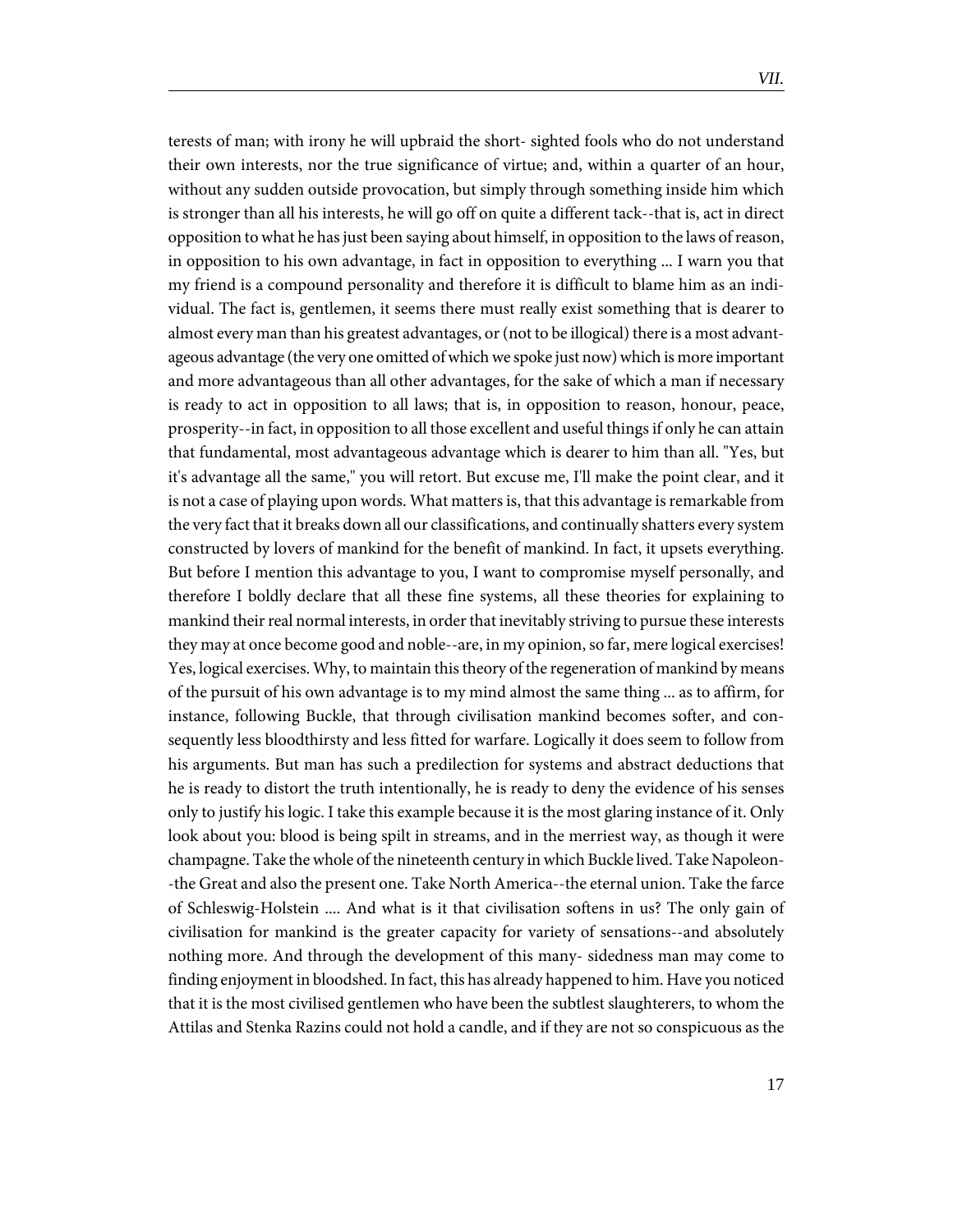terests of man; with irony he will upbraid the short- sighted fools who do not understand their own interests, nor the true significance of virtue; and, within a quarter of an hour, without any sudden outside provocation, but simply through something inside him which is stronger than all his interests, he will go off on quite a different tack--that is, act in direct opposition to what he has just been saying about himself, in opposition to the laws of reason, in opposition to his own advantage, in fact in opposition to everything ... I warn you that my friend is a compound personality and therefore it is difficult to blame him as an individual. The fact is, gentlemen, it seems there must really exist something that is dearer to almost every man than his greatest advantages, or (not to be illogical) there is a most advantageous advantage (the very one omitted of which we spoke just now) which is more important and more advantageous than all other advantages, for the sake of which a man if necessary is ready to act in opposition to all laws; that is, in opposition to reason, honour, peace, prosperity--in fact, in opposition to all those excellent and useful things if only he can attain that fundamental, most advantageous advantage which is dearer to him than all. "Yes, but it's advantage all the same," you will retort. But excuse me, I'll make the point clear, and it is not a case of playing upon words. What matters is, that this advantage is remarkable from the very fact that it breaks down all our classifications, and continually shatters every system constructed by lovers of mankind for the benefit of mankind. In fact, it upsets everything. But before I mention this advantage to you, I want to compromise myself personally, and therefore I boldly declare that all these fine systems, all these theories for explaining to mankind their real normal interests, in order that inevitably striving to pursue these interests they may at once become good and noble--are, in my opinion, so far, mere logical exercises! Yes, logical exercises. Why, to maintain this theory of the regeneration of mankind by means of the pursuit of his own advantage is to my mind almost the same thing ... as to affirm, for instance, following Buckle, that through civilisation mankind becomes softer, and consequently less bloodthirsty and less fitted for warfare. Logically it does seem to follow from his arguments. But man has such a predilection for systems and abstract deductions that he is ready to distort the truth intentionally, he is ready to deny the evidence of his senses only to justify his logic. I take this example because it is the most glaring instance of it. Only look about you: blood is being spilt in streams, and in the merriest way, as though it were champagne. Take the whole of the nineteenth century in which Buckle lived. Take Napoleon--the Great and also the present one. Take North America--the eternal union. Take the farce of Schleswig-Holstein .... And what is it that civilisation softens in us? The only gain of civilisation for mankind is the greater capacity for variety of sensations--and absolutely nothing more. And through the development of this many- sidedness man may come to finding enjoyment in bloodshed. In fact, this has already happened to him. Have you noticed that it is the most civilised gentlemen who have been the subtlest slaughterers, to whom the Attilas and Stenka Razins could not hold a candle, and if they are not so conspicuous as the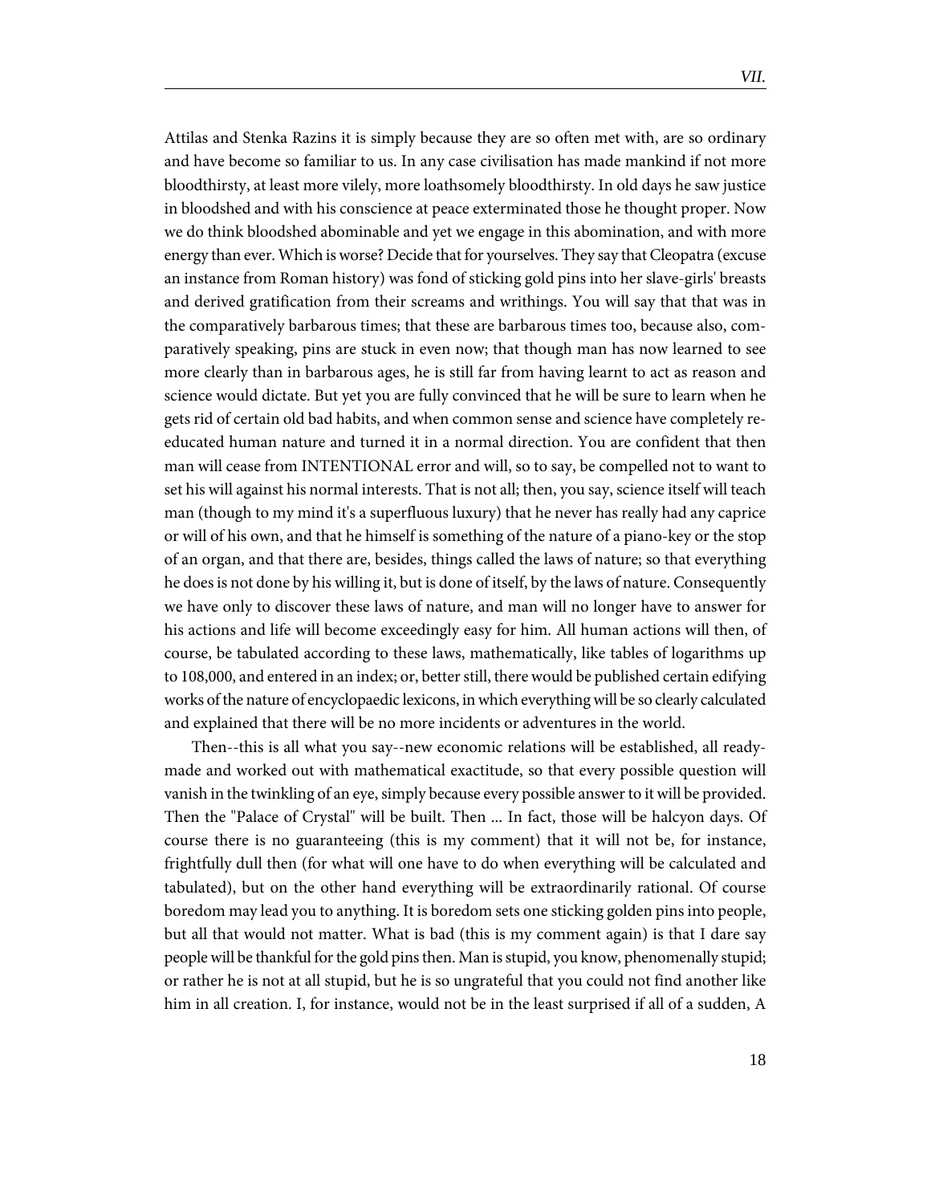Attilas and Stenka Razins it is simply because they are so often met with, are so ordinary and have become so familiar to us. In any case civilisation has made mankind if not more bloodthirsty, at least more vilely, more loathsomely bloodthirsty. In old days he saw justice in bloodshed and with his conscience at peace exterminated those he thought proper. Now we do think bloodshed abominable and yet we engage in this abomination, and with more energy than ever. Which is worse? Decide that for yourselves. They say that Cleopatra (excuse an instance from Roman history) was fond of sticking gold pins into her slave-girls' breasts and derived gratification from their screams and writhings. You will say that that was in the comparatively barbarous times; that these are barbarous times too, because also, comparatively speaking, pins are stuck in even now; that though man has now learned to see more clearly than in barbarous ages, he is still far from having learnt to act as reason and science would dictate. But yet you are fully convinced that he will be sure to learn when he gets rid of certain old bad habits, and when common sense and science have completely re-educated human nature and turned it in a normal direction. You are confident that then man will cease from INTENTIONAL error and will, so to say, be compelled not to want to set his will against his normal interests. That is not all; then, you say, science itself will teach man (though to my mind it's a superfluous luxury) that he never has really had any caprice or will of his own, and that he himself is something of the nature of a piano-key or the stop of an organ, and that there are, besides, things called the laws of nature; so that everything he does is not done by his willing it, but is done of itself, by the laws of nature. Consequently we have only to discover these laws of nature, and man will no longer have to answer for his actions and life will become exceedingly easy for him. All human actions will then, of course, be tabulated according to these laws, mathematically, like tables of logarithms up to 108,000, and entered in an index; or, better still, there would be published certain edifying works of the nature of encyclopaedic lexicons, in which everything will be so clearly calculated and explained that there will be no more incidents or adventures in the world.

Then--this is all what you say--new economic relations will be established, all ready-made and worked out with mathematical exactitude, so that every possible question will vanish in the twinkling of an eye, simply because every possible answer to it will be provided. Then the "Palace of Crystal" will be built. Then ... In fact, those will be halcyon days. Of course there is no guaranteeing (this is my comment) that it will not be, for instance, frightfully dull then (for what will one have to do when everything will be calculated and tabulated), but on the other hand everything will be extraordinarily rational. Of course boredom may lead you to anything. It is boredom sets one sticking golden pins into people, but all that would not matter. What is bad (this is my comment again) is that I dare say people will be thankful for the gold pins then. Man is stupid, you know, phenomenally stupid; or rather he is not at all stupid, but he is so ungrateful that you could not find another like him in all creation. I, for instance, would not be in the least surprised if all of a sudden, A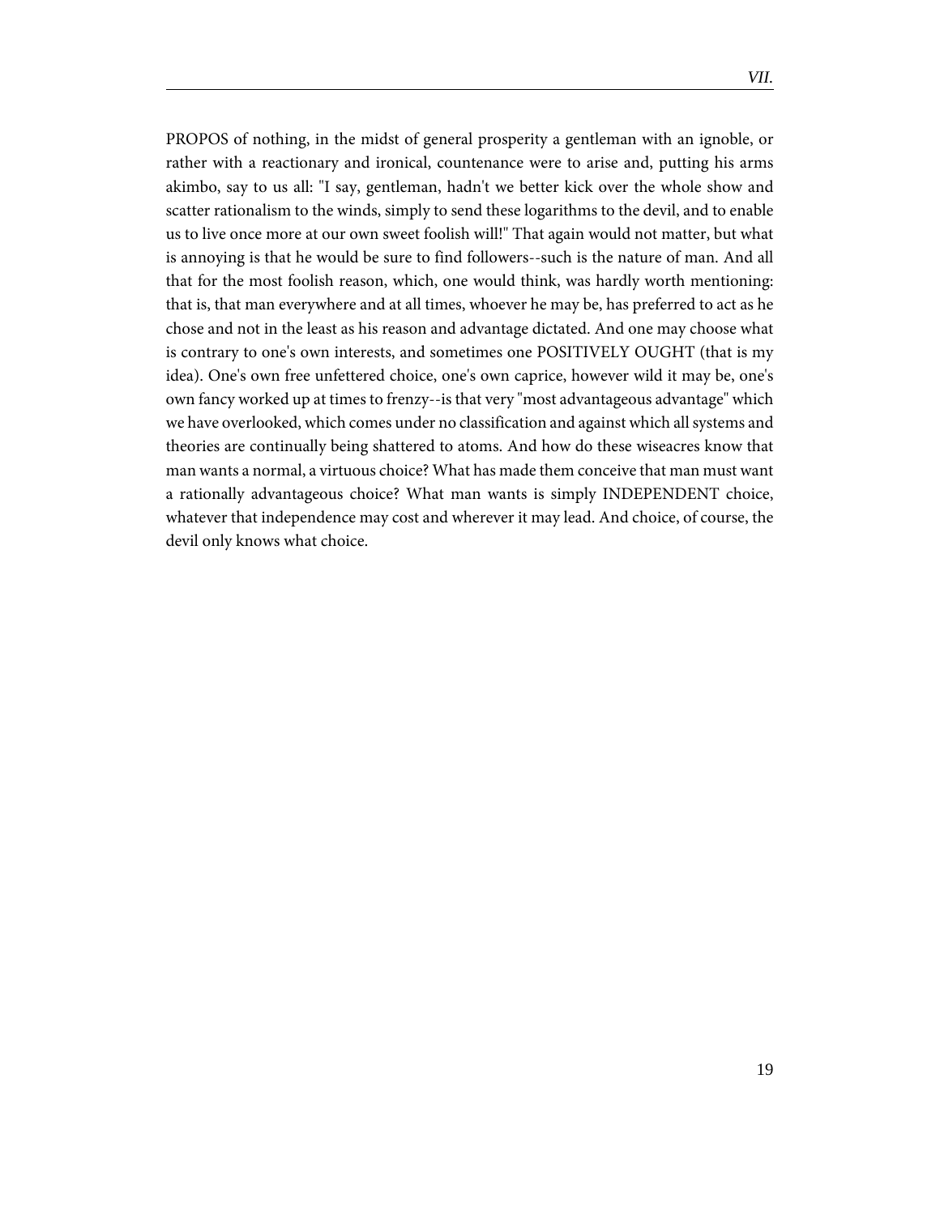PROPOS of nothing, in the midst of general prosperity a gentleman with an ignoble, or rather with a reactionary and ironical, countenance were to arise and, putting his arms akimbo, say to us all: "I say, gentleman, hadn't we better kick over the whole show and scatter rationalism to the winds, simply to send these logarithms to the devil, and to enable us to live once more at our own sweet foolish will!" That again would not matter, but what is annoying is that he would be sure to find followers--such is the nature of man. And all that for the most foolish reason, which, one would think, was hardly worth mentioning: that is, that man everywhere and at all times, whoever he may be, has preferred to act as he chose and not in the least as his reason and advantage dictated. And one may choose what is contrary to one's own interests, and sometimes one POSITIVELY OUGHT (that is my idea). One's own free unfettered choice, one's own caprice, however wild it may be, one's own fancy worked up at times to frenzy--is that very "most advantageous advantage" which we have overlooked, which comes under no classification and against which all systems and theories are continually being shattered to atoms. And how do these wiseacres know that man wants a normal, a virtuous choice? What has made them conceive that man must want a rationally advantageous choice? What man wants is simply INDEPENDENT choice, whatever that independence may cost and wherever it may lead. And choice, of course, the devil only knows what choice.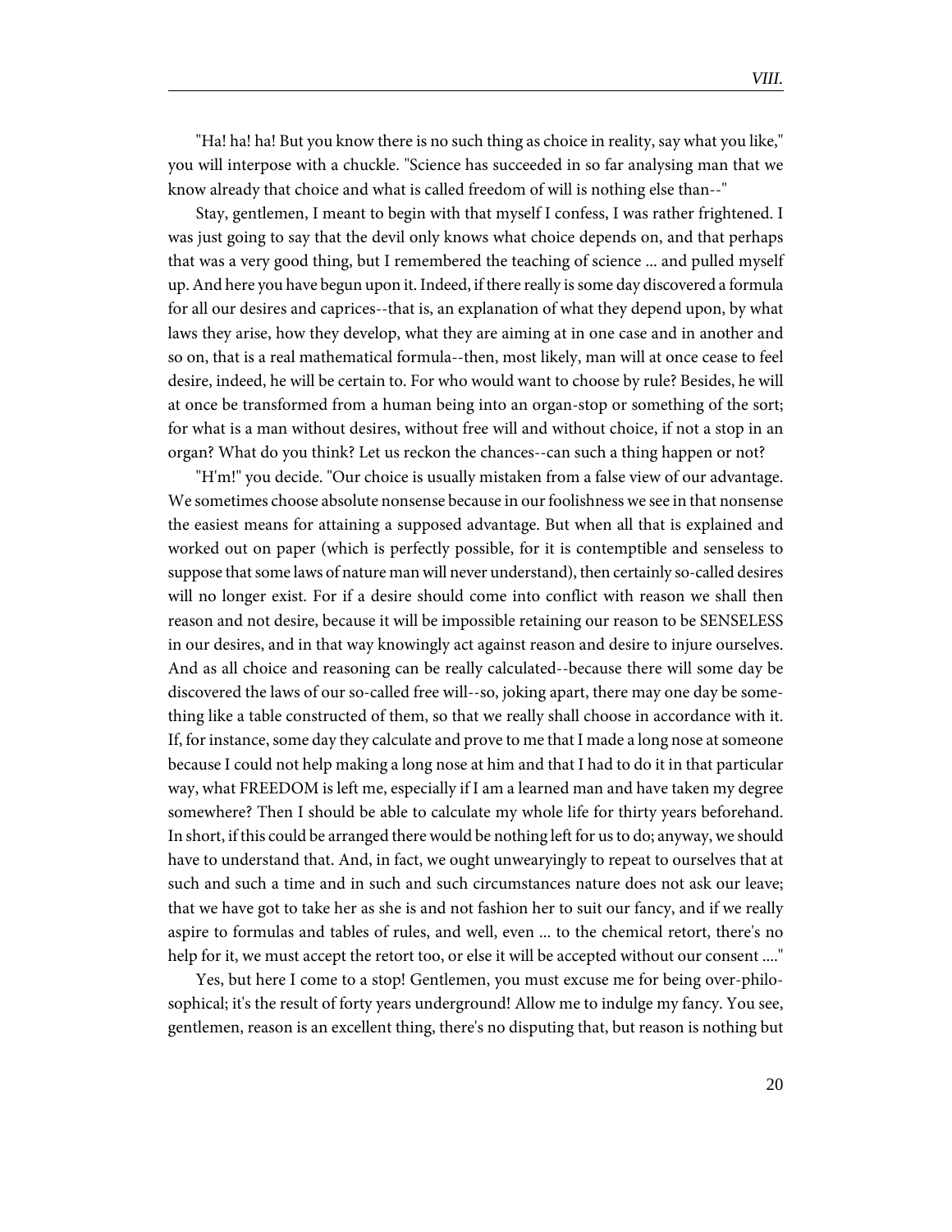"Ha! ha! ha! But you know there is no such thing as choice in reality, say what you like," you will interpose with a chuckle. "Science has succeeded in so far analysing man that we know already that choice and what is called freedom of will is nothing else than--"

Stay, gentlemen, I meant to begin with that myself I confess, I was rather frightened. I was just going to say that the devil only knows what choice depends on, and that perhaps that was a very good thing, but I remembered the teaching of science ... and pulled myself up. And here you have begun upon it. Indeed, if there really is some day discovered a formula for all our desires and caprices--that is, an explanation of what they depend upon, by what laws they arise, how they develop, what they are aiming at in one case and in another and so on, that is a real mathematical formula--then, most likely, man will at once cease to feel desire, indeed, he will be certain to. For who would want to choose by rule? Besides, he will at once be transformed from a human being into an organ-stop or something of the sort; for what is a man without desires, without free will and without choice, if not a stop in an organ? What do you think? Let us reckon the chances--can such a thing happen or not?

"H'm!" you decide. "Our choice is usually mistaken from a false view of our advantage. We sometimes choose absolute nonsense because in our foolishness we see in that nonsense the easiest means for attaining a supposed advantage. But when all that is explained and worked out on paper (which is perfectly possible, for it is contemptible and senseless to suppose that some laws of nature man will never understand), then certainly so-called desires will no longer exist. For if a desire should come into conflict with reason we shall then reason and not desire, because it will be impossible retaining our reason to be SENSELESS in our desires, and in that way knowingly act against reason and desire to injure ourselves. And as all choice and reasoning can be really calculated--because there will some day be discovered the laws of our so-called free will--so, joking apart, there may one day be something like a table constructed of them, so that we really shall choose in accordance with it. If, for instance, some day they calculate and prove to me that I made a long nose at someone because I could not help making a long nose at him and that I had to do it in that particular way, what FREEDOM is left me, especially if I am a learned man and have taken my degree somewhere? Then I should be able to calculate my whole life for thirty years beforehand. In short, if this could be arranged there would be nothing left for us to do; anyway, we should have to understand that. And, in fact, we ought unweariyingly to repeat to ourselves that at such and such a time and in such and such circumstances nature does not ask our leave; that we have got to take her as she is and not fashion her to suit our fancy, and if we really aspire to formulas and tables of rules, and well, even ... to the chemical retort, there's no help for it, we must accept the retort too, or else it will be accepted without our consent ...."

Yes, but here I come to a stop! Gentlemen, you must excuse me for being over-philosophical; it's the result of forty years underground! Allow me to indulge my fancy. You see, gentlemen, reason is an excellent thing, there's no disputing that, but reason is nothing but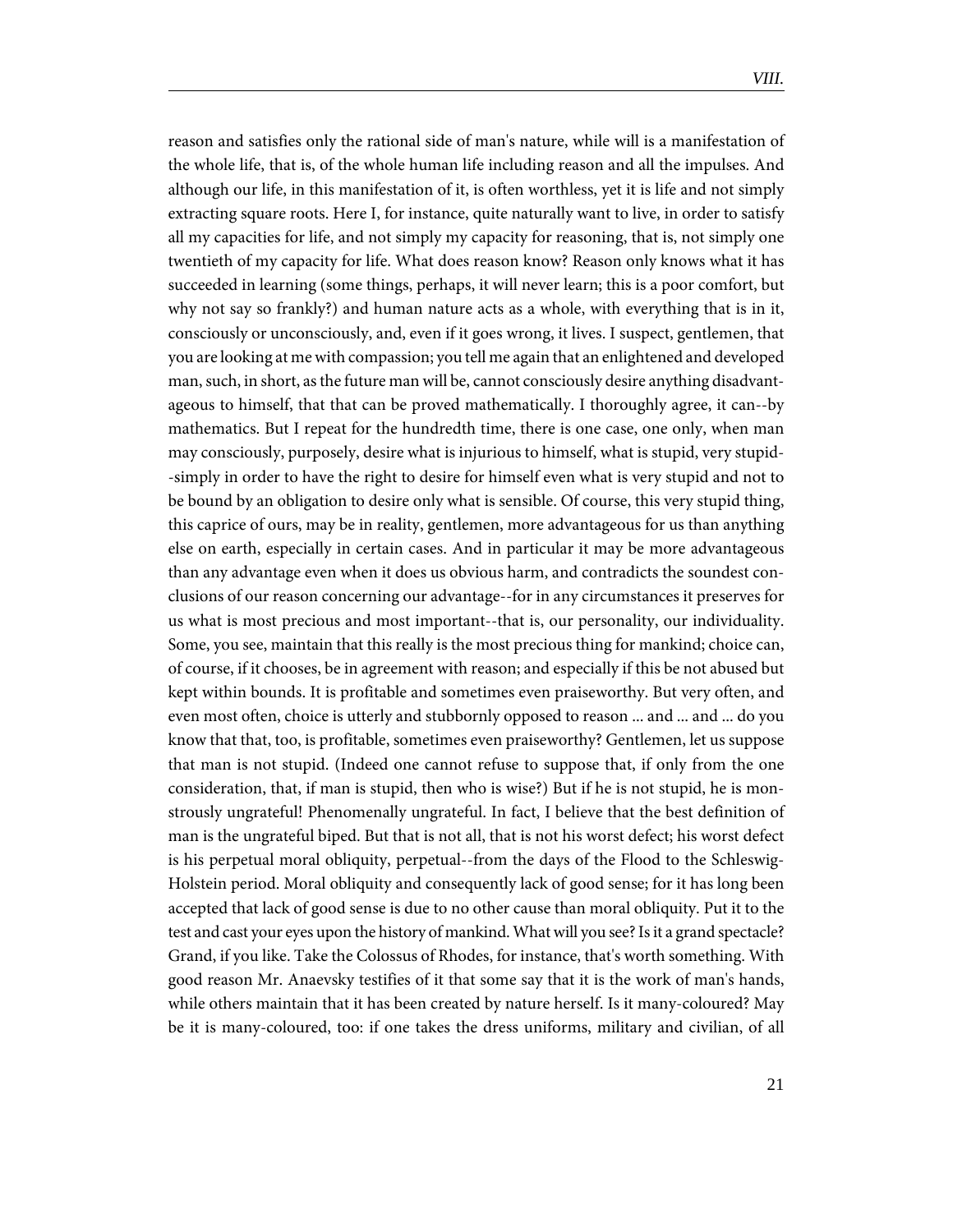reason and satisfies only the rational side of man's nature, while will is a manifestation of the whole life, that is, of the whole human life including reason and all the impulses. And although our life, in this manifestation of it, is often worthless, yet it is life and not simply extracting square roots. Here I, for instance, quite naturally want to live, in order to satisfy all my capacities for life, and not simply my capacity for reasoning, that is, not simply one twentieth of my capacity for life. What does reason know? Reason only knows what it has succeeded in learning (some things, perhaps, it will never learn; this is a poor comfort, but why not say so frankly?) and human nature acts as a whole, with everything that is in it, consciously or unconsciously, and, even if it goes wrong, it lives. I suspect, gentlemen, that you are looking at me with compassion; you tell me again that an enlightened and developed man, such, in short, as the future man will be, cannot consciously desire anything disadvantageous to himself, that that can be proved mathematically. I thoroughly agree, it can--by mathematics. But I repeat for the hundredth time, there is one case, one only, when man may consciously, purposely, desire what is injurious to himself, what is stupid, very stupid--simply in order to have the right to desire for himself even what is very stupid and not to be bound by an obligation to desire only what is sensible. Of course, this very stupid thing, this caprice of ours, may be in reality, gentlemen, more advantageous for us than anything else on earth, especially in certain cases. And in particular it may be more advantageous than any advantage even when it does us obvious harm, and contradicts the soundest conclusions of our reason concerning our advantage--for in any circumstances it preserves for us what is most precious and most important--that is, our personality, our individuality. Some, you see, maintain that this really is the most precious thing for mankind; choice can, of course, if it chooses, be in agreement with reason; and especially if this be not abused but kept within bounds. It is profitable and sometimes even praiseworthy. But very often, and even most often, choice is utterly and stubbornly opposed to reason ... and ... and ... do you know that that, too, is profitable, sometimes even praiseworthy? Gentlemen, let us suppose that man is not stupid. (Indeed one cannot refuse to suppose that, if only from the one consideration, that, if man is stupid, then who is wise?) But if he is not stupid, he is monstrously ungrateful! Phenomenally ungrateful. In fact, I believe that the best definition of man is the ungrateful biped. But that is not all, that is not his worst defect; his worst defect is his perpetual moral obliquity, perpetual--from the days of the Flood to the Schleswig-Holstein period. Moral obliquity and consequently lack of good sense; for it has long been accepted that lack of good sense is due to no other cause than moral obliquity. Put it to the test and cast your eyes upon the history of mankind. What will you see? Is it a grand spectacle? Grand, if you like. Take the Colossus of Rhodes, for instance, that's worth something. With good reason Mr. Anaevsky testifies of it that some say that it is the work of man's hands, while others maintain that it has been created by nature herself. Is it many-coloured? May be it is many-coloured, too: if one takes the dress uniforms, military and civilian, of all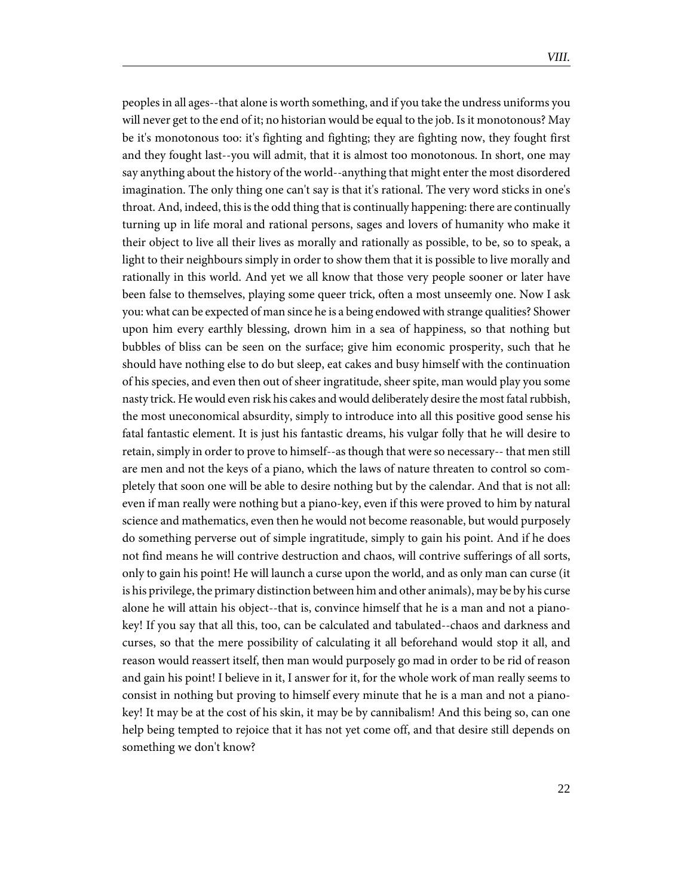peoples in all ages--that alone is worth something, and if you take the undress uniforms you will never get to the end of it; no historian would be equal to the job. Is it monotonous? May be it's monotonous too: it's fighting and fighting; they are fighting now, they fought first and they fought last--you will admit, that it is almost too monotonous. In short, one may say anything about the history of the world--anything that might enter the most disordered imagination. The only thing one can't say is that it's rational. The very word sticks in one's throat. And, indeed, this is the odd thing that is continually happening: there are continually turning up in life moral and rational persons, sages and lovers of humanity who make it their object to live all their lives as morally and rationally as possible, to be, so to speak, a light to their neighbours simply in order to show them that it is possible to live morally and rationally in this world. And yet we all know that those very people sooner or later have been false to themselves, playing some queer trick, often a most unseemly one. Now I ask you: what can be expected of man since he is a being endowed with strange qualities? Shower upon him every earthly blessing, drown him in a sea of happiness, so that nothing but bubbles of bliss can be seen on the surface; give him economic prosperity, such that he should have nothing else to do but sleep, eat cakes and busy himself with the continuation of his species, and even then out of sheer ingratitude, sheer spite, man would play you some nasty trick. He would even risk his cakes and would deliberately desire the most fatal rubbish, the most uneconomical absurdity, simply to introduce into all this positive good sense his fatal fantastic element. It is just his fantastic dreams, his vulgar folly that he will desire to retain, simply in order to prove to himself--as though that were so necessary-- that men still are men and not the keys of a piano, which the laws of nature threaten to control so completely that soon one will be able to desire nothing but by the calendar. And that is not all: even if man really were nothing but a piano-key, even if this were proved to him by natural science and mathematics, even then he would not become reasonable, but would purposely do something perverse out of simple ingratitude, simply to gain his point. And if he does not find means he will contrive destruction and chaos, will contrive sufferings of all sorts, only to gain his point! He will launch a curse upon the world, and as only man can curse (it is his privilege, the primary distinction between him and other animals), may be by his curse alone he will attain his object--that is, convince himself that he is a man and not a piano-key! If you say that all this, too, can be calculated and tabulated--chaos and darkness and curses, so that the mere possibility of calculating it all beforehand would stop it all, and reason would reassert itself, then man would purposely go mad in order to be rid of reason and gain his point! I believe in it, I answer for it, for the whole work of man really seems to consist in nothing but proving to himself every minute that he is a man and not a piano-key! It may be at the cost of his skin, it may be by cannibalism! And this being so, can one help being tempted to rejoice that it has not yet come off, and that desire still depends on something we don't know?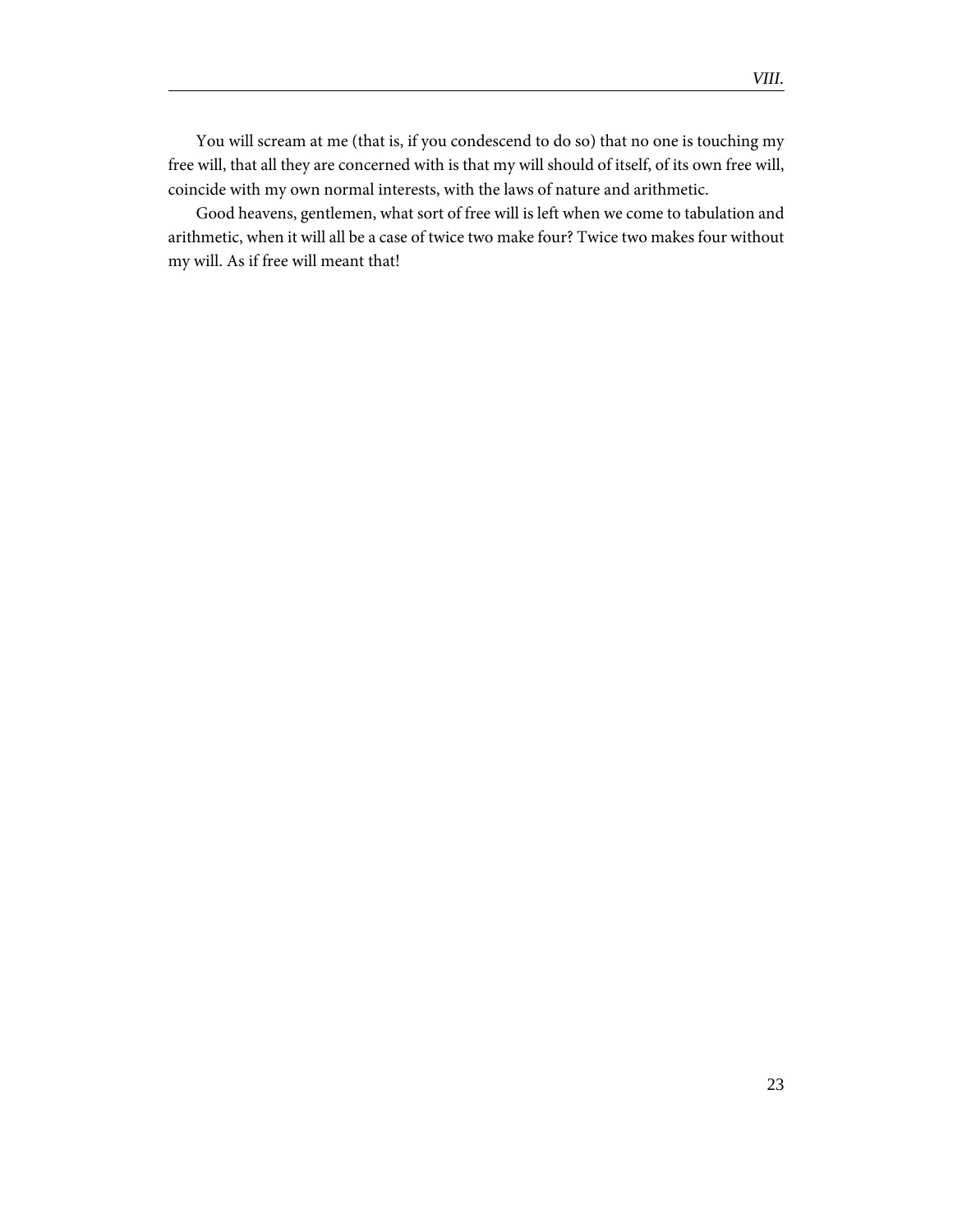You will scream at me (that is, if you condescend to do so) that no one is touching my free will, that all they are concerned with is that my will should of itself, of its own free will, coincide with my own normal interests, with the laws of nature and arithmetic.

Good heavens, gentlemen, what sort of free will is left when we come to tabulation and arithmetic, when it will all be a case of twice two make four? Twice two makes four without my will. As if free will meant that!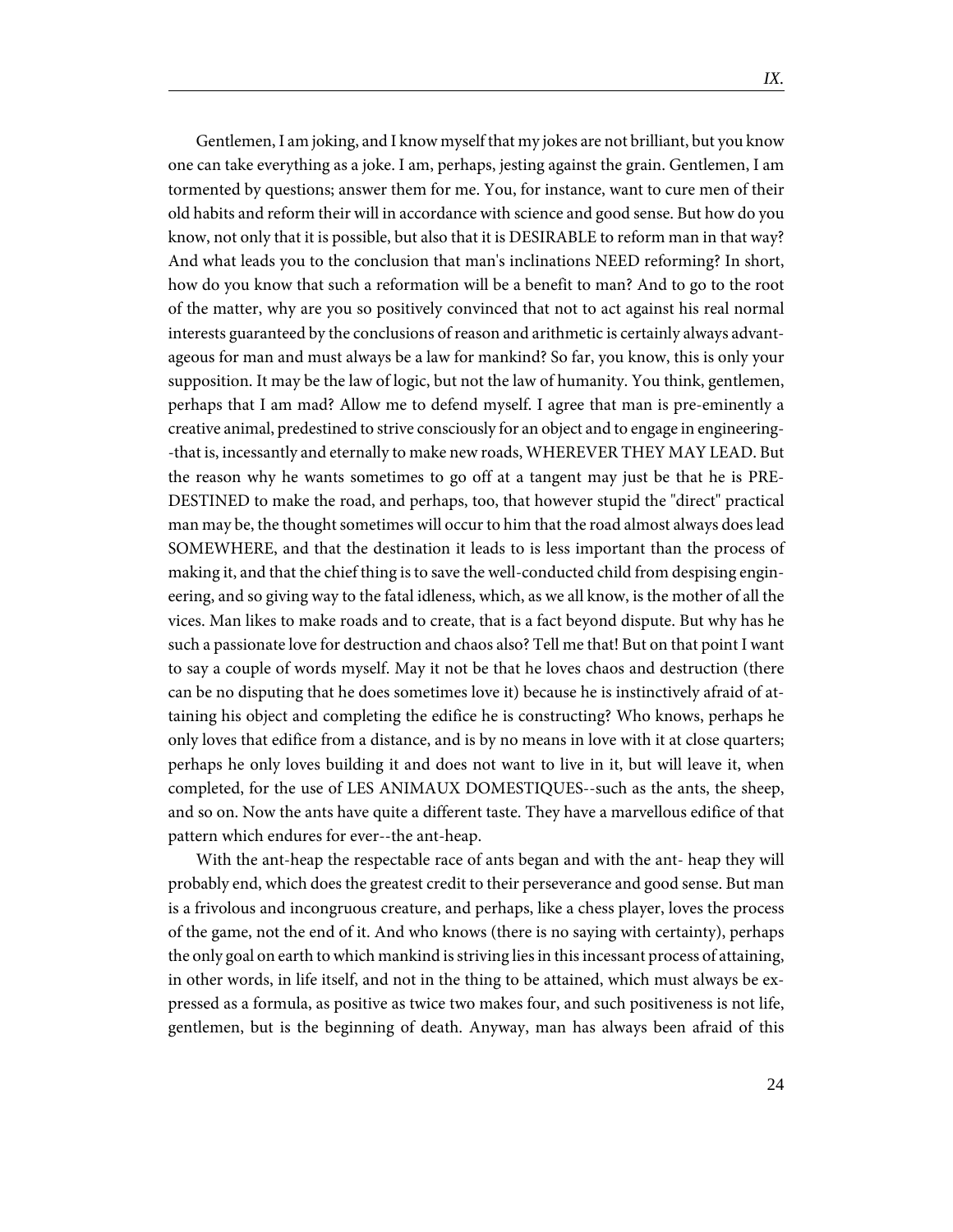Gentlemen, I am joking, and I know myself that my jokes are not brilliant, but you know one can take everything as a joke. I am, perhaps, jesting against the grain. Gentlemen, I am tormented by questions; answer them for me. You, for instance, want to cure men of their old habits and reform their will in accordance with science and good sense. But how do you know, not only that it is possible, but also that it is DESIRABLE to reform man in that way? And what leads you to the conclusion that man's inclinations NEED reforming? In short, how do you know that such a reformation will be a benefit to man? And to go to the root of the matter, why are you so positively convinced that not to act against his real normal interests guaranteed by the conclusions of reason and arithmetic is certainly always advantageous for man and must always be a law for mankind? So far, you know, this is only your supposition. It may be the law of logic, but not the law of humanity. You think, gentlemen, perhaps that I am mad? Allow me to defend myself. I agree that man is pre-eminently a creative animal, predestined to strive consciously for an object and to engage in engineering--that is, incessantly and eternally to make new roads, WHEREVER THEY MAY LEAD. But the reason why he wants sometimes to go off at a tangent may just be that he is PREDESTINED to make the road, and perhaps, too, that however stupid the "direct" practical man may be, the thought sometimes will occur to him that the road almost always does lead SOMEWHERE, and that the destination it leads to is less important than the process of making it, and that the chief thing is to save the well-conducted child from despising engineering, and so giving way to the fatal idleness, which, as we all know, is the mother of all the vices. Man likes to make roads and to create, that is a fact beyond dispute. But why has he such a passionate love for destruction and chaos also? Tell me that! But on that point I want to say a couple of words myself. May it not be that he loves chaos and destruction (there can be no disputing that he does sometimes love it) because he is instinctively afraid of attaining his object and completing the edifice he is constructing? Who knows, perhaps he only loves that edifice from a distance, and is by no means in love with it at close quarters; perhaps he only loves building it and does not want to live in it, but will leave it, when completed, for the use of LES ANIMAUX DOMESTIQUES--such as the ants, the sheep, and so on. Now the ants have quite a different taste. They have a marvellous edifice of that pattern which endures for ever--the ant-heap.

With the ant-heap the respectable race of ants began and with the ant- heap they will probably end, which does the greatest credit to their perseverance and good sense. But man is a frivolous and incongruous creature, and perhaps, like a chess player, loves the process of the game, not the end of it. And who knows (there is no saying with certainty), perhaps the only goal on earth to which mankind is striving lies in this incessant process of attaining, in other words, in life itself, and not in the thing to be attained, which must always be expressed as a formula, as positive as twice two makes four, and such positiveness is not life, gentlemen, but is the beginning of death. Anyway, man has always been afraid of this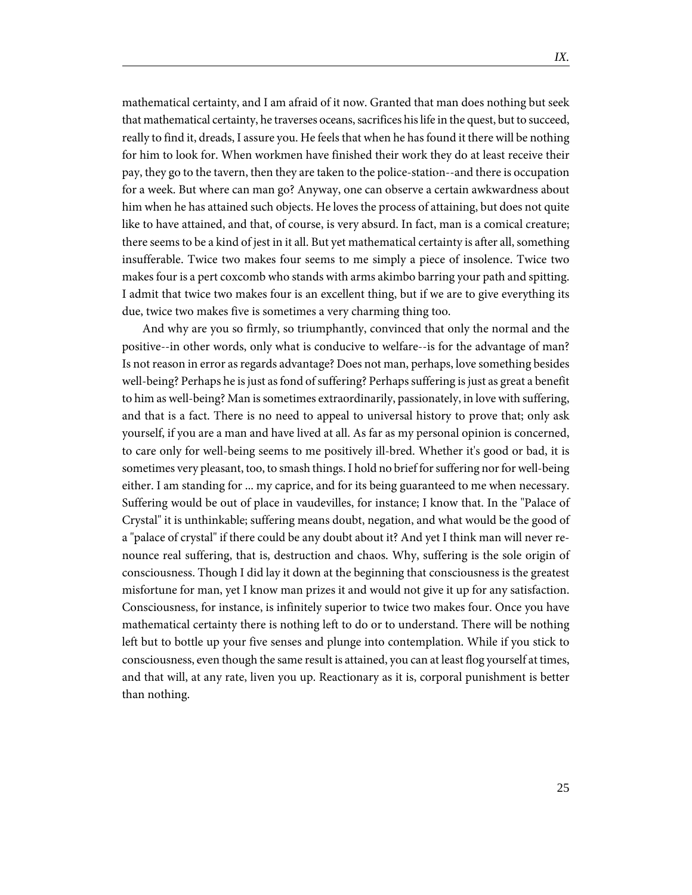mathematical certainty, and I am afraid of it now. Granted that man does nothing but seek that mathematical certainty, he traverses oceans, sacrifices his life in the quest, but to succeed, really to find it, dreads, I assure you. He feels that when he has found it there will be nothing for him to look for. When workmen have finished their work they do at least receive their pay, they go to the tavern, then they are taken to the police-station--and there is occupation for a week. But where can man go? Anyway, one can observe a certain awkwardness about him when he has attained such objects. He loves the process of attaining, but does not quite like to have attained, and that, of course, is very absurd. In fact, man is a comical creature; there seems to be a kind of jest in it all. But yet mathematical certainty is after all, something insufferable. Twice two makes four seems to me simply a piece of insolence. Twice two makes four is a pert coxcomb who stands with arms akimbo barring your path and spitting. I admit that twice two makes four is an excellent thing, but if we are to give everything its due, twice two makes five is sometimes a very charming thing too.

And why are you so firmly, so triumphantly, convinced that only the normal and the positive--in other words, only what is conducive to welfare--is for the advantage of man? Is not reason in error as regards advantage? Does not man, perhaps, love something besides well-being? Perhaps he is just as fond of suffering? Perhaps suffering is just as great a benefit to him as well-being? Man is sometimes extraordinarily, passionately, in love with suffering, and that is a fact. There is no need to appeal to universal history to prove that; only ask yourself, if you are a man and have lived at all. As far as my personal opinion is concerned, to care only for well-being seems to me positively ill-bred. Whether it's good or bad, it is sometimes very pleasant, too, to smash things. I hold no brief for suffering nor for well-being either. I am standing for ... my caprice, and for its being guaranteed to me when necessary. Suffering would be out of place in vaudevilles, for instance; I know that. In the "Palace of Crystal" it is unthinkable; suffering means doubt, negation, and what would be the good of a "palace of crystal" if there could be any doubt about it? And yet I think man will never renounce real suffering, that is, destruction and chaos. Why, suffering is the sole origin of consciousness. Though I did lay it down at the beginning that consciousness is the greatest misfortune for man, yet I know man prizes it and would not give it up for any satisfaction. Consciousness, for instance, is infinitely superior to twice two makes four. Once you have mathematical certainty there is nothing left to do or to understand. There will be nothing left but to bottle up your five senses and plunge into contemplation. While if you stick to consciousness, even though the same result is attained, you can at least flog yourself at times, and that will, at any rate, liven you up. Reactionary as it is, corporal punishment is better than nothing.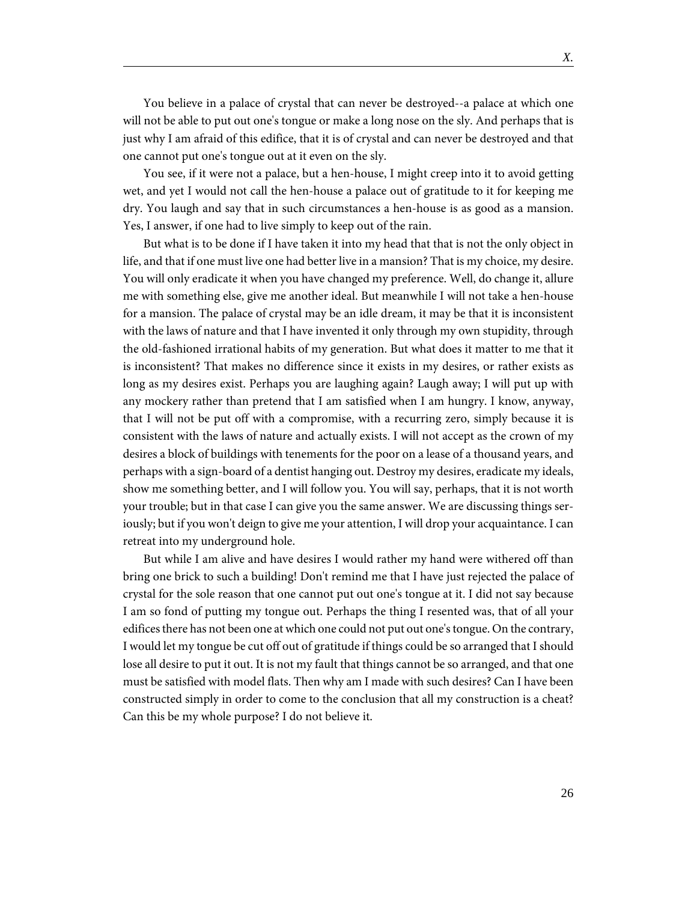You believe in a palace of crystal that can never be destroyed--a palace at which one will not be able to put out one's tongue or make a long nose on the sly. And perhaps that is just why I am afraid of this edifice, that it is of crystal and can never be destroyed and that one cannot put one's tongue out at it even on the sly.

You see, if it were not a palace, but a hen-house, I might creep into it to avoid getting wet, and yet I would not call the hen-house a palace out of gratitude to it for keeping me dry. You laugh and say that in such circumstances a hen-house is as good as a mansion. Yes, I answer, if one had to live simply to keep out of the rain.

But what is to be done if I have taken it into my head that that is not the only object in life, and that if one must live one had better live in a mansion? That is my choice, my desire. You will only eradicate it when you have changed my preference. Well, do change it, allure me with something else, give me another ideal. But meanwhile I will not take a hen-house for a mansion. The palace of crystal may be an idle dream, it may be that it is inconsistent with the laws of nature and that I have invented it only through my own stupidity, through the old-fashioned irrational habits of my generation. But what does it matter to me that it is inconsistent? That makes no difference since it exists in my desires, or rather exists as long as my desires exist. Perhaps you are laughing again? Laugh away; I will put up with any mockery rather than pretend that I am satisfied when I am hungry. I know, anyway, that I will not be put off with a compromise, with a recurring zero, simply because it is consistent with the laws of nature and actually exists. I will not accept as the crown of my desires a block of buildings with tenements for the poor on a lease of a thousand years, and perhaps with a sign-board of a dentist hanging out. Destroy my desires, eradicate my ideals, show me something better, and I will follow you. You will say, perhaps, that it is not worth your trouble; but in that case I can give you the same answer. We are discussing things seriously; but if you won't deign to give me your attention, I will drop your acquaintance. I can retreat into my underground hole.

But while I am alive and have desires I would rather my hand were withered off than bring one brick to such a building! Don't remind me that I have just rejected the palace of crystal for the sole reason that one cannot put out one's tongue at it. I did not say because I am so fond of putting my tongue out. Perhaps the thing I resented was, that of all your edifices there has not been one at which one could not put out one's tongue. On the contrary, I would let my tongue be cut off out of gratitude if things could be so arranged that I should lose all desire to put it out. It is not my fault that things cannot be so arranged, and that one must be satisfied with model flats. Then why am I made with such desires? Can I have been constructed simply in order to come to the conclusion that all my construction is a cheat? Can this be my whole purpose? I do not believe it.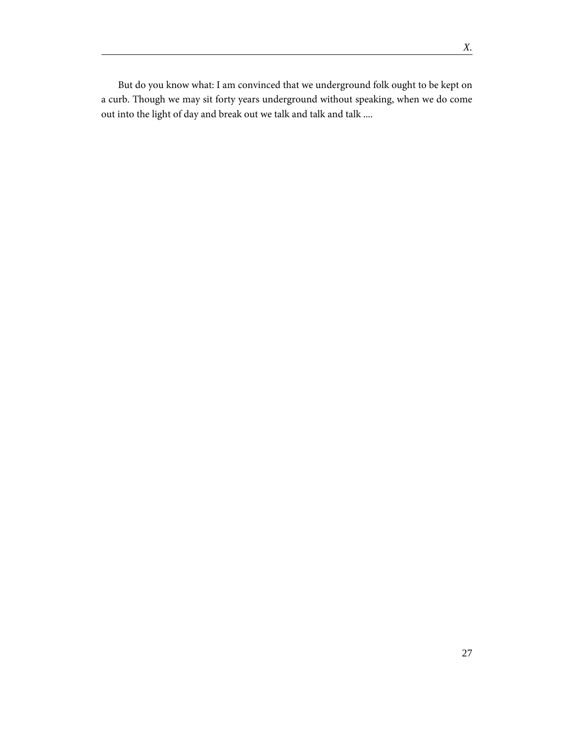But do you know what: I am convinced that we underground folk ought to be kept on a curb. Though we may sit forty years underground without speaking, when we do come out into the light of day and break out we talk and talk and talk ....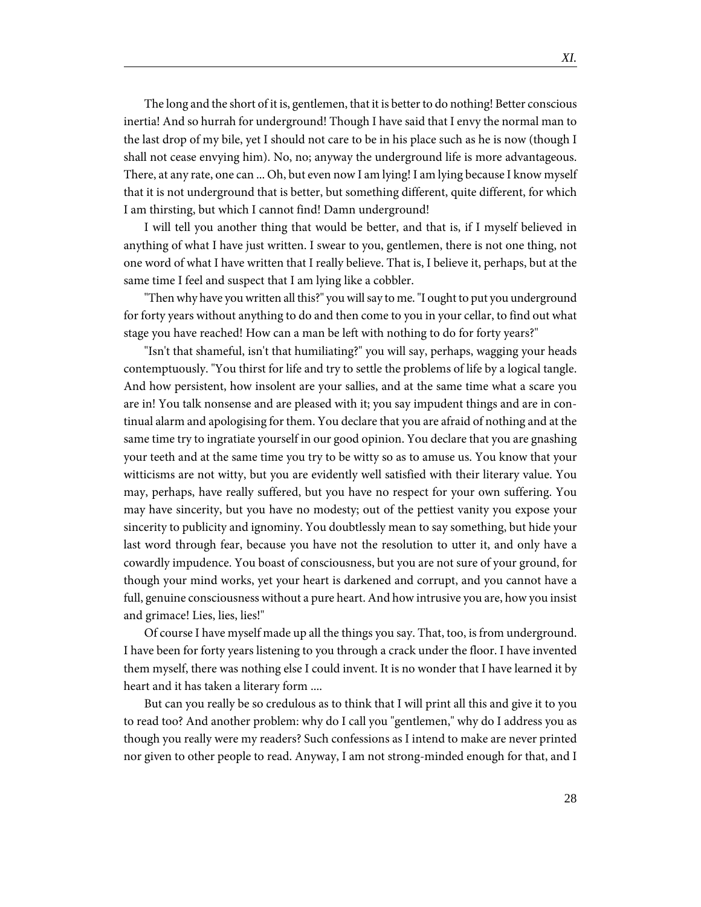The long and the short of it is, gentlemen, that it is better to do nothing! Better conscious inertia! And so hurrah for underground! Though I have said that I envy the normal man to the last drop of my bile, yet I should not care to be in his place such as he is now (though I shall not cease envying him). No, no; anyway the underground life is more advantageous. There, at any rate, one can ... Oh, but even now I am lying! I am lying because I know myself that it is not underground that is better, but something different, quite different, for which I am thirsting, but which I cannot find! Damn underground!

I will tell you another thing that would be better, and that is, if I myself believed in anything of what I have just written. I swear to you, gentlemen, there is not one thing, not one word of what I have written that I really believe. That is, I believe it, perhaps, but at the same time I feel and suspect that I am lying like a cobbler.

"Then why have you written all this?" you will say to me. "I ought to put you underground for forty years without anything to do and then come to you in your cellar, to find out what stage you have reached! How can a man be left with nothing to do for forty years?"

"Isn't that shameful, isn't that humiliating?" you will say, perhaps, wagging your heads contemptuously. "You thirst for life and try to settle the problems of life by a logical tangle. And how persistent, how insolent are your sallies, and at the same time what a scare you are in! You talk nonsense and are pleased with it; you say impudent things and are in continual alarm and apologising for them. You declare that you are afraid of nothing and at the same time try to ingratiate yourself in our good opinion. You declare that you are gnashing your teeth and at the same time you try to be witty so as to amuse us. You know that your witticisms are not witty, but you are evidently well satisfied with their literary value. You may, perhaps, have really suffered, but you have no respect for your own suffering. You may have sincerity, but you have no modesty; out of the pettiest vanity you expose your sincerity to publicity and ignominy. You doubtlessly mean to say something, but hide your last word through fear, because you have not the resolution to utter it, and only have a cowardly impudence. You boast of consciousness, but you are not sure of your ground, for though your mind works, yet your heart is darkened and corrupt, and you cannot have a full, genuine consciousness without a pure heart. And how intrusive you are, how you insist and grimace! Lies, lies, lies!"

Of course I have myself made up all the things you say. That, too, is from underground. I have been for forty years listening to you through a crack under the floor. I have invented them myself, there was nothing else I could invent. It is no wonder that I have learned it by heart and it has taken a literary form ....

But can you really be so credulous as to think that I will print all this and give it to you to read too? And another problem: why do I call you "gentlemen," why do I address you as though you really were my readers? Such confessions as I intend to make are never printed nor given to other people to read. Anyway, I am not strong-minded enough for that, and I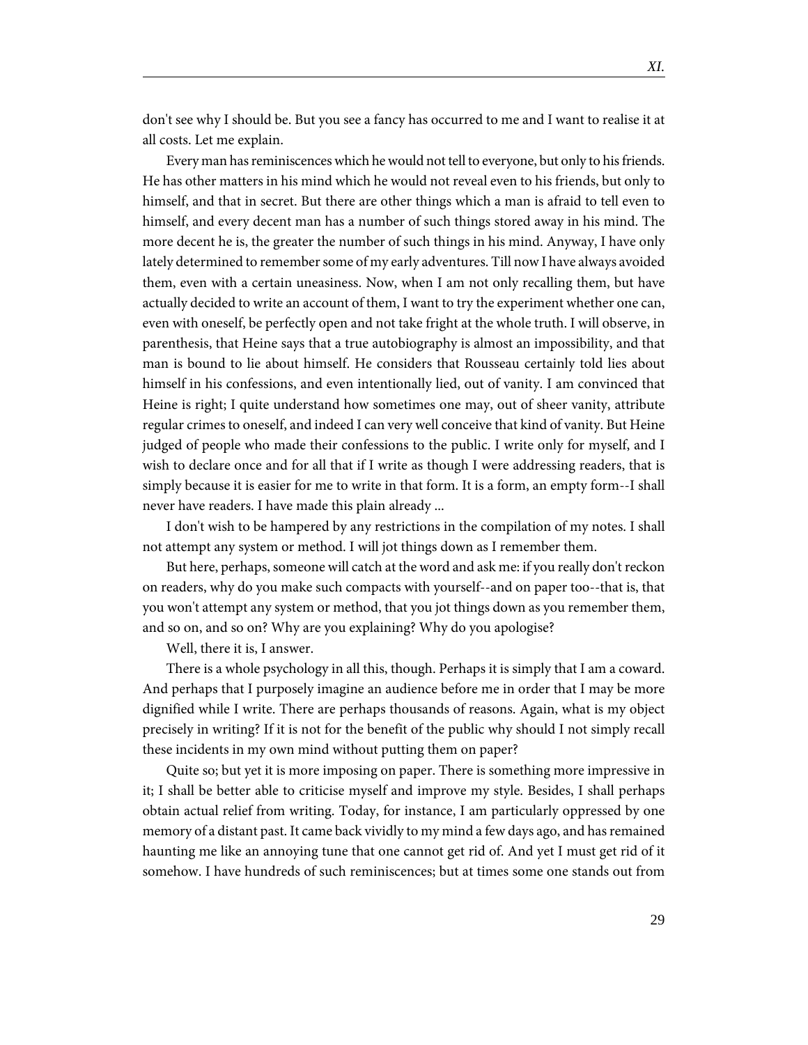don't see why I should be. But you see a fancy has occurred to me and I want to realise it at all costs. Let me explain.

Every man has reminiscences which he would not tell to everyone, but only to his friends. He has other matters in his mind which he would not reveal even to his friends, but only to himself, and that in secret. But there are other things which a man is afraid to tell even to himself, and every decent man has a number of such things stored away in his mind. The more decent he is, the greater the number of such things in his mind. Anyway, I have only lately determined to remember some of my early adventures. Till now I have always avoided them, even with a certain uneasiness. Now, when I am not only recalling them, but have actually decided to write an account of them, I want to try the experiment whether one can, even with oneself, be perfectly open and not take fright at the whole truth. I will observe, in parenthesis, that Heine says that a true autobiography is almost an impossibility, and that man is bound to lie about himself. He considers that Rousseau certainly told lies about himself in his confessions, and even intentionally lied, out of vanity. I am convinced that Heine is right; I quite understand how sometimes one may, out of sheer vanity, attribute regular crimes to oneself, and indeed I can very well conceive that kind of vanity. But Heine judged of people who made their confessions to the public. I write only for myself, and I wish to declare once and for all that if I write as though I were addressing readers, that is simply because it is easier for me to write in that form. It is a form, an empty form--I shall never have readers. I have made this plain already ...

I don't wish to be hampered by any restrictions in the compilation of my notes. I shall not attempt any system or method. I will jot things down as I remember them.

But here, perhaps, someone will catch at the word and ask me: if you really don't reckon on readers, why do you make such compacts with yourself--and on paper too--that is, that you won't attempt any system or method, that you jot things down as you remember them, and so on, and so on? Why are you explaining? Why do you apologise?

Well, there it is, I answer.

There is a whole psychology in all this, though. Perhaps it is simply that I am a coward. And perhaps that I purposely imagine an audience before me in order that I may be more dignified while I write. There are perhaps thousands of reasons. Again, what is my object precisely in writing? If it is not for the benefit of the public why should I not simply recall these incidents in my own mind without putting them on paper?

Quite so; but yet it is more imposing on paper. There is something more impressive in it; I shall be better able to criticise myself and improve my style. Besides, I shall perhaps obtain actual relief from writing. Today, for instance, I am particularly oppressed by one memory of a distant past. It came back vividly to my mind a few days ago, and has remained haunting me like an annoying tune that one cannot get rid of. And yet I must get rid of it somehow. I have hundreds of such reminiscences; but at times some one stands out from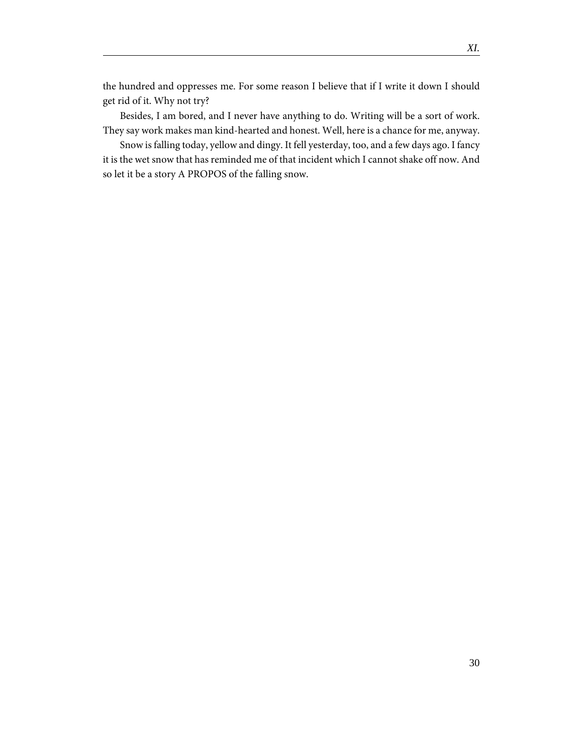the hundred and oppresses me. For some reason I believe that if I write it down I should get rid of it. Why not try?

Besides, I am bored, and I never have anything to do. Writing will be a sort of work. They say work makes man kind-hearted and honest. Well, here is a chance for me, anyway.

Snow is falling today, yellow and dingy. It fell yesterday, too, and a few days ago. I fancy it is the wet snow that has reminded me of that incident which I cannot shake off now. And so let it be a story A PROPOS of the falling snow.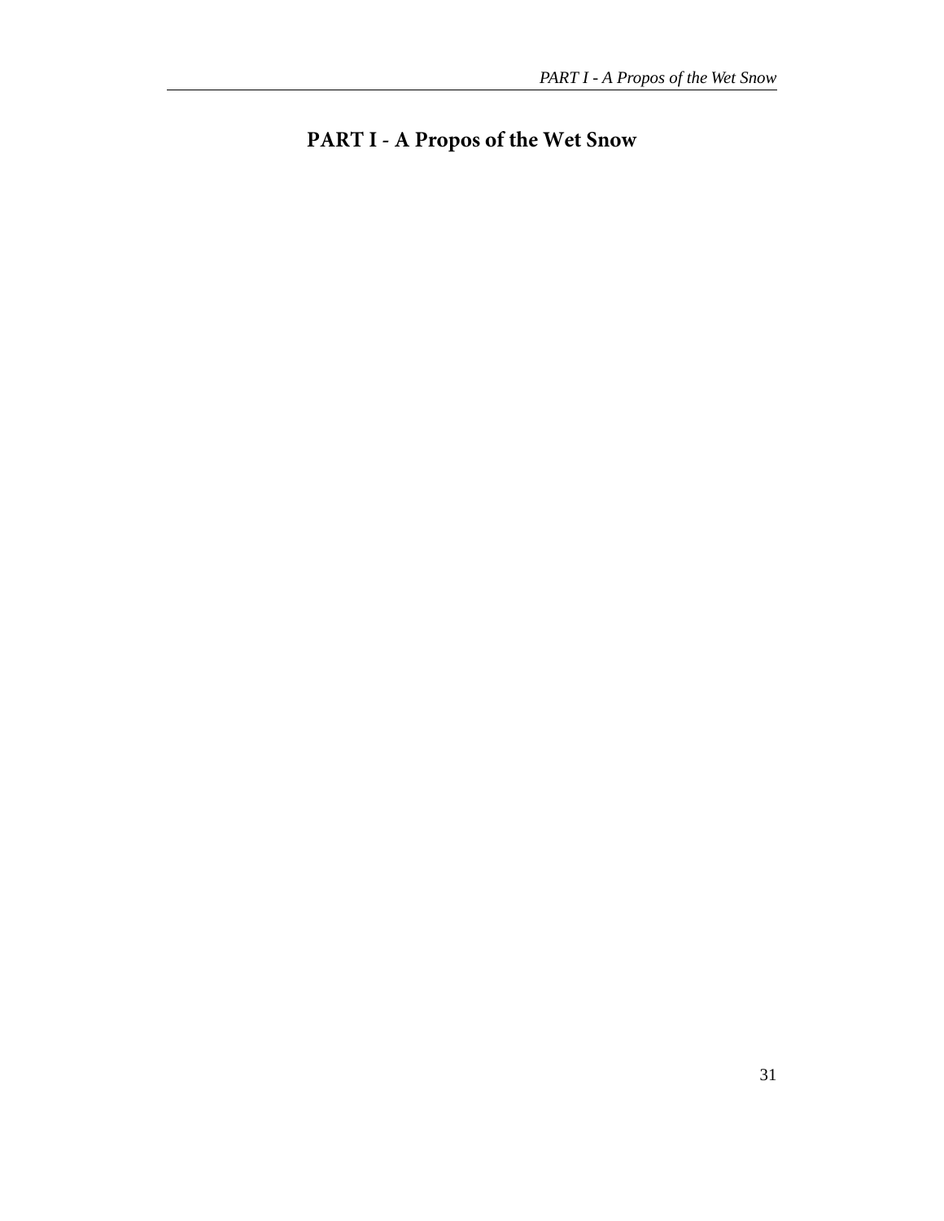# PART I - A Propos of the Wet Snow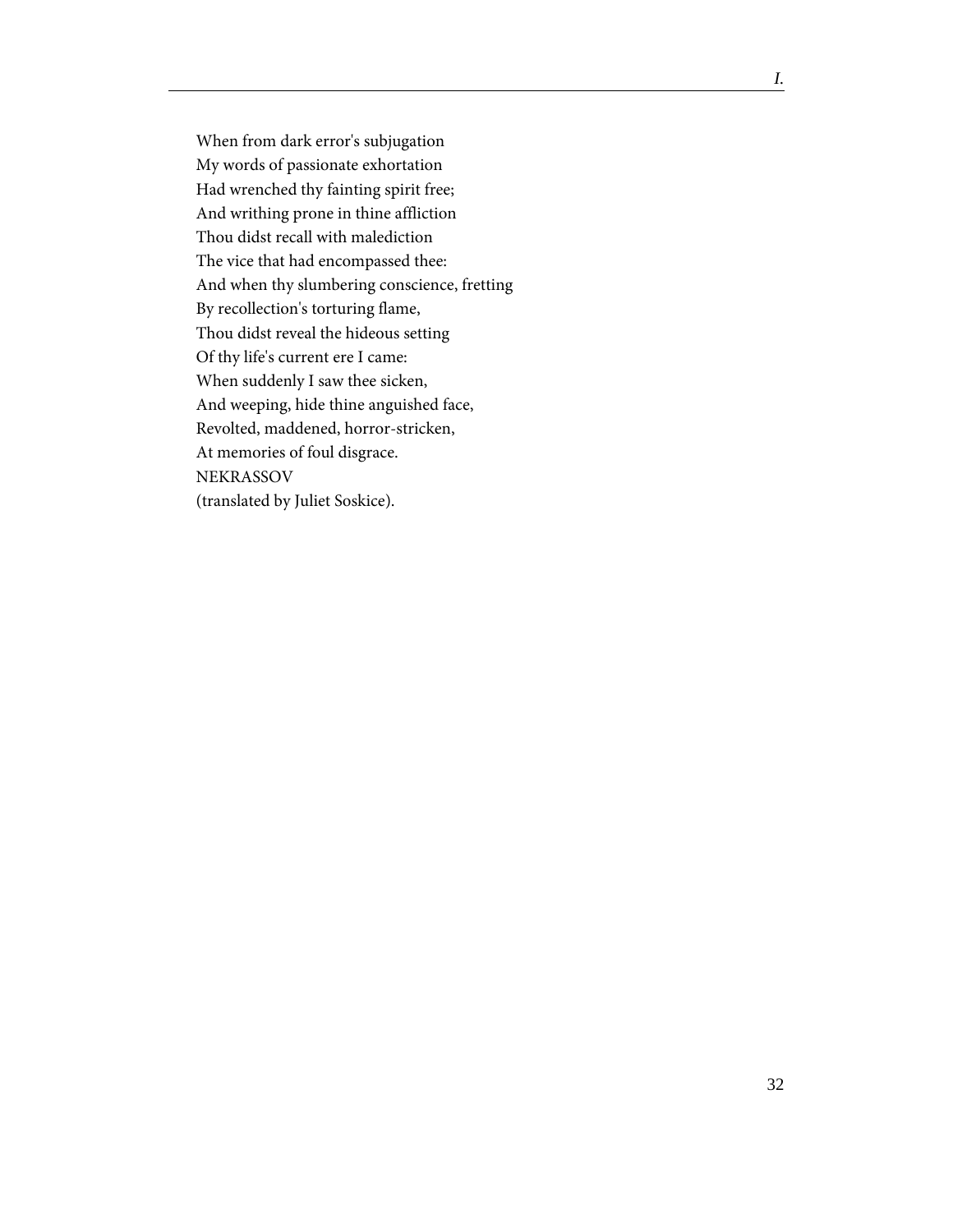When from dark error's subjugation  
My words of passionate exhortation  
Had wrenched thy fainting spirit free;  
And writhing prone in thine affliction  
Thou didst recall with malediction  
The vice that had encompassed thee:  
And when thy slumbering conscience, fretting  
By recollection's torturing flame,  
Thou didst reveal the hideous setting  
Of thy life's current ere I came:  
When suddenly I saw thee sicken,  
And weeping, hide thine anguished face,  
Revolted, maddened, horror-stricken,  
At memories of foul disgrace.  
NEKRASSOV  
(translated by Juliet Soskice).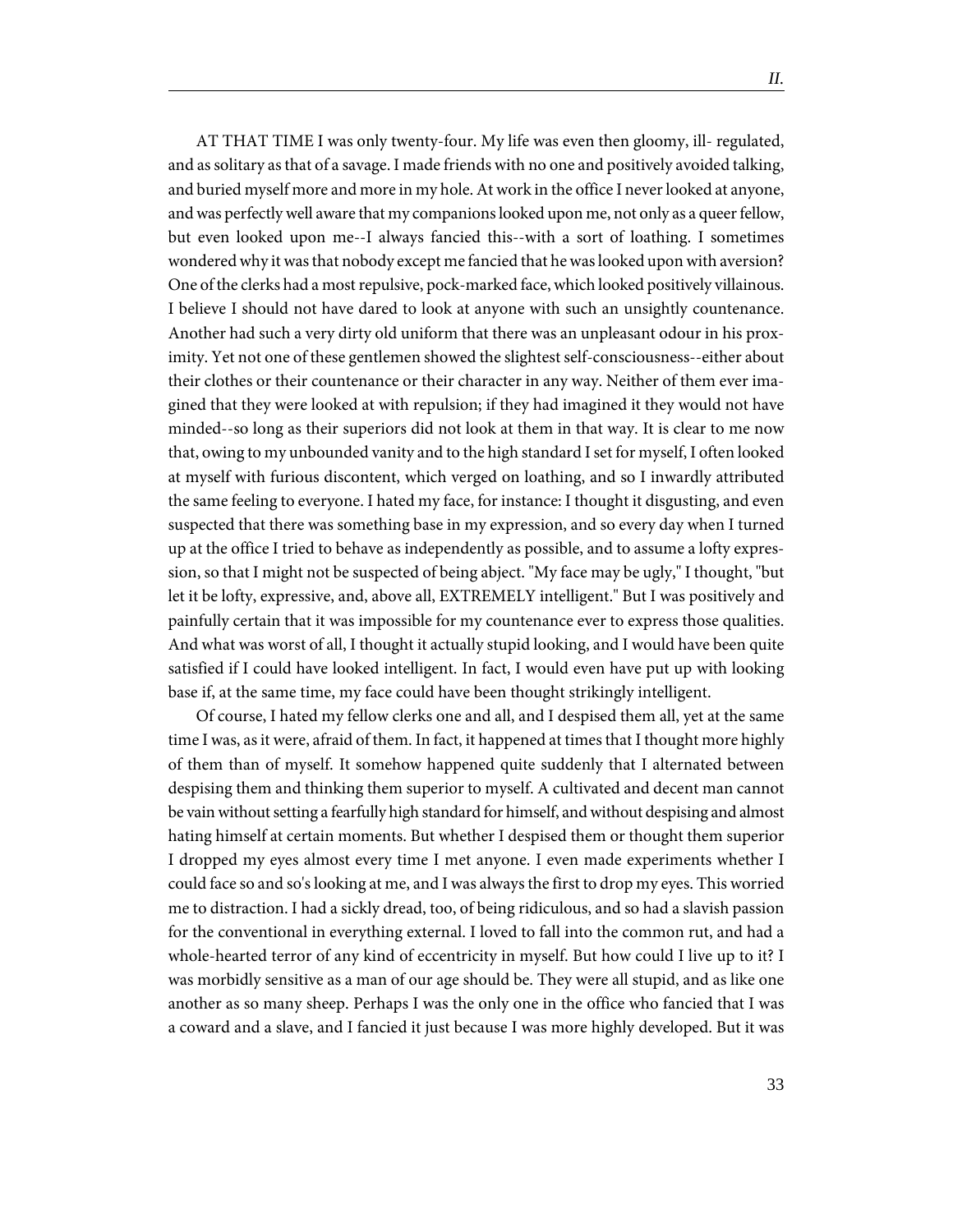AT THAT TIME I was only twenty-four. My life was even then gloomy, ill- regulated, and as solitary as that of a savage. I made friends with no one and positively avoided talking, and buried myself more and more in my hole. At work in the office I never looked at anyone, and was perfectly well aware that my companions looked upon me, not only as a queer fellow, but even looked upon me--I always fancied this--with a sort of loathing. I sometimes wondered why it was that nobody except me fancied that he was looked upon with aversion? One of the clerks had a most repulsive, pock-marked face, which looked positively villainous. I believe I should not have dared to look at anyone with such an unsightly countenance. Another had such a very dirty old uniform that there was an unpleasant odour in his proximity. Yet not one of these gentlemen showed the slightest self-consciousness--either about their clothes or their countenance or their character in any way. Neither of them ever imagined that they were looked at with repulsion; if they had imagined it they would not have minded--so long as their superiors did not look at them in that way. It is clear to me now that, owing to my unbounded vanity and to the high standard I set for myself, I often looked at myself with furious discontent, which verged on loathing, and so I inwardly attributed the same feeling to everyone. I hated my face, for instance: I thought it disgusting, and even suspected that there was something base in my expression, and so every day when I turned up at the office I tried to behave as independently as possible, and to assume a lofty expression, so that I might not be suspected of being abject. "My face may be ugly," I thought, "but let it be lofty, expressive, and, above all, EXTREMELY intelligent." But I was positively and painfully certain that it was impossible for my countenance ever to express those qualities. And what was worst of all, I thought it actually stupid looking, and I would have been quite satisfied if I could have looked intelligent. In fact, I would even have put up with looking base if, at the same time, my face could have been thought strikingly intelligent.

Of course, I hated my fellow clerks one and all, and I despised them all, yet at the same time I was, as it were, afraid of them. In fact, it happened at times that I thought more highly of them than of myself. It somehow happened quite suddenly that I alternated between despising them and thinking them superior to myself. A cultivated and decent man cannot be vain without setting a fearfully high standard for himself, and without despising and almost hating himself at certain moments. But whether I despised them or thought them superior I dropped my eyes almost every time I met anyone. I even made experiments whether I could face so and so's looking at me, and I was always the first to drop my eyes. This worried me to distraction. I had a sickly dread, too, of being ridiculous, and so had a slavish passion for the conventional in everything external. I loved to fall into the common rut, and had a whole-hearted terror of any kind of eccentricity in myself. But how could I live up to it? I was morbidly sensitive as a man of our age should be. They were all stupid, and as like one another as so many sheep. Perhaps I was the only one in the office who fancied that I was a coward and a slave, and I fancied it just because I was more highly developed. But it was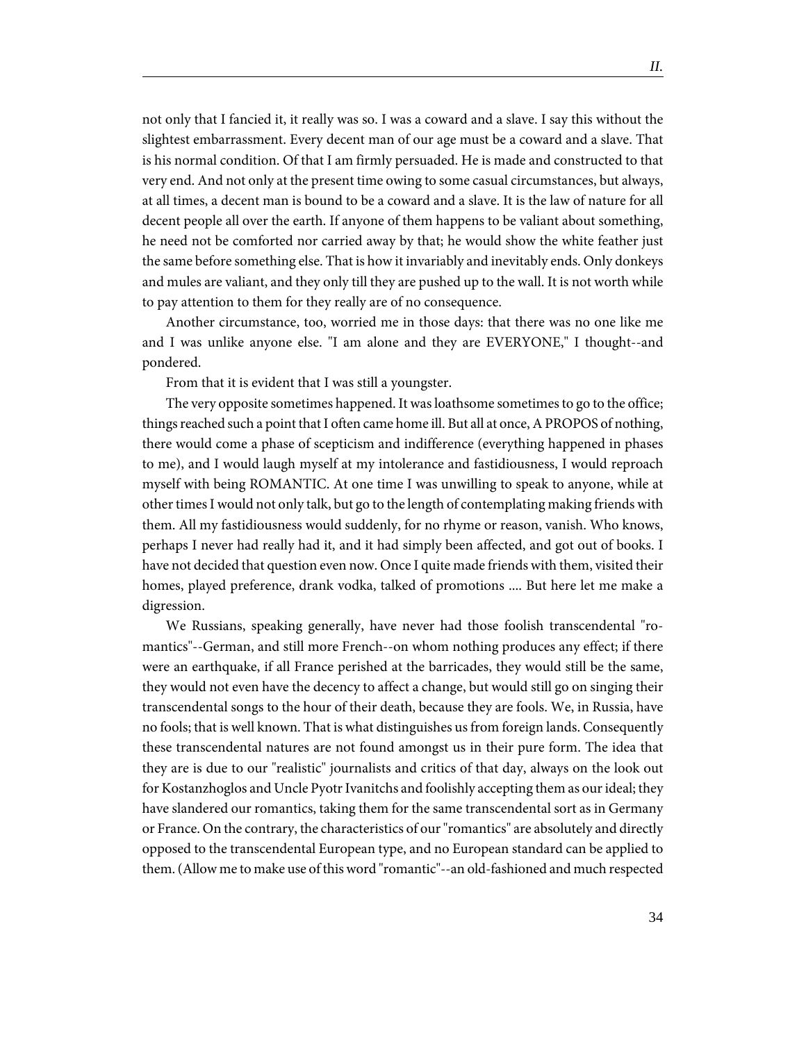not only that I fancied it, it really was so. I was a coward and a slave. I say this without the slightest embarrassment. Every decent man of our age must be a coward and a slave. That is his normal condition. Of that I am firmly persuaded. He is made and constructed to that very end. And not only at the present time owing to some casual circumstances, but always, at all times, a decent man is bound to be a coward and a slave. It is the law of nature for all decent people all over the earth. If anyone of them happens to be valiant about something, he need not be comforted nor carried away by that; he would show the white feather just the same before something else. That is how it invariably and inevitably ends. Only donkeys and mules are valiant, and they only till they are pushed up to the wall. It is not worth while to pay attention to them for they really are of no consequence.

Another circumstance, too, worried me in those days: that there was no one like me and I was unlike anyone else. "I am alone and they are EVERYONE," I thought--and pondered.

From that it is evident that I was still a youngster.

The very opposite sometimes happened. It was loathsome sometimes to go to the office; things reached such a point that I often came home ill. But all at once, A PROPOS of nothing, there would come a phase of scepticism and indifference (everything happened in phases to me), and I would laugh myself at my intolerance and fastidiousness, I would reproach myself with being ROMANTIC. At one time I was unwilling to speak to anyone, while at other times I would not only talk, but go to the length of contemplating making friends with them. All my fastidiousness would suddenly, for no rhyme or reason, vanish. Who knows, perhaps I never had really had it, and it had simply been affected, and got out of books. I have not decided that question even now. Once I quite made friends with them, visited their homes, played preference, drank vodka, talked of promotions .... But here let me make a digression.

We Russians, speaking generally, have never had those foolish transcendental "romantics"--German, and still more French--on whom nothing produces any effect; if there were an earthquake, if all France perished at the barricades, they would still be the same, they would not even have the decency to affect a change, but would still go on singing their transcendental songs to the hour of their death, because they are fools. We, in Russia, have no fools; that is well known. That is what distinguishes us from foreign lands. Consequently these transcendental natures are not found amongst us in their pure form. The idea that they are is due to our "realistic" journalists and critics of that day, always on the look out for Kostanzhoglos and Uncle Pyotr Ivanitchs and foolishly accepting them as our ideal; they have slandered our romantics, taking them for the same transcendental sort as in Germany or France. On the contrary, the characteristics of our "romantics" are absolutely and directly opposed to the transcendental European type, and no European standard can be applied to them. (Allow me to make use of this word "romantic"--an old-fashioned and much respected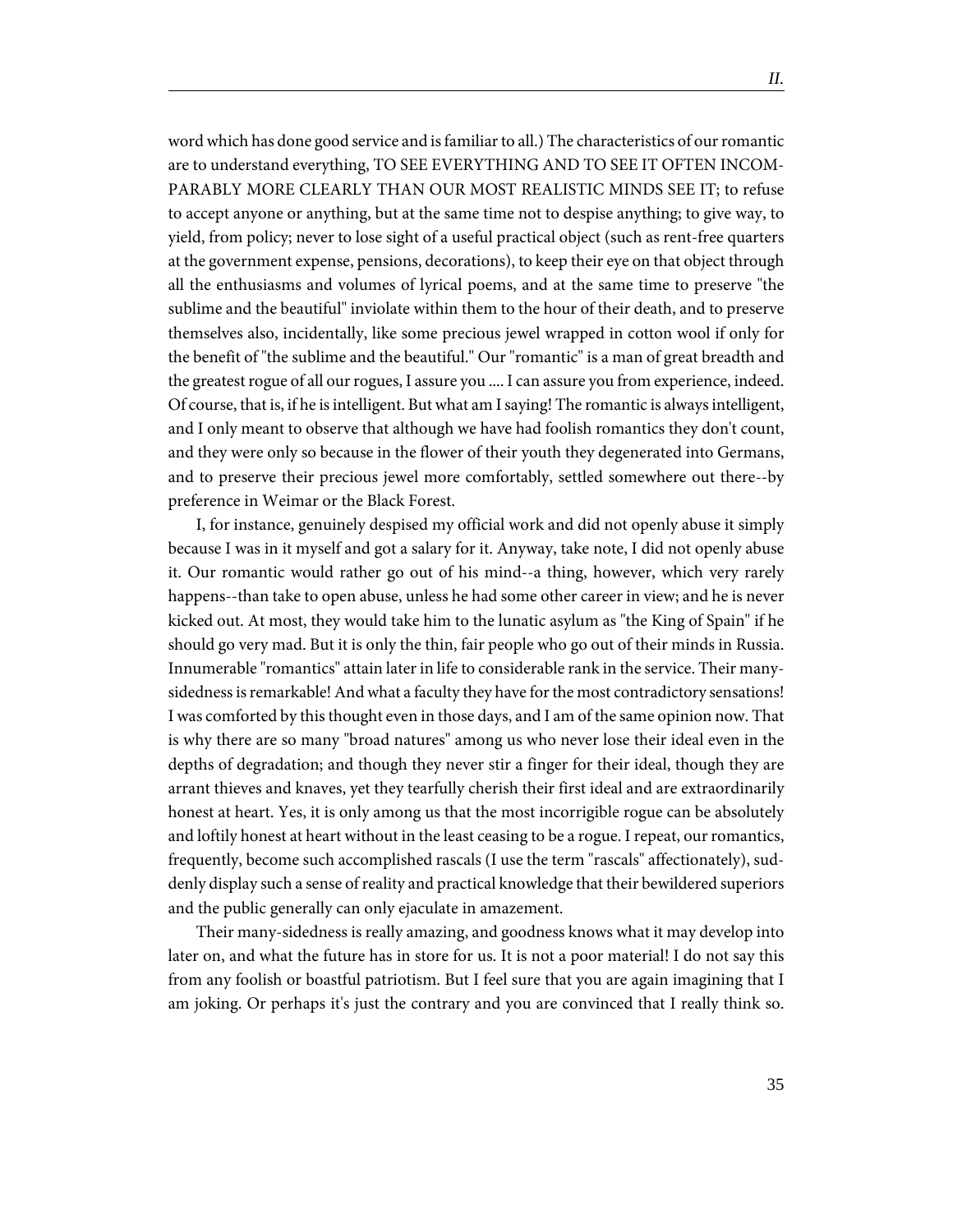word which has done good service and is familiar to all.) The characteristics of our romantic are to understand everything, TO SEE EVERYTHING AND TO SEE IT OFTEN INCOMPARABLY MORE CLEARLY THAN OUR MOST REALISTIC MINDS SEE IT; to refuse to accept anyone or anything, but at the same time not to despise anything; to give way, to yield, from policy; never to lose sight of a useful practical object (such as rent-free quarters at the government expense, pensions, decorations), to keep their eye on that object through all the enthusiasms and volumes of lyrical poems, and at the same time to preserve "the sublime and the beautiful" inviolate within them to the hour of their death, and to preserve themselves also, incidentally, like some precious jewel wrapped in cotton wool if only for the benefit of "the sublime and the beautiful." Our "romantic" is a man of great breadth and the greatest rogue of all our rogues, I assure you .... I can assure you from experience, indeed. Of course, that is, if he is intelligent. But what am I saying! The romantic is always intelligent, and I only meant to observe that although we have had foolish romantics they don't count, and they were only so because in the flower of their youth they degenerated into Germans, and to preserve their precious jewel more comfortably, settled somewhere out there--by preference in Weimar or the Black Forest.

I, for instance, genuinely despised my official work and did not openly abuse it simply because I was in it myself and got a salary for it. Anyway, take note, I did not openly abuse it. Our romantic would rather go out of his mind--a thing, however, which very rarely happens--than take to open abuse, unless he had some other career in view; and he is never kicked out. At most, they would take him to the lunatic asylum as "the King of Spain" if he should go very mad. But it is only the thin, fair people who go out of their minds in Russia. Innumerable "romantics" attain later in life to considerable rank in the service. Their many-sidedness is remarkable! And what a faculty they have for the most contradictory sensations! I was comforted by this thought even in those days, and I am of the same opinion now. That is why there are so many "broad natures" among us who never lose their ideal even in the depths of degradation; and though they never stir a finger for their ideal, though they are arrant thieves and knaves, yet they tearfully cherish their first ideal and are extraordinarily honest at heart. Yes, it is only among us that the most incorrigible rogue can be absolutely and loftily honest at heart without in the least ceasing to be a rogue. I repeat, our romantics, frequently, become such accomplished rascals (I use the term "rascals" affectionately), suddenly display such a sense of reality and practical knowledge that their bewildered superiors and the public generally can only ejaculate in amazement.

Their many-sidedness is really amazing, and goodness knows what it may develop into later on, and what the future has in store for us. It is not a poor material! I do not say this from any foolish or boastful patriotism. But I feel sure that you are again imagining that I am joking. Or perhaps it's just the contrary and you are convinced that I really think so.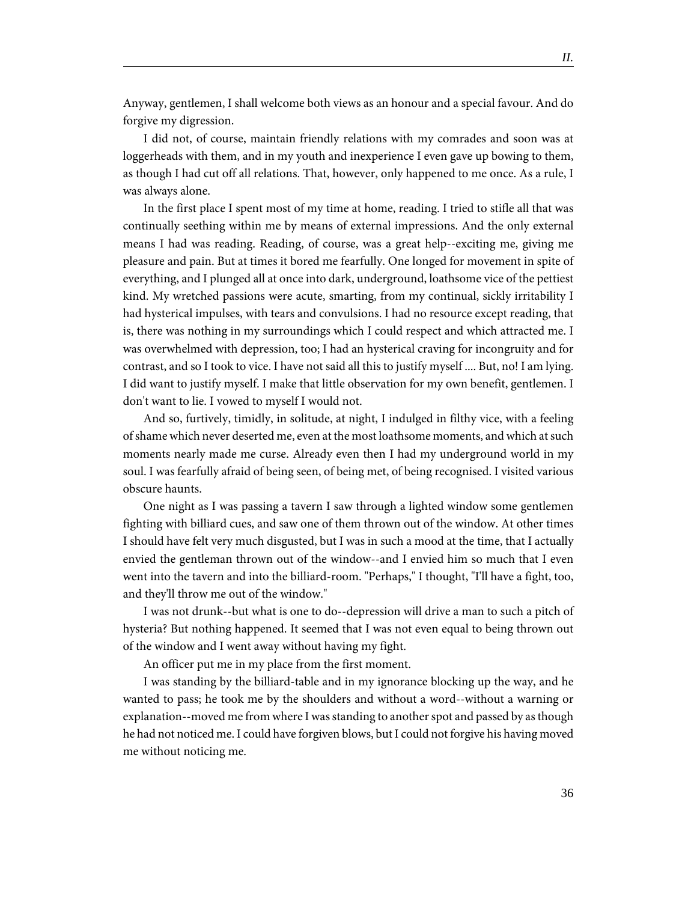Anyway, gentlemen, I shall welcome both views as an honour and a special favour. And do forgive my digression.

I did not, of course, maintain friendly relations with my comrades and soon was at loggerheads with them, and in my youth and inexperience I even gave up bowing to them, as though I had cut off all relations. That, however, only happened to me once. As a rule, I was always alone.

In the first place I spent most of my time at home, reading. I tried to stifle all that was continually seething within me by means of external impressions. And the only external means I had was reading. Reading, of course, was a great help--exciting me, giving me pleasure and pain. But at times it bored me fearfully. One longed for movement in spite of everything, and I plunged all at once into dark, underground, loathsome vice of the pettiest kind. My wretched passions were acute, smarting, from my continual, sickly irritability I had hysterical impulses, with tears and convulsions. I had no resource except reading, that is, there was nothing in my surroundings which I could respect and which attracted me. I was overwhelmed with depression, too; I had an hysterical craving for incongruity and for contrast, and so I took to vice. I have not said all this to justify myself .... But, no! I am lying. I did want to justify myself. I make that little observation for my own benefit, gentlemen. I don't want to lie. I vowed to myself I would not.

And so, furtively, timidly, in solitude, at night, I indulged in filthy vice, with a feeling of shame which never deserted me, even at the most loathsome moments, and which at such moments nearly made me curse. Already even then I had my underground world in my soul. I was fearfully afraid of being seen, of being met, of being recognised. I visited various obscure haunts.

One night as I was passing a tavern I saw through a lighted window some gentlemen fighting with billiard cues, and saw one of them thrown out of the window. At other times I should have felt very much disgusted, but I was in such a mood at the time, that I actually envied the gentleman thrown out of the window--and I envied him so much that I even went into the tavern and into the billiard-room. "Perhaps," I thought, "I'll have a fight, too, and they'll throw me out of the window."

I was not drunk--but what is one to do--depression will drive a man to such a pitch of hysteria? But nothing happened. It seemed that I was not even equal to being thrown out of the window and I went away without having my fight.

An officer put me in my place from the first moment.

I was standing by the billiard-table and in my ignorance blocking up the way, and he wanted to pass; he took me by the shoulders and without a word--without a warning or explanation--moved me from where I was standing to another spot and passed by as though he had not noticed me. I could have forgiven blows, but I could not forgive his having moved me without noticing me.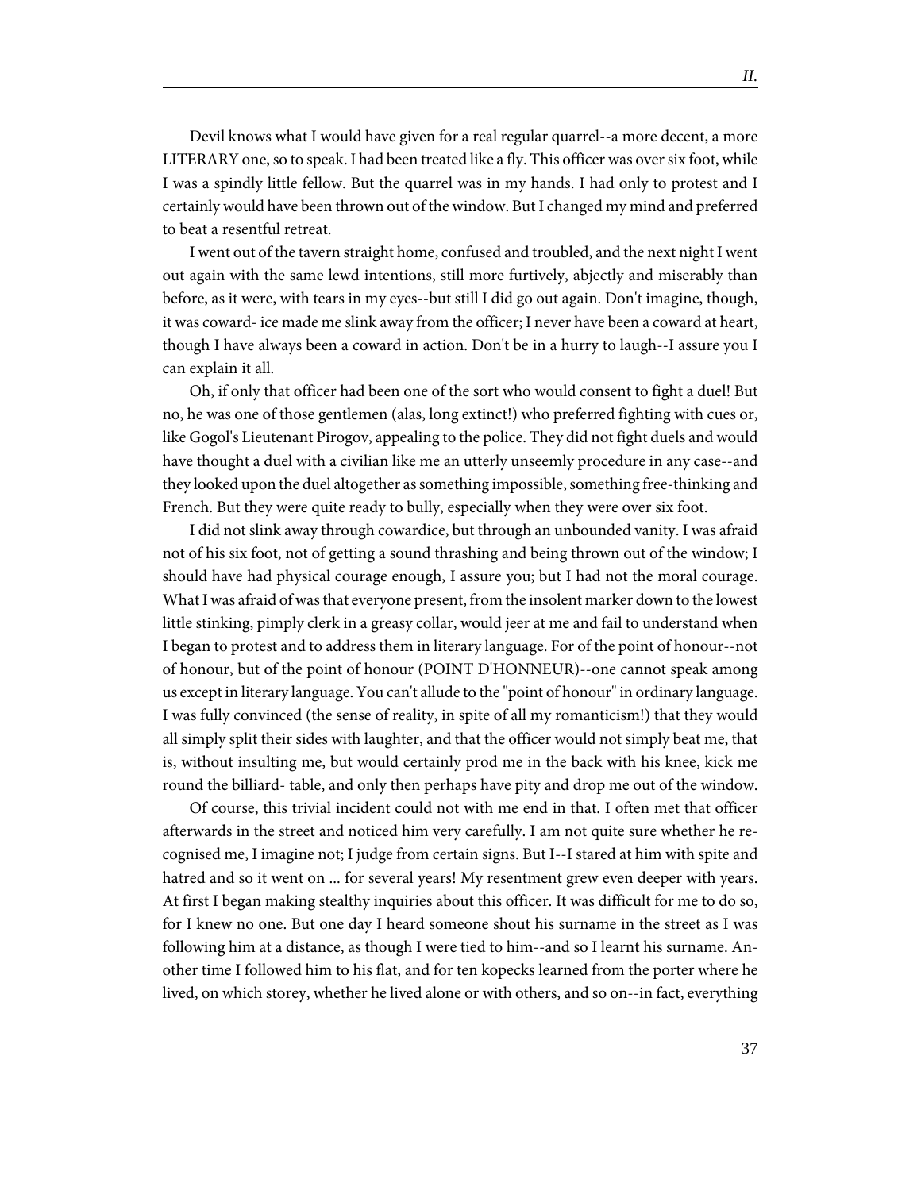Devil knows what I would have given for a real regular quarrel--a more decent, a more LITERARY one, so to speak. I had been treated like a fly. This officer was over six foot, while I was a spindly little fellow. But the quarrel was in my hands. I had only to protest and I certainly would have been thrown out of the window. But I changed my mind and preferred to beat a resentful retreat.

I went out of the tavern straight home, confused and troubled, and the next night I went out again with the same lewd intentions, still more furtively, abjectly and miserably than before, as it were, with tears in my eyes--but still I did go out again. Don't imagine, though, it was coward- ice made me slink away from the officer; I never have been a coward at heart, though I have always been a coward in action. Don't be in a hurry to laugh--I assure you I can explain it all.

Oh, if only that officer had been one of the sort who would consent to fight a duel! But no, he was one of those gentlemen (alas, long extinct!) who preferred fighting with cues or, like Gogol's Lieutenant Pirogov, appealing to the police. They did not fight duels and would have thought a duel with a civilian like me an utterly unseemly procedure in any case--and they looked upon the duel altogether as something impossible, something free-thinking and French. But they were quite ready to bully, especially when they were over six foot.

I did not slink away through cowardice, but through an unbounded vanity. I was afraid not of his six foot, not of getting a sound thrashing and being thrown out of the window; I should have had physical courage enough, I assure you; but I had not the moral courage. What I was afraid of was that everyone present, from the insolent marker down to the lowest little stinking, pimply clerk in a greasy collar, would jeer at me and fail to understand when I began to protest and to address them in literary language. For of the point of honour--not of honour, but of the point of honour (POINT D'HONNEUR)--one cannot speak among us except in literary language. You can't allude to the "point of honour" in ordinary language. I was fully convinced (the sense of reality, in spite of all my romanticism!) that they would all simply split their sides with laughter, and that the officer would not simply beat me, that is, without insulting me, but would certainly prod me in the back with his knee, kick me round the billiard- table, and only then perhaps have pity and drop me out of the window.

Of course, this trivial incident could not with me end in that. I often met that officer afterwards in the street and noticed him very carefully. I am not quite sure whether he recognised me, I imagine not; I judge from certain signs. But I--I stared at him with spite and hatred and so it went on ... for several years! My resentment grew even deeper with years. At first I began making stealthy inquiries about this officer. It was difficult for me to do so, for I knew no one. But one day I heard someone shout his surname in the street as I was following him at a distance, as though I were tied to him--and so I learnt his surname. Another time I followed him to his flat, and for ten kopecks learned from the porter where he lived, on which storey, whether he lived alone or with others, and so on--in fact, everything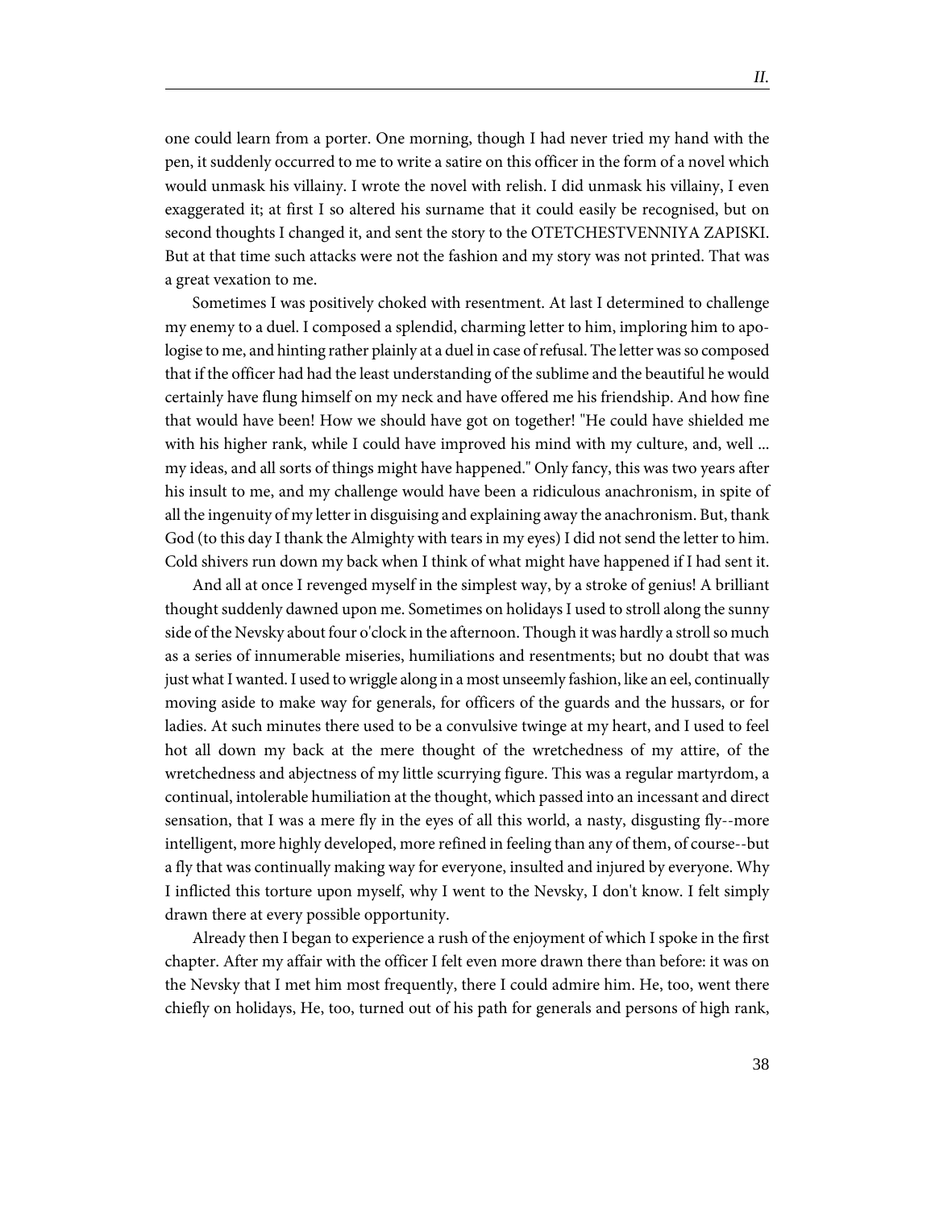one could learn from a porter. One morning, though I had never tried my hand with the pen, it suddenly occurred to me to write a satire on this officer in the form of a novel which would unmask his villainy. I wrote the novel with relish. I did unmask his villainy, I even exaggerated it; at first I so altered his surname that it could easily be recognised, but on second thoughts I changed it, and sent the story to the OTETCHESTVENNIYA ZAPISKI. But at that time such attacks were not the fashion and my story was not printed. That was a great vexation to me.

Sometimes I was positively choked with resentment. At last I determined to challenge my enemy to a duel. I composed a splendid, charming letter to him, imploring him to apologise to me, and hinting rather plainly at a duel in case of refusal. The letter was so composed that if the officer had had the least understanding of the sublime and the beautiful he would certainly have flung himself on my neck and have offered me his friendship. And how fine that would have been! How we should have got on together! "He could have shielded me with his higher rank, while I could have improved his mind with my culture, and, well ... my ideas, and all sorts of things might have happened." Only fancy, this was two years after his insult to me, and my challenge would have been a ridiculous anachronism, in spite of all the ingenuity of my letter in disguising and explaining away the anachronism. But, thank God (to this day I thank the Almighty with tears in my eyes) I did not send the letter to him. Cold shivers run down my back when I think of what might have happened if I had sent it.

And all at once I revenged myself in the simplest way, by a stroke of genius! A brilliant thought suddenly dawned upon me. Sometimes on holidays I used to stroll along the sunny side of the Nevsky about four o'clock in the afternoon. Though it was hardly a stroll so much as a series of innumerable miseries, humiliations and resentments; but no doubt that was just what I wanted. I used to wriggle along in a most unseemly fashion, like an eel, continually moving aside to make way for generals, for officers of the guards and the hussars, or for ladies. At such minutes there used to be a convulsive twinge at my heart, and I used to feel hot all down my back at the mere thought of the wretchedness of my attire, of the wretchedness and abjectness of my little scurrying figure. This was a regular martyrdom, a continual, intolerable humiliation at the thought, which passed into an incessant and direct sensation, that I was a mere fly in the eyes of all this world, a nasty, disgusting fly--more intelligent, more highly developed, more refined in feeling than any of them, of course--but a fly that was continually making way for everyone, insulted and injured by everyone. Why I inflicted this torture upon myself, why I went to the Nevsky, I don't know. I felt simply drawn there at every possible opportunity.

Already then I began to experience a rush of the enjoyment of which I spoke in the first chapter. After my affair with the officer I felt even more drawn there than before: it was on the Nevsky that I met him most frequently, there I could admire him. He, too, went there chiefly on holidays, He, too, turned out of his path for generals and persons of high rank,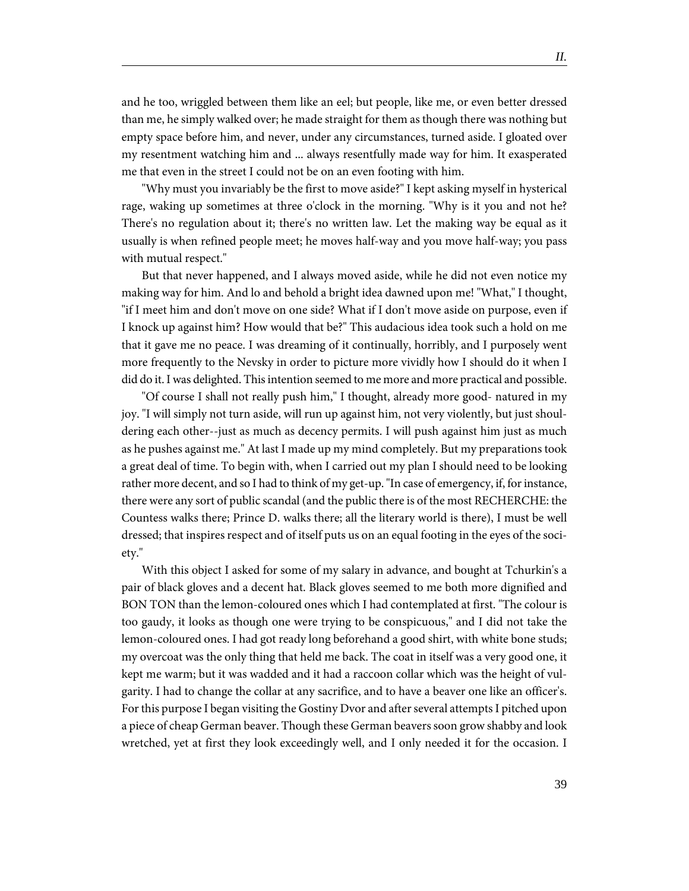and he too, wriggled between them like an eel; but people, like me, or even better dressed than me, he simply walked over; he made straight for them as though there was nothing but empty space before him, and never, under any circumstances, turned aside. I gloated over my resentment watching him and ... always resentfully made way for him. It exasperated me that even in the street I could not be on an even footing with him.

"Why must you invariably be the first to move aside?" I kept asking myself in hysterical rage, waking up sometimes at three o'clock in the morning. "Why is it you and not he? There's no regulation about it; there's no written law. Let the making way be equal as it usually is when refined people meet; he moves half-way and you move half-way; you pass with mutual respect."

But that never happened, and I always moved aside, while he did not even notice my making way for him. And lo and behold a bright idea dawned upon me! "What," I thought, "if I meet him and don't move on one side? What if I don't move aside on purpose, even if I knock up against him? How would that be?" This audacious idea took such a hold on me that it gave me no peace. I was dreaming of it continually, horribly, and I purposely went more frequently to the Nevsky in order to picture more vividly how I should do it when I did do it. I was delighted. This intention seemed to me more and more practical and possible.

"Of course I shall not really push him," I thought, already more good- natured in my joy. "I will simply not turn aside, will run up against him, not very violently, but just shouldering each other--just as much as decency permits. I will push against him just as much as he pushes against me." At last I made up my mind completely. But my preparations took a great deal of time. To begin with, when I carried out my plan I should need to be looking rather more decent, and so I had to think of my get-up. "In case of emergency, if, for instance, there were any sort of public scandal (and the public there is of the most RECHERCHE: the Countess walks there; Prince D. walks there; all the literary world is there), I must be well dressed; that inspires respect and of itself puts us on an equal footing in the eyes of the society."

With this object I asked for some of my salary in advance, and bought at Tchurkin's a pair of black gloves and a decent hat. Black gloves seemed to me both more dignified and BON TON than the lemon-coloured ones which I had contemplated at first. "The colour is too gaudy, it looks as though one were trying to be conspicuous," and I did not take the lemon-coloured ones. I had got ready long beforehand a good shirt, with white bone studs; my overcoat was the only thing that held me back. The coat in itself was a very good one, it kept me warm; but it was wadded and it had a raccoon collar which was the height of vulgarity. I had to change the collar at any sacrifice, and to have a beaver one like an officer's. For this purpose I began visiting the Gostiny Dvor and after several attempts I pitched upon a piece of cheap German beaver. Though these German beavers soon grow shabby and look wretched, yet at first they look exceedingly well, and I only needed it for the occasion. I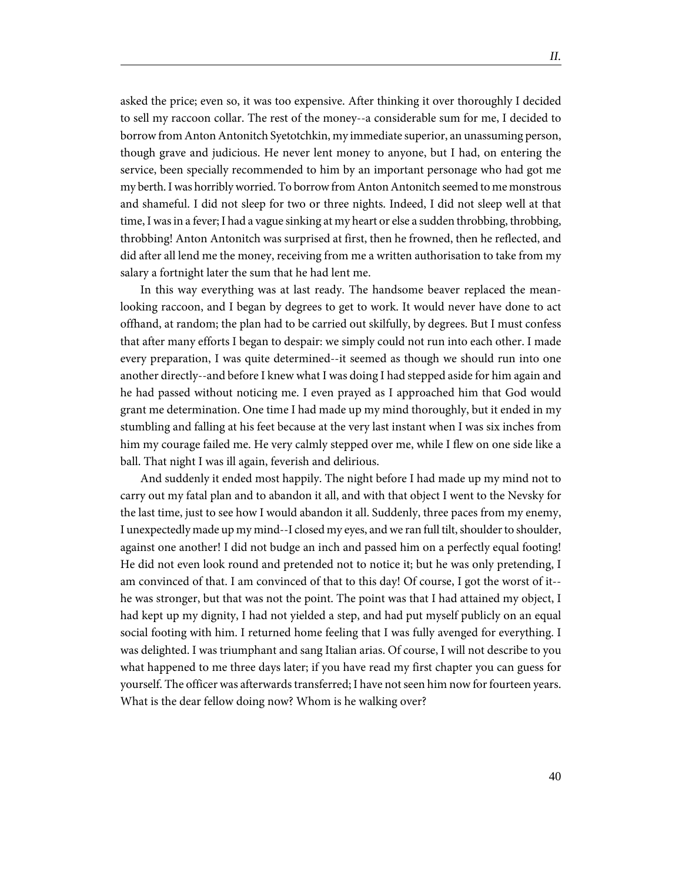asked the price; even so, it was too expensive. After thinking it over thoroughly I decided to sell my raccoon collar. The rest of the money--a considerable sum for me, I decided to borrow from Anton Antonitch Syetotchkin, my immediate superior, an unassuming person, though grave and judicious. He never lent money to anyone, but I had, on entering the service, been specially recommended to him by an important personage who had got me my berth. I was horribly worried. To borrow from Anton Antonitch seemed to me monstrous and shameful. I did not sleep for two or three nights. Indeed, I did not sleep well at that time, I was in a fever; I had a vague sinking at my heart or else a sudden throbbing, throbbing, throbbing! Anton Antonitch was surprised at first, then he frowned, then he reflected, and did after all lend me the money, receiving from me a written authorisation to take from my salary a fortnight later the sum that he had lent me.

In this way everything was at last ready. The handsome beaver replaced the mean-looking raccoon, and I began by degrees to get to work. It would never have done to act offhand, at random; the plan had to be carried out skilfully, by degrees. But I must confess that after many efforts I began to despair: we simply could not run into each other. I made every preparation, I was quite determined--it seemed as though we should run into one another directly--and before I knew what I was doing I had stepped aside for him again and he had passed without noticing me. I even prayed as I approached him that God would grant me determination. One time I had made up my mind thoroughly, but it ended in my stumbling and falling at his feet because at the very last instant when I was six inches from him my courage failed me. He very calmly stepped over me, while I flew on one side like a ball. That night I was ill again, feverish and delirious.

And suddenly it ended most happily. The night before I had made up my mind not to carry out my fatal plan and to abandon it all, and with that object I went to the Nevsky for the last time, just to see how I would abandon it all. Suddenly, three paces from my enemy, I unexpectedly made up my mind--I closed my eyes, and we ran full tilt, shoulder to shoulder, against one another! I did not budge an inch and passed him on a perfectly equal footing! He did not even look round and pretended not to notice it; but he was only pretending, I am convinced of that. I am convinced of that to this day! Of course, I got the worst of it--he was stronger, but that was not the point. The point was that I had attained my object, I had kept up my dignity, I had not yielded a step, and had put myself publicly on an equal social footing with him. I returned home feeling that I was fully avenged for everything. I was delighted. I was triumphant and sang Italian arias. Of course, I will not describe to you what happened to me three days later; if you have read my first chapter you can guess for yourself. The officer was afterwards transferred; I have not seen him now for fourteen years. What is the dear fellow doing now? Whom is he walking over?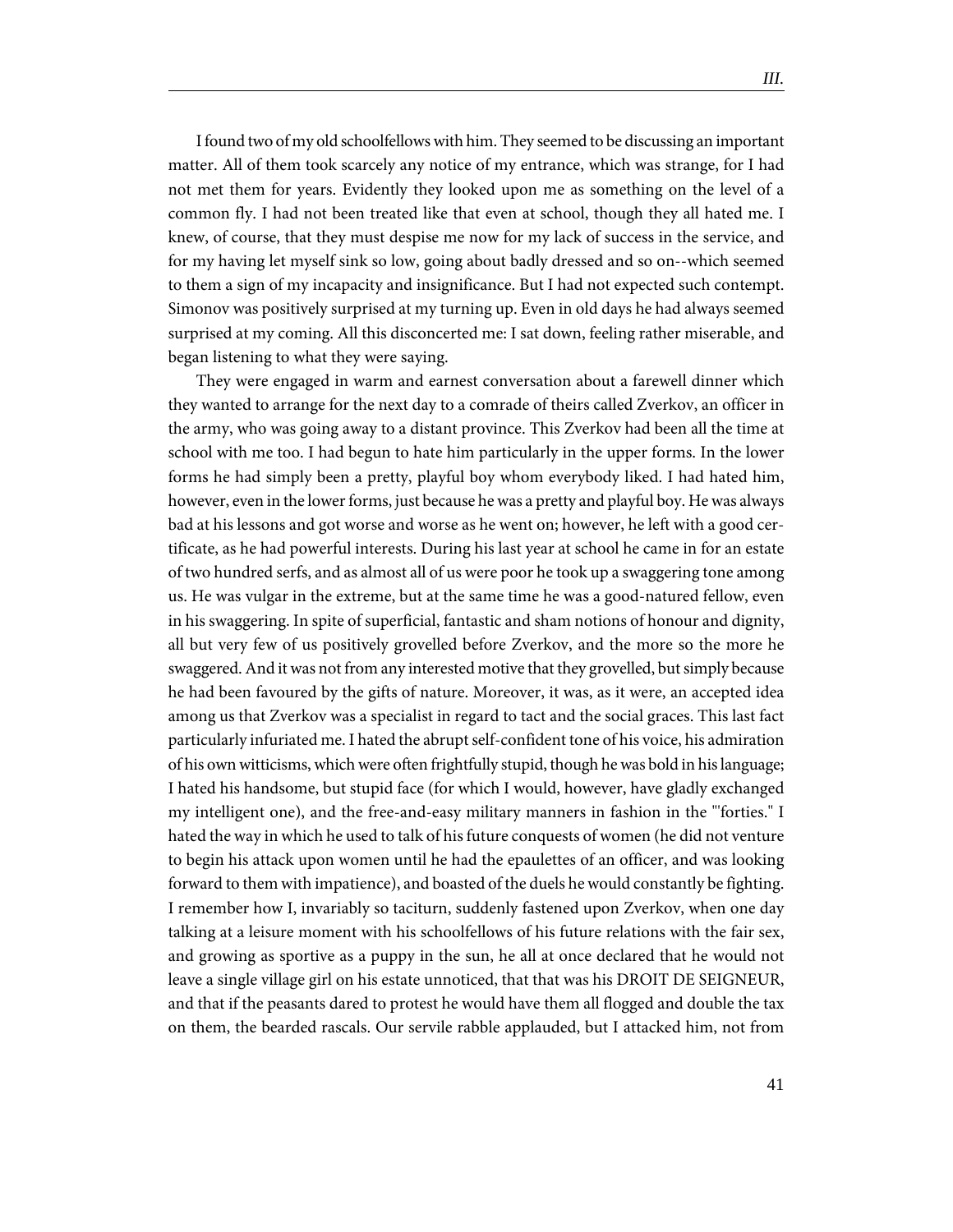I found two of my old schoolfellows with him. They seemed to be discussing an important matter. All of them took scarcely any notice of my entrance, which was strange, for I had not met them for years. Evidently they looked upon me as something on the level of a common fly. I had not been treated like that even at school, though they all hated me. I knew, of course, that they must despise me now for my lack of success in the service, and for my having let myself sink so low, going about badly dressed and so on--which seemed to them a sign of my incapacity and insignificance. But I had not expected such contempt. Simonov was positively surprised at my turning up. Even in old days he had always seemed surprised at my coming. All this disconcerted me: I sat down, feeling rather miserable, and began listening to what they were saying.

They were engaged in warm and earnest conversation about a farewell dinner which they wanted to arrange for the next day to a comrade of theirs called Zverkov, an officer in the army, who was going away to a distant province. This Zverkov had been all the time at school with me too. I had begun to hate him particularly in the upper forms. In the lower forms he had simply been a pretty, playful boy whom everybody liked. I had hated him, however, even in the lower forms, just because he was a pretty and playful boy. He was always bad at his lessons and got worse and worse as he went on; however, he left with a good certificate, as he had powerful interests. During his last year at school he came in for an estate of two hundred serfs, and as almost all of us were poor he took up a swaggering tone among us. He was vulgar in the extreme, but at the same time he was a good-natured fellow, even in his swaggering. In spite of superficial, fantastic and sham notions of honour and dignity, all but very few of us positively grovelled before Zverkov, and the more so the more he swaggered. And it was not from any interested motive that they grovelled, but simply because he had been favoured by the gifts of nature. Moreover, it was, as it were, an accepted idea among us that Zverkov was a specialist in regard to tact and the social graces. This last fact particularly infuriated me. I hated the abrupt self-confident tone of his voice, his admiration of his own witticisms, which were often frightfully stupid, though he was bold in his language; I hated his handsome, but stupid face (for which I would, however, have gladly exchanged my intelligent one), and the free-and-easy military manners in fashion in the "'forties." I hated the way in which he used to talk of his future conquests of women (he did not venture to begin his attack upon women until he had the epaulettes of an officer, and was looking forward to them with impatience), and boasted of the duels he would constantly be fighting. I remember how I, invariably so taciturn, suddenly fastened upon Zverkov, when one day talking at a leisure moment with his schoolfellows of his future relations with the fair sex, and growing as sportive as a puppy in the sun, he all at once declared that he would not leave a single village girl on his estate unnoticed, that that was his DROIT DE SEIGNEUR, and that if the peasants dared to protest he would have them all flogged and double the tax on them, the bearded rascals. Our servile rabble applauded, but I attacked him, not from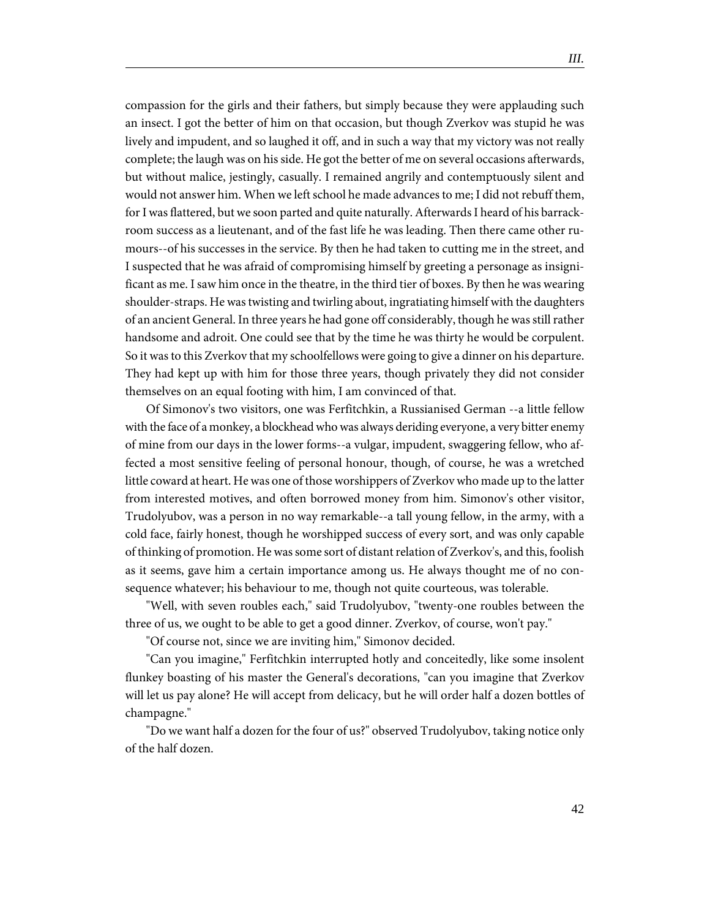compassion for the girls and their fathers, but simply because they were applauding such an insect. I got the better of him on that occasion, but though Zverkov was stupid he was lively and impudent, and so laughed it off, and in such a way that my victory was not really complete; the laugh was on his side. He got the better of me on several occasions afterwards, but without malice, jestingly, casually. I remained angrily and contemptuously silent and would not answer him. When we left school he made advances to me; I did not rebuff them, for I was flattered, but we soon parted and quite naturally. Afterwards I heard of his barrack-room success as a lieutenant, and of the fast life he was leading. Then there came other rumours--of his successes in the service. By then he had taken to cutting me in the street, and I suspected that he was afraid of compromising himself by greeting a personage as insignificant as me. I saw him once in the theatre, in the third tier of boxes. By then he was wearing shoulder-straps. He was twisting and twirling about, ingratiating himself with the daughters of an ancient General. In three years he had gone off considerably, though he was still rather handsome and adroit. One could see that by the time he was thirty he would be corpulent. So it was to this Zverkov that my schoolfellows were going to give a dinner on his departure. They had kept up with him for those three years, though privately they did not consider themselves on an equal footing with him, I am convinced of that.

Of Simonov's two visitors, one was Ferfitchkin, a Russianised German --a little fellow with the face of a monkey, a blockhead who was always deriding everyone, a very bitter enemy of mine from our days in the lower forms--a vulgar, impudent, swaggering fellow, who affected a most sensitive feeling of personal honour, though, of course, he was a wretched little coward at heart. He was one of those worshippers of Zverkov who made up to the latter from interested motives, and often borrowed money from him. Simonov's other visitor, Trudolyubov, was a person in no way remarkable--a tall young fellow, in the army, with a cold face, fairly honest, though he worshipped success of every sort, and was only capable of thinking of promotion. He was some sort of distant relation of Zverkov's, and this, foolish as it seems, gave him a certain importance among us. He always thought me of no consequence whatever; his behaviour to me, though not quite courteous, was tolerable.

"Well, with seven roubles each," said Trudolyubov, "twenty-one roubles between the three of us, we ought to be able to get a good dinner. Zverkov, of course, won't pay."

"Of course not, since we are inviting him," Simonov decided.

"Can you imagine," Ferfitchkin interrupted hotly and conceitedly, like some insolent flunkey boasting of his master the General's decorations, "can you imagine that Zverkov will let us pay alone? He will accept from delicacy, but he will order half a dozen bottles of champagne."

"Do we want half a dozen for the four of us?" observed Trudolyubov, taking notice only of the half dozen.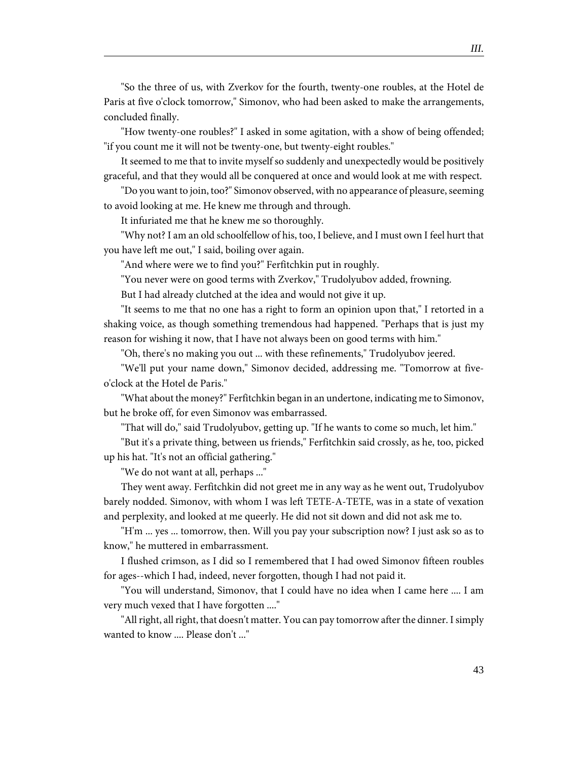"So the three of us, with Zverkov for the fourth, twenty-one roubles, at the Hotel de Paris at five o'clock tomorrow," Simonov, who had been asked to make the arrangements, concluded finally.

"How twenty-one roubles?" I asked in some agitation, with a show of being offended; "if you count me it will not be twenty-one, but twenty-eight roubles."

It seemed to me that to invite myself so suddenly and unexpectedly would be positively graceful, and that they would all be conquered at once and would look at me with respect.

"Do you want to join, too?" Simonov observed, with no appearance of pleasure, seeming to avoid looking at me. He knew me through and through.

It infuriated me that he knew me so thoroughly.

"Why not? I am an old schoolfellow of his, too, I believe, and I must own I feel hurt that you have left me out," I said, boiling over again.

"And where were we to find you?" Ferfitchkin put in roughly.

"You never were on good terms with Zverkov," Trudolyubov added, frowning.

But I had already clutched at the idea and would not give it up.

"It seems to me that no one has a right to form an opinion upon that," I retorted in a shaking voice, as though something tremendous had happened. "Perhaps that is just my reason for wishing it now, that I have not always been on good terms with him."

"Oh, there's no making you out ... with these refinements," Trudolyubov jeered.

"We'll put your name down," Simonov decided, addressing me. "Tomorrow at five-o'clock at the Hotel de Paris."

"What about the money?" Ferfitchkin began in an undertone, indicating me to Simonov, but he broke off, for even Simonov was embarrassed.

"That will do," said Trudolyubov, getting up. "If he wants to come so much, let him."

"But it's a private thing, between us friends," Ferfitchkin said crossly, as he, too, picked up his hat. "It's not an official gathering."

"We do not want at all, perhaps ..."

They went away. Ferfitchkin did not greet me in any way as he went out, Trudolyubov barely nodded. Simonov, with whom I was left TETE-A-TETE, was in a state of vexation and perplexity, and looked at me queerly. He did not sit down and did not ask me to.

"H'm ... yes ... tomorrow, then. Will you pay your subscription now? I just ask so as to know," he muttered in embarrassment.

I flushed crimson, as I did so I remembered that I had owed Simonov fifteen roubles for ages--which I had, indeed, never forgotten, though I had not paid it.

"You will understand, Simonov, that I could have no idea when I came here .... I am very much vexed that I have forgotten ...."

"All right, all right, that doesn't matter. You can pay tomorrow after the dinner. I simply wanted to know .... Please don't ..."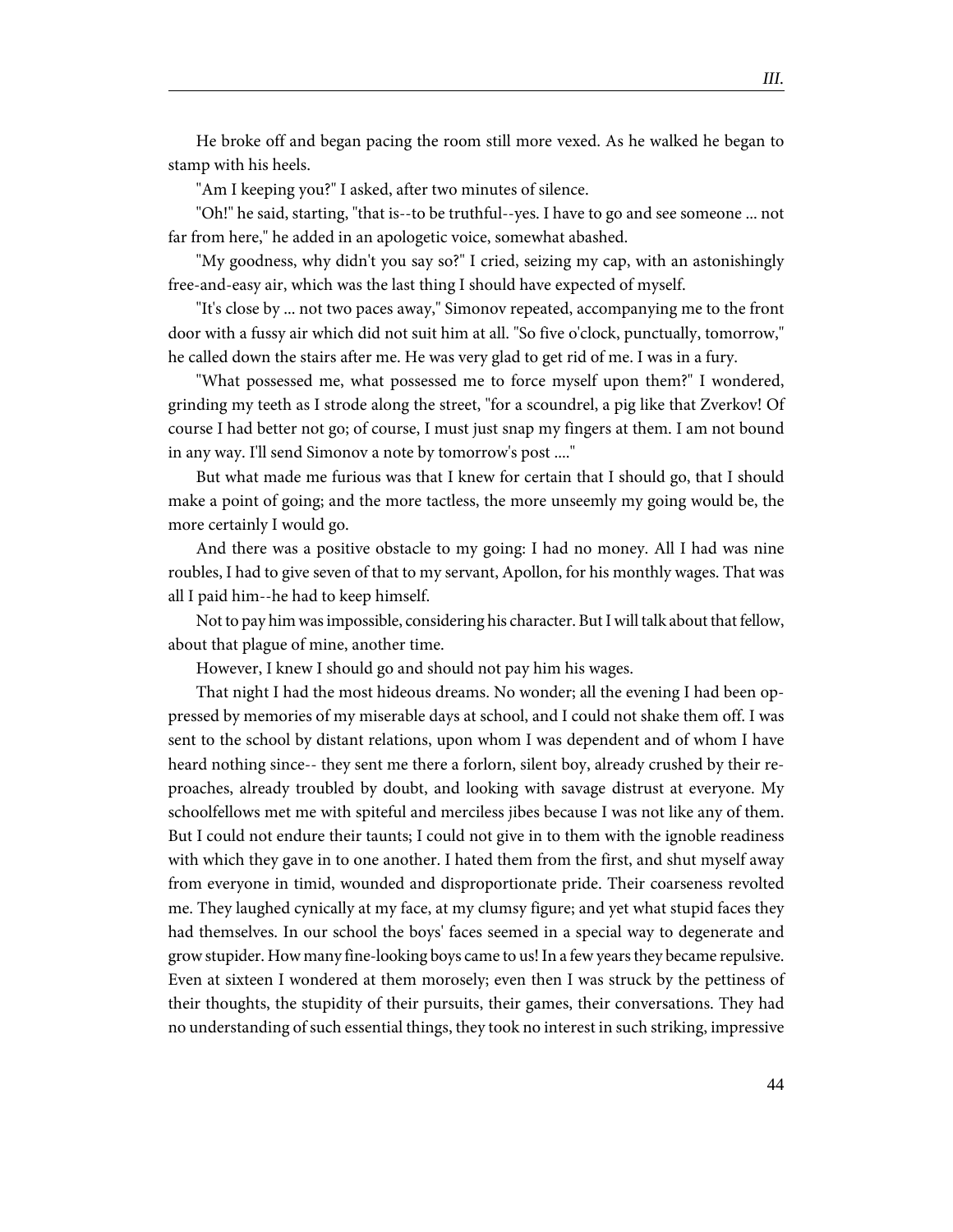He broke off and began pacing the room still more vexed. As he walked he began to stamp with his heels.

"Am I keeping you?" I asked, after two minutes of silence.

"Oh!" he said, starting, "that is--to be truthful--yes. I have to go and see someone ... not far from here," he added in an apologetic voice, somewhat abashed.

"My goodness, why didn't you say so?" I cried, seizing my cap, with an astonishingly free-and-easy air, which was the last thing I should have expected of myself.

"It's close by ... not two paces away," Simonov repeated, accompanying me to the front door with a fussy air which did not suit him at all. "So five o'clock, punctually, tomorrow," he called down the stairs after me. He was very glad to get rid of me. I was in a fury.

"What possessed me, what possessed me to force myself upon them?" I wondered, grinding my teeth as I strode along the street, "for a scoundrel, a pig like that Zverkov! Of course I had better not go; of course, I must just snap my fingers at them. I am not bound in any way. I'll send Simonov a note by tomorrow's post ...."

But what made me furious was that I knew for certain that I should go, that I should make a point of going; and the more tactless, the more unseemly my going would be, the more certainly I would go.

And there was a positive obstacle to my going: I had no money. All I had was nine roubles, I had to give seven of that to my servant, Apollon, for his monthly wages. That was all I paid him--he had to keep himself.

Not to pay him was impossible, considering his character. But I will talk about that fellow, about that plague of mine, another time.

However, I knew I should go and should not pay him his wages.

That night I had the most hideous dreams. No wonder; all the evening I had been oppressed by memories of my miserable days at school, and I could not shake them off. I was sent to the school by distant relations, upon whom I was dependent and of whom I have heard nothing since-- they sent me there a forlorn, silent boy, already crushed by their reproaches, already troubled by doubt, and looking with savage distrust at everyone. My schoolfellows met me with spiteful and merciless jibes because I was not like any of them. But I could not endure their taunts; I could not give in to them with the ignoble readiness with which they gave in to one another. I hated them from the first, and shut myself away from everyone in timid, wounded and disproportionate pride. Their coarseness revolted me. They laughed cynically at my face, at my clumsy figure; and yet what stupid faces they had themselves. In our school the boys' faces seemed in a special way to degenerate and grow stupider. How many fine-looking boys came to us! In a few years they became repulsive. Even at sixteen I wondered at them morosely; even then I was struck by the pettiness of their thoughts, the stupidity of their pursuits, their games, their conversations. They had no understanding of such essential things, they took no interest in such striking, impressive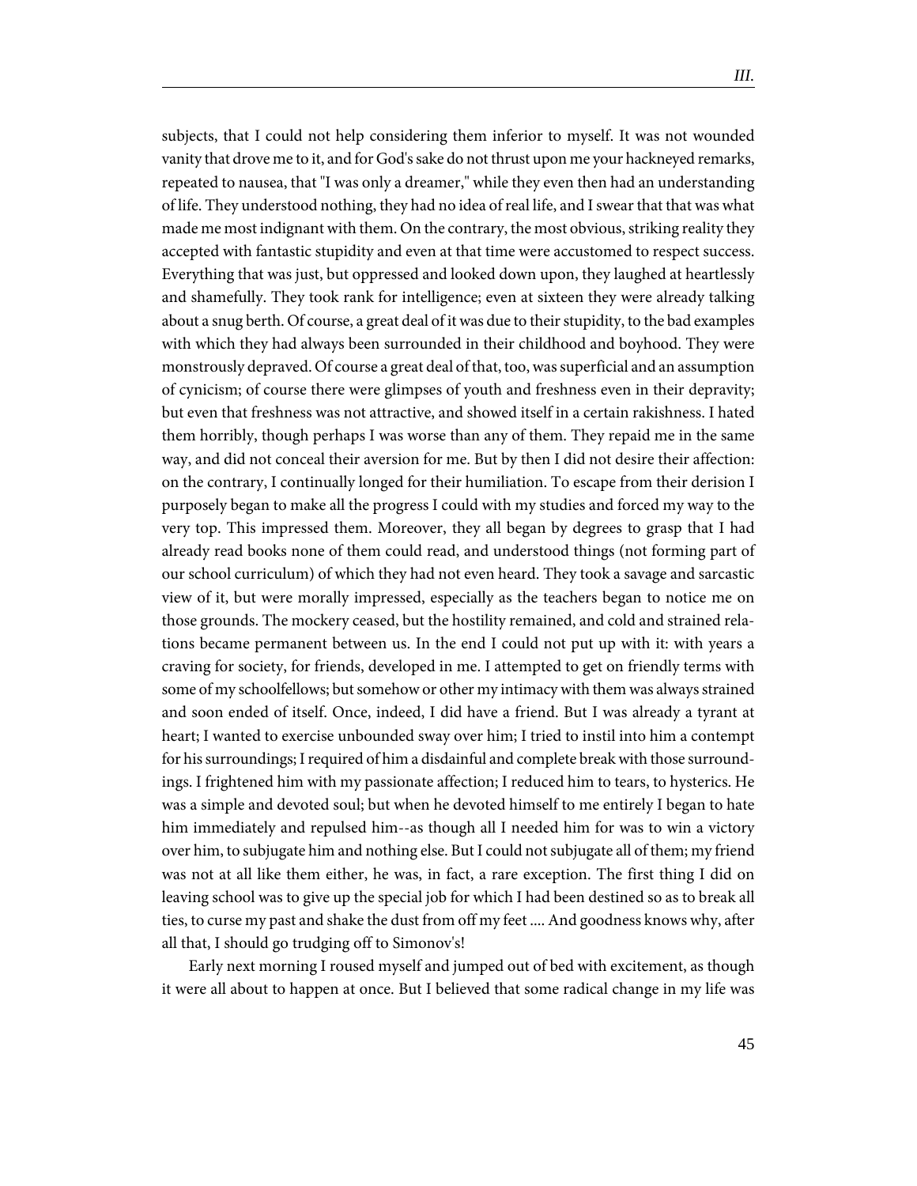subjects, that I could not help considering them inferior to myself. It was not wounded vanity that drove me to it, and for God's sake do not thrust upon me your hackneyed remarks, repeated to nausea, that "I was only a dreamer," while they even then had an understanding of life. They understood nothing, they had no idea of real life, and I swear that that was what made me most indignant with them. On the contrary, the most obvious, striking reality they accepted with fantastic stupidity and even at that time were accustomed to respect success. Everything that was just, but oppressed and looked down upon, they laughed at heartlessly and shamefully. They took rank for intelligence; even at sixteen they were already talking about a snug berth. Of course, a great deal of it was due to their stupidity, to the bad examples with which they had always been surrounded in their childhood and boyhood. They were monstrously depraved. Of course a great deal of that, too, was superficial and an assumption of cynicism; of course there were glimpses of youth and freshness even in their depravity; but even that freshness was not attractive, and showed itself in a certain rakishness. I hated them horribly, though perhaps I was worse than any of them. They repaid me in the same way, and did not conceal their aversion for me. But by then I did not desire their affection: on the contrary, I continually longed for their humiliation. To escape from their derision I purposely began to make all the progress I could with my studies and forced my way to the very top. This impressed them. Moreover, they all began by degrees to grasp that I had already read books none of them could read, and understood things (not forming part of our school curriculum) of which they had not even heard. They took a savage and sarcastic view of it, but were morally impressed, especially as the teachers began to notice me on those grounds. The mockery ceased, but the hostility remained, and cold and strained relations became permanent between us. In the end I could not put up with it: with years a craving for society, for friends, developed in me. I attempted to get on friendly terms with some of my schoolfellows; but somehow or other my intimacy with them was always strained and soon ended of itself. Once, indeed, I did have a friend. But I was already a tyrant at heart; I wanted to exercise unbounded sway over him; I tried to instil into him a contempt for his surroundings; I required of him a disdainful and complete break with those surroundings. I frightened him with my passionate affection; I reduced him to tears, to hysterics. He was a simple and devoted soul; but when he devoted himself to me entirely I began to hate him immediately and repulsed him--as though all I needed him for was to win a victory over him, to subjugate him and nothing else. But I could not subjugate all of them; my friend was not at all like them either, he was, in fact, a rare exception. The first thing I did on leaving school was to give up the special job for which I had been destined so as to break all ties, to curse my past and shake the dust from off my feet .... And goodness knows why, after all that, I should go trudging off to Simonov's!

Early next morning I roused myself and jumped out of bed with excitement, as though it were all about to happen at once. But I believed that some radical change in my life was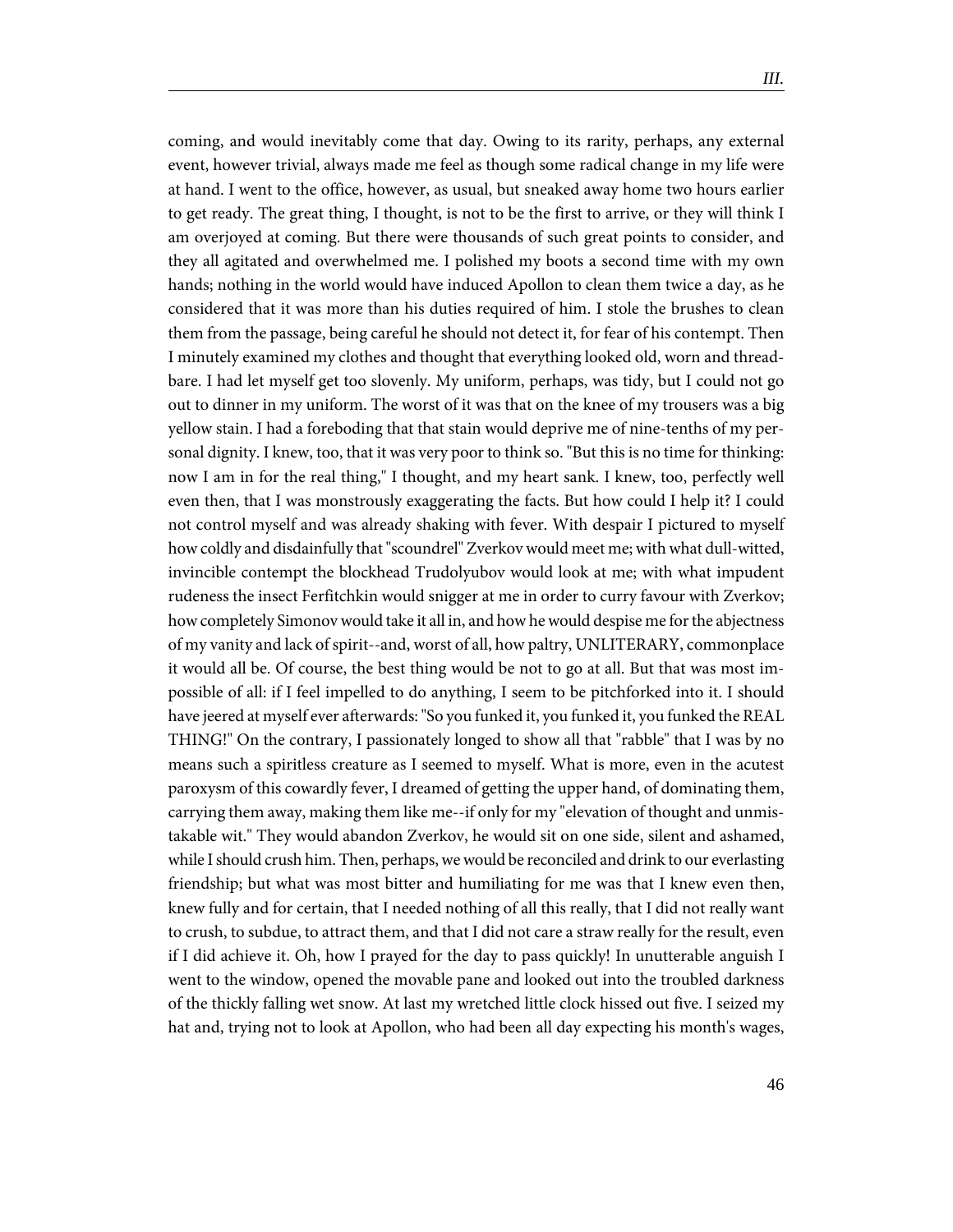coming, and would inevitably come that day. Owing to its rarity, perhaps, any external event, however trivial, always made me feel as though some radical change in my life were at hand. I went to the office, however, as usual, but sneaked away home two hours earlier to get ready. The great thing, I thought, is not to be the first to arrive, or they will think I am overjoyed at coming. But there were thousands of such great points to consider, and they all agitated and overwhelmed me. I polished my boots a second time with my own hands; nothing in the world would have induced Apollon to clean them twice a day, as he considered that it was more than his duties required of him. I stole the brushes to clean them from the passage, being careful he should not detect it, for fear of his contempt. Then I minutely examined my clothes and thought that everything looked old, worn and threadbare. I had let myself get too slovenly. My uniform, perhaps, was tidy, but I could not go out to dinner in my uniform. The worst of it was that on the knee of my trousers was a big yellow stain. I had a foreboding that that stain would deprive me of nine-tenths of my personal dignity. I knew, too, that it was very poor to think so. "But this is no time for thinking: now I am in for the real thing," I thought, and my heart sank. I knew, too, perfectly well even then, that I was monstrously exaggerating the facts. But how could I help it? I could not control myself and was already shaking with fever. With despair I pictured to myself how coldly and disdainfully that "scoundrel" Zverkov would meet me; with what dull-witted, invincible contempt the blockhead Trudolyubov would look at me; with what impudent rudeness the insect Ferfitchkin would snigger at me in order to curry favour with Zverkov; how completely Simonov would take it all in, and how he would despise me for the abjectness of my vanity and lack of spirit--and, worst of all, how paltry, UNLITERARY, commonplace it would all be. Of course, the best thing would be not to go at all. But that was most impossible of all: if I feel impelled to do anything, I seem to be pitchforked into it. I should have jeered at myself ever afterwards: "So you funked it, you funked it, you funked the REAL THING!" On the contrary, I passionately longed to show all that "rabble" that I was by no means such a spiritless creature as I seemed to myself. What is more, even in the acutest paroxysm of this cowardly fever, I dreamed of getting the upper hand, of dominating them, carrying them away, making them like me--if only for my "elevation of thought and unmistakable wit." They would abandon Zverkov, he would sit on one side, silent and ashamed, while I should crush him. Then, perhaps, we would be reconciled and drink to our everlasting friendship; but what was most bitter and humiliating for me was that I knew even then, knew fully and for certain, that I needed nothing of all this really, that I did not really want to crush, to subdue, to attract them, and that I did not care a straw really for the result, even if I did achieve it. Oh, how I prayed for the day to pass quickly! In unutterable anguish I went to the window, opened the movable pane and looked out into the troubled darkness of the thickly falling wet snow. At last my wretched little clock hissed out five. I seized my hat and, trying not to look at Apollon, who had been all day expecting his month's wages,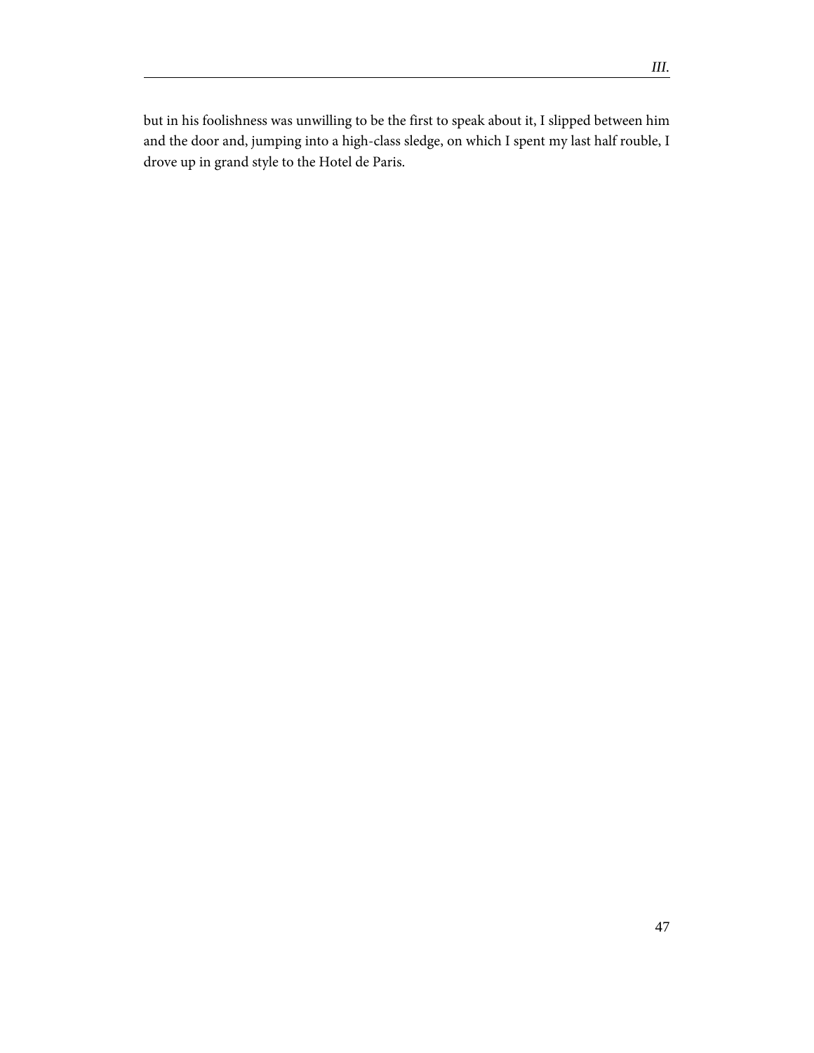but in his foolishness was unwilling to be the first to speak about it, I slipped between him and the door and, jumping into a high-class sledge, on which I spent my last half rouble, I drove up in grand style to the Hotel de Paris.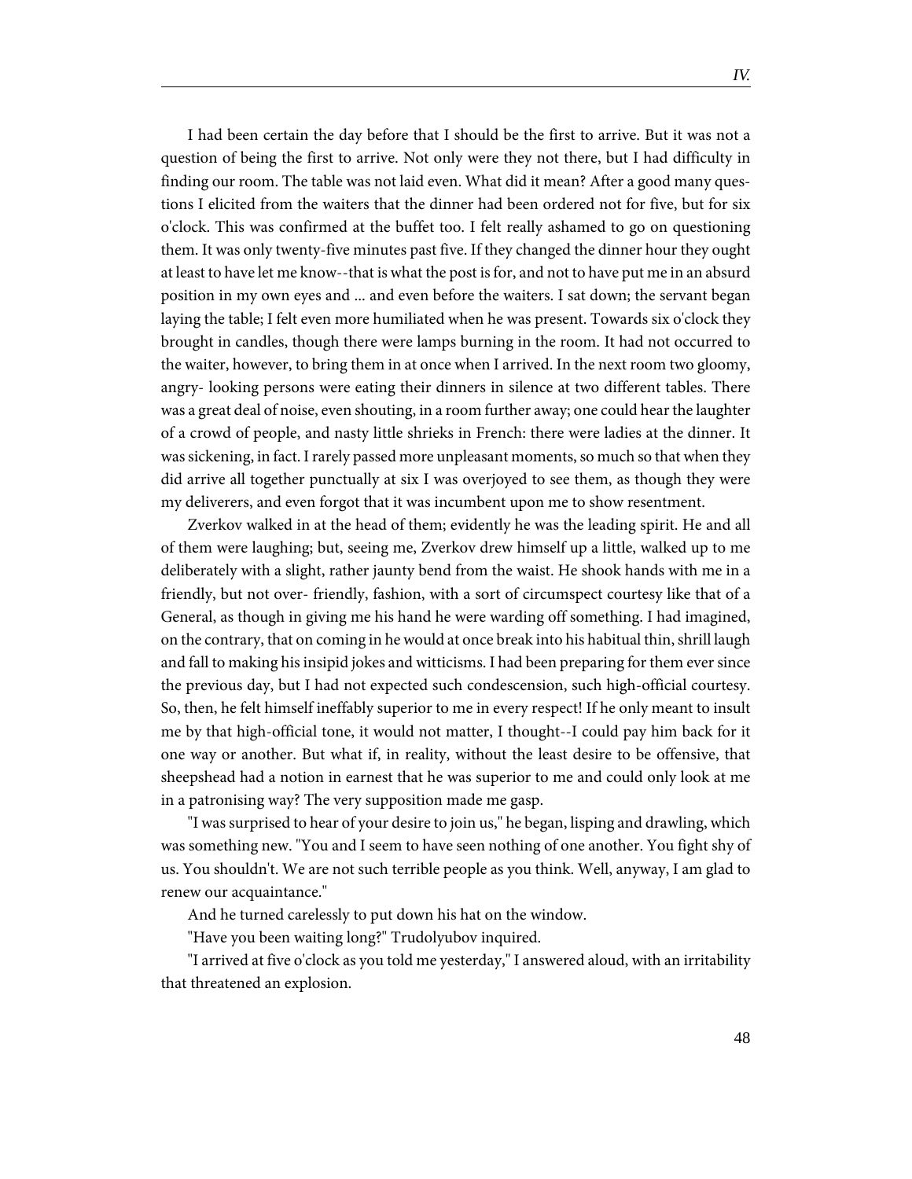I had been certain the day before that I should be the first to arrive. But it was not a question of being the first to arrive. Not only were they not there, but I had difficulty in finding our room. The table was not laid even. What did it mean? After a good many questions I elicited from the waiters that the dinner had been ordered not for five, but for six o'clock. This was confirmed at the buffet too. I felt really ashamed to go on questioning them. It was only twenty-five minutes past five. If they changed the dinner hour they ought at least to have let me know--that is what the post is for, and not to have put me in an absurd position in my own eyes and ... and even before the waiters. I sat down; the servant began laying the table; I felt even more humiliated when he was present. Towards six o'clock they brought in candles, though there were lamps burning in the room. It had not occurred to the waiter, however, to bring them in at once when I arrived. In the next room two gloomy, angry- looking persons were eating their dinners in silence at two different tables. There was a great deal of noise, even shouting, in a room further away; one could hear the laughter of a crowd of people, and nasty little shrieks in French: there were ladies at the dinner. It was sickening, in fact. I rarely passed more unpleasant moments, so much so that when they did arrive all together punctually at six I was overjoyed to see them, as though they were my deliverers, and even forgot that it was incumbent upon me to show resentment.

Zverkov walked in at the head of them; evidently he was the leading spirit. He and all of them were laughing; but, seeing me, Zverkov drew himself up a little, walked up to me deliberately with a slight, rather jaunty bend from the waist. He shook hands with me in a friendly, but not over- friendly, fashion, with a sort of circumspect courtesy like that of a General, as though in giving me his hand he were warding off something. I had imagined, on the contrary, that on coming in he would at once break into his habitual thin, shrill laugh and fall to making his insipid jokes and witticisms. I had been preparing for them ever since the previous day, but I had not expected such condescension, such high-official courtesy. So, then, he felt himself ineffably superior to me in every respect! If he only meant to insult me by that high-official tone, it would not matter, I thought--I could pay him back for it one way or another. But what if, in reality, without the least desire to be offensive, that sheepshead had a notion in earnest that he was superior to me and could only look at me in a patronising way? The very supposition made me gasp.

"I was surprised to hear of your desire to join us," he began, lisping and drawling, which was something new. "You and I seem to have seen nothing of one another. You fight shy of us. You shouldn't. We are not such terrible people as you think. Well, anyway, I am glad to renew our acquaintance."

And he turned carelessly to put down his hat on the window.

"Have you been waiting long?" Trudolyubov inquired.

"I arrived at five o'clock as you told me yesterday," I answered aloud, with an irritability that threatened an explosion.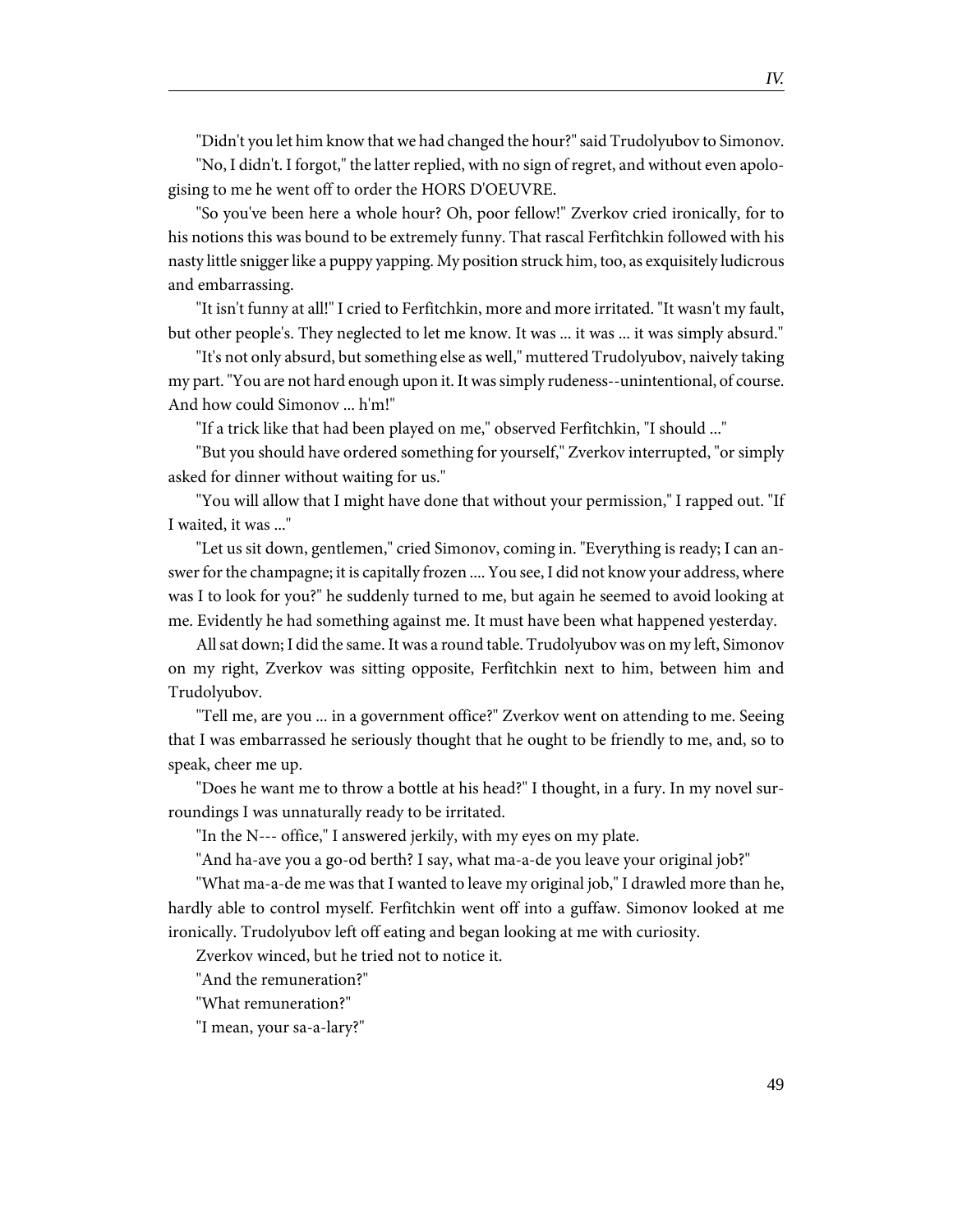"Didn't you let him know that we had changed the hour?" said Trudolyubov to Simonov.

"No, I didn't. I forgot," the latter replied, with no sign of regret, and without even apologising to me he went off to order the HORS D'OEUVRE.

"So you've been here a whole hour? Oh, poor fellow!" Zverkov cried ironically, for to his notions this was bound to be extremely funny. That rascal Ferfitchkin followed with his nasty little snigger like a puppy yapping. My position struck him, too, as exquisitely ludicrous and embarrassing.

"It isn't funny at all!" I cried to Ferfitchkin, more and more irritated. "It wasn't my fault, but other people's. They neglected to let me know. It was ... it was ... it was simply absurd."

"It's not only absurd, but something else as well," muttered Trudolyubov, naively taking my part. "You are not hard enough upon it. It was simply rudeness--unintentional, of course. And how could Simonov ... h'm!"

"If a trick like that had been played on me," observed Ferfitchkin, "I should ..."

"But you should have ordered something for yourself," Zverkov interrupted, "or simply asked for dinner without waiting for us."

"You will allow that I might have done that without your permission," I rapped out. "If I waited, it was ..."

"Let us sit down, gentlemen," cried Simonov, coming in. "Everything is ready; I can answer for the champagne; it is capitally frozen .... You see, I did not know your address, where was I to look for you?" he suddenly turned to me, but again he seemed to avoid looking at me. Evidently he had something against me. It must have been what happened yesterday.

All sat down; I did the same. It was a round table. Trudolyubov was on my left, Simonov on my right, Zverkov was sitting opposite, Ferfitchkin next to him, between him and Trudolyubov.

"Tell me, are you ... in a government office?" Zverkov went on attending to me. Seeing that I was embarrassed he seriously thought that he ought to be friendly to me, and, so to speak, cheer me up.

"Does he want me to throw a bottle at his head?" I thought, in a fury. In my novel surroundings I was unnaturally ready to be irritated.

"In the N--- office," I answered jerkily, with my eyes on my plate.

"And ha-ave you a go-od berth? I say, what ma-a-de you leave your original job?"

"What ma-a-de me was that I wanted to leave my original job," I drawled more than he, hardly able to control myself. Ferfitchkin went off into a guffaw. Simonov looked at me ironically. Trudolyubov left off eating and began looking at me with curiosity.

Zverkov winced, but he tried not to notice it.

"And the remuneration?"

"What remuneration?"

"I mean, your sa-a-lary?"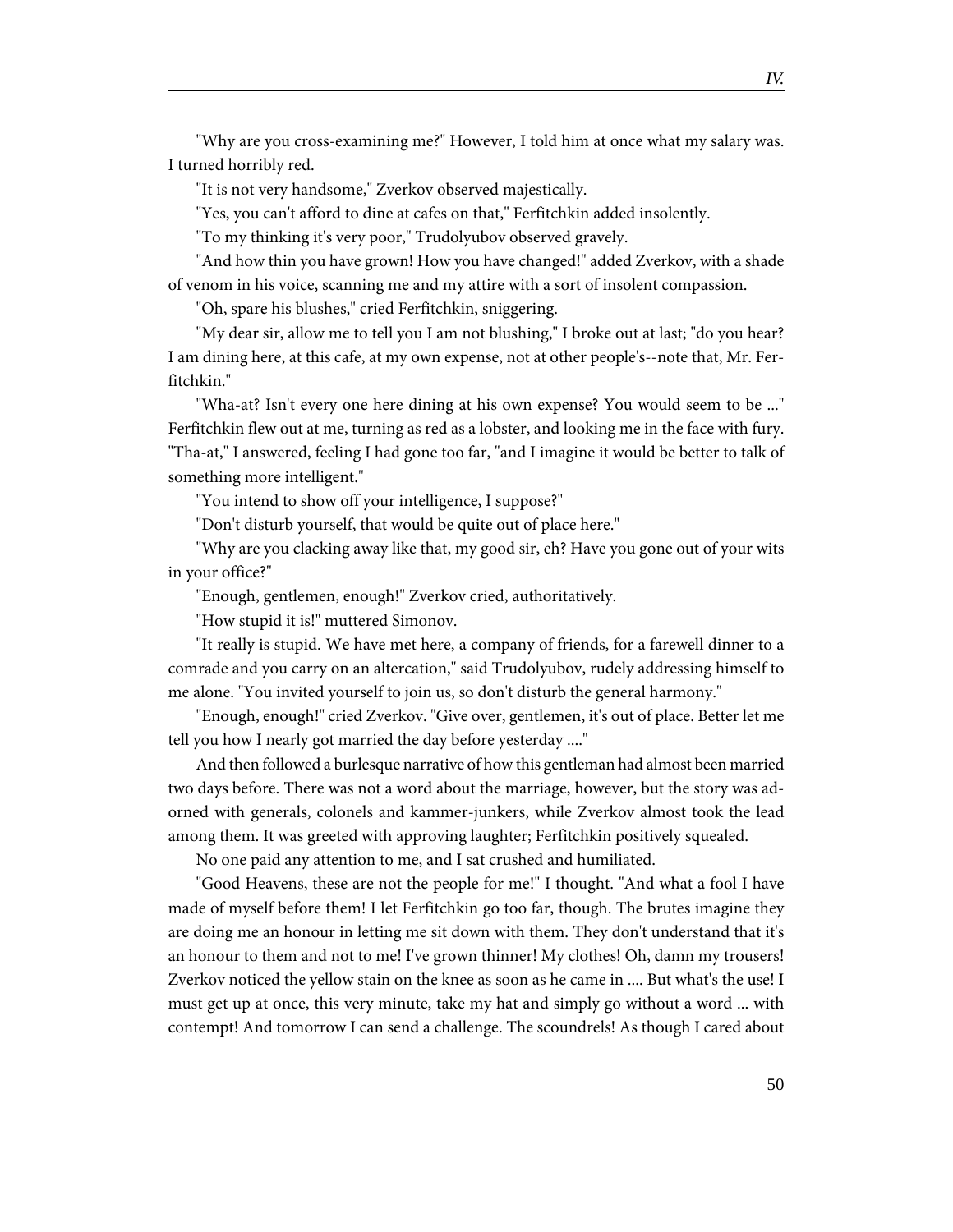"Why are you cross-examining me?" However, I told him at once what my salary was. I turned horribly red.

"It is not very handsome," Zverkov observed majestically.

"Yes, you can't afford to dine at cafes on that," Ferfitchkin added insolently.

"To my thinking it's very poor," Trudolyubov observed gravely.

"And how thin you have grown! How you have changed!" added Zverkov, with a shade of venom in his voice, scanning me and my attire with a sort of insolent compassion.

"Oh, spare his blushes," cried Ferfitchkin, sniggering.

"My dear sir, allow me to tell you I am not blushing," I broke out at last; "do you hear? I am dining here, at this cafe, at my own expense, not at other people's--note that, Mr. Ferfitchkin."

"Wha-at? Isn't every one here dining at his own expense? You would seem to be ..." Ferfitchkin flew out at me, turning as red as a lobster, and looking me in the face with fury. "Tha-at," I answered, feeling I had gone too far, "and I imagine it would be better to talk of something more intelligent."

"You intend to show off your intelligence, I suppose?"

"Don't disturb yourself, that would be quite out of place here."

"Why are you clacking away like that, my good sir, eh? Have you gone out of your wits in your office?"

"Enough, gentlemen, enough!" Zverkov cried, authoritatively.

"How stupid it is!" muttered Simonov.

"It really is stupid. We have met here, a company of friends, for a farewell dinner to a comrade and you carry on an altercation," said Trudolyubov, rudely addressing himself to me alone. "You invited yourself to join us, so don't disturb the general harmony."

"Enough, enough!" cried Zverkov. "Give over, gentlemen, it's out of place. Better let me tell you how I nearly got married the day before yesterday ...."

And then followed a burlesque narrative of how this gentleman had almost been married two days before. There was not a word about the marriage, however, but the story was adorned with generals, colonels and kammer-junkers, while Zverkov almost took the lead among them. It was greeted with approving laughter; Ferfitchkin positively squealed.

No one paid any attention to me, and I sat crushed and humiliated.

"Good Heavens, these are not the people for me!" I thought. "And what a fool I have made of myself before them! I let Ferfitchkin go too far, though. The brutes imagine they are doing me an honour in letting me sit down with them. They don't understand that it's an honour to them and not to me! I've grown thinner! My clothes! Oh, damn my trousers! Zverkov noticed the yellow stain on the knee as soon as he came in .... But what's the use! I must get up at once, this very minute, take my hat and simply go without a word ... with contempt! And tomorrow I can send a challenge. The scoundrels! As though I cared about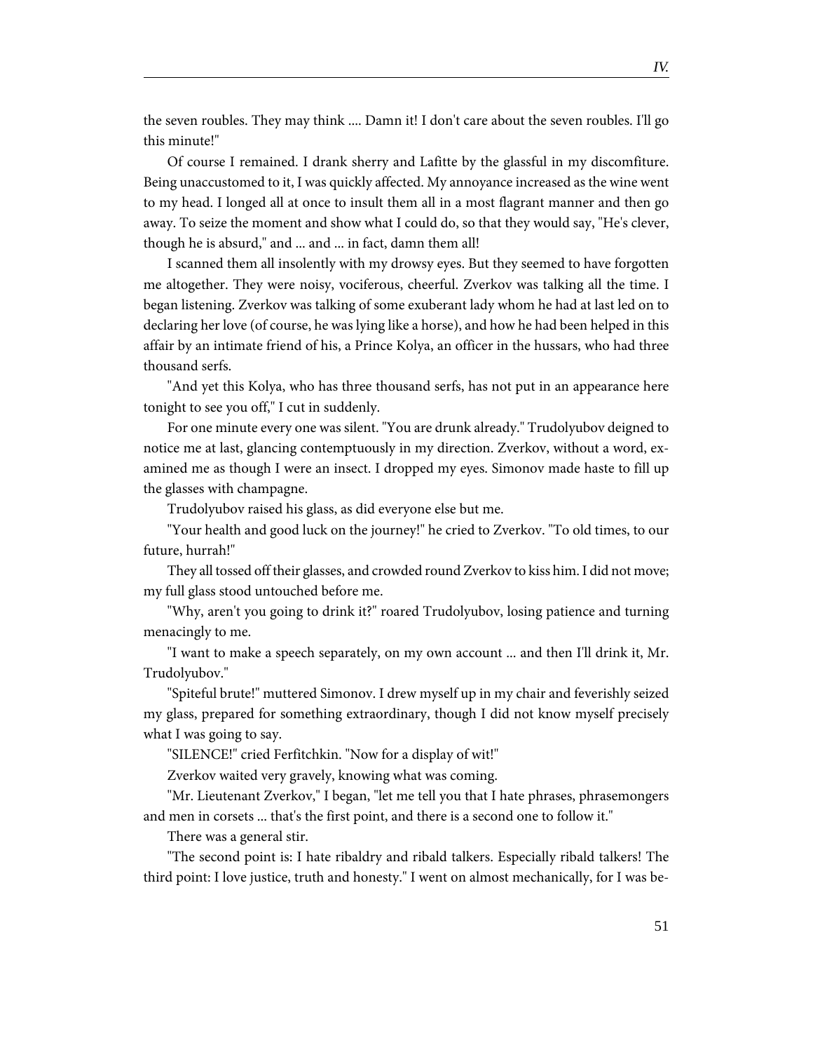the seven roubles. They may think .... Damn it! I don't care about the seven roubles. I'll go this minute!"

Of course I remained. I drank sherry and Lafitte by the glassful in my discomfiture. Being unaccustomed to it, I was quickly affected. My annoyance increased as the wine went to my head. I longed all at once to insult them all in a most flagrant manner and then go away. To seize the moment and show what I could do, so that they would say, "He's clever, though he is absurd," and ... and ... in fact, damn them all!

I scanned them all insolently with my drowsy eyes. But they seemed to have forgotten me altogether. They were noisy, vociferous, cheerful. Zverkov was talking all the time. I began listening. Zverkov was talking of some exuberant lady whom he had at last led on to declaring her love (of course, he was lying like a horse), and how he had been helped in this affair by an intimate friend of his, a Prince Kolya, an officer in the hussars, who had three thousand serfs.

"And yet this Kolya, who has three thousand serfs, has not put in an appearance here tonight to see you off," I cut in suddenly.

For one minute every one was silent. "You are drunk already." Trudolyubov deigned to notice me at last, glancing contemptuously in my direction. Zverkov, without a word, examined me as though I were an insect. I dropped my eyes. Simonov made haste to fill up the glasses with champagne.

Trudolyubov raised his glass, as did everyone else but me.

"Your health and good luck on the journey!" he cried to Zverkov. "To old times, to our future, hurrah!"

They all tossed off their glasses, and crowded round Zverkov to kiss him. I did not move; my full glass stood untouched before me.

"Why, aren't you going to drink it?" roared Trudolyubov, losing patience and turning menacingly to me.

"I want to make a speech separately, on my own account ... and then I'll drink it, Mr. Trudolyubov."

"Spiteful brute!" muttered Simonov. I drew myself up in my chair and feverishly seized my glass, prepared for something extraordinary, though I did not know myself precisely what I was going to say.

"SILENCE!" cried Ferfitchkin. "Now for a display of wit!"

Zverkov waited very gravely, knowing what was coming.

"Mr. Lieutenant Zverkov," I began, "let me tell you that I hate phrases, phrasemongers and men in corsets ... that's the first point, and there is a second one to follow it."

There was a general stir.

"The second point is: I hate ribaldry and ribald talkers. Especially ribald talkers! The third point: I love justice, truth and honesty." I went on almost mechanically, for I was be-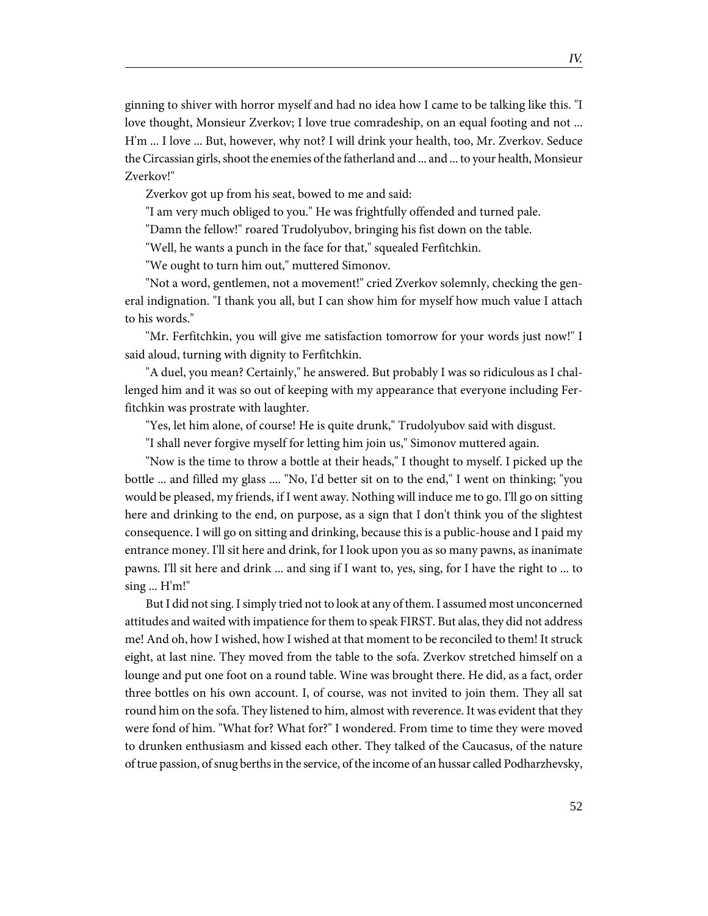ginning to shiver with horror myself and had no idea how I came to be talking like this. "I love thought, Monsieur Zverkov; I love true comradeship, on an equal footing and not ... H'm ... I love ... But, however, why not? I will drink your health, too, Mr. Zverkov. Seduce the Circassian girls, shoot the enemies of the fatherland and ... and ... to your health, Monsieur Zverkov!"

Zverkov got up from his seat, bowed to me and said:

"I am very much obliged to you." He was frightfully offended and turned pale.

"Damn the fellow!" roared Trudolyubov, bringing his fist down on the table.

"Well, he wants a punch in the face for that," squealed Ferfitchkin.

"We ought to turn him out," muttered Simonov.

"Not a word, gentlemen, not a movement!" cried Zverkov solemnly, checking the general indignation. "I thank you all, but I can show him for myself how much value I attach to his words."

"Mr. Ferfitchkin, you will give me satisfaction tomorrow for your words just now!" I said aloud, turning with dignity to Ferfitchkin.

"A duel, you mean? Certainly," he answered. But probably I was so ridiculous as I challenged him and it was so out of keeping with my appearance that everyone including Ferfitchkin was prostrate with laughter.

"Yes, let him alone, of course! He is quite drunk," Trudolyubov said with disgust.

"I shall never forgive myself for letting him join us," Simonov muttered again.

"Now is the time to throw a bottle at their heads," I thought to myself. I picked up the bottle ... and filled my glass .... "No, I'd better sit on to the end," I went on thinking; "you would be pleased, my friends, if I went away. Nothing will induce me to go. I'll go on sitting here and drinking to the end, on purpose, as a sign that I don't think you of the slightest consequence. I will go on sitting and drinking, because this is a public-house and I paid my entrance money. I'll sit here and drink, for I look upon you as so many pawns, as inanimate pawns. I'll sit here and drink ... and sing if I want to, yes, sing, for I have the right to ... to sing ... H'm!"

But I did not sing. I simply tried not to look at any of them. I assumed most unconcerned attitudes and waited with impatience for them to speak FIRST. But alas, they did not address me! And oh, how I wished, how I wished at that moment to be reconciled to them! It struck eight, at last nine. They moved from the table to the sofa. Zverkov stretched himself on a lounge and put one foot on a round table. Wine was brought there. He did, as a fact, order three bottles on his own account. I, of course, was not invited to join them. They all sat round him on the sofa. They listened to him, almost with reverence. It was evident that they were fond of him. "What for? What for?" I wondered. From time to time they were moved to drunken enthusiasm and kissed each other. They talked of the Caucasus, of the nature of true passion, of snug berths in the service, of the income of an hussar called Podharzhevsky,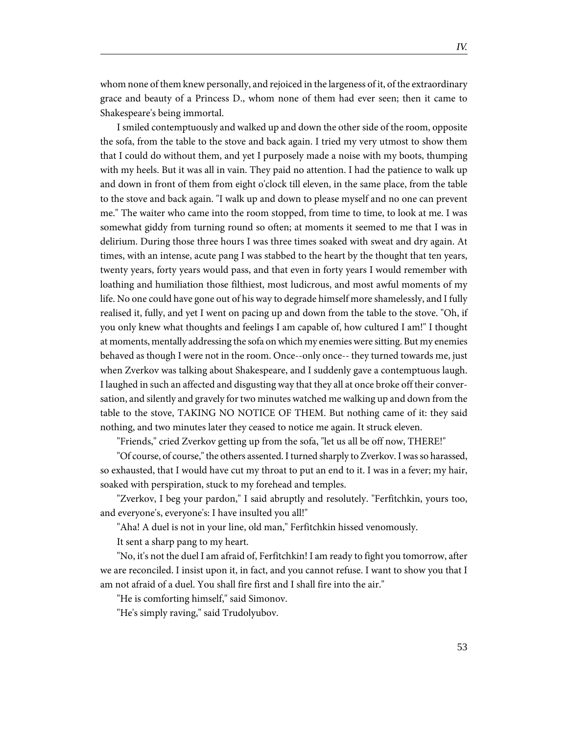whom none of them knew personally, and rejoiced in the largeness of it, of the extraordinary grace and beauty of a Princess D., whom none of them had ever seen; then it came to Shakespeare's being immortal.

I smiled contemptuously and walked up and down the other side of the room, opposite the sofa, from the table to the stove and back again. I tried my very utmost to show them that I could do without them, and yet I purposely made a noise with my boots, thumping with my heels. But it was all in vain. They paid no attention. I had the patience to walk up and down in front of them from eight o'clock till eleven, in the same place, from the table to the stove and back again. "I walk up and down to please myself and no one can prevent me." The waiter who came into the room stopped, from time to time, to look at me. I was somewhat giddy from turning round so often; at moments it seemed to me that I was in delirium. During those three hours I was three times soaked with sweat and dry again. At times, with an intense, acute pang I was stabbed to the heart by the thought that ten years, twenty years, forty years would pass, and that even in forty years I would remember with loathing and humiliation those filthiest, most ludicrous, and most awful moments of my life. No one could have gone out of his way to degrade himself more shamelessly, and I fully realised it, fully, and yet I went on pacing up and down from the table to the stove. "Oh, if you only knew what thoughts and feelings I am capable of, how cultured I am!" I thought at moments, mentally addressing the sofa on which my enemies were sitting. But my enemies behaved as though I were not in the room. Once--only once-- they turned towards me, just when Zverkov was talking about Shakespeare, and I suddenly gave a contemptuous laugh. I laughed in such an affected and disgusting way that they all at once broke off their conversation, and silently and gravely for two minutes watched me walking up and down from the table to the stove, TAKING NO NOTICE OF THEM. But nothing came of it: they said nothing, and two minutes later they ceased to notice me again. It struck eleven.

"Friends," cried Zverkov getting up from the sofa, "let us all be off now, THERE!"

"Of course, of course," the others assented. I turned sharply to Zverkov. I was so harassed, so exhausted, that I would have cut my throat to put an end to it. I was in a fever; my hair, soaked with perspiration, stuck to my forehead and temples.

"Zverkov, I beg your pardon," I said abruptly and resolutely. "Ferfitchkin, yours too, and everyone's, everyone's: I have insulted you all!"

"Aha! A duel is not in your line, old man," Ferfitchkin hissed venomously.

It sent a sharp pang to my heart.

"No, it's not the duel I am afraid of, Ferfitchkin! I am ready to fight you tomorrow, after we are reconciled. I insist upon it, in fact, and you cannot refuse. I want to show you that I am not afraid of a duel. You shall fire first and I shall fire into the air."

"He is comforting himself," said Simonov.

"He's simply raving," said Trudolyubov.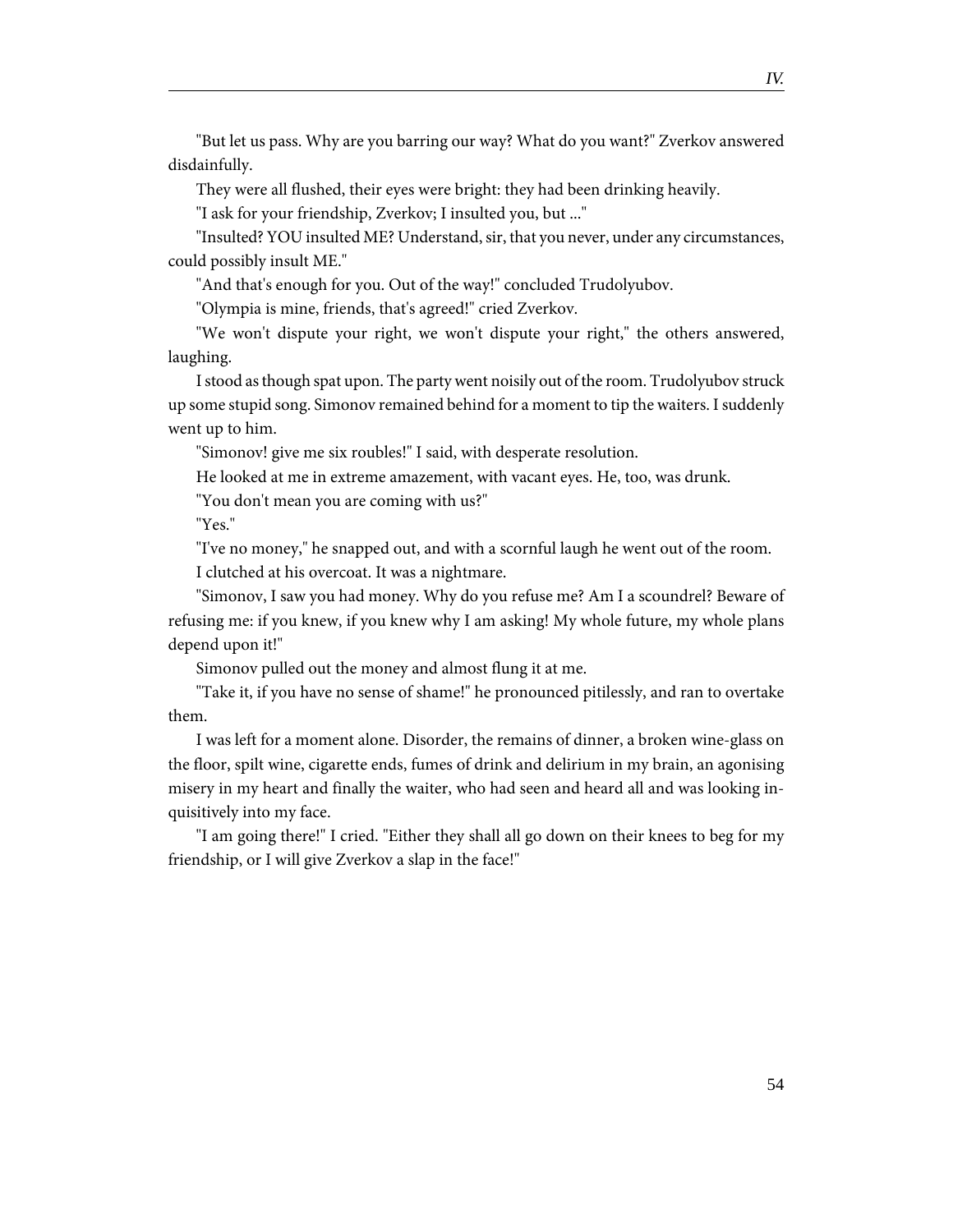"But let us pass. Why are you barring our way? What do you want?" Zverkov answered disdainfully.

They were all flushed, their eyes were bright: they had been drinking heavily.

"I ask for your friendship, Zverkov; I insulted you, but ..."

"Insulted? YOU insulted ME? Understand, sir, that you never, under any circumstances, could possibly insult ME."

"And that's enough for you. Out of the way!" concluded Trudolyubov.

"Olympia is mine, friends, that's agreed!" cried Zverkov.

"We won't dispute your right, we won't dispute your right," the others answered, laughing.

I stood as though spat upon. The party went noisily out of the room. Trudolyubov struck up some stupid song. Simonov remained behind for a moment to tip the waiters. I suddenly went up to him.

"Simonov! give me six roubles!" I said, with desperate resolution.

He looked at me in extreme amazement, with vacant eyes. He, too, was drunk.

"You don't mean you are coming with us?"

"Yes."

"I've no money," he snapped out, and with a scornful laugh he went out of the room.

I clutched at his overcoat. It was a nightmare.

"Simonov, I saw you had money. Why do you refuse me? Am I a scoundrel? Beware of refusing me: if you knew, if you knew why I am asking! My whole future, my whole plans depend upon it!"

Simonov pulled out the money and almost flung it at me.

"Take it, if you have no sense of shame!" he pronounced pitilessly, and ran to overtake them.

I was left for a moment alone. Disorder, the remains of dinner, a broken wine-glass on the floor, spilt wine, cigarette ends, fumes of drink and delirium in my brain, an agonising misery in my heart and finally the waiter, who had seen and heard all and was looking inquisitively into my face.

"I am going there!" I cried. "Either they shall all go down on their knees to beg for my friendship, or I will give Zverkov a slap in the face!"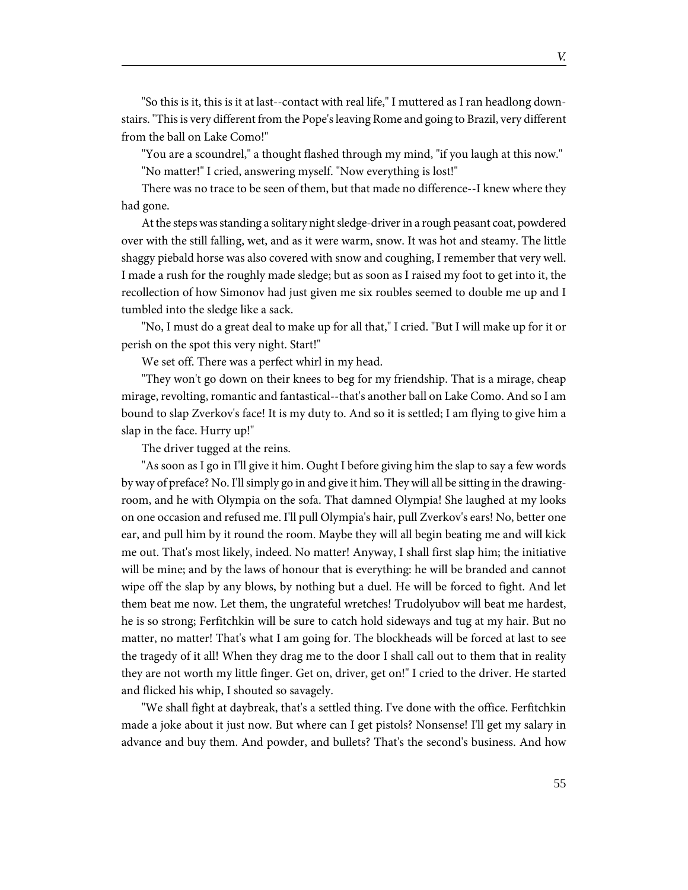"So this is it, this is it at last--contact with real life," I muttered as I ran headlong downstairs. "This is very different from the Pope's leaving Rome and going to Brazil, very different from the ball on Lake Como!"

"You are a scoundrel," a thought flashed through my mind, "if you laugh at this now."

"No matter!" I cried, answering myself. "Now everything is lost!"

There was no trace to be seen of them, but that made no difference--I knew where they had gone.

At the steps was standing a solitary night sledge-driver in a rough peasant coat, powdered over with the still falling, wet, and as it were warm, snow. It was hot and steamy. The little shaggy piebald horse was also covered with snow and coughing, I remember that very well. I made a rush for the roughly made sledge; but as soon as I raised my foot to get into it, the recollection of how Simonov had just given me six roubles seemed to double me up and I tumbled into the sledge like a sack.

"No, I must do a great deal to make up for all that," I cried. "But I will make up for it or perish on the spot this very night. Start!"

We set off. There was a perfect whirl in my head.

"They won't go down on their knees to beg for my friendship. That is a mirage, cheap mirage, revolting, romantic and fantastical--that's another ball on Lake Como. And so I am bound to slap Zverkov's face! It is my duty to. And so it is settled; I am flying to give him a slap in the face. Hurry up!"

The driver tugged at the reins.

"As soon as I go in I'll give it him. Ought I before giving him the slap to say a few words by way of preface? No. I'll simply go in and give it him. They will all be sitting in the drawing-room, and he with Olympia on the sofa. That damned Olympia! She laughed at my looks on one occasion and refused me. I'll pull Olympia's hair, pull Zverkov's ears! No, better one ear, and pull him by it round the room. Maybe they will all begin beating me and will kick me out. That's most likely, indeed. No matter! Anyway, I shall first slap him; the initiative will be mine; and by the laws of honour that is everything: he will be branded and cannot wipe off the slap by any blows, by nothing but a duel. He will be forced to fight. And let them beat me now. Let them, the ungrateful wretches! Trudolyubov will beat me hardest, he is so strong; Ferfitchkin will be sure to catch hold sideways and tug at my hair. But no matter, no matter! That's what I am going for. The blockheads will be forced at last to see the tragedy of it all! When they drag me to the door I shall call out to them that in reality they are not worth my little finger. Get on, driver, get on!" I cried to the driver. He started and flicked his whip, I shouted so savagely.

"We shall fight at daybreak, that's a settled thing. I've done with the office. Ferfitchkin made a joke about it just now. But where can I get pistols? Nonsense! I'll get my salary in advance and buy them. And powder, and bullets? That's the second's business. And how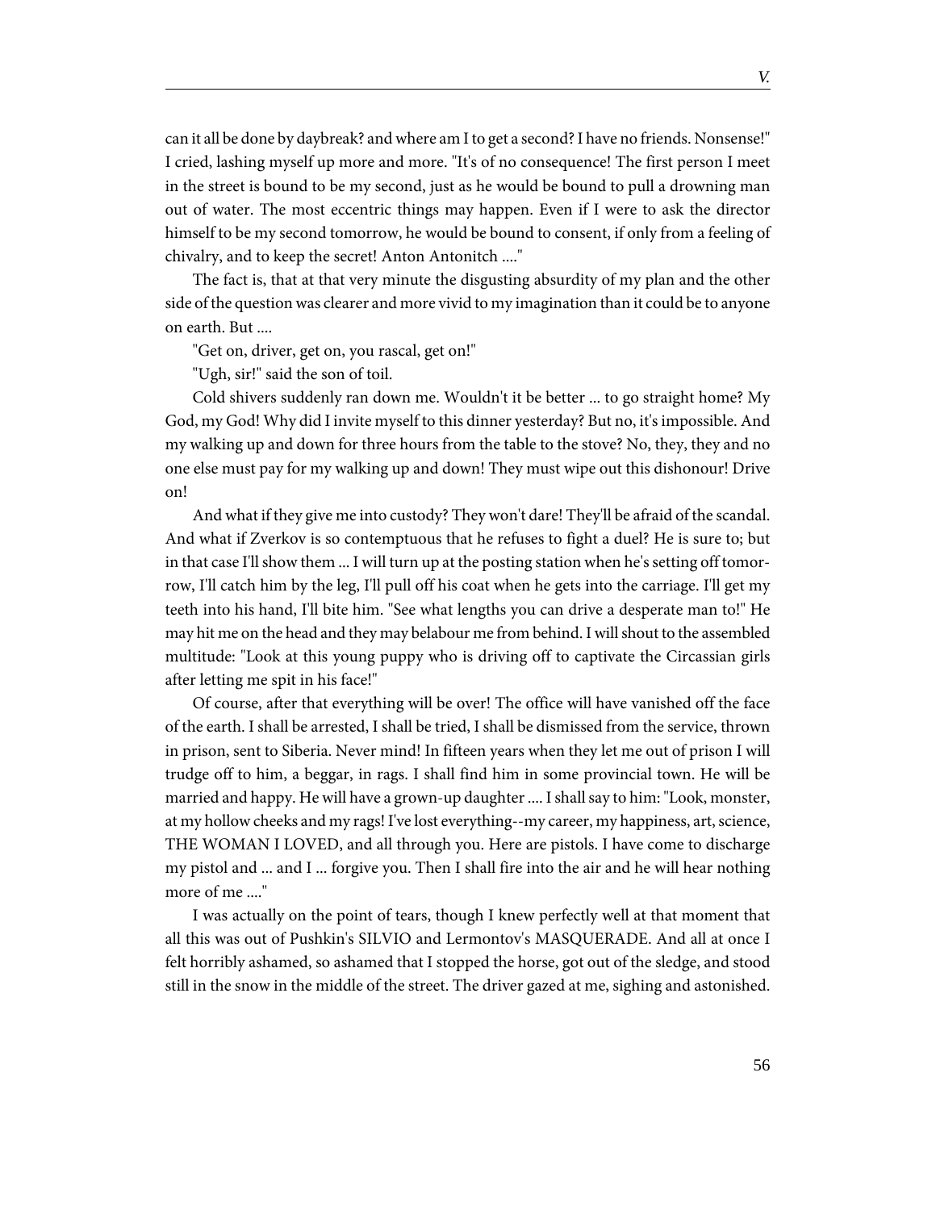can it all be done by daybreak? and where am I to get a second? I have no friends. Nonsense!" I cried, lashing myself up more and more. "It's of no consequence! The first person I meet in the street is bound to be my second, just as he would be bound to pull a drowning man out of water. The most eccentric things may happen. Even if I were to ask the director himself to be my second tomorrow, he would be bound to consent, if only from a feeling of chivalry, and to keep the secret! Anton Antonitch ...."

The fact is, that at that very minute the disgusting absurdity of my plan and the other side of the question was clearer and more vivid to my imagination than it could be to anyone on earth. But ....

"Get on, driver, get on, you rascal, get on!"

"Ugh, sir!" said the son of toil.

Cold shivers suddenly ran down me. Wouldn't it be better ... to go straight home? My God, my God! Why did I invite myself to this dinner yesterday? But no, it's impossible. And my walking up and down for three hours from the table to the stove? No, they, they and no one else must pay for my walking up and down! They must wipe out this dishonour! Drive on!

And what if they give me into custody? They won't dare! They'll be afraid of the scandal. And what if Zverkov is so contemptuous that he refuses to fight a duel? He is sure to; but in that case I'll show them ... I will turn up at the posting station when he's setting off tomorrow, I'll catch him by the leg, I'll pull off his coat when he gets into the carriage. I'll get my teeth into his hand, I'll bite him. "See what lengths you can drive a desperate man to!" He may hit me on the head and they may belabour me from behind. I will shout to the assembled multitude: "Look at this young puppy who is driving off to captivate the Circassian girls after letting me spit in his face!"

Of course, after that everything will be over! The office will have vanished off the face of the earth. I shall be arrested, I shall be tried, I shall be dismissed from the service, thrown in prison, sent to Siberia. Never mind! In fifteen years when they let me out of prison I will trudge off to him, a beggar, in rags. I shall find him in some provincial town. He will be married and happy. He will have a grown-up daughter .... I shall say to him: "Look, monster, at my hollow cheeks and my rags! I've lost everything--my career, my happiness, art, science, THE WOMAN I LOVED, and all through you. Here are pistols. I have come to discharge my pistol and ... and I ... forgive you. Then I shall fire into the air and he will hear nothing more of me ...."

I was actually on the point of tears, though I knew perfectly well at that moment that all this was out of Pushkin's SILVIO and Lermontov's MASQUERADE. And all at once I felt horribly ashamed, so ashamed that I stopped the horse, got out of the sledge, and stood still in the snow in the middle of the street. The driver gazed at me, sighing and astonished.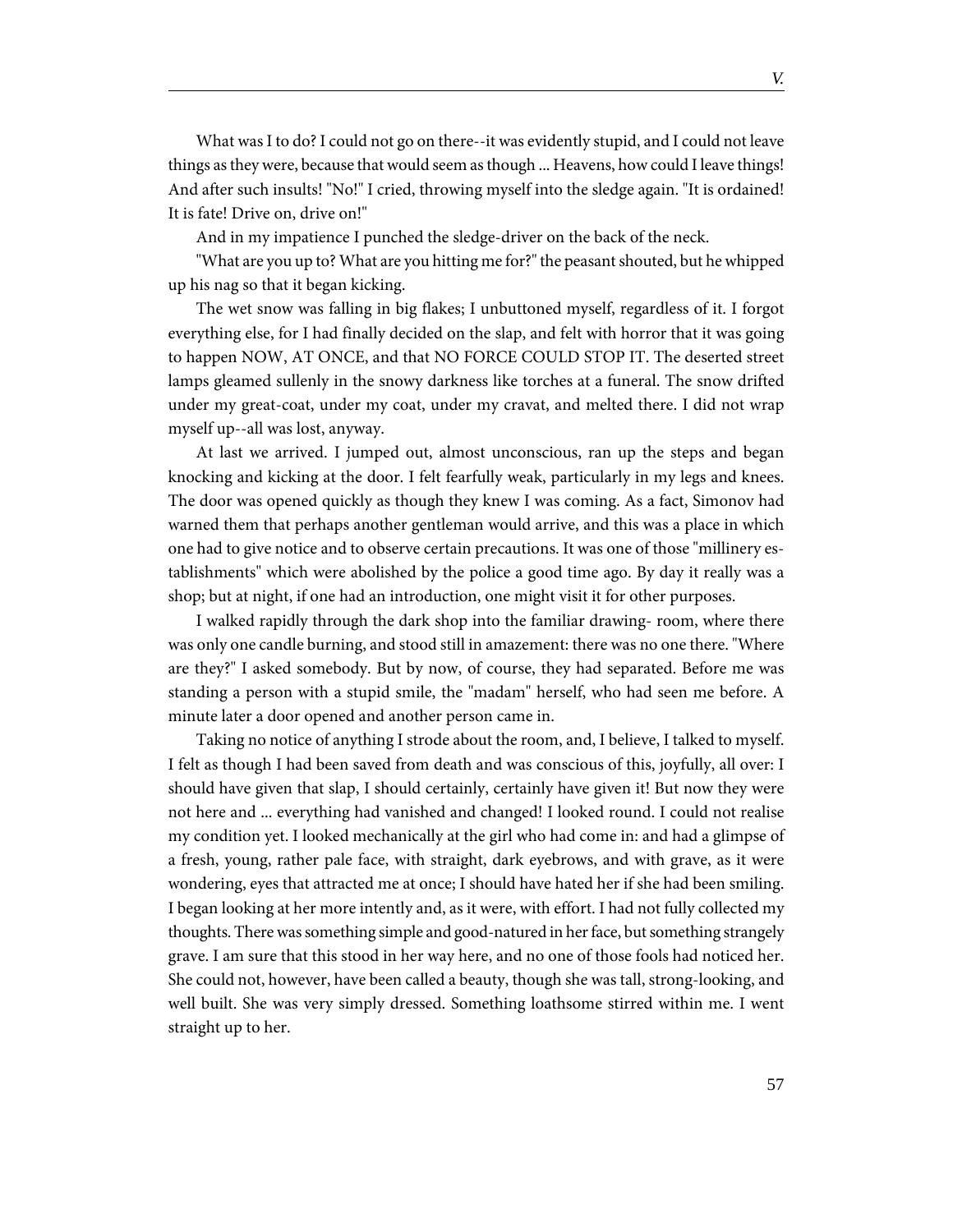What was I to do? I could not go on there--it was evidently stupid, and I could not leave things as they were, because that would seem as though ... Heavens, how could I leave things! And after such insults! "No!" I cried, throwing myself into the sledge again. "It is ordained! It is fate! Drive on, drive on!"

And in my impatience I punched the sledge-driver on the back of the neck.

"What are you up to? What are you hitting me for?" the peasant shouted, but he whipped up his nag so that it began kicking.

The wet snow was falling in big flakes; I unbuttoned myself, regardless of it. I forgot everything else, for I had finally decided on the slap, and felt with horror that it was going to happen NOW, AT ONCE, and that NO FORCE COULD STOP IT. The deserted street lamps gleamed sullenly in the snowy darkness like torches at a funeral. The snow drifted under my great-coat, under my coat, under my cravat, and melted there. I did not wrap myself up--all was lost, anyway.

At last we arrived. I jumped out, almost unconscious, ran up the steps and began knocking and kicking at the door. I felt fearfully weak, particularly in my legs and knees. The door was opened quickly as though they knew I was coming. As a fact, Simonov had warned them that perhaps another gentleman would arrive, and this was a place in which one had to give notice and to observe certain precautions. It was one of those "millinery establishments" which were abolished by the police a good time ago. By day it really was a shop; but at night, if one had an introduction, one might visit it for other purposes.

I walked rapidly through the dark shop into the familiar drawing- room, where there was only one candle burning, and stood still in amazement: there was no one there. "Where are they?" I asked somebody. But by now, of course, they had separated. Before me was standing a person with a stupid smile, the "madam" herself, who had seen me before. A minute later a door opened and another person came in.

Taking no notice of anything I strode about the room, and, I believe, I talked to myself. I felt as though I had been saved from death and was conscious of this, joyfully, all over: I should have given that slap, I should certainly, certainly have given it! But now they were not here and ... everything had vanished and changed! I looked round. I could not realise my condition yet. I looked mechanically at the girl who had come in: and had a glimpse of a fresh, young, rather pale face, with straight, dark eyebrows, and with grave, as it were wondering, eyes that attracted me at once; I should have hated her if she had been smiling. I began looking at her more intently and, as it were, with effort. I had not fully collected my thoughts. There was something simple and good-natured in her face, but something strangely grave. I am sure that this stood in her way here, and no one of those fools had noticed her. She could not, however, have been called a beauty, though she was tall, strong-looking, and well built. She was very simply dressed. Something loathsome stirred within me. I went straight up to her.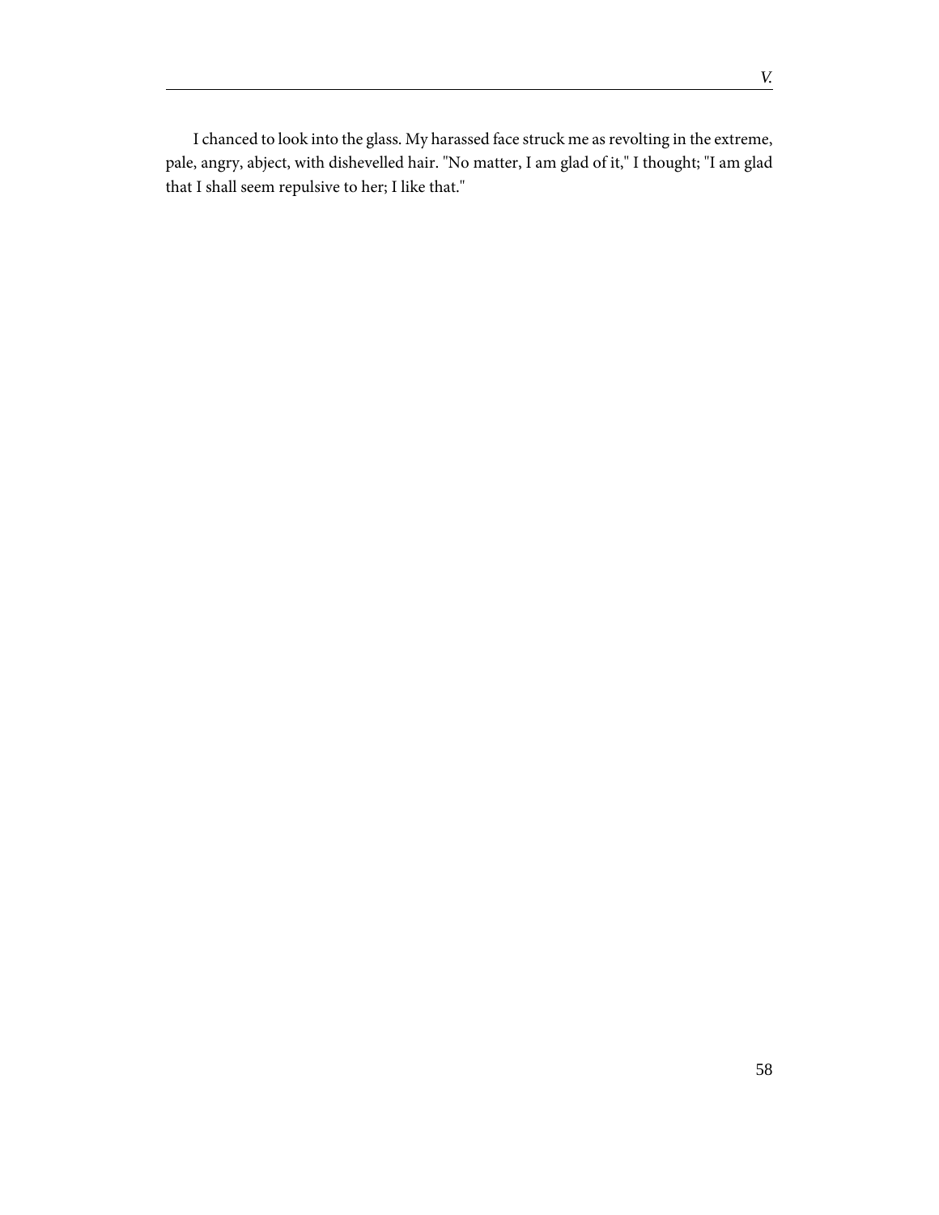I chanced to look into the glass. My harassed face struck me as revolting in the extreme, pale, angry, abject, with dishevelled hair. "No matter, I am glad of it," I thought; "I am glad that I shall seem repulsive to her; I like that."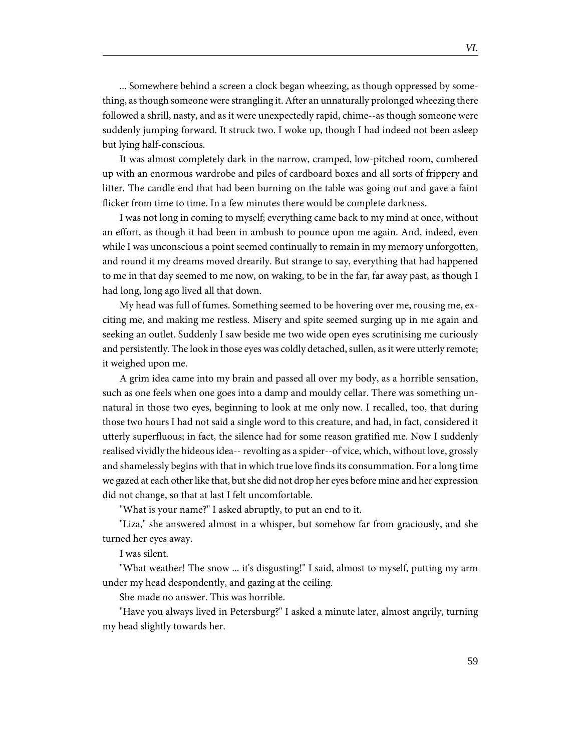... Somewhere behind a screen a clock began wheezing, as though oppressed by something, as though someone were strangling it. After an unnaturally prolonged wheezing there followed a shrill, nasty, and as it were unexpectedly rapid, chime--as though someone were suddenly jumping forward. It struck two. I woke up, though I had indeed not been asleep but lying half-conscious.

It was almost completely dark in the narrow, cramped, low-pitched room, cumbered up with an enormous wardrobe and piles of cardboard boxes and all sorts of frippery and litter. The candle end that had been burning on the table was going out and gave a faint flicker from time to time. In a few minutes there would be complete darkness.

I was not long in coming to myself; everything came back to my mind at once, without an effort, as though it had been in ambush to pounce upon me again. And, indeed, even while I was unconscious a point seemed continually to remain in my memory unforgotten, and round it my dreams moved drearily. But strange to say, everything that had happened to me in that day seemed to me now, on waking, to be in the far, far away past, as though I had long, long ago lived all that down.

My head was full of fumes. Something seemed to be hovering over me, rousing me, exciting me, and making me restless. Misery and spite seemed surging up in me again and seeking an outlet. Suddenly I saw beside me two wide open eyes scrutinising me curiously and persistently. The look in those eyes was coldly detached, sullen, as it were utterly remote; it weighed upon me.

A grim idea came into my brain and passed all over my body, as a horrible sensation, such as one feels when one goes into a damp and mouldy cellar. There was something unnatural in those two eyes, beginning to look at me only now. I recalled, too, that during those two hours I had not said a single word to this creature, and had, in fact, considered it utterly superfluous; in fact, the silence had for some reason gratified me. Now I suddenly realised vividly the hideous idea-- revolting as a spider--of vice, which, without love, grossly and shamelessly begins with that in which true love finds its consummation. For a long time we gazed at each other like that, but she did not drop her eyes before mine and her expression did not change, so that at last I felt uncomfortable.

"What is your name?" I asked abruptly, to put an end to it.

"Liza," she answered almost in a whisper, but somehow far from graciously, and she turned her eyes away.

I was silent.

"What weather! The snow ... it's disgusting!" I said, almost to myself, putting my arm under my head despondently, and gazing at the ceiling.

She made no answer. This was horrible.

"Have you always lived in Petersburg?" I asked a minute later, almost angrily, turning my head slightly towards her.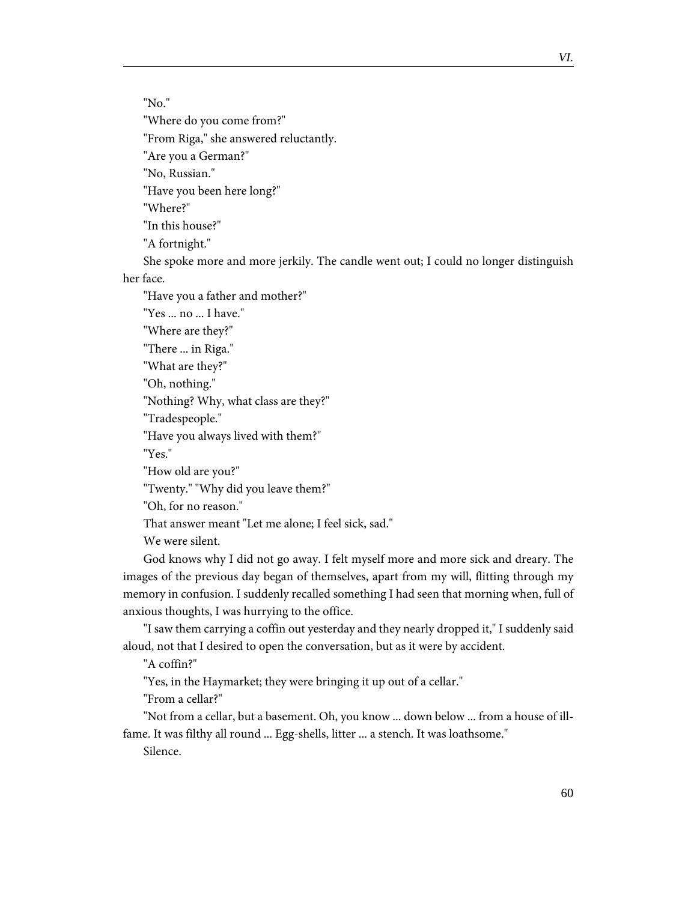"No."

"Where do you come from?"

"From Riga," she answered reluctantly.

"Are you a German?"

"No, Russian."

"Have you been here long?"

"Where?"

"In this house?"

"A fortnight."

She spoke more and more jerkily. The candle went out; I could no longer distinguish her face.

"Have you a father and mother?"

"Yes ... no ... I have."

"Where are they?"

"There ... in Riga."

"What are they?"

"Oh, nothing."

"Nothing? Why, what class are they?"

"Tradespeople."

"Have you always lived with them?"

"Yes."

"How old are you?"

"Twenty." "Why did you leave them?"

"Oh, for no reason."

That answer meant "Let me alone; I feel sick, sad."

We were silent.

God knows why I did not go away. I felt myself more and more sick and dreary. The images of the previous day began of themselves, apart from my will, flitting through my memory in confusion. I suddenly recalled something I had seen that morning when, full of anxious thoughts, I was hurrying to the office.

"I saw them carrying a coffin out yesterday and they nearly dropped it," I suddenly said aloud, not that I desired to open the conversation, but as it were by accident.

"A coffin?"

"Yes, in the Haymarket; they were bringing it up out of a cellar."

"From a cellar?"

"Not from a cellar, but a basement. Oh, you know ... down below ... from a house of ill-fame. It was filthy all round ... Egg-shells, litter ... a stench. It was loathsome."

Silence.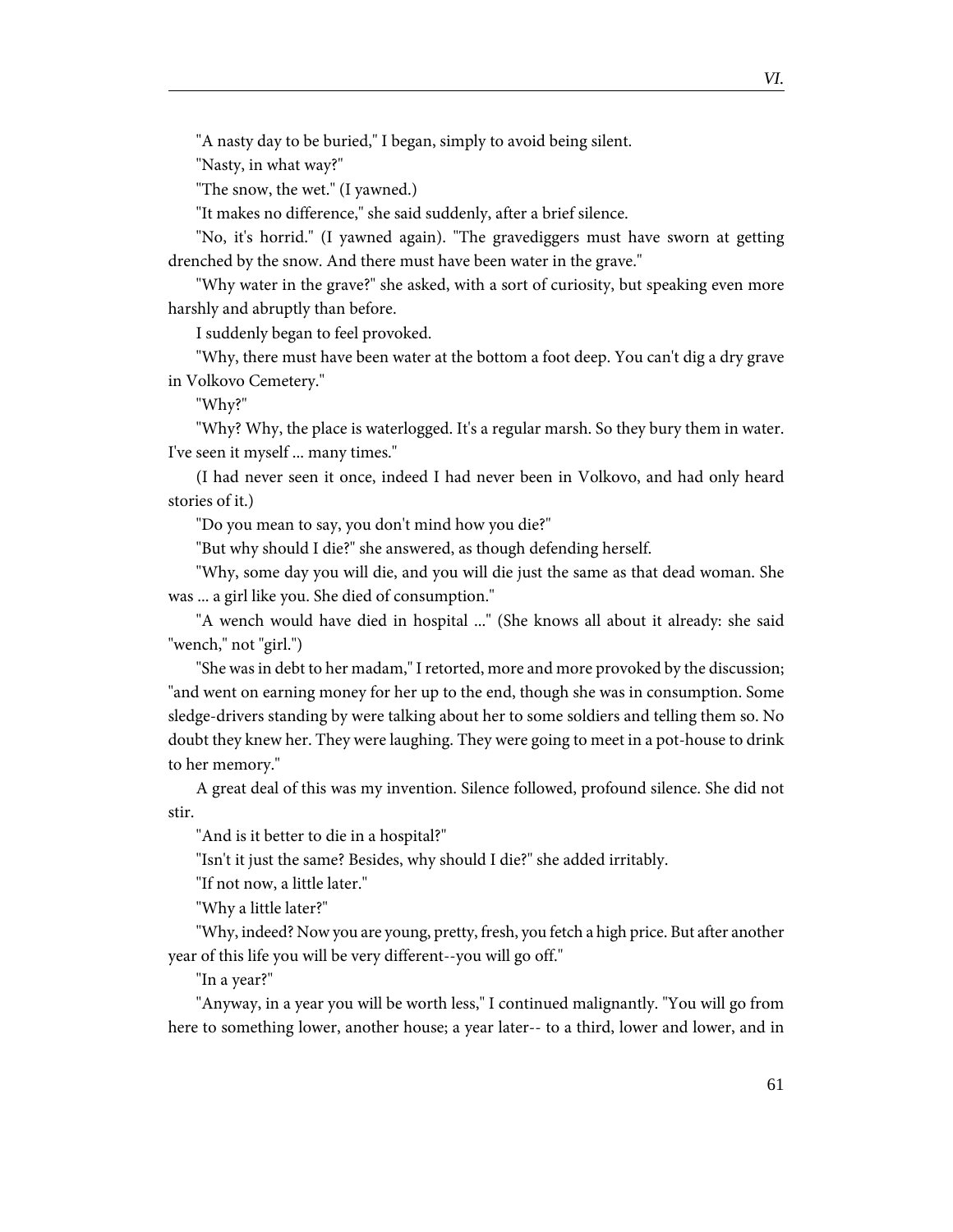"A nasty day to be buried," I began, simply to avoid being silent.

"Nasty, in what way?"

"The snow, the wet." (I yawned.)

"It makes no difference," she said suddenly, after a brief silence.

"No, it's horrid." (I yawned again). "The gravediggers must have sworn at getting drenched by the snow. And there must have been water in the grave."

"Why water in the grave?" she asked, with a sort of curiosity, but speaking even more harshly and abruptly than before.

I suddenly began to feel provoked.

"Why, there must have been water at the bottom a foot deep. You can't dig a dry grave in Volkovo Cemetery."

"Why?"

"Why? Why, the place is waterlogged. It's a regular marsh. So they bury them in water. I've seen it myself ... many times."

(I had never seen it once, indeed I had never been in Volkovo, and had only heard stories of it.)

"Do you mean to say, you don't mind how you die?"

"But why should I die?" she answered, as though defending herself.

"Why, some day you will die, and you will die just the same as that dead woman. She was ... a girl like you. She died of consumption."

"A wench would have died in hospital ..." (She knows all about it already: she said "wench," not "girl.")

"She was in debt to her madam," I retorted, more and more provoked by the discussion; "and went on earning money for her up to the end, though she was in consumption. Some sledge-drivers standing by were talking about her to some soldiers and telling them so. No doubt they knew her. They were laughing. They were going to meet in a pot-house to drink to her memory."

A great deal of this was my invention. Silence followed, profound silence. She did not stir.

"And is it better to die in a hospital?"

"Isn't it just the same? Besides, why should I die?" she added irritably.

"If not now, a little later."

"Why a little later?"

"Why, indeed? Now you are young, pretty, fresh, you fetch a high price. But after another year of this life you will be very different--you will go off."

"In a year?"

"Anyway, in a year you will be worth less," I continued malignantly. "You will go from here to something lower, another house; a year later-- to a third, lower and lower, and in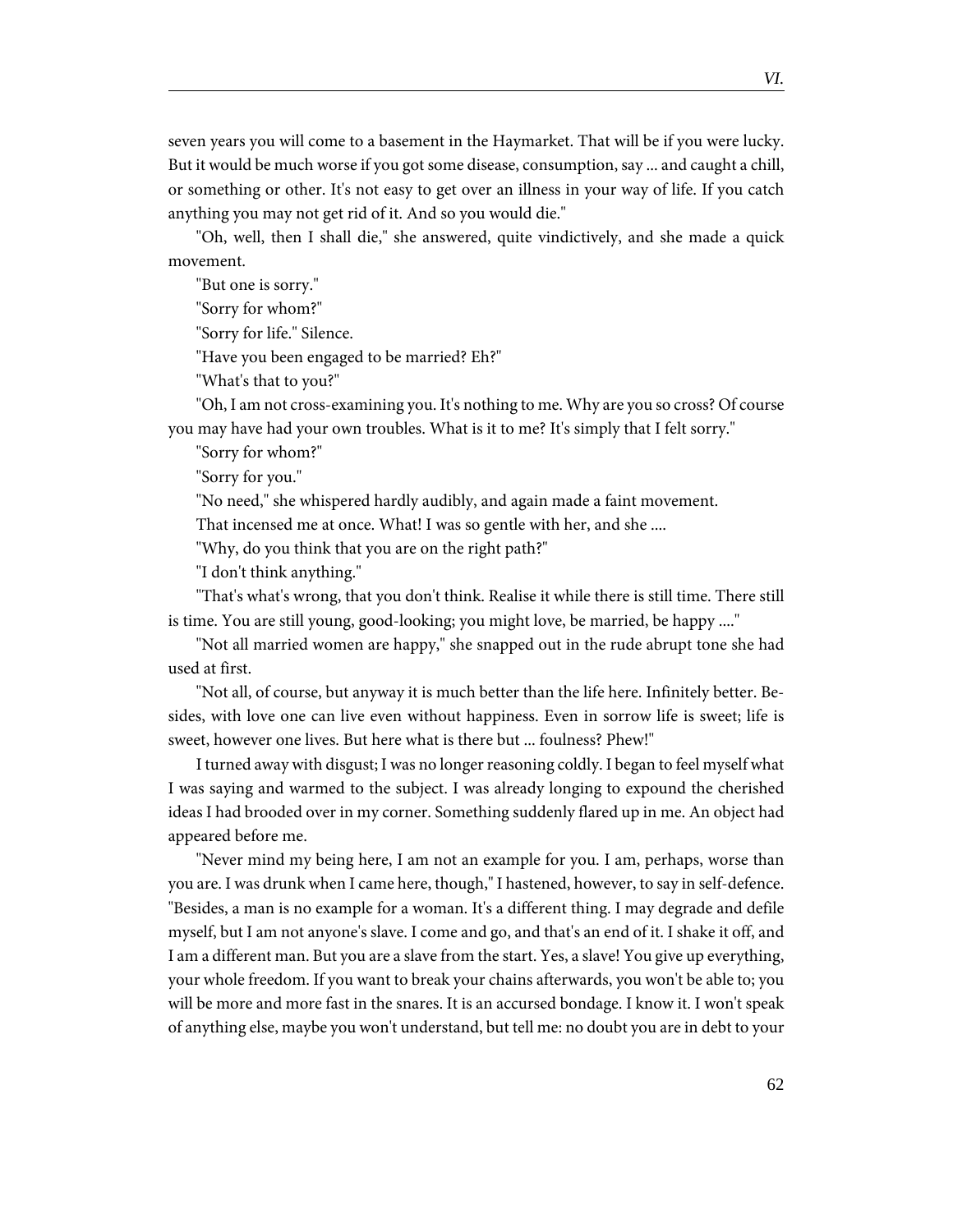seven years you will come to a basement in the Haymarket. That will be if you were lucky. But it would be much worse if you got some disease, consumption, say ... and caught a chill, or something or other. It's not easy to get over an illness in your way of life. If you catch anything you may not get rid of it. And so you would die."

"Oh, well, then I shall die," she answered, quite vindictively, and she made a quick movement.

"But one is sorry."

"Sorry for whom?"

"Sorry for life." Silence.

"Have you been engaged to be married? Eh?"

"What's that to you?"

"Oh, I am not cross-examining you. It's nothing to me. Why are you so cross? Of course you may have had your own troubles. What is it to me? It's simply that I felt sorry."

"Sorry for whom?"

"Sorry for you."

"No need," she whispered hardly audibly, and again made a faint movement.

That incensed me at once. What! I was so gentle with her, and she ....

"Why, do you think that you are on the right path?"

"I don't think anything."

"That's what's wrong, that you don't think. Realise it while there is still time. There still is time. You are still young, good-looking; you might love, be married, be happy ...."

"Not all married women are happy," she snapped out in the rude abrupt tone she had used at first.

"Not all, of course, but anyway it is much better than the life here. Infinitely better. Besides, with love one can live even without happiness. Even in sorrow life is sweet; life is sweet, however one lives. But here what is there but ... foulness? Phew!"

I turned away with disgust; I was no longer reasoning coldly. I began to feel myself what I was saying and warmed to the subject. I was already longing to expound the cherished ideas I had brooded over in my corner. Something suddenly flared up in me. An object had appeared before me.

"Never mind my being here, I am not an example for you. I am, perhaps, worse than you are. I was drunk when I came here, though," I hastened, however, to say in self-defence. "Besides, a man is no example for a woman. It's a different thing. I may degrade and defile myself, but I am not anyone's slave. I come and go, and that's an end of it. I shake it off, and I am a different man. But you are a slave from the start. Yes, a slave! You give up everything, your whole freedom. If you want to break your chains afterwards, you won't be able to; you will be more and more fast in the snares. It is an accursed bondage. I know it. I won't speak of anything else, maybe you won't understand, but tell me: no doubt you are in debt to your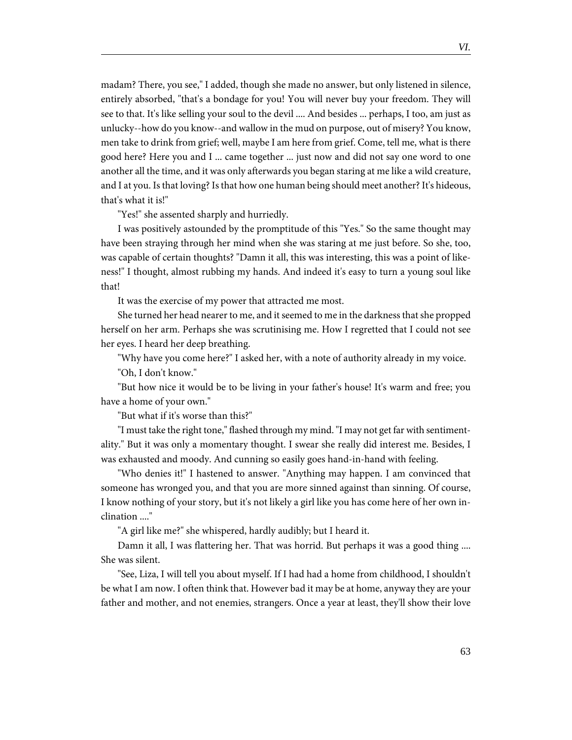madam? There, you see," I added, though she made no answer, but only listened in silence, entirely absorbed, "that's a bondage for you! You will never buy your freedom. They will see to that. It's like selling your soul to the devil .... And besides ... perhaps, I too, am just as unlucky--how do you know--and wallow in the mud on purpose, out of misery? You know, men take to drink from grief; well, maybe I am here from grief. Come, tell me, what is there good here? Here you and I ... came together ... just now and did not say one word to one another all the time, and it was only afterwards you began staring at me like a wild creature, and I at you. Is that loving? Is that how one human being should meet another? It's hideous, that's what it is!"

"Yes!" she assented sharply and hurriedly.

I was positively astounded by the promptitude of this "Yes." So the same thought may have been straying through her mind when she was staring at me just before. So she, too, was capable of certain thoughts? "Damn it all, this was interesting, this was a point of likeness!" I thought, almost rubbing my hands. And indeed it's easy to turn a young soul like that!

It was the exercise of my power that attracted me most.

She turned her head nearer to me, and it seemed to me in the darkness that she propped herself on her arm. Perhaps she was scrutinising me. How I regretted that I could not see her eyes. I heard her deep breathing.

"Why have you come here?" I asked her, with a note of authority already in my voice.

"Oh, I don't know."

"But how nice it would be to be living in your father's house! It's warm and free; you have a home of your own."

"But what if it's worse than this?"

"I must take the right tone," flashed through my mind. "I may not get far with sentimentality." But it was only a momentary thought. I swear she really did interest me. Besides, I was exhausted and moody. And cunning so easily goes hand-in-hand with feeling.

"Who denies it!" I hastened to answer. "Anything may happen. I am convinced that someone has wronged you, and that you are more sinned against than sinning. Of course, I know nothing of your story, but it's not likely a girl like you has come here of her own inclination ...."

"A girl like me?" she whispered, hardly audibly; but I heard it.

Damn it all, I was flattering her. That was horrid. But perhaps it was a good thing .... She was silent.

"See, Liza, I will tell you about myself. If I had had a home from childhood, I shouldn't be what I am now. I often think that. However bad it may be at home, anyway they are your father and mother, and not enemies, strangers. Once a year at least, they'll show their love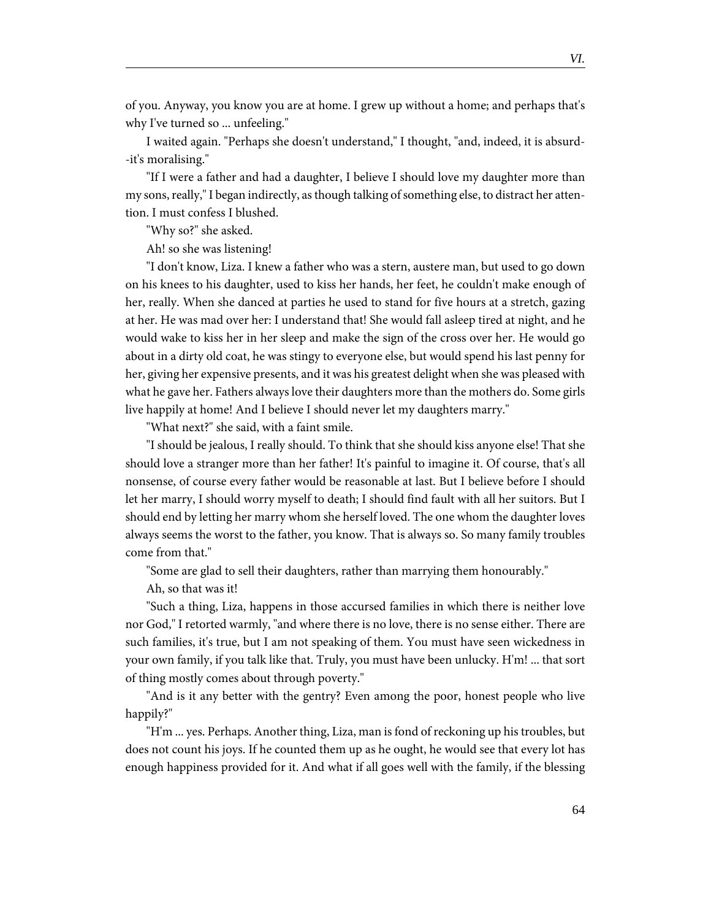of you. Anyway, you know you are at home. I grew up without a home; and perhaps that's why I've turned so ... unfeeling."

I waited again. "Perhaps she doesn't understand," I thought, "and, indeed, it is absurd--it's moralising."

"If I were a father and had a daughter, I believe I should love my daughter more than my sons, really," I began indirectly, as though talking of something else, to distract her attention. I must confess I blushed.

"Why so?" she asked.

Ah! so she was listening!

"I don't know, Liza. I knew a father who was a stern, austere man, but used to go down on his knees to his daughter, used to kiss her hands, her feet, he couldn't make enough of her, really. When she danced at parties he used to stand for five hours at a stretch, gazing at her. He was mad over her: I understand that! She would fall asleep tired at night, and he would wake to kiss her in her sleep and make the sign of the cross over her. He would go about in a dirty old coat, he was stingy to everyone else, but would spend his last penny for her, giving her expensive presents, and it was his greatest delight when she was pleased with what he gave her. Fathers always love their daughters more than the mothers do. Some girls live happily at home! And I believe I should never let my daughters marry."

"What next?" she said, with a faint smile.

"I should be jealous, I really should. To think that she should kiss anyone else! That she should love a stranger more than her father! It's painful to imagine it. Of course, that's all nonsense, of course every father would be reasonable at last. But I believe before I should let her marry, I should worry myself to death; I should find fault with all her suitors. But I should end by letting her marry whom she herself loved. The one whom the daughter loves always seems the worst to the father, you know. That is always so. So many family troubles come from that."

"Some are glad to sell their daughters, rather than marrying them honourably."

Ah, so that was it!

"Such a thing, Liza, happens in those accursed families in which there is neither love nor God," I retorted warmly, "and where there is no love, there is no sense either. There are such families, it's true, but I am not speaking of them. You must have seen wickedness in your own family, if you talk like that. Truly, you must have been unlucky. H'm! ... that sort of thing mostly comes about through poverty."

"And is it any better with the gentry? Even among the poor, honest people who live happily?"

"H'm ... yes. Perhaps. Another thing, Liza, man is fond of reckoning up his troubles, but does not count his joys. If he counted them up as he ought, he would see that every lot has enough happiness provided for it. And what if all goes well with the family, if the blessing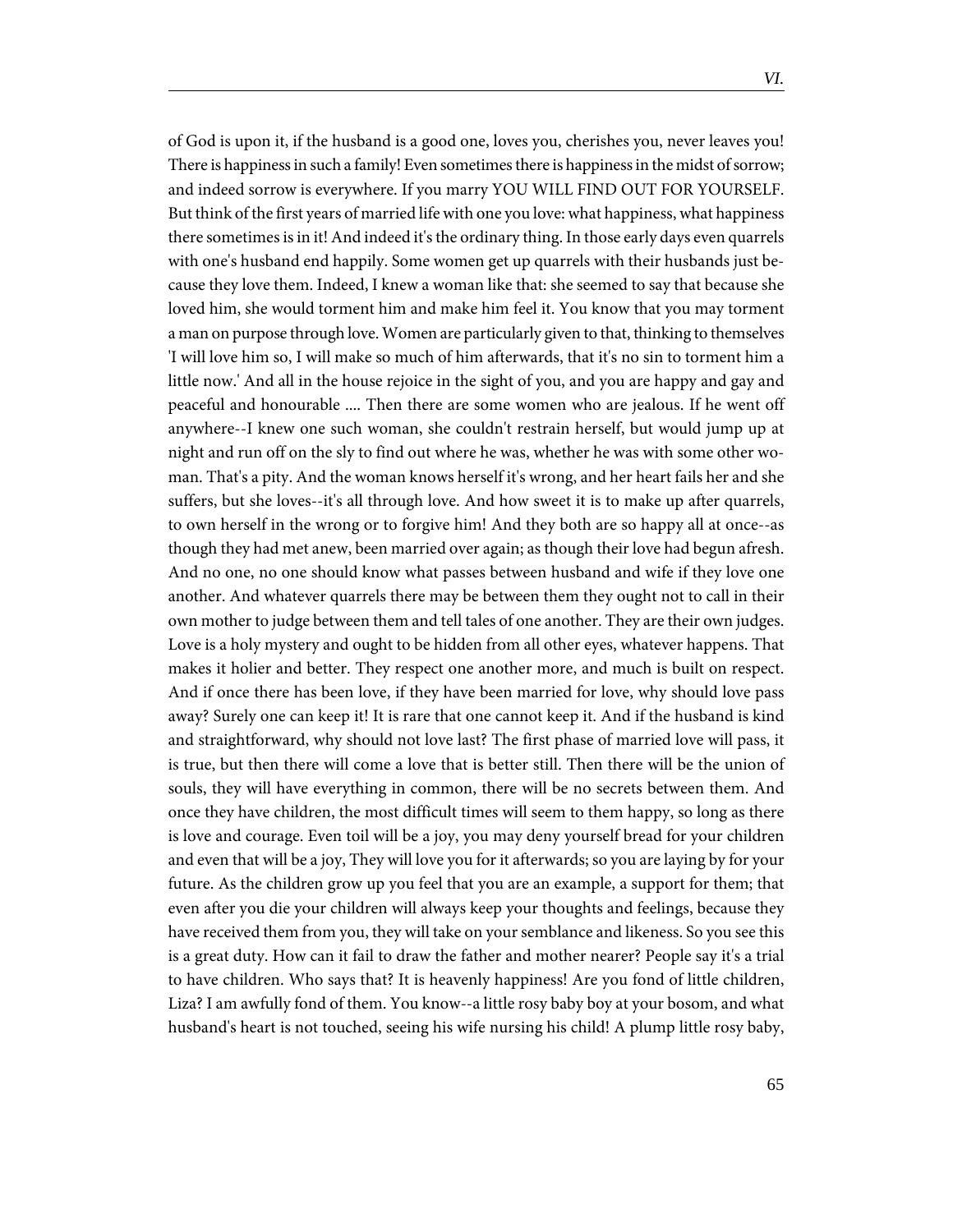of God is upon it, if the husband is a good one, loves you, cherishes you, never leaves you! There is happiness in such a family! Even sometimes there is happiness in the midst of sorrow; and indeed sorrow is everywhere. If you marry YOU WILL FIND OUT FOR YOURSELF. But think of the first years of married life with one you love: what happiness, what happiness there sometimes is in it! And indeed it's the ordinary thing. In those early days even quarrels with one's husband end happily. Some women get up quarrels with their husbands just because they love them. Indeed, I knew a woman like that: she seemed to say that because she loved him, she would torment him and make him feel it. You know that you may torment a man on purpose through love. Women are particularly given to that, thinking to themselves 'I will love him so, I will make so much of him afterwards, that it's no sin to torment him a little now.' And all in the house rejoice in the sight of you, and you are happy and gay and peaceful and honourable .... Then there are some women who are jealous. If he went off anywhere--I knew one such woman, she couldn't restrain herself, but would jump up at night and run off on the sly to find out where he was, whether he was with some other woman. That's a pity. And the woman knows herself it's wrong, and her heart fails her and she suffers, but she loves--it's all through love. And how sweet it is to make up after quarrels, to own herself in the wrong or to forgive him! And they both are so happy all at once--as though they had met anew, been married over again; as though their love had begun afresh. And no one, no one should know what passes between husband and wife if they love one another. And whatever quarrels there may be between them they ought not to call in their own mother to judge between them and tell tales of one another. They are their own judges. Love is a holy mystery and ought to be hidden from all other eyes, whatever happens. That makes it holier and better. They respect one another more, and much is built on respect. And if once there has been love, if they have been married for love, why should love pass away? Surely one can keep it! It is rare that one cannot keep it. And if the husband is kind and straightforward, why should not love last? The first phase of married love will pass, it is true, but then there will come a love that is better still. Then there will be the union of souls, they will have everything in common, there will be no secrets between them. And once they have children, the most difficult times will seem to them happy, so long as there is love and courage. Even toil will be a joy, you may deny yourself bread for your children and even that will be a joy, They will love you for it afterwards; so you are laying by for your future. As the children grow up you feel that you are an example, a support for them; that even after you die your children will always keep your thoughts and feelings, because they have received them from you, they will take on your semblance and likeness. So you see this is a great duty. How can it fail to draw the father and mother nearer? People say it's a trial to have children. Who says that? It is heavenly happiness! Are you fond of little children, Liza? I am awfully fond of them. You know--a little rosy baby boy at your bosom, and what husband's heart is not touched, seeing his wife nursing his child! A plump little rosy baby,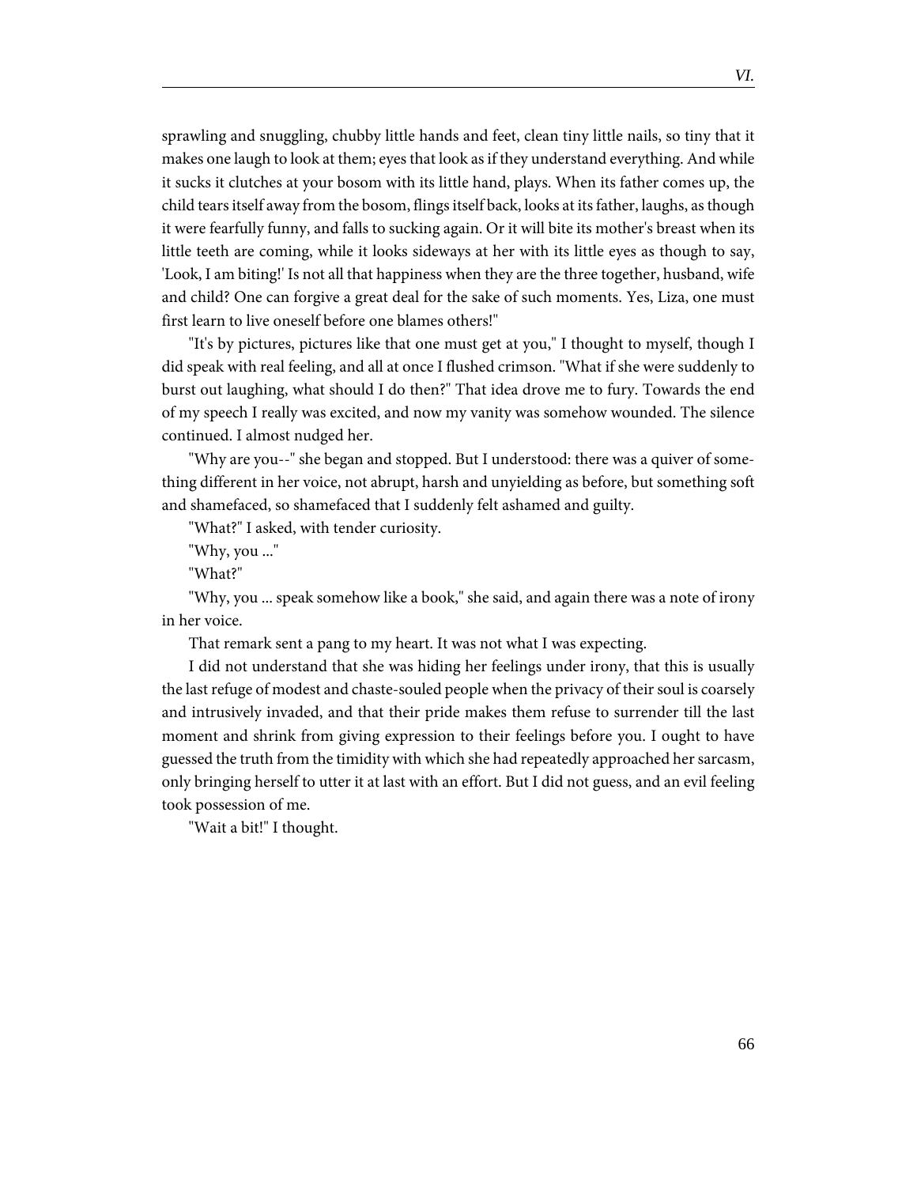sprawling and snuggling, chubby little hands and feet, clean tiny little nails, so tiny that it makes one laugh to look at them; eyes that look as if they understand everything. And while it sucks it clutches at your bosom with its little hand, plays. When its father comes up, the child tears itself away from the bosom, flings itself back, looks at its father, laughs, as though it were fearfully funny, and falls to sucking again. Or it will bite its mother's breast when its little teeth are coming, while it looks sideways at her with its little eyes as though to say, 'Look, I am biting!' Is not all that happiness when they are the three together, husband, wife and child? One can forgive a great deal for the sake of such moments. Yes, Liza, one must first learn to live oneself before one blames others!"

"It's by pictures, pictures like that one must get at you," I thought to myself, though I did speak with real feeling, and all at once I flushed crimson. "What if she were suddenly to burst out laughing, what should I do then?" That idea drove me to fury. Towards the end of my speech I really was excited, and now my vanity was somehow wounded. The silence continued. I almost nudged her.

"Why are you--" she began and stopped. But I understood: there was a quiver of something different in her voice, not abrupt, harsh and unyielding as before, but something soft and shamefaced, so shamefaced that I suddenly felt ashamed and guilty.

"What?" I asked, with tender curiosity.

"Why, you ..."

"What?"

"Why, you ... speak somehow like a book," she said, and again there was a note of irony in her voice.

That remark sent a pang to my heart. It was not what I was expecting.

I did not understand that she was hiding her feelings under irony, that this is usually the last refuge of modest and chaste-souled people when the privacy of their soul is coarsely and intrusively invaded, and that their pride makes them refuse to surrender till the last moment and shrink from giving expression to their feelings before you. I ought to have guessed the truth from the timidity with which she had repeatedly approached her sarcasm, only bringing herself to utter it at last with an effort. But I did not guess, and an evil feeling took possession of me.

"Wait a bit!" I thought.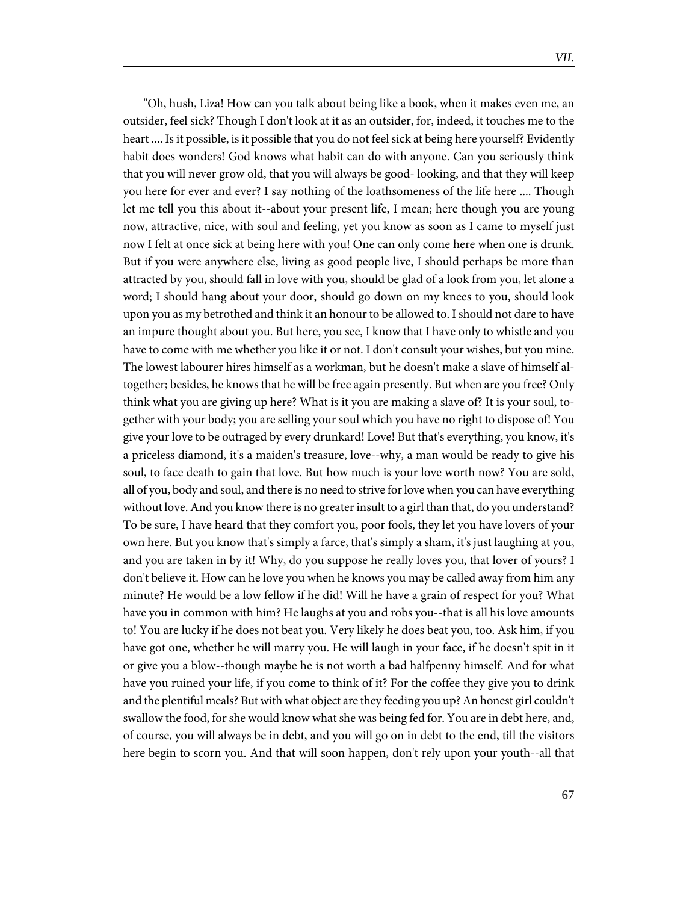"Oh, hush, Liza! How can you talk about being like a book, when it makes even me, an outsider, feel sick? Though I don't look at it as an outsider, for, indeed, it touches me to the heart .... Is it possible, is it possible that you do not feel sick at being here yourself? Evidently habit does wonders! God knows what habit can do with anyone. Can you seriously think that you will never grow old, that you will always be good- looking, and that they will keep you here for ever and ever? I say nothing of the loathsomeness of the life here .... Though let me tell you this about it--about your present life, I mean; here though you are young now, attractive, nice, with soul and feeling, yet you know as soon as I came to myself just now I felt at once sick at being here with you! One can only come here when one is drunk. But if you were anywhere else, living as good people live, I should perhaps be more than attracted by you, should fall in love with you, should be glad of a look from you, let alone a word; I should hang about your door, should go down on my knees to you, should look upon you as my betrothed and think it an honour to be allowed to. I should not dare to have an impure thought about you. But here, you see, I know that I have only to whistle and you have to come with me whether you like it or not. I don't consult your wishes, but you mine. The lowest labourer hires himself as a workman, but he doesn't make a slave of himself altogether; besides, he knows that he will be free again presently. But when are you free? Only think what you are giving up here? What is it you are making a slave of? It is your soul, together with your body; you are selling your soul which you have no right to dispose of! You give your love to be outraged by every drunkard! Love! But that's everything, you know, it's a priceless diamond, it's a maiden's treasure, love--why, a man would be ready to give his soul, to face death to gain that love. But how much is your love worth now? You are sold, all of you, body and soul, and there is no need to strive for love when you can have everything without love. And you know there is no greater insult to a girl than that, do you understand? To be sure, I have heard that they comfort you, poor fools, they let you have lovers of your own here. But you know that's simply a farce, that's simply a sham, it's just laughing at you, and you are taken in by it! Why, do you suppose he really loves you, that lover of yours? I don't believe it. How can he love you when he knows you may be called away from him any minute? He would be a low fellow if he did! Will he have a grain of respect for you? What have you in common with him? He laughs at you and robs you--that is all his love amounts to! You are lucky if he does not beat you. Very likely he does beat you, too. Ask him, if you have got one, whether he will marry you. He will laugh in your face, if he doesn't spit in it or give you a blow--though maybe he is not worth a bad halfpenny himself. And for what have you ruined your life, if you come to think of it? For the coffee they give you to drink and the plentiful meals? But with what object are they feeding you up? An honest girl couldn't swallow the food, for she would know what she was being fed for. You are in debt here, and, of course, you will always be in debt, and you will go on in debt to the end, till the visitors here begin to scorn you. And that will soon happen, don't rely upon your youth--all that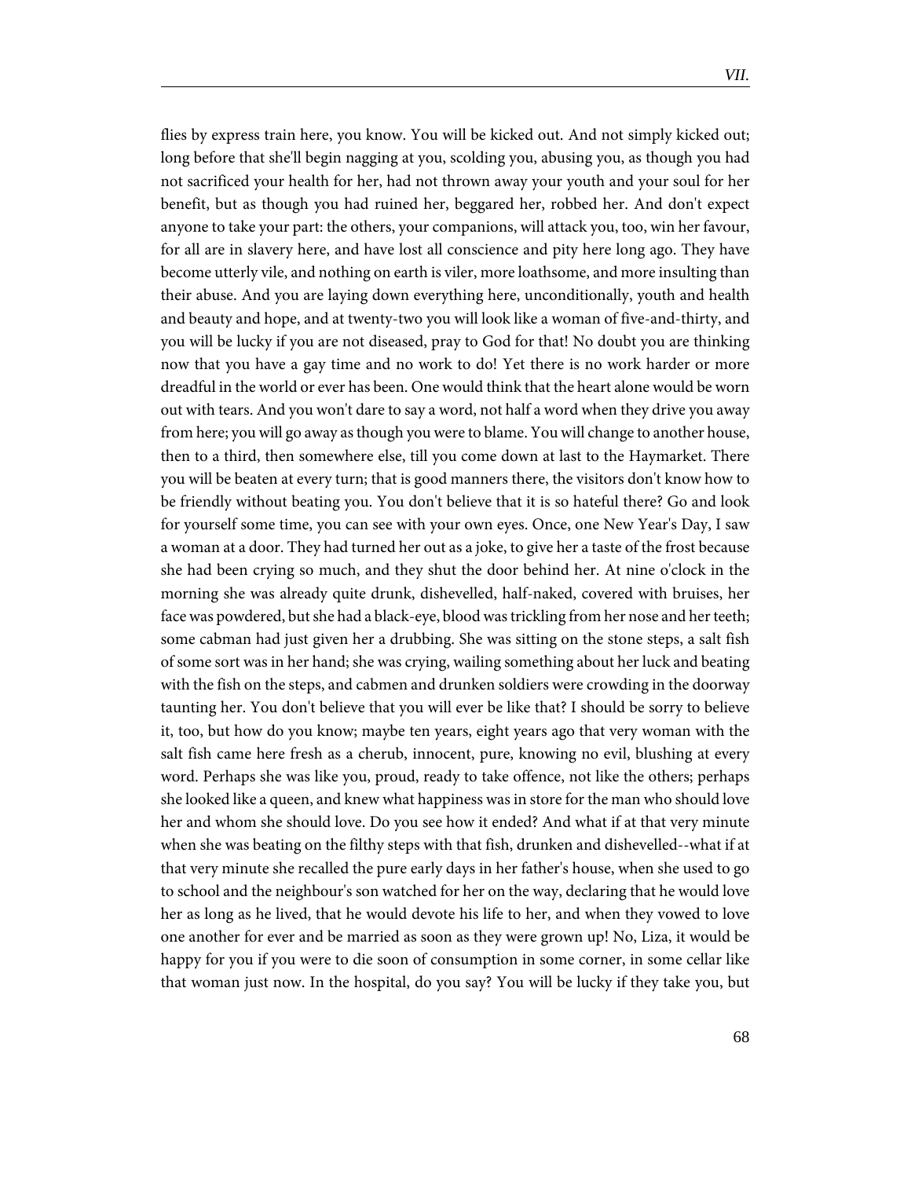flies by express train here, you know. You will be kicked out. And not simply kicked out; long before that she'll begin nagging at you, scolding you, abusing you, as though you had not sacrificed your health for her, had not thrown away your youth and your soul for her benefit, but as though you had ruined her, beggared her, robbed her. And don't expect anyone to take your part: the others, your companions, will attack you, too, win her favour, for all are in slavery here, and have lost all conscience and pity here long ago. They have become utterly vile, and nothing on earth is viler, more loathsome, and more insulting than their abuse. And you are laying down everything here, unconditionally, youth and health and beauty and hope, and at twenty-two you will look like a woman of five-and-thirty, and you will be lucky if you are not diseased, pray to God for that! No doubt you are thinking now that you have a gay time and no work to do! Yet there is no work harder or more dreadful in the world or ever has been. One would think that the heart alone would be worn out with tears. And you won't dare to say a word, not half a word when they drive you away from here; you will go away as though you were to blame. You will change to another house, then to a third, then somewhere else, till you come down at last to the Haymarket. There you will be beaten at every turn; that is good manners there, the visitors don't know how to be friendly without beating you. You don't believe that it is so hateful there? Go and look for yourself some time, you can see with your own eyes. Once, one New Year's Day, I saw a woman at a door. They had turned her out as a joke, to give her a taste of the frost because she had been crying so much, and they shut the door behind her. At nine o'clock in the morning she was already quite drunk, dishevelled, half-naked, covered with bruises, her face was powdered, but she had a black-eye, blood was trickling from her nose and her teeth; some cabman had just given her a drubbing. She was sitting on the stone steps, a salt fish of some sort was in her hand; she was crying, wailing something about her luck and beating with the fish on the steps, and cabmen and drunken soldiers were crowding in the doorway taunting her. You don't believe that you will ever be like that? I should be sorry to believe it, too, but how do you know; maybe ten years, eight years ago that very woman with the salt fish came here fresh as a cherub, innocent, pure, knowing no evil, blushing at every word. Perhaps she was like you, proud, ready to take offence, not like the others; perhaps she looked like a queen, and knew what happiness was in store for the man who should love her and whom she should love. Do you see how it ended? And what if at that very minute when she was beating on the filthy steps with that fish, drunken and dishevelled--what if at that very minute she recalled the pure early days in her father's house, when she used to go to school and the neighbour's son watched for her on the way, declaring that he would love her as long as he lived, that he would devote his life to her, and when they vowed to love one another for ever and be married as soon as they were grown up! No, Liza, it would be happy for you if you were to die soon of consumption in some corner, in some cellar like that woman just now. In the hospital, do you say? You will be lucky if they take you, but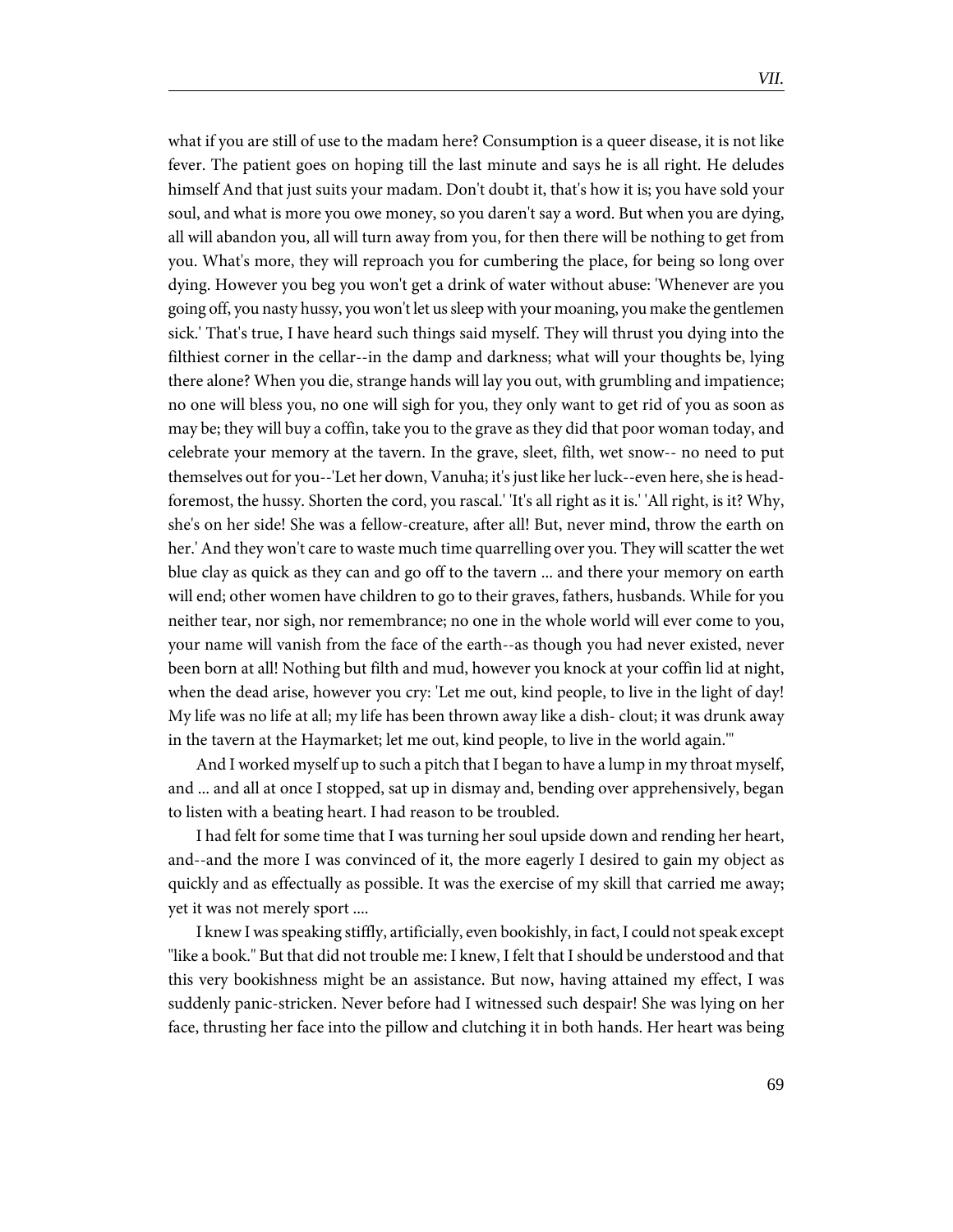what if you are still of use to the madam here? Consumption is a queer disease, it is not like fever. The patient goes on hoping till the last minute and says he is all right. He deludes himself And that just suits your madam. Don't doubt it, that's how it is; you have sold your soul, and what is more you owe money, so you daren't say a word. But when you are dying, all will abandon you, all will turn away from you, for then there will be nothing to get from you. What's more, they will reproach you for cumbering the place, for being so long over dying. However you beg you won't get a drink of water without abuse: 'Whenever are you going off, you nasty hussy, you won't let us sleep with your moaning, you make the gentlemen sick.' That's true, I have heard such things said myself. They will thrust you dying into the filthiest corner in the cellar--in the damp and darkness; what will your thoughts be, lying there alone? When you die, strange hands will lay you out, with grumbling and impatience; no one will bless you, no one will sigh for you, they only want to get rid of you as soon as may be; they will buy a coffin, take you to the grave as they did that poor woman today, and celebrate your memory at the tavern. In the grave, sleet, filth, wet snow-- no need to put themselves out for you--'Let her down, Vanuha; it's just like her luck--even here, she is head-foremost, the hussy. Shorten the cord, you rascal.' 'It's all right as it is.' 'All right, is it? Why, she's on her side! She was a fellow-creature, after all! But, never mind, throw the earth on her.' And they won't care to waste much time quarrelling over you. They will scatter the wet blue clay as quick as they can and go off to the tavern ... and there your memory on earth will end; other women have children to go to their graves, fathers, husbands. While for you neither tear, nor sigh, nor remembrance; no one in the whole world will ever come to you, your name will vanish from the face of the earth--as though you had never existed, never been born at all! Nothing but filth and mud, however you knock at your coffin lid at night, when the dead arise, however you cry: 'Let me out, kind people, to live in the light of day! My life was no life at all; my life has been thrown away like a dish- clout; it was drunk away in the tavern at the Haymarket; let me out, kind people, to live in the world again.'"

And I worked myself up to such a pitch that I began to have a lump in my throat myself, and ... and all at once I stopped, sat up in dismay and, bending over apprehensively, began to listen with a beating heart. I had reason to be troubled.

I had felt for some time that I was turning her soul upside down and rending her heart, and--and the more I was convinced of it, the more eagerly I desired to gain my object as quickly and as effectually as possible. It was the exercise of my skill that carried me away; yet it was not merely sport ....

I knew I was speaking stiffly, artificially, even bookishly, in fact, I could not speak except "like a book." But that did not trouble me: I knew, I felt that I should be understood and that this very bookishness might be an assistance. But now, having attained my effect, I was suddenly panic-stricken. Never before had I witnessed such despair! She was lying on her face, thrusting her face into the pillow and clutching it in both hands. Her heart was being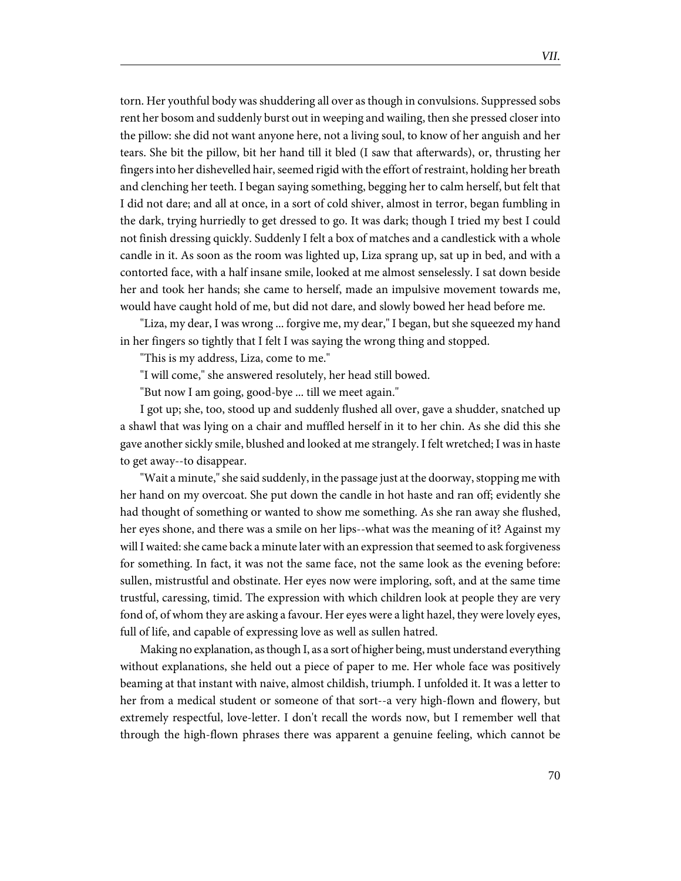torn. Her youthful body was shuddering all over as though in convulsions. Suppressed sobs rent her bosom and suddenly burst out in weeping and wailing, then she pressed closer into the pillow: she did not want anyone here, not a living soul, to know of her anguish and her tears. She bit the pillow, bit her hand till it bled (I saw that afterwards), or, thrusting her fingers into her dishevelled hair, seemed rigid with the effort of restraint, holding her breath and clenching her teeth. I began saying something, begging her to calm herself, but felt that I did not dare; and all at once, in a sort of cold shiver, almost in terror, began fumbling in the dark, trying hurriedly to get dressed to go. It was dark; though I tried my best I could not finish dressing quickly. Suddenly I felt a box of matches and a candlestick with a whole candle in it. As soon as the room was lighted up, Liza sprang up, sat up in bed, and with a contorted face, with a half insane smile, looked at me almost senselessly. I sat down beside her and took her hands; she came to herself, made an impulsive movement towards me, would have caught hold of me, but did not dare, and slowly bowed her head before me.

"Liza, my dear, I was wrong ... forgive me, my dear," I began, but she squeezed my hand in her fingers so tightly that I felt I was saying the wrong thing and stopped.

"This is my address, Liza, come to me."

"I will come," she answered resolutely, her head still bowed.

"But now I am going, good-bye ... till we meet again."

I got up; she, too, stood up and suddenly flushed all over, gave a shudder, snatched up a shawl that was lying on a chair and muffled herself in it to her chin. As she did this she gave another sickly smile, blushed and looked at me strangely. I felt wretched; I was in haste to get away--to disappear.

"Wait a minute," she said suddenly, in the passage just at the doorway, stopping me with her hand on my overcoat. She put down the candle in hot haste and ran off; evidently she had thought of something or wanted to show me something. As she ran away she flushed, her eyes shone, and there was a smile on her lips--what was the meaning of it? Against my will I waited: she came back a minute later with an expression that seemed to ask forgiveness for something. In fact, it was not the same face, not the same look as the evening before: sullen, mistrustful and obstinate. Her eyes now were imploring, soft, and at the same time trustful, caressing, timid. The expression with which children look at people they are very fond of, of whom they are asking a favour. Her eyes were a light hazel, they were lovely eyes, full of life, and capable of expressing love as well as sullen hatred.

Making no explanation, as though I, as a sort of higher being, must understand everything without explanations, she held out a piece of paper to me. Her whole face was positively beaming at that instant with naive, almost childish, triumph. I unfolded it. It was a letter to her from a medical student or someone of that sort--a very high-flown and flowery, but extremely respectful, love-letter. I don't recall the words now, but I remember well that through the high-flown phrases there was apparent a genuine feeling, which cannot be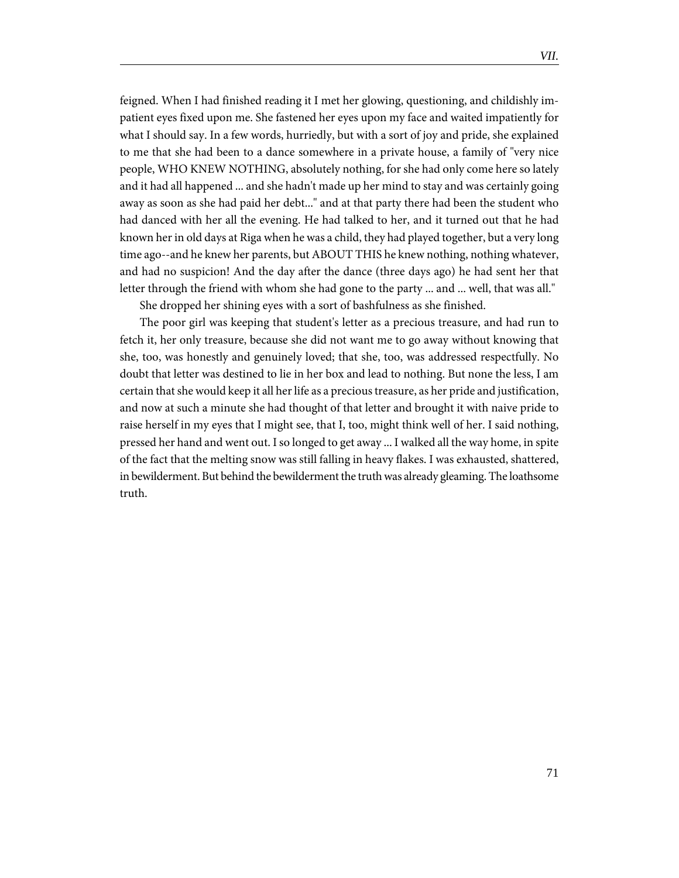feigned. When I had finished reading it I met her glowing, questioning, and childishly impatient eyes fixed upon me. She fastened her eyes upon my face and waited impatiently for what I should say. In a few words, hurriedly, but with a sort of joy and pride, she explained to me that she had been to a dance somewhere in a private house, a family of "very nice people, WHO KNEW NOTHING, absolutely nothing, for she had only come here so lately and it had all happened ... and she hadn't made up her mind to stay and was certainly going away as soon as she had paid her debt..." and at that party there had been the student who had danced with her all the evening. He had talked to her, and it turned out that he had known her in old days at Riga when he was a child, they had played together, but a very long time ago--and he knew her parents, but ABOUT THIS he knew nothing, nothing whatever, and had no suspicion! And the day after the dance (three days ago) he had sent her that letter through the friend with whom she had gone to the party ... and ... well, that was all."

She dropped her shining eyes with a sort of bashfulness as she finished.

The poor girl was keeping that student's letter as a precious treasure, and had run to fetch it, her only treasure, because she did not want me to go away without knowing that she, too, was honestly and genuinely loved; that she, too, was addressed respectfully. No doubt that letter was destined to lie in her box and lead to nothing. But none the less, I am certain that she would keep it all her life as a precious treasure, as her pride and justification, and now at such a minute she had thought of that letter and brought it with naive pride to raise herself in my eyes that I might see, that I, too, might think well of her. I said nothing, pressed her hand and went out. I so longed to get away ... I walked all the way home, in spite of the fact that the melting snow was still falling in heavy flakes. I was exhausted, shattered, in bewilderment. But behind the bewilderment the truth was already gleaming. The loathsome truth.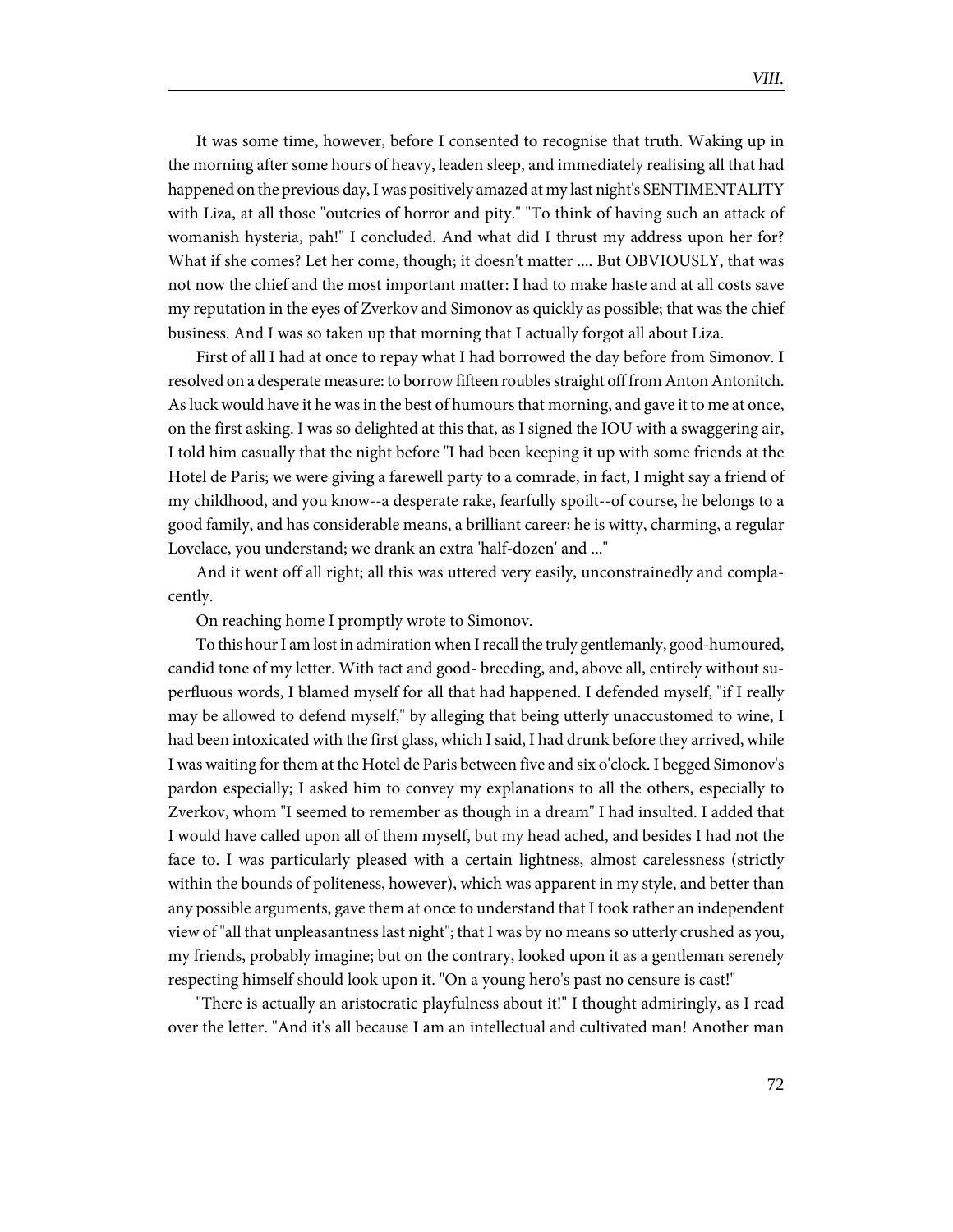It was some time, however, before I consented to recognise that truth. Waking up in the morning after some hours of heavy, leaden sleep, and immediately realising all that had happened on the previous day, I was positively amazed at my last night's SENTIMENTALITY with Liza, at all those "outcries of horror and pity." "To think of having such an attack of womanish hysteria, pah!" I concluded. And what did I thrust my address upon her for? What if she comes? Let her come, though; it doesn't matter .... But OBVIOUSLY, that was not now the chief and the most important matter: I had to make haste and at all costs save my reputation in the eyes of Zverkov and Simonov as quickly as possible; that was the chief business. And I was so taken up that morning that I actually forgot all about Liza.

First of all I had at once to repay what I had borrowed the day before from Simonov. I resolved on a desperate measure: to borrow fifteen roubles straight off from Anton Antonitch. As luck would have it he was in the best of humours that morning, and gave it to me at once, on the first asking. I was so delighted at this that, as I signed the IOU with a swaggering air, I told him casually that the night before "I had been keeping it up with some friends at the Hotel de Paris; we were giving a farewell party to a comrade, in fact, I might say a friend of my childhood, and you know--a desperate rake, fearfully spoilt--of course, he belongs to a good family, and has considerable means, a brilliant career; he is witty, charming, a regular Lovelace, you understand; we drank an extra 'half-dozen' and ..."

And it went off all right; all this was uttered very easily, unconstrainedly and complacently.

On reaching home I promptly wrote to Simonov.

To this hour I am lost in admiration when I recall the truly gentlemanly, good-humoured, candid tone of my letter. With tact and good- breeding, and, above all, entirely without superfluous words, I blamed myself for all that had happened. I defended myself, "if I really may be allowed to defend myself," by alleging that being utterly unaccustomed to wine, I had been intoxicated with the first glass, which I said, I had drunk before they arrived, while I was waiting for them at the Hotel de Paris between five and six o'clock. I begged Simonov's pardon especially; I asked him to convey my explanations to all the others, especially to Zverkov, whom "I seemed to remember as though in a dream" I had insulted. I added that I would have called upon all of them myself, but my head ached, and besides I had not the face to. I was particularly pleased with a certain lightness, almost carelessness (strictly within the bounds of politeness, however), which was apparent in my style, and better than any possible arguments, gave them at once to understand that I took rather an independent view of "all that unpleasantness last night"; that I was by no means so utterly crushed as you, my friends, probably imagine; but on the contrary, looked upon it as a gentleman serenely respecting himself should look upon it. "On a young hero's past no censure is cast!"

"There is actually an aristocratic playfulness about it!" I thought admiringly, as I read over the letter. "And it's all because I am an intellectual and cultivated man! Another man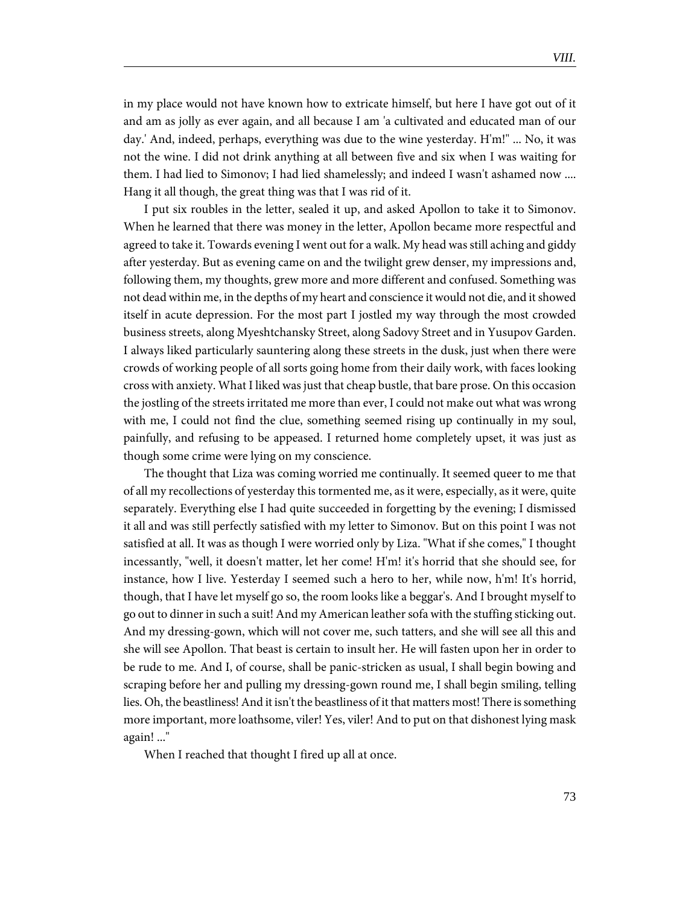in my place would not have known how to extricate himself, but here I have got out of it and am as jolly as ever again, and all because I am 'a cultivated and educated man of our day.' And, indeed, perhaps, everything was due to the wine yesterday. H'm!" ... No, it was not the wine. I did not drink anything at all between five and six when I was waiting for them. I had lied to Simonov; I had lied shamelessly; and indeed I wasn't ashamed now .... Hang it all though, the great thing was that I was rid of it.

I put six roubles in the letter, sealed it up, and asked Apollon to take it to Simonov. When he learned that there was money in the letter, Apollon became more respectful and agreed to take it. Towards evening I went out for a walk. My head was still aching and giddy after yesterday. But as evening came on and the twilight grew denser, my impressions and, following them, my thoughts, grew more and more different and confused. Something was not dead within me, in the depths of my heart and conscience it would not die, and it showed itself in acute depression. For the most part I jostled my way through the most crowded business streets, along Myeshtchansky Street, along Sadovy Street and in Yusupov Garden. I always liked particularly sauntering along these streets in the dusk, just when there were crowds of working people of all sorts going home from their daily work, with faces looking cross with anxiety. What I liked was just that cheap bustle, that bare prose. On this occasion the jostling of the streets irritated me more than ever, I could not make out what was wrong with me, I could not find the clue, something seemed rising up continually in my soul, painfully, and refusing to be appeased. I returned home completely upset, it was just as though some crime were lying on my conscience.

The thought that Liza was coming worried me continually. It seemed queer to me that of all my recollections of yesterday this tormented me, as it were, especially, as it were, quite separately. Everything else I had quite succeeded in forgetting by the evening; I dismissed it all and was still perfectly satisfied with my letter to Simonov. But on this point I was not satisfied at all. It was as though I were worried only by Liza. "What if she comes," I thought incessantly, "well, it doesn't matter, let her come! H'm! it's horrid that she should see, for instance, how I live. Yesterday I seemed such a hero to her, while now, h'm! It's horrid, though, that I have let myself go so, the room looks like a beggar's. And I brought myself to go out to dinner in such a suit! And my American leather sofa with the stuffing sticking out. And my dressing-gown, which will not cover me, such tatters, and she will see all this and she will see Apollon. That beast is certain to insult her. He will fasten upon her in order to be rude to me. And I, of course, shall be panic-stricken as usual, I shall begin bowing and scraping before her and pulling my dressing-gown round me, I shall begin smiling, telling lies. Oh, the beastliness! And it isn't the beastliness of it that matters most! There is something more important, more loathsome, viler! Yes, viler! And to put on that dishonest lying mask again! ..."

When I reached that thought I fired up all at once.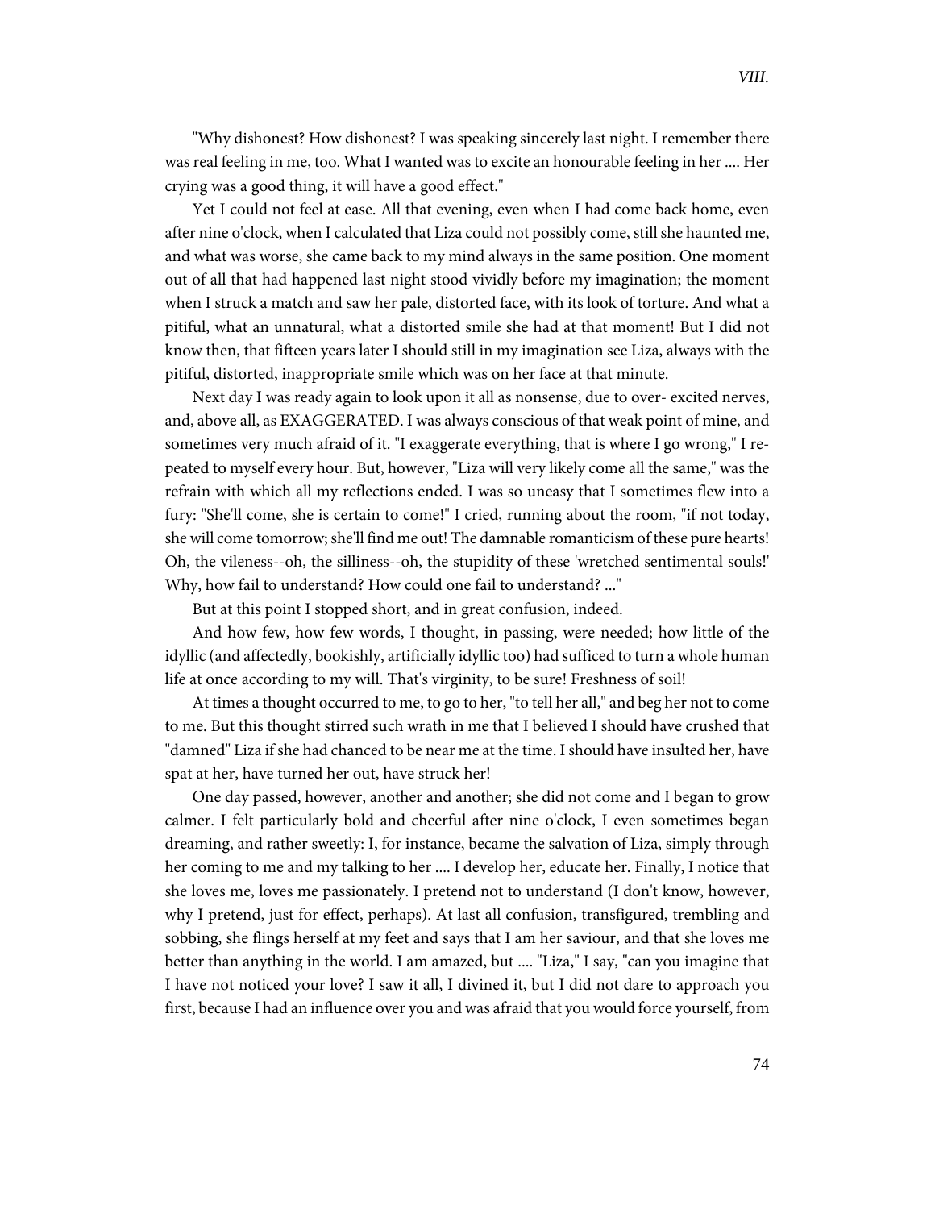"Why dishonest? How dishonest? I was speaking sincerely last night. I remember there was real feeling in me, too. What I wanted was to excite an honourable feeling in her .... Her crying was a good thing, it will have a good effect."

Yet I could not feel at ease. All that evening, even when I had come back home, even after nine o'clock, when I calculated that Liza could not possibly come, still she haunted me, and what was worse, she came back to my mind always in the same position. One moment out of all that had happened last night stood vividly before my imagination; the moment when I struck a match and saw her pale, distorted face, with its look of torture. And what a pitiful, what an unnatural, what a distorted smile she had at that moment! But I did not know then, that fifteen years later I should still in my imagination see Liza, always with the pitiful, distorted, inappropriate smile which was on her face at that minute.

Next day I was ready again to look upon it all as nonsense, due to over- excited nerves, and, above all, as EXAGGERATED. I was always conscious of that weak point of mine, and sometimes very much afraid of it. "I exaggerate everything, that is where I go wrong," I repeated to myself every hour. But, however, "Liza will very likely come all the same," was the refrain with which all my reflections ended. I was so uneasy that I sometimes flew into a fury: "She'll come, she is certain to come!" I cried, running about the room, "if not today, she will come tomorrow; she'll find me out! The damnable romanticism of these pure hearts! Oh, the vileness--oh, the silliness--oh, the stupidity of these 'wretched sentimental souls!' Why, how fail to understand? How could one fail to understand? ..."

But at this point I stopped short, and in great confusion, indeed.

And how few, how few words, I thought, in passing, were needed; how little of the idyllic (and affectedly, bookishly, artificially idyllic too) had sufficed to turn a whole human life at once according to my will. That's virginity, to be sure! Freshness of soil!

At times a thought occurred to me, to go to her, "to tell her all," and beg her not to come to me. But this thought stirred such wrath in me that I believed I should have crushed that "damned" Liza if she had chanced to be near me at the time. I should have insulted her, have spat at her, have turned her out, have struck her!

One day passed, however, another and another; she did not come and I began to grow calmer. I felt particularly bold and cheerful after nine o'clock, I even sometimes began dreaming, and rather sweetly: I, for instance, became the salvation of Liza, simply through her coming to me and my talking to her .... I develop her, educate her. Finally, I notice that she loves me, loves me passionately. I pretend not to understand (I don't know, however, why I pretend, just for effect, perhaps). At last all confusion, transfigured, trembling and sobbing, she flings herself at my feet and says that I am her saviour, and that she loves me better than anything in the world. I am amazed, but .... "Liza," I say, "can you imagine that I have not noticed your love? I saw it all, I divined it, but I did not dare to approach you first, because I had an influence over you and was afraid that you would force yourself, from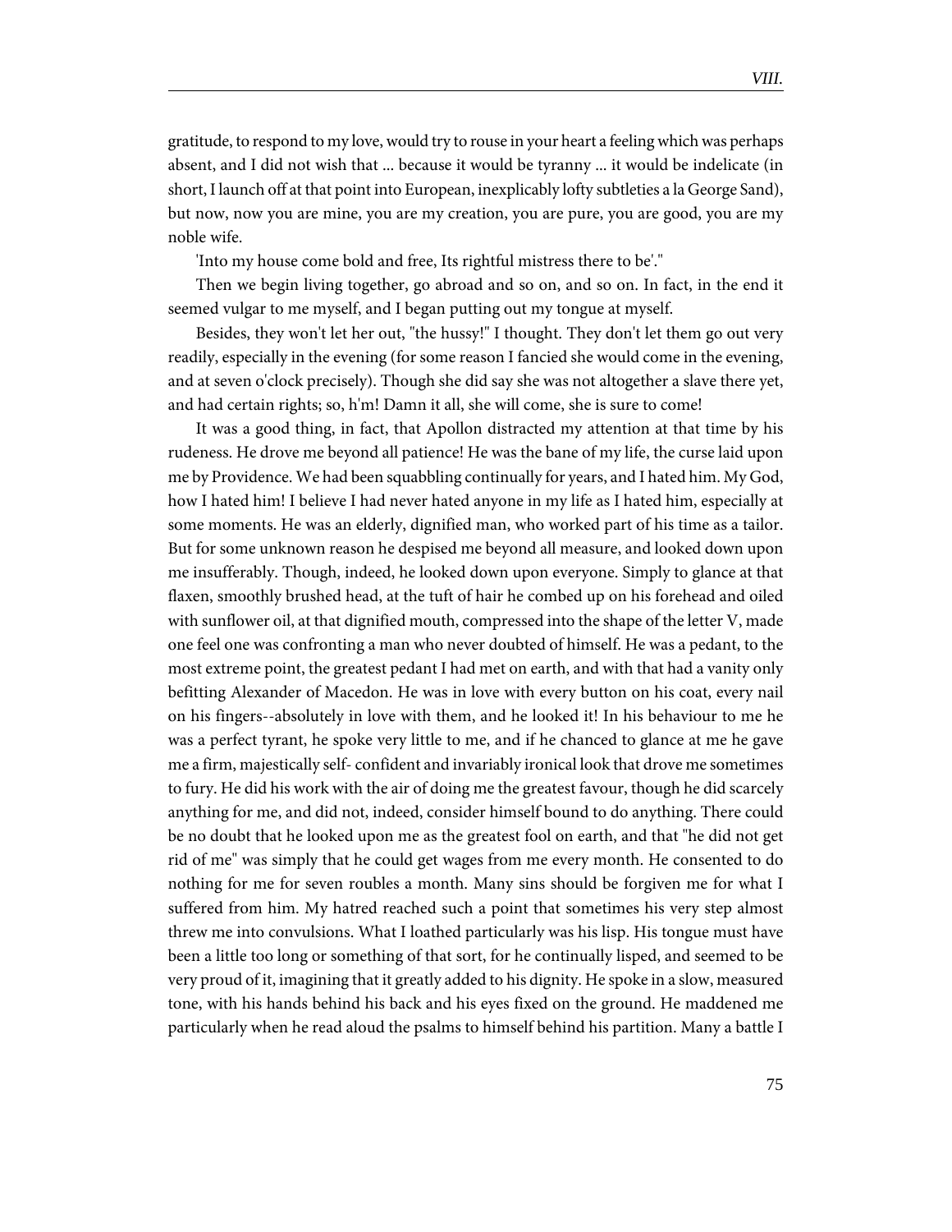gratitude, to respond to my love, would try to rouse in your heart a feeling which was perhaps absent, and I did not wish that ... because it would be tyranny ... it would be indelicate (in short, I launch off at that point into European, inexplicably lofty subtleties a la George Sand), but now, now you are mine, you are my creation, you are pure, you are good, you are my noble wife.

'Into my house come bold and free, Its rightful mistress there to be'."

Then we begin living together, go abroad and so on, and so on. In fact, in the end it seemed vulgar to me myself, and I began putting out my tongue at myself.

Besides, they won't let her out, "the hussy!" I thought. They don't let them go out very readily, especially in the evening (for some reason I fancied she would come in the evening, and at seven o'clock precisely). Though she did say she was not altogether a slave there yet, and had certain rights; so, h'm! Damn it all, she will come, she is sure to come!

It was a good thing, in fact, that Apollon distracted my attention at that time by his rudeness. He drove me beyond all patience! He was the bane of my life, the curse laid upon me by Providence. We had been squabbling continually for years, and I hated him. My God, how I hated him! I believe I had never hated anyone in my life as I hated him, especially at some moments. He was an elderly, dignified man, who worked part of his time as a tailor. But for some unknown reason he despised me beyond all measure, and looked down upon me insufferably. Though, indeed, he looked down upon everyone. Simply to glance at that flaxen, smoothly brushed head, at the tuft of hair he combed up on his forehead and oiled with sunflower oil, at that dignified mouth, compressed into the shape of the letter V, made one feel one was confronting a man who never doubted of himself. He was a pedant, to the most extreme point, the greatest pedant I had met on earth, and with that had a vanity only befitting Alexander of Macedon. He was in love with every button on his coat, every nail on his fingers--absolutely in love with them, and he looked it! In his behaviour to me he was a perfect tyrant, he spoke very little to me, and if he chanced to glance at me he gave me a firm, majestically self- confident and invariably ironical look that drove me sometimes to fury. He did his work with the air of doing me the greatest favour, though he did scarcely anything for me, and did not, indeed, consider himself bound to do anything. There could be no doubt that he looked upon me as the greatest fool on earth, and that "he did not get rid of me" was simply that he could get wages from me every month. He consented to do nothing for me for seven roubles a month. Many sins should be forgiven me for what I suffered from him. My hatred reached such a point that sometimes his very step almost threw me into convulsions. What I loathed particularly was his lisp. His tongue must have been a little too long or something of that sort, for he continually lisped, and seemed to be very proud of it, imagining that it greatly added to his dignity. He spoke in a slow, measured tone, with his hands behind his back and his eyes fixed on the ground. He maddened me particularly when he read aloud the psalms to himself behind his partition. Many a battle I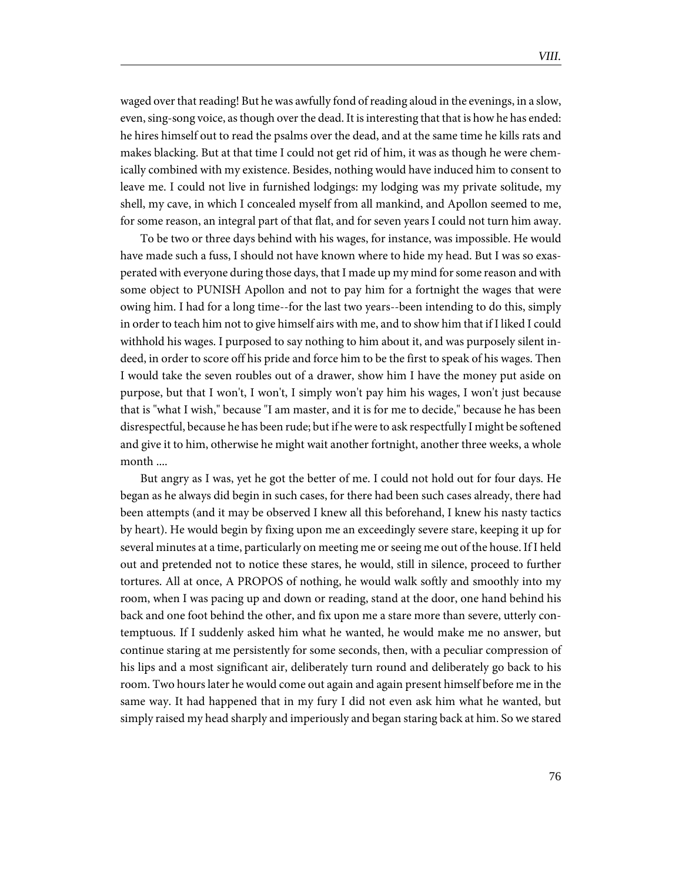waged over that reading! But he was awfully fond of reading aloud in the evenings, in a slow, even, sing-song voice, as though over the dead. It is interesting that that is how he has ended: he hires himself out to read the psalms over the dead, and at the same time he kills rats and makes blacking. But at that time I could not get rid of him, it was as though he were chemically combined with my existence. Besides, nothing would have induced him to consent to leave me. I could not live in furnished lodgings: my lodging was my private solitude, my shell, my cave, in which I concealed myself from all mankind, and Apollon seemed to me, for some reason, an integral part of that flat, and for seven years I could not turn him away.

To be two or three days behind with his wages, for instance, was impossible. He would have made such a fuss, I should not have known where to hide my head. But I was so exasperated with everyone during those days, that I made up my mind for some reason and with some object to PUNISH Apollon and not to pay him for a fortnight the wages that were owing him. I had for a long time--for the last two years--been intending to do this, simply in order to teach him not to give himself airs with me, and to show him that if I liked I could withhold his wages. I purposed to say nothing to him about it, and was purposely silent indeed, in order to score off his pride and force him to be the first to speak of his wages. Then I would take the seven roubles out of a drawer, show him I have the money put aside on purpose, but that I won't, I won't, I simply won't pay him his wages, I won't just because that is "what I wish," because "I am master, and it is for me to decide," because he has been disrespectful, because he has been rude; but if he were to ask respectfully I might be softened and give it to him, otherwise he might wait another fortnight, another three weeks, a whole month ....

But angry as I was, yet he got the better of me. I could not hold out for four days. He began as he always did begin in such cases, for there had been such cases already, there had been attempts (and it may be observed I knew all this beforehand, I knew his nasty tactics by heart). He would begin by fixing upon me an exceedingly severe stare, keeping it up for several minutes at a time, particularly on meeting me or seeing me out of the house. If I held out and pretended not to notice these stares, he would, still in silence, proceed to further tortures. All at once, A PROPOS of nothing, he would walk softly and smoothly into my room, when I was pacing up and down or reading, stand at the door, one hand behind his back and one foot behind the other, and fix upon me a stare more than severe, utterly contemptuous. If I suddenly asked him what he wanted, he would make me no answer, but continue staring at me persistently for some seconds, then, with a peculiar compression of his lips and a most significant air, deliberately turn round and deliberately go back to his room. Two hours later he would come out again and again present himself before me in the same way. It had happened that in my fury I did not even ask him what he wanted, but simply raised my head sharply and imperiously and began staring back at him. So we stared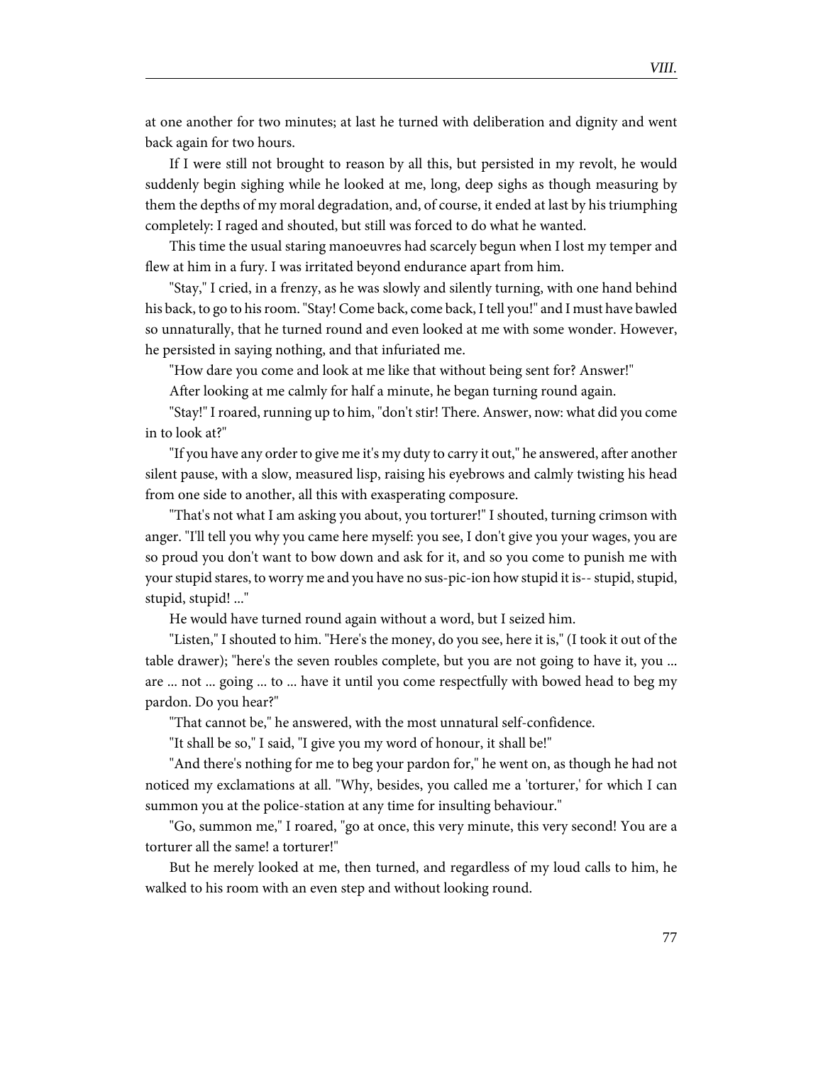at one another for two minutes; at last he turned with deliberation and dignity and went back again for two hours.

If I were still not brought to reason by all this, but persisted in my revolt, he would suddenly begin sighing while he looked at me, long, deep sighs as though measuring by them the depths of my moral degradation, and, of course, it ended at last by his triumphing completely: I raged and shouted, but still was forced to do what he wanted.

This time the usual staring manoeuvres had scarcely begun when I lost my temper and flew at him in a fury. I was irritated beyond endurance apart from him.

"Stay," I cried, in a frenzy, as he was slowly and silently turning, with one hand behind his back, to go to his room. "Stay! Come back, come back, I tell you!" and I must have bawled so unnaturally, that he turned round and even looked at me with some wonder. However, he persisted in saying nothing, and that infuriated me.

"How dare you come and look at me like that without being sent for? Answer!"

After looking at me calmly for half a minute, he began turning round again.

"Stay!" I roared, running up to him, "don't stir! There. Answer, now: what did you come in to look at?"

"If you have any order to give me it's my duty to carry it out," he answered, after another silent pause, with a slow, measured lisp, raising his eyebrows and calmly twisting his head from one side to another, all this with exasperating composure.

"That's not what I am asking you about, you torturer!" I shouted, turning crimson with anger. "I'll tell you why you came here myself: you see, I don't give you your wages, you are so proud you don't want to bow down and ask for it, and so you come to punish me with your stupid stares, to worry me and you have no sus-pic-ion how stupid it is-- stupid, stupid, stupid, stupid! ..."

He would have turned round again without a word, but I seized him.

"Listen," I shouted to him. "Here's the money, do you see, here it is," (I took it out of the table drawer); "here's the seven roubles complete, but you are not going to have it, you ... are ... not ... going ... to ... have it until you come respectfully with bowed head to beg my pardon. Do you hear?"

"That cannot be," he answered, with the most unnatural self-confidence.

"It shall be so," I said, "I give you my word of honour, it shall be!"

"And there's nothing for me to beg your pardon for," he went on, as though he had not noticed my exclamations at all. "Why, besides, you called me a 'torturer,' for which I can summon you at the police-station at any time for insulting behaviour."

"Go, summon me," I roared, "go at once, this very minute, this very second! You are a torturer all the same! a torturer!"

But he merely looked at me, then turned, and regardless of my loud calls to him, he walked to his room with an even step and without looking round.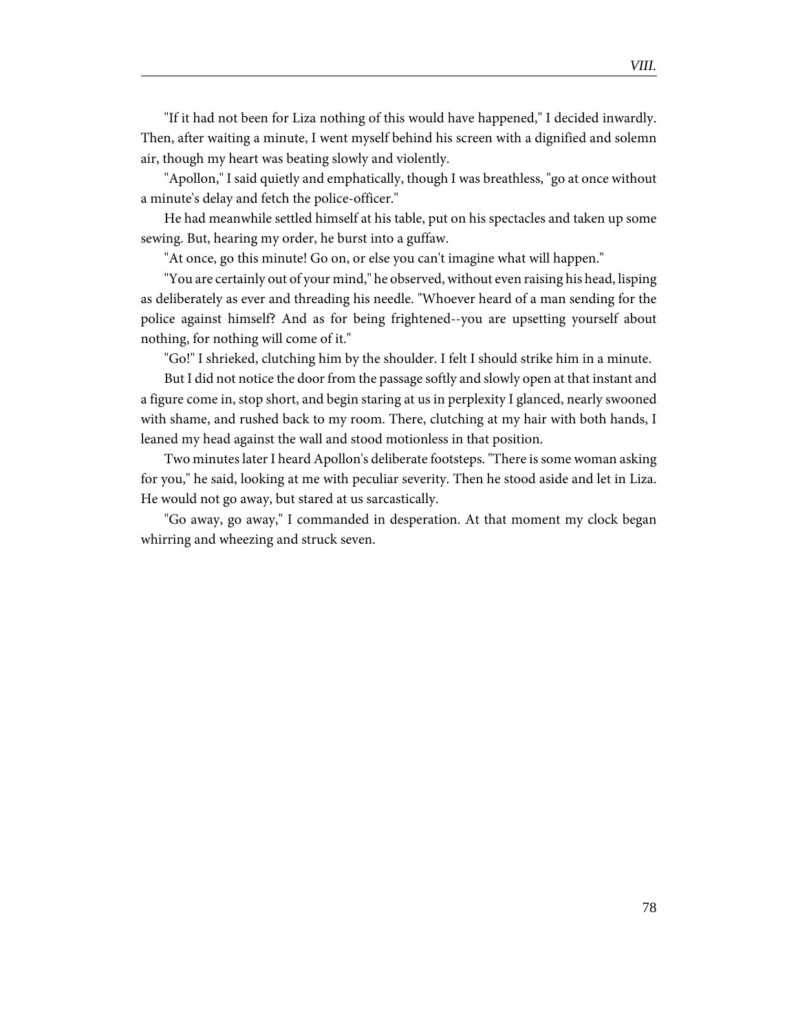"If it had not been for Liza nothing of this would have happened," I decided inwardly. Then, after waiting a minute, I went myself behind his screen with a dignified and solemn air, though my heart was beating slowly and violently.

"Apollon," I said quietly and emphatically, though I was breathless, "go at once without a minute's delay and fetch the police-officer."

He had meanwhile settled himself at his table, put on his spectacles and taken up some sewing. But, hearing my order, he burst into a guffaw.

"At once, go this minute! Go on, or else you can't imagine what will happen."

"You are certainly out of your mind," he observed, without even raising his head, lisping as deliberately as ever and threading his needle. "Whoever heard of a man sending for the police against himself? And as for being frightened--you are upsetting yourself about nothing, for nothing will come of it."

"Go!" I shrieked, clutching him by the shoulder. I felt I should strike him in a minute.

But I did not notice the door from the passage softly and slowly open at that instant and a figure come in, stop short, and begin staring at us in perplexity I glanced, nearly swooned with shame, and rushed back to my room. There, clutching at my hair with both hands, I leaned my head against the wall and stood motionless in that position.

Two minutes later I heard Apollon's deliberate footsteps. "There is some woman asking for you," he said, looking at me with peculiar severity. Then he stood aside and let in Liza. He would not go away, but stared at us sarcastically.

"Go away, go away," I commanded in desperation. At that moment my clock began whirring and wheezing and struck seven.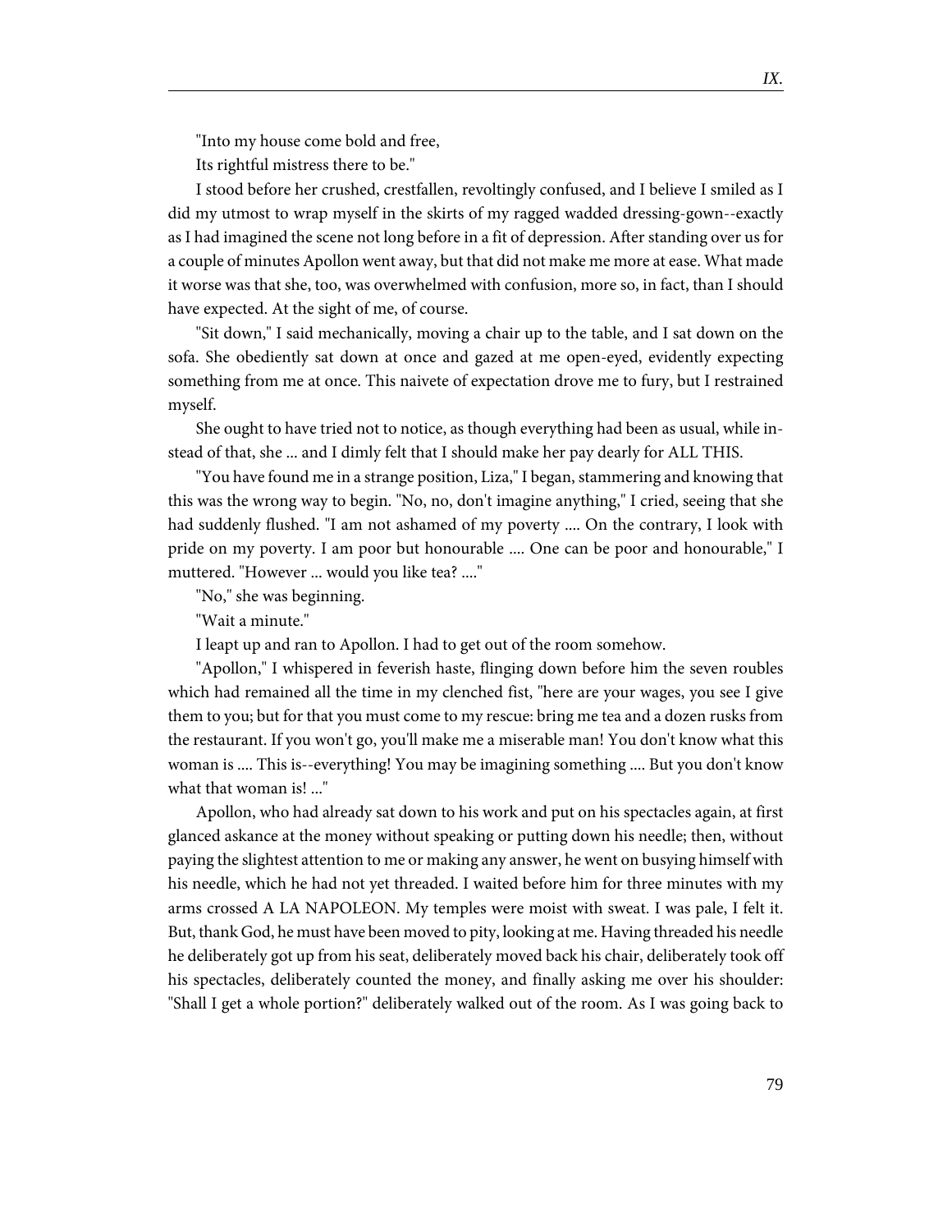"Into my house come bold and free,

Its rightful mistress there to be."

I stood before her crushed, crestfallen, revoltingly confused, and I believe I smiled as I did my utmost to wrap myself in the skirts of my ragged wadded dressing-gown--exactly as I had imagined the scene not long before in a fit of depression. After standing over us for a couple of minutes Apollon went away, but that did not make me more at ease. What made it worse was that she, too, was overwhelmed with confusion, more so, in fact, than I should have expected. At the sight of me, of course.

"Sit down," I said mechanically, moving a chair up to the table, and I sat down on the sofa. She obediently sat down at once and gazed at me open-eyed, evidently expecting something from me at once. This naivete of expectation drove me to fury, but I restrained myself.

She ought to have tried not to notice, as though everything had been as usual, while instead of that, she ... and I dimly felt that I should make her pay dearly for ALL THIS.

"You have found me in a strange position, Liza," I began, stammering and knowing that this was the wrong way to begin. "No, no, don't imagine anything," I cried, seeing that she had suddenly flushed. "I am not ashamed of my poverty .... On the contrary, I look with pride on my poverty. I am poor but honourable .... One can be poor and honourable," I muttered. "However ... would you like tea? ...."

"No," she was beginning.

"Wait a minute."

I leapt up and ran to Apollon. I had to get out of the room somehow.

"Apollon," I whispered in feverish haste, flinging down before him the seven roubles which had remained all the time in my clenched fist, "here are your wages, you see I give them to you; but for that you must come to my rescue: bring me tea and a dozen rusks from the restaurant. If you won't go, you'll make me a miserable man! You don't know what this woman is .... This is--everything! You may be imagining something .... But you don't know what that woman is! ..."

Apollon, who had already sat down to his work and put on his spectacles again, at first glanced askance at the money without speaking or putting down his needle; then, without paying the slightest attention to me or making any answer, he went on busying himself with his needle, which he had not yet threaded. I waited before him for three minutes with my arms crossed A LA NAPOLEON. My temples were moist with sweat. I was pale, I felt it. But, thank God, he must have been moved to pity, looking at me. Having threaded his needle he deliberately got up from his seat, deliberately moved back his chair, deliberately took off his spectacles, deliberately counted the money, and finally asking me over his shoulder: "Shall I get a whole portion?" deliberately walked out of the room. As I was going back to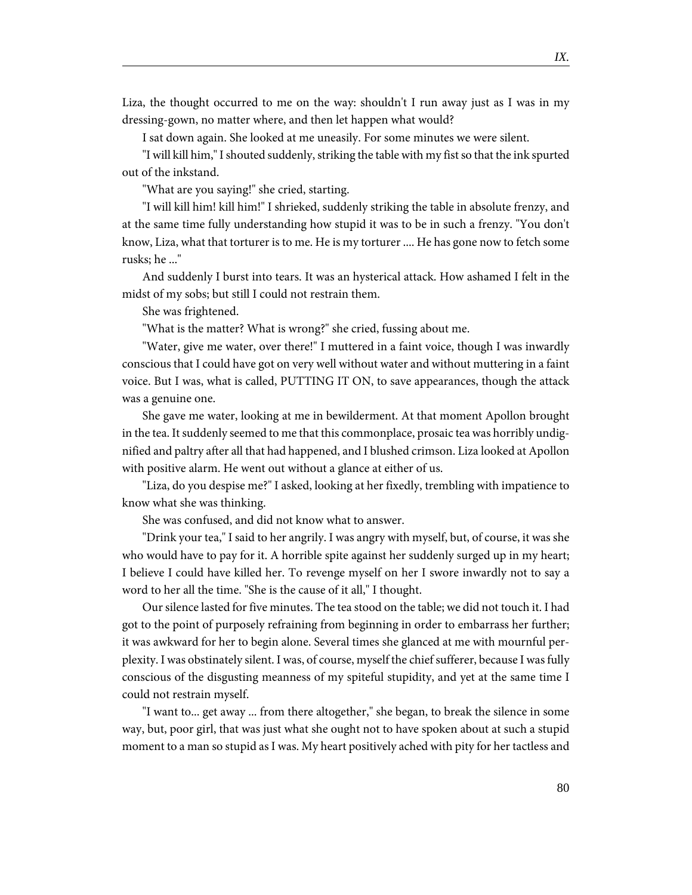Liza, the thought occurred to me on the way: shouldn't I run away just as I was in my dressing-gown, no matter where, and then let happen what would?

I sat down again. She looked at me uneasily. For some minutes we were silent.

"I will kill him," I shouted suddenly, striking the table with my fist so that the ink spurted out of the inkstand.

"What are you saying!" she cried, starting.

"I will kill him! kill him!" I shrieked, suddenly striking the table in absolute frenzy, and at the same time fully understanding how stupid it was to be in such a frenzy. "You don't know, Liza, what that torturer is to me. He is my torturer .... He has gone now to fetch some rusks; he ..."

And suddenly I burst into tears. It was an hysterical attack. How ashamed I felt in the midst of my sobs; but still I could not restrain them.

She was frightened.

"What is the matter? What is wrong?" she cried, fussing about me.

"Water, give me water, over there!" I muttered in a faint voice, though I was inwardly conscious that I could have got on very well without water and without muttering in a faint voice. But I was, what is called, PUTTING IT ON, to save appearances, though the attack was a genuine one.

She gave me water, looking at me in bewilderment. At that moment Apollon brought in the tea. It suddenly seemed to me that this commonplace, prosaic tea was horribly undignified and paltry after all that had happened, and I blushed crimson. Liza looked at Apollon with positive alarm. He went out without a glance at either of us.

"Liza, do you despise me?" I asked, looking at her fixedly, trembling with impatience to know what she was thinking.

She was confused, and did not know what to answer.

"Drink your tea," I said to her angrily. I was angry with myself, but, of course, it was she who would have to pay for it. A horrible spite against her suddenly surged up in my heart; I believe I could have killed her. To revenge myself on her I swore inwardly not to say a word to her all the time. "She is the cause of it all," I thought.

Our silence lasted for five minutes. The tea stood on the table; we did not touch it. I had got to the point of purposely refraining from beginning in order to embarrass her further; it was awkward for her to begin alone. Several times she glanced at me with mournful perplexity. I was obstinately silent. I was, of course, myself the chief sufferer, because I was fully conscious of the disgusting meanness of my spiteful stupidity, and yet at the same time I could not restrain myself.

"I want to... get away ... from there altogether," she began, to break the silence in some way, but, poor girl, that was just what she ought not to have spoken about at such a stupid moment to a man so stupid as I was. My heart positively ached with pity for her tactless and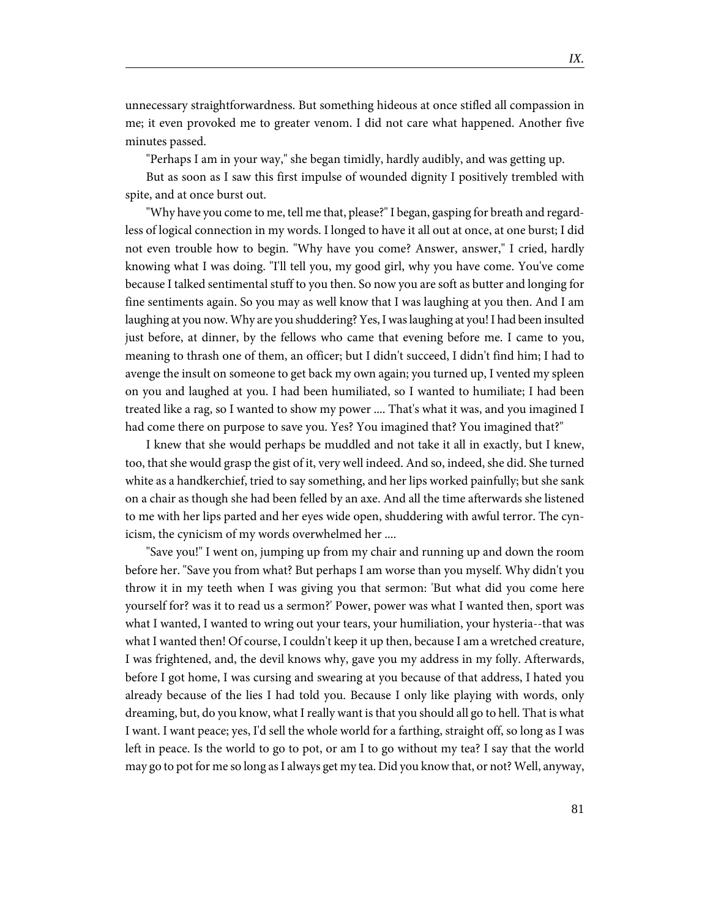unnecessary straightforwardness. But something hideous at once stifled all compassion in me; it even provoked me to greater venom. I did not care what happened. Another five minutes passed.

"Perhaps I am in your way," she began timidly, hardly audibly, and was getting up.

But as soon as I saw this first impulse of wounded dignity I positively trembled with spite, and at once burst out.

"Why have you come to me, tell me that, please?" I began, gasping for breath and regardless of logical connection in my words. I longed to have it all out at once, at one burst; I did not even trouble how to begin. "Why have you come? Answer, answer," I cried, hardly knowing what I was doing. "I'll tell you, my good girl, why you have come. You've come because I talked sentimental stuff to you then. So now you are soft as butter and longing for fine sentiments again. So you may as well know that I was laughing at you then. And I am laughing at you now. Why are you shuddering? Yes, I was laughing at you! I had been insulted just before, at dinner, by the fellows who came that evening before me. I came to you, meaning to thrash one of them, an officer; but I didn't succeed, I didn't find him; I had to avenge the insult on someone to get back my own again; you turned up, I vented my spleen on you and laughed at you. I had been humiliated, so I wanted to humiliate; I had been treated like a rag, so I wanted to show my power .... That's what it was, and you imagined I had come there on purpose to save you. Yes? You imagined that? You imagined that?"

I knew that she would perhaps be muddled and not take it all in exactly, but I knew, too, that she would grasp the gist of it, very well indeed. And so, indeed, she did. She turned white as a handkerchief, tried to say something, and her lips worked painfully; but she sank on a chair as though she had been felled by an axe. And all the time afterwards she listened to me with her lips parted and her eyes wide open, shuddering with awful terror. The cynicism, the cynicism of my words overwhelmed her ....

"Save you!" I went on, jumping up from my chair and running up and down the room before her. "Save you from what? But perhaps I am worse than you myself. Why didn't you throw it in my teeth when I was giving you that sermon: 'But what did you come here yourself for? was it to read us a sermon?' Power, power was what I wanted then, sport was what I wanted, I wanted to wring out your tears, your humiliation, your hysteria--that was what I wanted then! Of course, I couldn't keep it up then, because I am a wretched creature, I was frightened, and, the devil knows why, gave you my address in my folly. Afterwards, before I got home, I was cursing and swearing at you because of that address, I hated you already because of the lies I had told you. Because I only like playing with words, only dreaming, but, do you know, what I really want is that you should all go to hell. That is what I want. I want peace; yes, I'd sell the whole world for a farthing, straight off, so long as I was left in peace. Is the world to go to pot, or am I to go without my tea? I say that the world may go to pot for me so long as I always get my tea. Did you know that, or not? Well, anyway,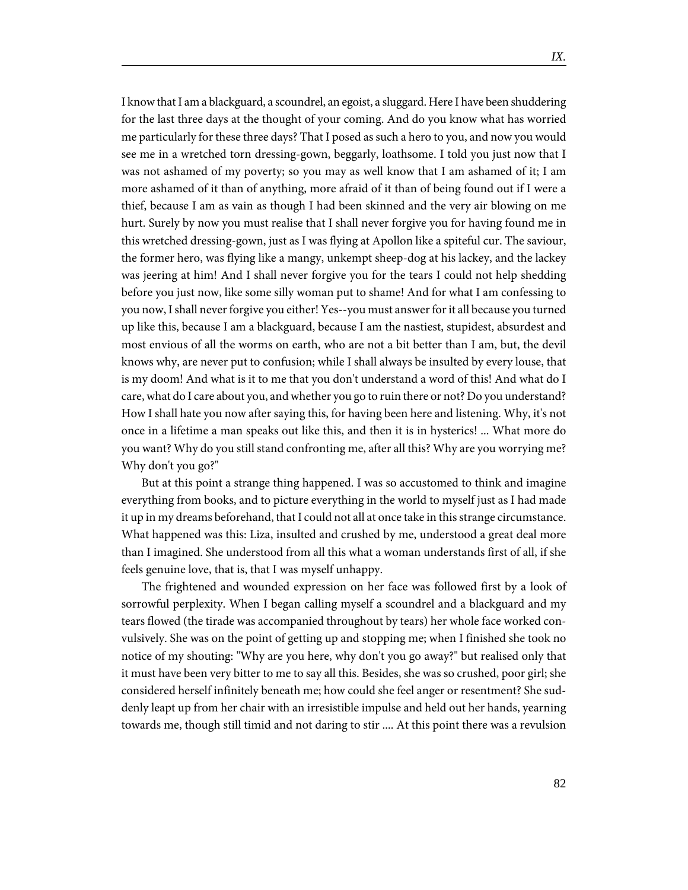I know that I am a blackguard, a scoundrel, an egoist, a sluggard. Here I have been shuddering for the last three days at the thought of your coming. And do you know what has worried me particularly for these three days? That I posed as such a hero to you, and now you would see me in a wretched torn dressing-gown, beggarly, loathsome. I told you just now that I was not ashamed of my poverty; so you may as well know that I am ashamed of it; I am more ashamed of it than of anything, more afraid of it than of being found out if I were a thief, because I am as vain as though I had been skinned and the very air blowing on me hurt. Surely by now you must realise that I shall never forgive you for having found me in this wretched dressing-gown, just as I was flying at Apollon like a spiteful cur. The saviour, the former hero, was flying like a mangy, unkempt sheep-dog at his lackey, and the lackey was jeering at him! And I shall never forgive you for the tears I could not help shedding before you just now, like some silly woman put to shame! And for what I am confessing to you now, I shall never forgive you either! Yes--you must answer for it all because you turned up like this, because I am a blackguard, because I am the nastiest, stupidest, absurdest and most envious of all the worms on earth, who are not a bit better than I am, but, the devil knows why, are never put to confusion; while I shall always be insulted by every louse, that is my doom! And what is it to me that you don't understand a word of this! And what do I care, what do I care about you, and whether you go to ruin there or not? Do you understand? How I shall hate you now after saying this, for having been here and listening. Why, it's not once in a lifetime a man speaks out like this, and then it is in hysterics! ... What more do you want? Why do you still stand confronting me, after all this? Why are you worrying me? Why don't you go?"

But at this point a strange thing happened. I was so accustomed to think and imagine everything from books, and to picture everything in the world to myself just as I had made it up in my dreams beforehand, that I could not all at once take in this strange circumstance. What happened was this: Liza, insulted and crushed by me, understood a great deal more than I imagined. She understood from all this what a woman understands first of all, if she feels genuine love, that is, that I was myself unhappy.

The frightened and wounded expression on her face was followed first by a look of sorrowful perplexity. When I began calling myself a scoundrel and a blackguard and my tears flowed (the tirade was accompanied throughout by tears) her whole face worked convulsively. She was on the point of getting up and stopping me; when I finished she took no notice of my shouting: "Why are you here, why don't you go away?" but realised only that it must have been very bitter to me to say all this. Besides, she was so crushed, poor girl; she considered herself infinitely beneath me; how could she feel anger or resentment? She suddenly leapt up from her chair with an irresistible impulse and held out her hands, yearning towards me, though still timid and not daring to stir .... At this point there was a revulsion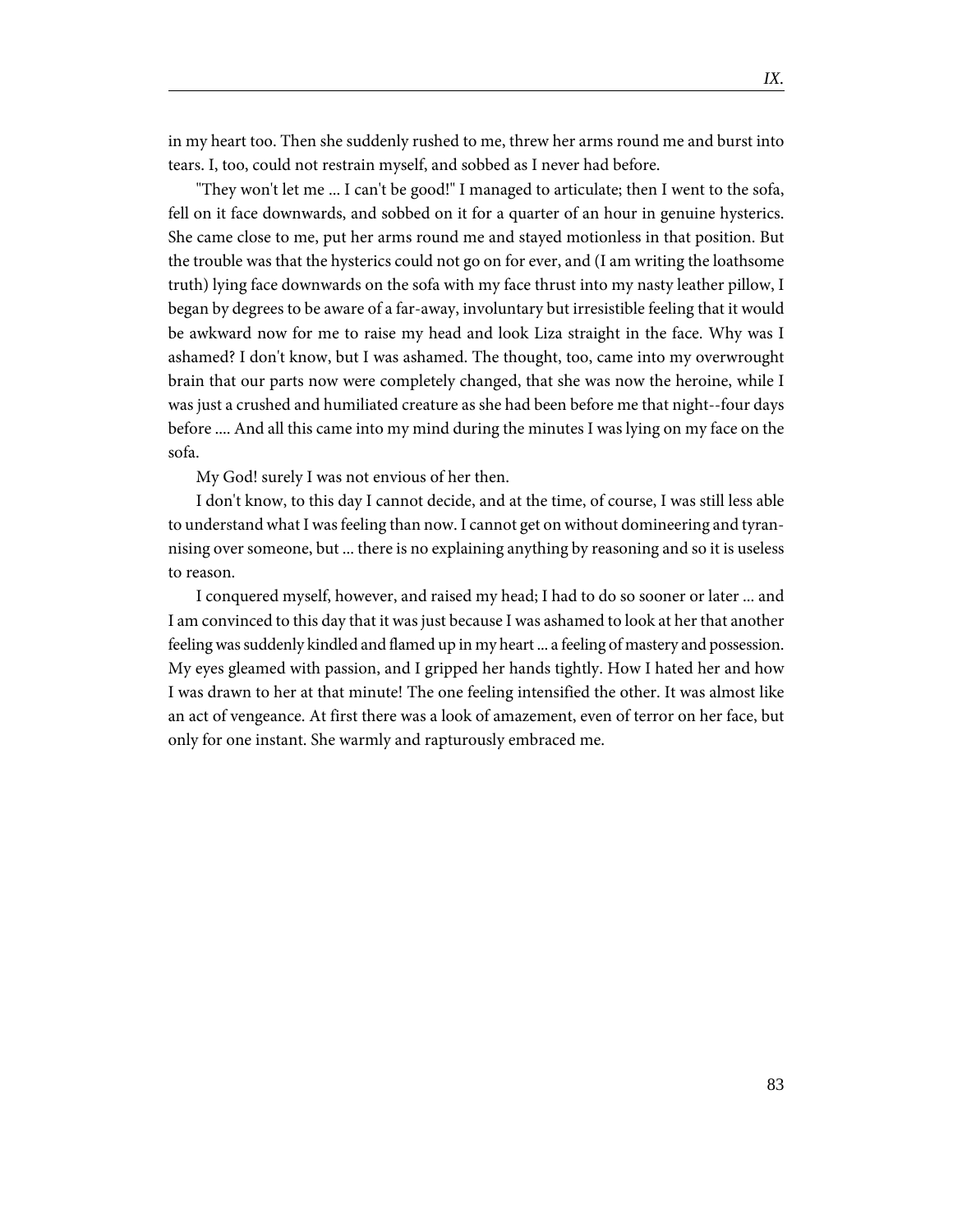in my heart too. Then she suddenly rushed to me, threw her arms round me and burst into tears. I, too, could not restrain myself, and sobbed as I never had before.

"They won't let me ... I can't be good!" I managed to articulate; then I went to the sofa, fell on it face downwards, and sobbed on it for a quarter of an hour in genuine hysterics. She came close to me, put her arms round me and stayed motionless in that position. But the trouble was that the hysterics could not go on for ever, and (I am writing the loathsome truth) lying face downwards on the sofa with my face thrust into my nasty leather pillow, I began by degrees to be aware of a far-away, involuntary but irresistible feeling that it would be awkward now for me to raise my head and look Liza straight in the face. Why was I ashamed? I don't know, but I was ashamed. The thought, too, came into my overwrought brain that our parts now were completely changed, that she was now the heroine, while I was just a crushed and humiliated creature as she had been before me that night--four days before .... And all this came into my mind during the minutes I was lying on my face on the sofa.

My God! surely I was not envious of her then.

I don't know, to this day I cannot decide, and at the time, of course, I was still less able to understand what I was feeling than now. I cannot get on without domineering and tyrannising over someone, but ... there is no explaining anything by reasoning and so it is useless to reason.

I conquered myself, however, and raised my head; I had to do so sooner or later ... and I am convinced to this day that it was just because I was ashamed to look at her that another feeling was suddenly kindled and flamed up in my heart ... a feeling of mastery and possession. My eyes gleamed with passion, and I gripped her hands tightly. How I hated her and how I was drawn to her at that minute! The one feeling intensified the other. It was almost like an act of vengeance. At first there was a look of amazement, even of terror on her face, but only for one instant. She warmly and rapturously embraced me.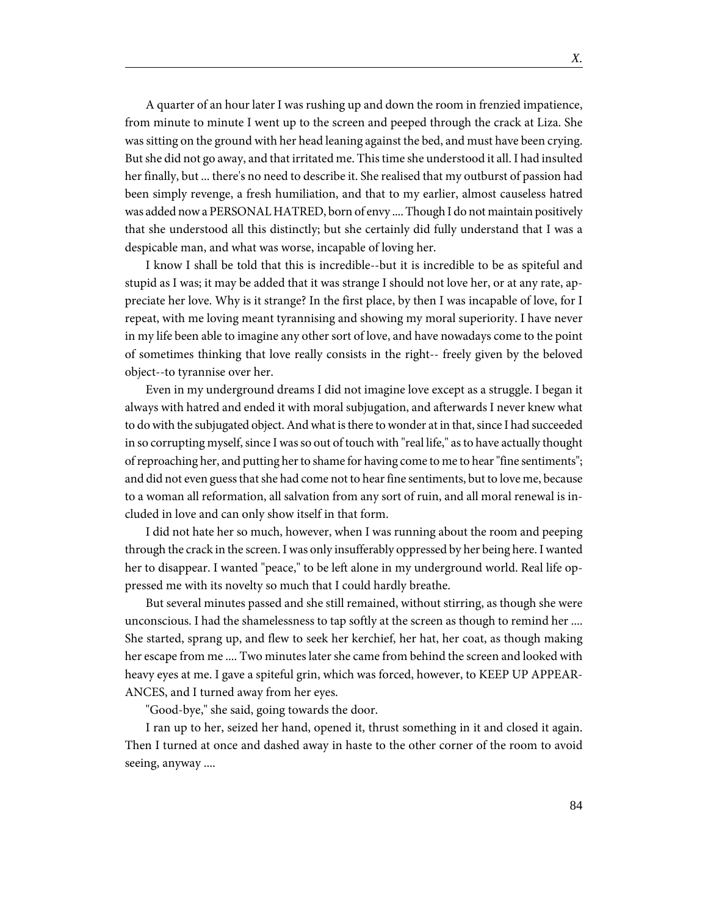A quarter of an hour later I was rushing up and down the room in frenzied impatience, from minute to minute I went up to the screen and peeped through the crack at Liza. She was sitting on the ground with her head leaning against the bed, and must have been crying. But she did not go away, and that irritated me. This time she understood it all. I had insulted her finally, but ... there's no need to describe it. She realised that my outburst of passion had been simply revenge, a fresh humiliation, and that to my earlier, almost causeless hatred was added now a PERSONAL HATRED, born of envy .... Though I do not maintain positively that she understood all this distinctly; but she certainly did fully understand that I was a despicable man, and what was worse, incapable of loving her.

I know I shall be told that this is incredible--but it is incredible to be as spiteful and stupid as I was; it may be added that it was strange I should not love her, or at any rate, appreciate her love. Why is it strange? In the first place, by then I was incapable of love, for I repeat, with me loving meant tyrannising and showing my moral superiority. I have never in my life been able to imagine any other sort of love, and have nowadays come to the point of sometimes thinking that love really consists in the right-- freely given by the beloved object--to tyrannise over her.

Even in my underground dreams I did not imagine love except as a struggle. I began it always with hatred and ended it with moral subjugation, and afterwards I never knew what to do with the subjugated object. And what is there to wonder at in that, since I had succeeded in so corrupting myself, since I was so out of touch with "real life," as to have actually thought of reproaching her, and putting her to shame for having come to me to hear "fine sentiments"; and did not even guess that she had come not to hear fine sentiments, but to love me, because to a woman all reformation, all salvation from any sort of ruin, and all moral renewal is included in love and can only show itself in that form.

I did not hate her so much, however, when I was running about the room and peeping through the crack in the screen. I was only insufferably oppressed by her being here. I wanted her to disappear. I wanted "peace," to be left alone in my underground world. Real life oppressed me with its novelty so much that I could hardly breathe.

But several minutes passed and she still remained, without stirring, as though she were unconscious. I had the shamelessness to tap softly at the screen as though to remind her .... She started, sprang up, and flew to seek her kerchief, her hat, her coat, as though making her escape from me .... Two minutes later she came from behind the screen and looked with heavy eyes at me. I gave a spiteful grin, which was forced, however, to KEEP UP APPEARANCES, and I turned away from her eyes.

"Good-bye," she said, going towards the door.

I ran up to her, seized her hand, opened it, thrust something in it and closed it again. Then I turned at once and dashed away in haste to the other corner of the room to avoid seeing, anyway ....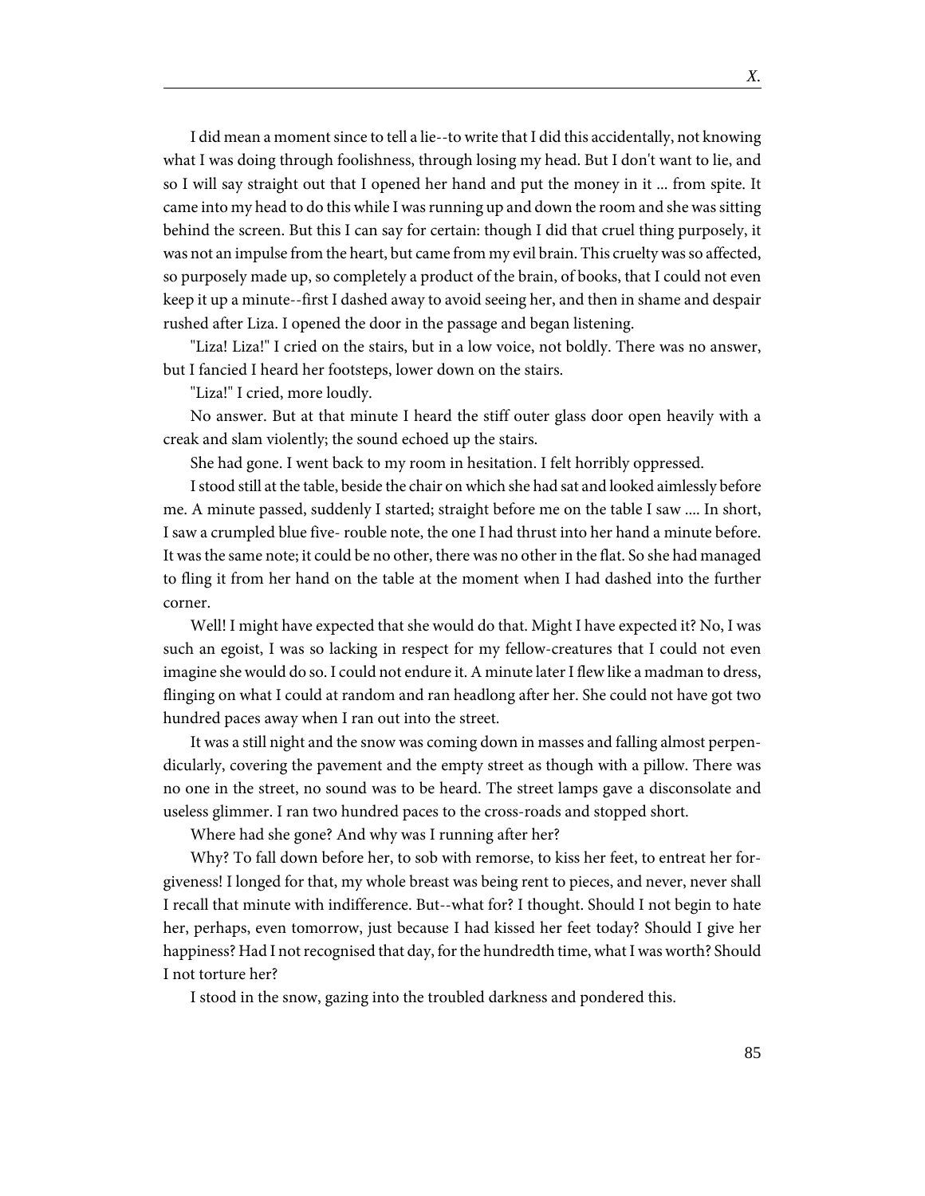I did mean a moment since to tell a lie--to write that I did this accidentally, not knowing what I was doing through foolishness, through losing my head. But I don't want to lie, and so I will say straight out that I opened her hand and put the money in it ... from spite. It came into my head to do this while I was running up and down the room and she was sitting behind the screen. But this I can say for certain: though I did that cruel thing purposely, it was not an impulse from the heart, but came from my evil brain. This cruelty was so affected, so purposely made up, so completely a product of the brain, of books, that I could not even keep it up a minute--first I dashed away to avoid seeing her, and then in shame and despair rushed after Liza. I opened the door in the passage and began listening.

"Liza! Liza!" I cried on the stairs, but in a low voice, not boldly. There was no answer, but I fancied I heard her footsteps, lower down on the stairs.

"Liza!" I cried, more loudly.

No answer. But at that minute I heard the stiff outer glass door open heavily with a creak and slam violently; the sound echoed up the stairs.

She had gone. I went back to my room in hesitation. I felt horribly oppressed.

I stood still at the table, beside the chair on which she had sat and looked aimlessly before me. A minute passed, suddenly I started; straight before me on the table I saw .... In short, I saw a crumpled blue five- rouble note, the one I had thrust into her hand a minute before. It was the same note; it could be no other, there was no other in the flat. So she had managed to fling it from her hand on the table at the moment when I had dashed into the further corner.

Well! I might have expected that she would do that. Might I have expected it? No, I was such an egoist, I was so lacking in respect for my fellow-creatures that I could not even imagine she would do so. I could not endure it. A minute later I flew like a madman to dress, flinging on what I could at random and ran headlong after her. She could not have got two hundred paces away when I ran out into the street.

It was a still night and the snow was coming down in masses and falling almost perpendicularly, covering the pavement and the empty street as though with a pillow. There was no one in the street, no sound was to be heard. The street lamps gave a disconsolate and useless glimmer. I ran two hundred paces to the cross-roads and stopped short.

Where had she gone? And why was I running after her?

Why? To fall down before her, to sob with remorse, to kiss her feet, to entreat her forgiveness! I longed for that, my whole breast was being rent to pieces, and never, never shall I recall that minute with indifference. But--what for? I thought. Should I not begin to hate her, perhaps, even tomorrow, just because I had kissed her feet today? Should I give her happiness? Had I not recognised that day, for the hundredth time, what I was worth? Should I not torture her?

I stood in the snow, gazing into the troubled darkness and pondered this.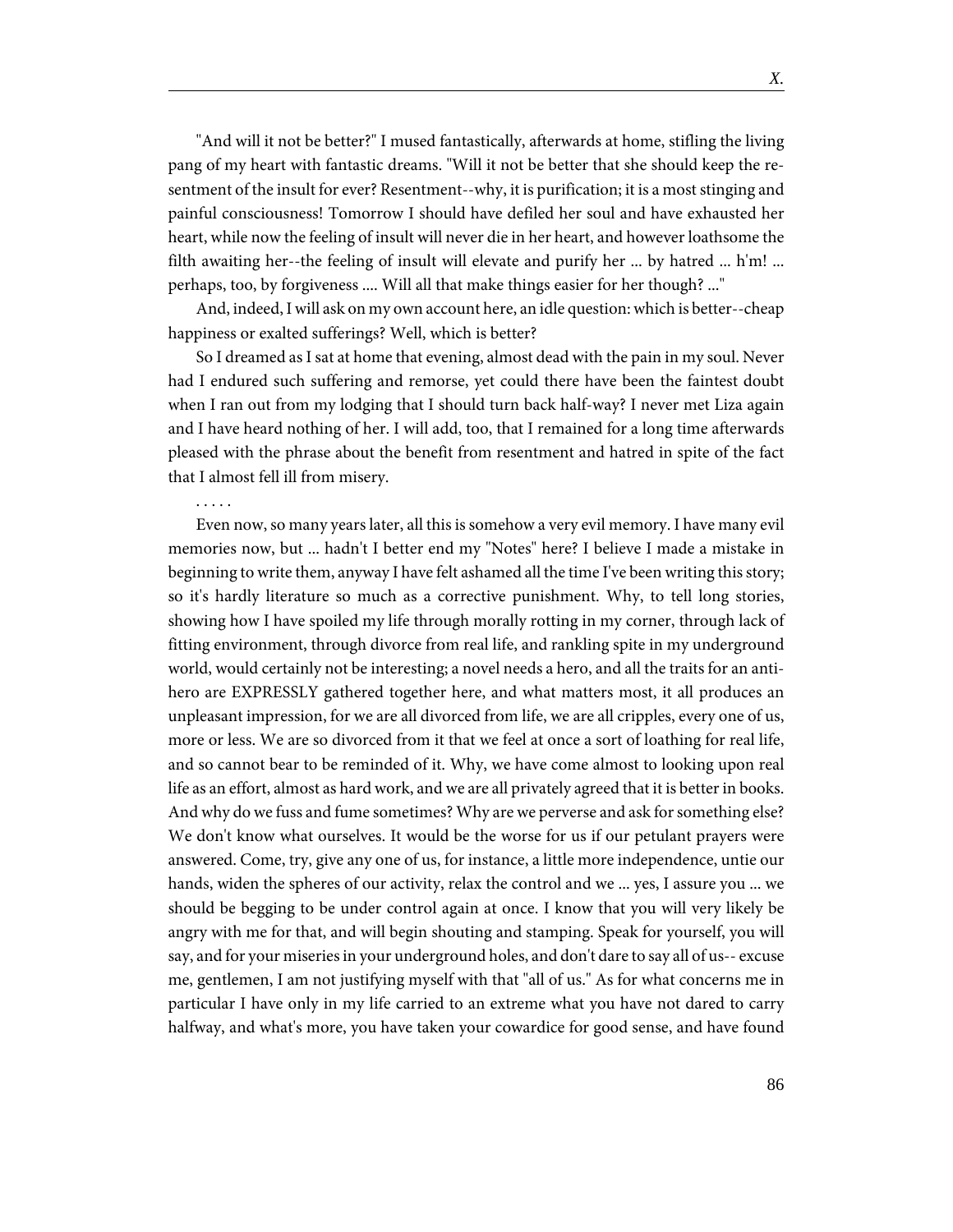"And will it not be better?" I mused fantastically, afterwards at home, stifling the living pang of my heart with fantastic dreams. "Will it not be better that she should keep the resentment of the insult for ever? Resentment--why, it is purification; it is a most stinging and painful consciousness! Tomorrow I should have defiled her soul and have exhausted her heart, while now the feeling of insult will never die in her heart, and however loathsome the filth awaiting her--the feeling of insult will elevate and purify her ... by hatred ... h'm! ... perhaps, too, by forgiveness .... Will all that make things easier for her though? ..."

And, indeed, I will ask on my own account here, an idle question: which is better--cheap happiness or exalted sufferings? Well, which is better?

So I dreamed as I sat at home that evening, almost dead with the pain in my soul. Never had I endured such suffering and remorse, yet could there have been the faintest doubt when I ran out from my lodging that I should turn back half-way? I never met Liza again and I have heard nothing of her. I will add, too, that I remained for a long time afterwards pleased with the phrase about the benefit from resentment and hatred in spite of the fact that I almost fell ill from misery.

. . . . .

Even now, so many years later, all this is somehow a very evil memory. I have many evil memories now, but ... hadn't I better end my "Notes" here? I believe I made a mistake in beginning to write them, anyway I have felt ashamed all the time I've been writing this story; so it's hardly literature so much as a corrective punishment. Why, to tell long stories, showing how I have spoiled my life through morally rotting in my corner, through lack of fitting environment, through divorce from real life, and rankling spite in my underground world, would certainly not be interesting; a novel needs a hero, and all the traits for an anti-hero are EXPRESSLY gathered together here, and what matters most, it all produces an unpleasant impression, for we are all divorced from life, we are all cripples, every one of us, more or less. We are so divorced from it that we feel at once a sort of loathing for real life, and so cannot bear to be reminded of it. Why, we have come almost to looking upon real life as an effort, almost as hard work, and we are all privately agreed that it is better in books. And why do we fuss and fume sometimes? Why are we perverse and ask for something else? We don't know what ourselves. It would be the worse for us if our petulant prayers were answered. Come, try, give any one of us, for instance, a little more independence, untie our hands, widen the spheres of our activity, relax the control and we ... yes, I assure you ... we should be begging to be under control again at once. I know that you will very likely be angry with me for that, and will begin shouting and stamping. Speak for yourself, you will say, and for your miseries in your underground holes, and don't dare to say all of us-- excuse me, gentlemen, I am not justifying myself with that "all of us." As for what concerns me in particular I have only in my life carried to an extreme what you have not dared to carry halfway, and what's more, you have taken your cowardice for good sense, and have found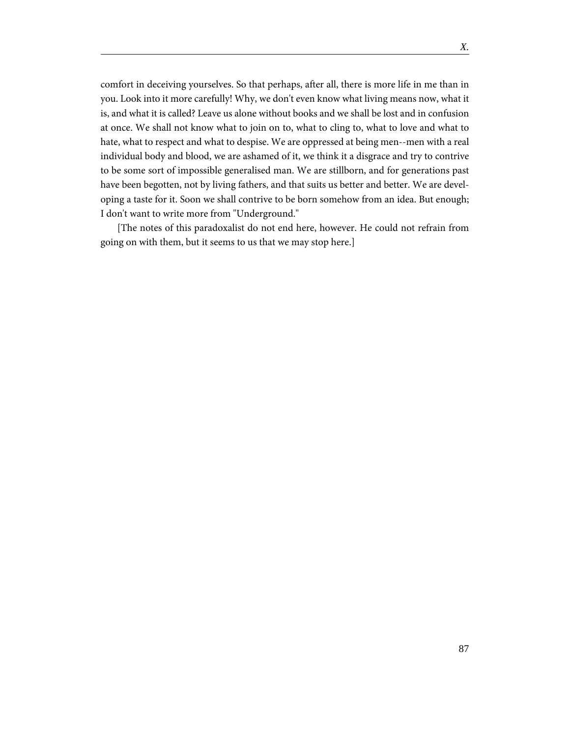comfort in deceiving yourselves. So that perhaps, after all, there is more life in me than in you. Look into it more carefully! Why, we don't even know what living means now, what it is, and what it is called? Leave us alone without books and we shall be lost and in confusion at once. We shall not know what to join on to, what to cling to, what to love and what to hate, what to respect and what to despise. We are oppressed at being men--men with a real individual body and blood, we are ashamed of it, we think it a disgrace and try to contrive to be some sort of impossible generalised man. We are stillborn, and for generations past have been begotten, not by living fathers, and that suits us better and better. We are developing a taste for it. Soon we shall contrive to be born somehow from an idea. But enough; I don't want to write more from "Underground."

[The notes of this paradoxalist do not end here, however. He could not refrain from going on with them, but it seems to us that we may stop here.]